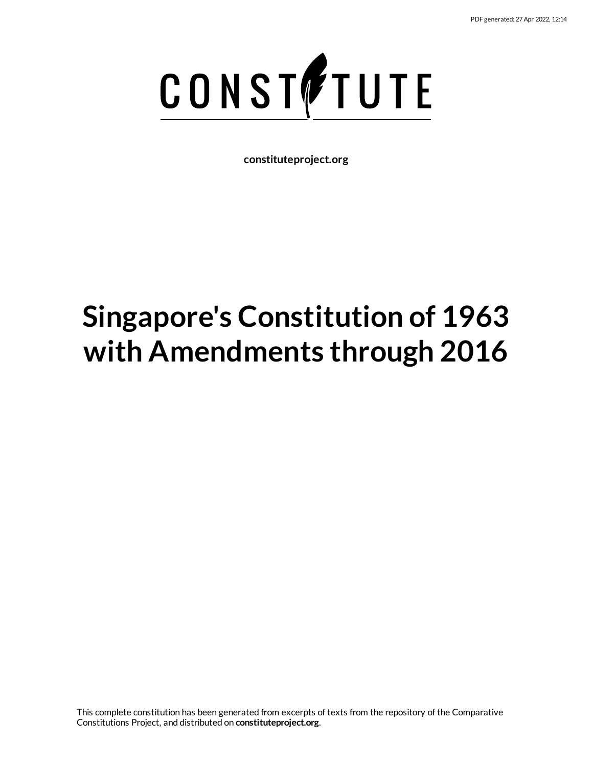PDF generated: 27 Apr 2022, 12:14

# CONSTITUTE

**constituteproject.org**

# Singapore's Constitution of 1963 with Amendments through 2016

This complete constitution has been generated from excerpts of texts from the repository of the Comparative Constitutions Project, and distributed on **constituteproject.org**.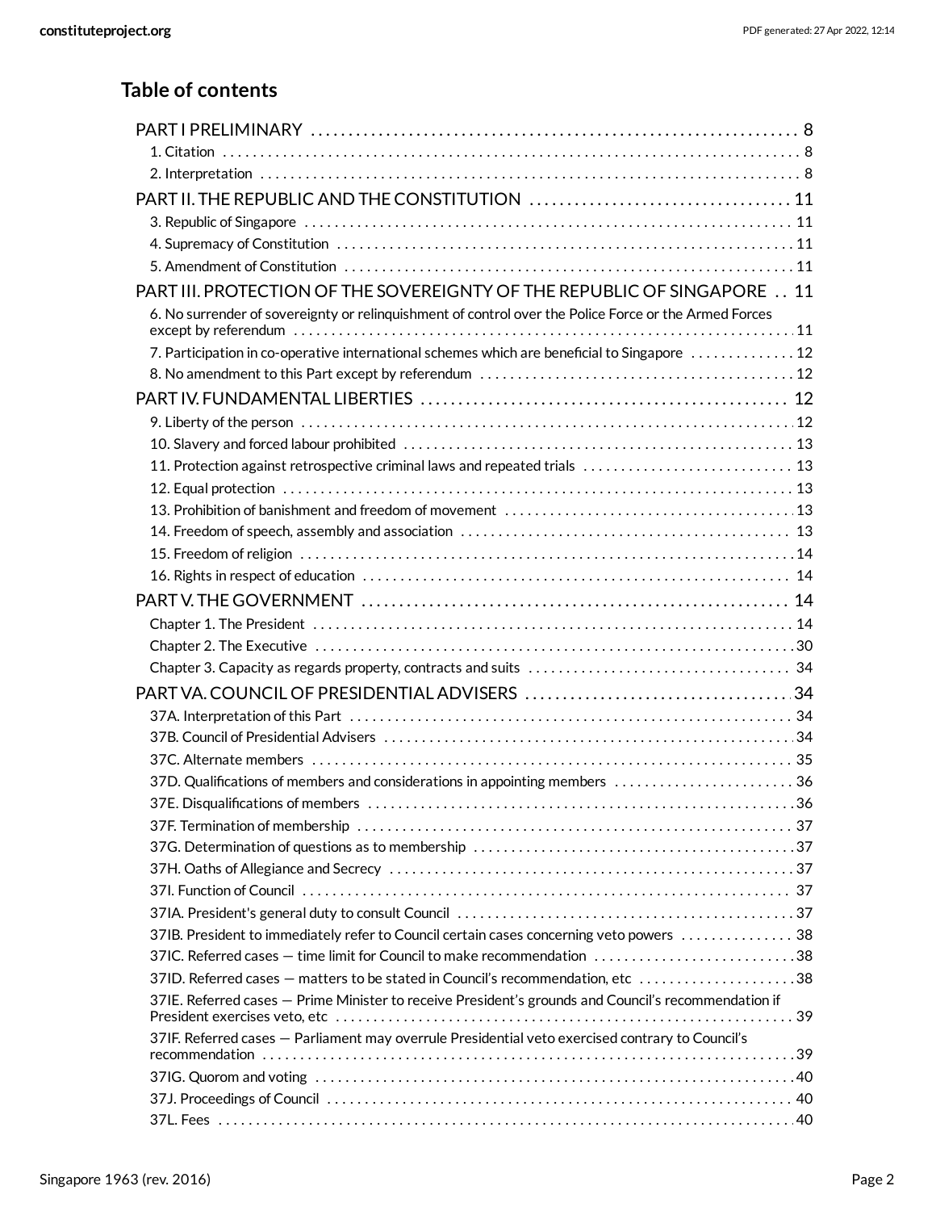## Table of contents

PART I PRELIMINARY ... 8
- 1. Citation ... 8
- 2. Interpretation ... 8

PART II. THE REPUBLIC AND THE CONSTITUTION ... 11
- 3. Republic of Singapore ... 11
- 4. Supremacy of Constitution ... 11
- 5. Amendment of Constitution ... 11

PART III. PROTECTION OF THE SOVEREIGNTY OF THE REPUBLIC OF SINGAPORE ... 11
- 6. No surrender of sovereignty or relinquishment of control over the Police Force or the Armed Forces except by referendum ... 11
- 7. Participation in co-operative international schemes which are beneficial to Singapore ... 12
- 8. No amendment to this Part except by referendum ... 12

PART IV. FUNDAMENTAL LIBERTIES ... 12
- 9. Liberty of the person ... 12
- 10. Slavery and forced labour prohibited ... 13
- 11. Protection against retrospective criminal laws and repeated trials ... 13
- 12. Equal protection ... 13
- 13. Prohibition of banishment and freedom of movement ... 13
- 14. Freedom of speech, assembly and association ... 13
- 15. Freedom of religion ... 14
- 16. Rights in respect of education ... 14

PART V. THE GOVERNMENT ... 14
- Chapter 1. The President ... 14
- Chapter 2. The Executive ... 30
- Chapter 3. Capacity as regards property, contracts and suits ... 34

PART VA. COUNCIL OF PRESIDENTIAL ADVISERS ... 34
- 37A. Interpretation of this Part ... 34
- 37B. Council of Presidential Advisers ... 34
- 37C. Alternate members ... 35
- 37D. Qualifications of members and considerations in appointing members ... 36
- 37E. Disqualifications of members ... 36
- 37F. Termination of membership ... 37
- 37G. Determination of questions as to membership ... 37
- 37H. Oaths of Allegiance and Secrecy ... 37
- 37I. Function of Council ... 37
- 37IA. President's general duty to consult Council ... 37
- 37IB. President to immediately refer to Council certain cases concerning veto powers ... 38
- 37IC. Referred cases — time limit for Council to make recommendation ... 38
- 37ID. Referred cases — matters to be stated in Council's recommendation, etc ... 38
- 37IE. Referred cases — Prime Minister to receive President's grounds and Council's recommendation if President exercises veto, etc ... 39
- 37IF. Referred cases — Parliament may overrule Presidential veto exercised contrary to Council's recommendation ... 39
- 37IG. Quorum and voting ... 40
- 37J. Proceedings of Council ... 40
- 37L. Fees ... 40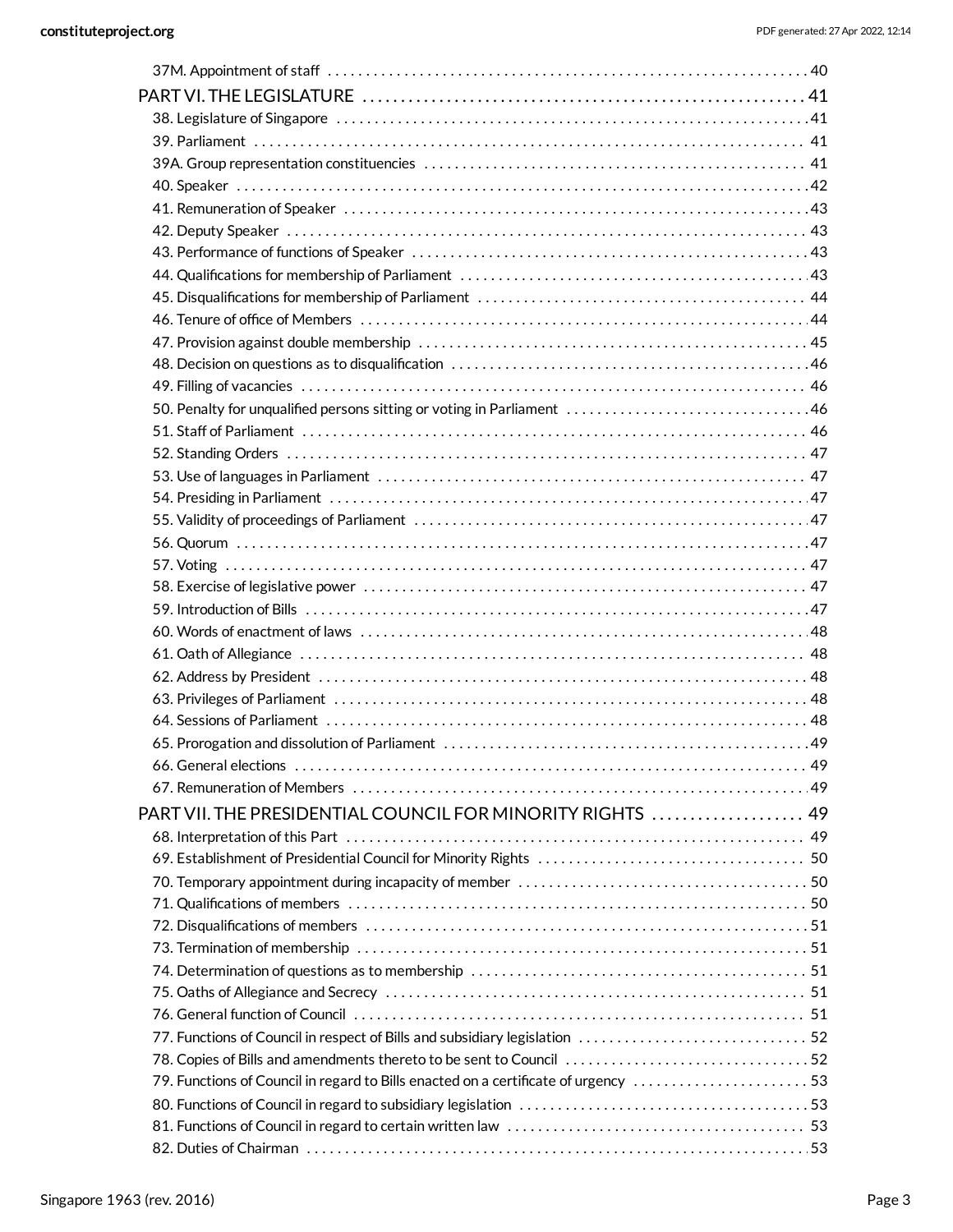37M. Appointment of staff . . . . . . . . . . 40

PART VI. THE LEGISLATURE . . . . . . . . . . 41

38. Legislature of Singapore . . . . . . . . . . 41
39. Parliament . . . . . . . . . . 41
39A. Group representation constituencies . . . . . . . . . . 41
40. Speaker . . . . . . . . . . 42
41. Remuneration of Speaker . . . . . . . . . . 43
42. Deputy Speaker . . . . . . . . . . 43
43. Performance of functions of Speaker . . . . . . . . . . 43
44. Qualifications for membership of Parliament . . . . . . . . . . 43
45. Disqualifications for membership of Parliament . . . . . . . . . . 44
46. Tenure of office of Members . . . . . . . . . . 44
47. Provision against double membership . . . . . . . . . . 45
48. Decision on questions as to disqualification . . . . . . . . . . 46
49. Filling of vacancies . . . . . . . . . . 46
50. Penalty for unqualified persons sitting or voting in Parliament . . . . . . . . . . 46
51. Staff of Parliament . . . . . . . . . . 46
52. Standing Orders . . . . . . . . . . 47
53. Use of languages in Parliament . . . . . . . . . . 47
54. Presiding in Parliament . . . . . . . . . . 47
55. Validity of proceedings of Parliament . . . . . . . . . . 47
56. Quorum . . . . . . . . . . 47
57. Voting . . . . . . . . . . 47
58. Exercise of legislative power . . . . . . . . . . 47
59. Introduction of Bills . . . . . . . . . . 47
60. Words of enactment of laws . . . . . . . . . . 48
61. Oath of Allegiance . . . . . . . . . . 48
62. Address by President . . . . . . . . . . 48
63. Privileges of Parliament . . . . . . . . . . 48
64. Sessions of Parliament . . . . . . . . . . 48
65. Prorogation and dissolution of Parliament . . . . . . . . . . 49
66. General elections . . . . . . . . . . 49
67. Remuneration of Members . . . . . . . . . . 49

PART VII. THE PRESIDENTIAL COUNCIL FOR MINORITY RIGHTS . . . . . . . . . . 49

68. Interpretation of this Part . . . . . . . . . . 49
69. Establishment of Presidential Council for Minority Rights . . . . . . . . . . 50
70. Temporary appointment during incapacity of member . . . . . . . . . . 50
71. Qualifications of members . . . . . . . . . . 50
72. Disqualifications of members . . . . . . . . . . 51
73. Termination of membership . . . . . . . . . . 51
74. Determination of questions as to membership . . . . . . . . . . 51
75. Oaths of Allegiance and Secrecy . . . . . . . . . . 51
76. General function of Council . . . . . . . . . . 51
77. Functions of Council in respect of Bills and subsidiary legislation . . . . . . . . . . 52
78. Copies of Bills and amendments thereto to be sent to Council . . . . . . . . . . 52
79. Functions of Council in regard to Bills enacted on a certificate of urgency . . . . . . . . . . 53
80. Functions of Council in regard to subsidiary legislation . . . . . . . . . . 53
81. Functions of Council in regard to certain written law . . . . . . . . . . 53
82. Duties of Chairman . . . . . . . . . . 53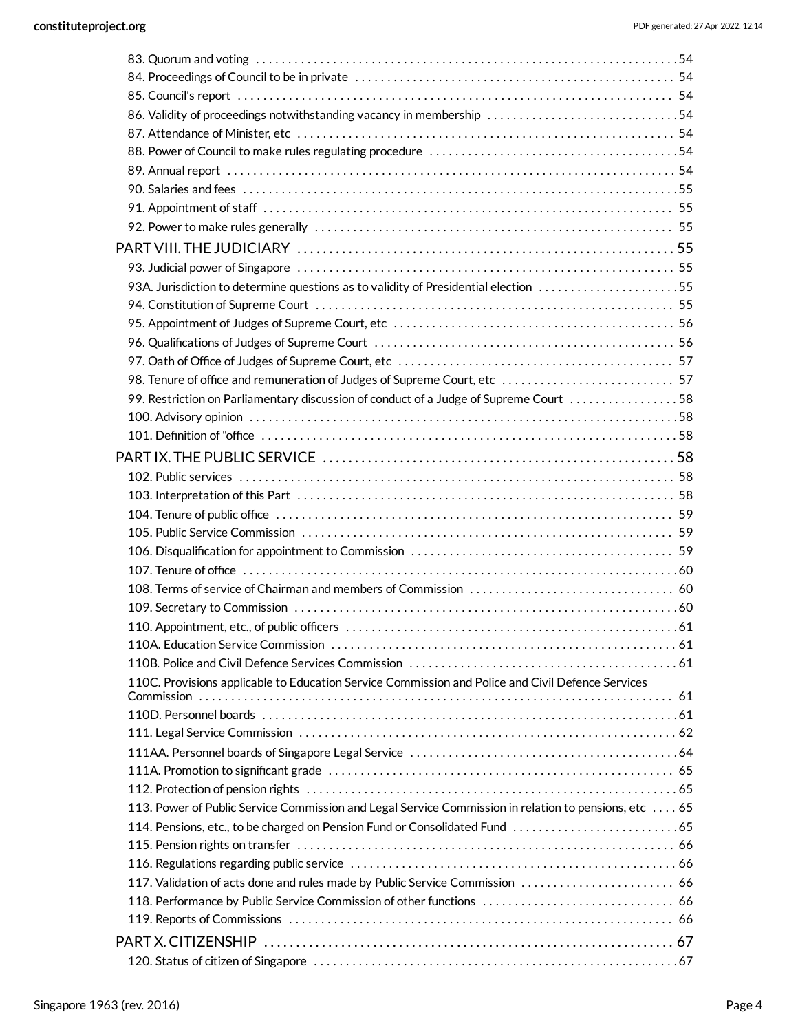83. Quorum and voting . . . . . . . . . . . . . . . . . . . . . . . . . . . . . . . . . . . . . . . . . . . . . . . . . . . . . . . . . . . . . . . . . . . 54
84. Proceedings of Council to be in private . . . . . . . . . . . . . . . . . . . . . . . . . . . . . . . . . . . . . . . . . . . . . . . . . . 54
85. Council's report . . . . . . . . . . . . . . . . . . . . . . . . . . . . . . . . . . . . . . . . . . . . . . . . . . . . . . . . . . . . . . . . . . . . . 54
86. Validity of proceedings notwithstanding vacancy in membership . . . . . . . . . . . . . . . . . . . . . . . . . . . . . 54
87. Attendance of Minister, etc . . . . . . . . . . . . . . . . . . . . . . . . . . . . . . . . . . . . . . . . . . . . . . . . . . . . . . . . . . . 54
88. Power of Council to make rules regulating procedure . . . . . . . . . . . . . . . . . . . . . . . . . . . . . . . . . . . . . . 54
89. Annual report . . . . . . . . . . . . . . . . . . . . . . . . . . . . . . . . . . . . . . . . . . . . . . . . . . . . . . . . . . . . . . . . . . . . . . . 54
90. Salaries and fees . . . . . . . . . . . . . . . . . . . . . . . . . . . . . . . . . . . . . . . . . . . . . . . . . . . . . . . . . . . . . . . . . . . . 55
91. Appointment of staff . . . . . . . . . . . . . . . . . . . . . . . . . . . . . . . . . . . . . . . . . . . . . . . . . . . . . . . . . . . . . . . . . 55
92. Power to make rules generally . . . . . . . . . . . . . . . . . . . . . . . . . . . . . . . . . . . . . . . . . . . . . . . . . . . . . . . . . 55

PART VIII. THE JUDICIARY . . . . . . . . . . . . . . . . . . . . . . . . . . . . . . . . . . . . . . . . . . . . . . . . . . . . . . . . 55

93. Judicial power of Singapore . . . . . . . . . . . . . . . . . . . . . . . . . . . . . . . . . . . . . . . . . . . . . . . . . . . . . . . . . . 55
93A. Jurisdiction to determine questions as to validity of Presidential election . . . . . . . . . . . . . . . . . . . . . . 55
94. Constitution of Supreme Court . . . . . . . . . . . . . . . . . . . . . . . . . . . . . . . . . . . . . . . . . . . . . . . . . . . . . . . . 55
95. Appointment of Judges of Supreme Court, etc . . . . . . . . . . . . . . . . . . . . . . . . . . . . . . . . . . . . . . . . . . . 56
96. Qualifications of Judges of Supreme Court . . . . . . . . . . . . . . . . . . . . . . . . . . . . . . . . . . . . . . . . . . . . . . . 56
97. Oath of Office of Judges of Supreme Court, etc . . . . . . . . . . . . . . . . . . . . . . . . . . . . . . . . . . . . . . . . . . . 57
98. Tenure of office and remuneration of Judges of Supreme Court, etc . . . . . . . . . . . . . . . . . . . . . . . . . . 57
99. Restriction on Parliamentary discussion of conduct of a Judge of Supreme Court . . . . . . . . . . . . . . . . . 58
100. Advisory opinion . . . . . . . . . . . . . . . . . . . . . . . . . . . . . . . . . . . . . . . . . . . . . . . . . . . . . . . . . . . . . . . . . . . 58
101. Definition of "office . . . . . . . . . . . . . . . . . . . . . . . . . . . . . . . . . . . . . . . . . . . . . . . . . . . . . . . . . . . . . . . . 58

PART IX. THE PUBLIC SERVICE . . . . . . . . . . . . . . . . . . . . . . . . . . . . . . . . . . . . . . . . . . . . . . . . . . . . . 58

102. Public services . . . . . . . . . . . . . . . . . . . . . . . . . . . . . . . . . . . . . . . . . . . . . . . . . . . . . . . . . . . . . . . . . . . . 58
103. Interpretation of this Part . . . . . . . . . . . . . . . . . . . . . . . . . . . . . . . . . . . . . . . . . . . . . . . . . . . . . . . . . . . 58
104. Tenure of public office . . . . . . . . . . . . . . . . . . . . . . . . . . . . . . . . . . . . . . . . . . . . . . . . . . . . . . . . . . . . . . 59
105. Public Service Commission . . . . . . . . . . . . . . . . . . . . . . . . . . . . . . . . . . . . . . . . . . . . . . . . . . . . . . . . . . 59
106. Disqualification for appointment to Commission . . . . . . . . . . . . . . . . . . . . . . . . . . . . . . . . . . . . . . . . . 59
107. Tenure of office . . . . . . . . . . . . . . . . . . . . . . . . . . . . . . . . . . . . . . . . . . . . . . . . . . . . . . . . . . . . . . . . . . . 60
108. Terms of service of Chairman and members of Commission . . . . . . . . . . . . . . . . . . . . . . . . . . . . . . . . 60
109. Secretary to Commission . . . . . . . . . . . . . . . . . . . . . . . . . . . . . . . . . . . . . . . . . . . . . . . . . . . . . . . . . . . 60
110. Appointment, etc., of public officers . . . . . . . . . . . . . . . . . . . . . . . . . . . . . . . . . . . . . . . . . . . . . . . . . . . 61
110A. Education Service Commission . . . . . . . . . . . . . . . . . . . . . . . . . . . . . . . . . . . . . . . . . . . . . . . . . . . . . 61
110B. Police and Civil Defence Services Commission . . . . . . . . . . . . . . . . . . . . . . . . . . . . . . . . . . . . . . . . . 61
110C. Provisions applicable to Education Service Commission and Police and Civil Defence Services Commission . . . . . . . . . . . . . . . . . . . . . . . . . . . . . . . . . . . . . . . . . . . . . . . . . . . . . . . . . . . . . . . . . 61
110D. Personnel boards . . . . . . . . . . . . . . . . . . . . . . . . . . . . . . . . . . . . . . . . . . . . . . . . . . . . . . . . . . . . . . . . . 61
111. Legal Service Commission . . . . . . . . . . . . . . . . . . . . . . . . . . . . . . . . . . . . . . . . . . . . . . . . . . . . . . . . . . . 62
111AA. Personnel boards of Singapore Legal Service . . . . . . . . . . . . . . . . . . . . . . . . . . . . . . . . . . . . . . . . . 64
111A. Promotion to significant grade . . . . . . . . . . . . . . . . . . . . . . . . . . . . . . . . . . . . . . . . . . . . . . . . . . . . . . 65
112. Protection of pension rights . . . . . . . . . . . . . . . . . . . . . . . . . . . . . . . . . . . . . . . . . . . . . . . . . . . . . . . . . . 65
113. Power of Public Service Commission and Legal Service Commission in relation to pensions, etc . . . . 65
114. Pensions, etc., to be charged on Pension Fund or Consolidated Fund . . . . . . . . . . . . . . . . . . . . . . . . . 65
115. Pension rights on transfer . . . . . . . . . . . . . . . . . . . . . . . . . . . . . . . . . . . . . . . . . . . . . . . . . . . . . . . . . . . 66
116. Regulations regarding public service . . . . . . . . . . . . . . . . . . . . . . . . . . . . . . . . . . . . . . . . . . . . . . . . . . 66
117. Validation of acts done and rules made by Public Service Commission . . . . . . . . . . . . . . . . . . . . . . . 66
118. Performance by Public Service Commission of other functions . . . . . . . . . . . . . . . . . . . . . . . . . . . . . 66
119. Reports of Commissions . . . . . . . . . . . . . . . . . . . . . . . . . . . . . . . . . . . . . . . . . . . . . . . . . . . . . . . . . . . . 66

PART X. CITIZENSHIP . . . . . . . . . . . . . . . . . . . . . . . . . . . . . . . . . . . . . . . . . . . . . . . . . . . . . . . . . . . . . 67

120. Status of citizen of Singapore . . . . . . . . . . . . . . . . . . . . . . . . . . . . . . . . . . . . . . . . . . . . . . . . . . . . . . . . 67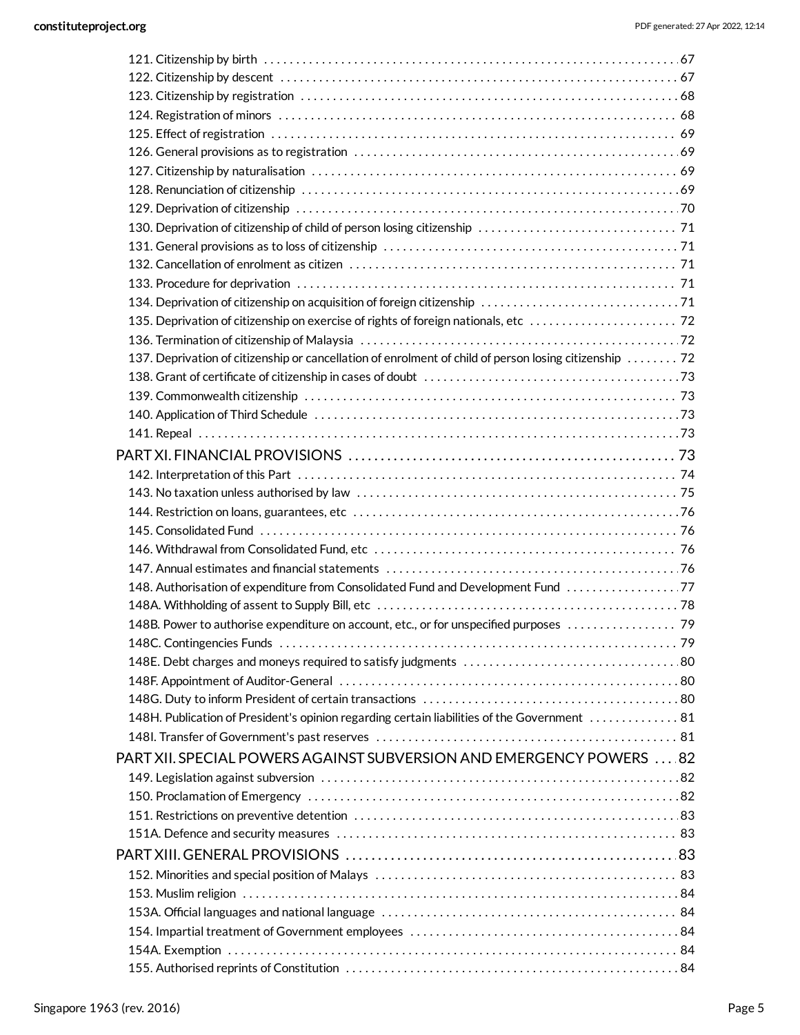121. Citizenship by birth 67
122. Citizenship by descent 67
123. Citizenship by registration 68
124. Registration of minors 68
125. Effect of registration 69
126. General provisions as to registration 69
127. Citizenship by naturalisation 69
128. Renunciation of citizenship 69
129. Deprivation of citizenship 70
130. Deprivation of citizenship of child of person losing citizenship 71
131. General provisions as to loss of citizenship 71
132. Cancellation of enrolment as citizen 71
133. Procedure for deprivation 71
134. Deprivation of citizenship on acquisition of foreign citizenship 71
135. Deprivation of citizenship on exercise of rights of foreign nationals, etc 72
136. Termination of citizenship of Malaysia 72
137. Deprivation of citizenship or cancellation of enrolment of child of person losing citizenship 72
138. Grant of certificate of citizenship in cases of doubt 73
139. Commonwealth citizenship 73
140. Application of Third Schedule 73
141. Repeal 73

PART XI. FINANCIAL PROVISIONS 73

142. Interpretation of this Part 74
143. No taxation unless authorised by law 75
144. Restriction on loans, guarantees, etc 76
145. Consolidated Fund 76
146. Withdrawal from Consolidated Fund, etc 76
147. Annual estimates and financial statements 76
148. Authorisation of expenditure from Consolidated Fund and Development Fund 77
148A. Withholding of assent to Supply Bill, etc 78
148B. Power to authorise expenditure on account, etc., or for unspecified purposes 79
148C. Contingencies Funds 79
148E. Debt charges and moneys required to satisfy judgments 80
148F. Appointment of Auditor-General 80
148G. Duty to inform President of certain transactions 80
148H. Publication of President's opinion regarding certain liabilities of the Government 81
148I. Transfer of Government's past reserves 81

PART XII. SPECIAL POWERS AGAINST SUBVERSION AND EMERGENCY POWERS 82

149. Legislation against subversion 82
150. Proclamation of Emergency 82
151. Restrictions on preventive detention 83
151A. Defence and security measures 83

PART XIII. GENERAL PROVISIONS 83

152. Minorities and special position of Malays 83
153. Muslim religion 84
153A. Official languages and national language 84
154. Impartial treatment of Government employees 84
154A. Exemption 84
155. Authorised reprints of Constitution 84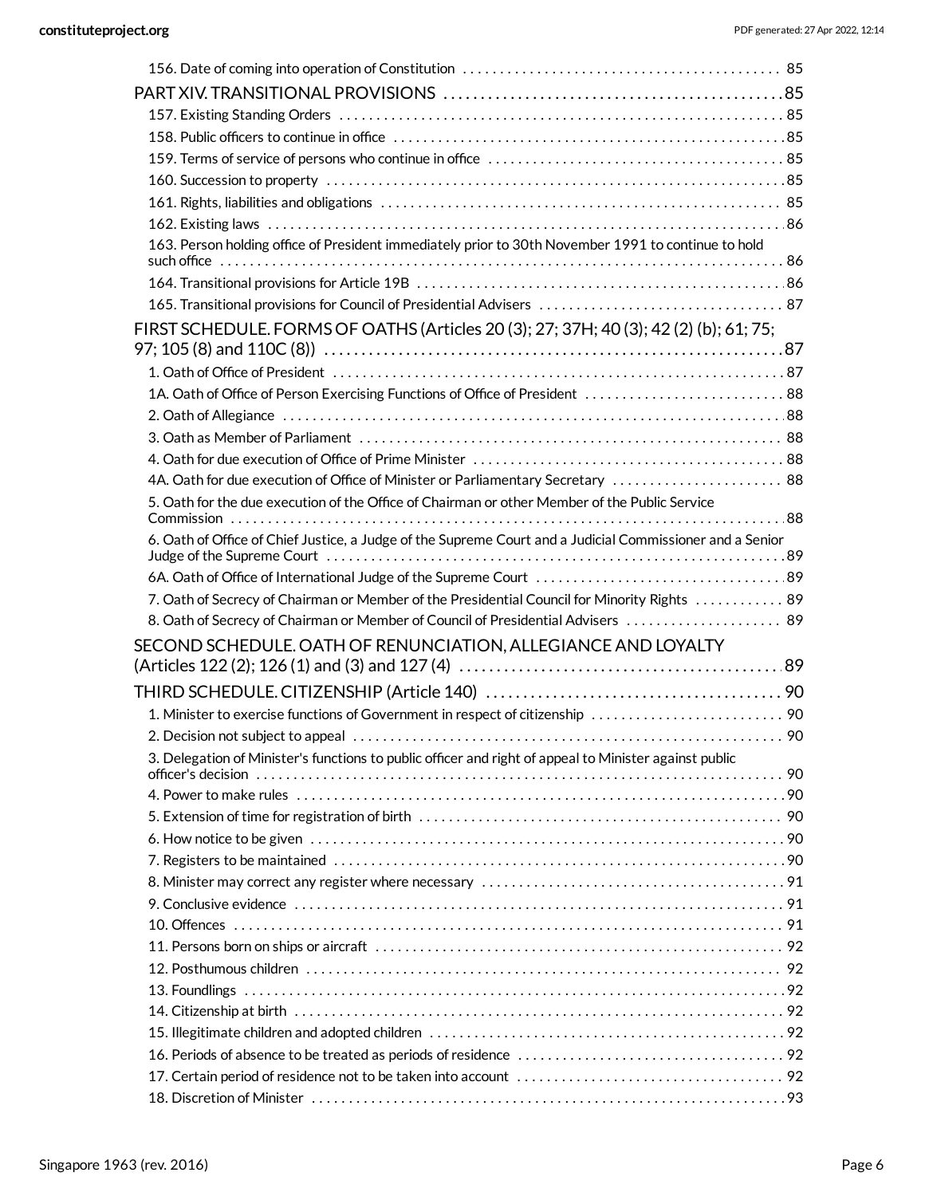156. Date of coming into operation of Constitution . . . . . . . . . . 85

PART XIV. TRANSITIONAL PROVISIONS . . . . . . . . . . 85

157. Existing Standing Orders . . . . . . . . . . 85

158. Public officers to continue in office . . . . . . . . . . 85

159. Terms of service of persons who continue in office . . . . . . . . . . 85

160. Succession to property . . . . . . . . . . 85

161. Rights, liabilities and obligations . . . . . . . . . . 85

162. Existing laws . . . . . . . . . . 86

163. Person holding office of President immediately prior to 30th November 1991 to continue to hold such office . . . . . . . . . . 86

164. Transitional provisions for Article 19B . . . . . . . . . . 86

165. Transitional provisions for Council of Presidential Advisers . . . . . . . . . . 87

FIRST SCHEDULE. FORMS OF OATHS (Articles 20 (3); 27; 37H; 40 (3); 42 (2) (b); 61; 75; 97; 105 (8) and 110C (8)) . . . . . . . . . . 87

1. Oath of Office of President . . . . . . . . . . 87

1A. Oath of Office of Person Exercising Functions of Office of President . . . . . . . . . . 88

2. Oath of Allegiance . . . . . . . . . . 88

3. Oath as Member of Parliament . . . . . . . . . . 88

4. Oath for due execution of Office of Prime Minister . . . . . . . . . . 88

4A. Oath for due execution of Office of Minister or Parliamentary Secretary . . . . . . . . . . 88

5. Oath for the due execution of the Office of Chairman or other Member of the Public Service Commission . . . . . . . . . . 88

6. Oath of Office of Chief Justice, a Judge of the Supreme Court and a Judicial Commissioner and a Senior Judge of the Supreme Court . . . . . . . . . . 89

6A. Oath of Office of International Judge of the Supreme Court . . . . . . . . . . 89

7. Oath of Secrecy of Chairman or Member of the Presidential Council for Minority Rights . . . . . . . . . . 89

8. Oath of Secrecy of Chairman or Member of Council of Presidential Advisers . . . . . . . . . . 89

SECOND SCHEDULE. OATH OF RENUNCIATION, ALLEGIANCE AND LOYALTY (Articles 122 (2); 126 (1) and (3) and 127 (4) . . . . . . . . . . 89

THIRD SCHEDULE. CITIZENSHIP (Article 140) . . . . . . . . . . 90

1. Minister to exercise functions of Government in respect of citizenship . . . . . . . . . . 90

2. Decision not subject to appeal . . . . . . . . . . 90

3. Delegation of Minister's functions to public officer and right of appeal to Minister against public officer's decision . . . . . . . . . . 90

4. Power to make rules . . . . . . . . . . 90

5. Extension of time for registration of birth . . . . . . . . . . 90

6. How notice to be given . . . . . . . . . . 90

7. Registers to be maintained . . . . . . . . . . 90

8. Minister may correct any register where necessary . . . . . . . . . . 91

9. Conclusive evidence . . . . . . . . . . 91

10. Offences . . . . . . . . . . 91

11. Persons born on ships or aircraft . . . . . . . . . . 92

12. Posthumous children . . . . . . . . . . 92

13. Foundlings . . . . . . . . . . 92

14. Citizenship at birth . . . . . . . . . . 92

15. Illegitimate children and adopted children . . . . . . . . . . 92

16. Periods of absence to be treated as periods of residence . . . . . . . . . . 92

17. Certain period of residence not to be taken into account . . . . . . . . . . 92

18. Discretion of Minister . . . . . . . . . . 93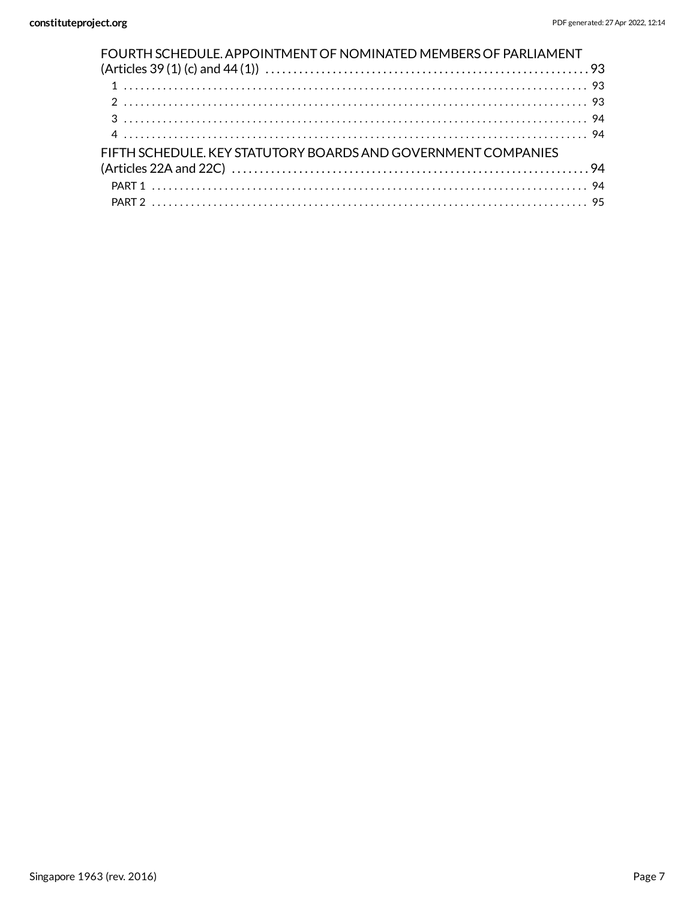FOURTH SCHEDULE. APPOINTMENT OF NOMINATED MEMBERS OF PARLIAMENT (Articles 39 (1) (c) and 44 (1)) . . . . . . . . . . 93

- 1 . . . . . . . . . . 93
- 2 . . . . . . . . . . 93
- 3 . . . . . . . . . . 94
- 4 . . . . . . . . . . 94

FIFTH SCHEDULE. KEY STATUTORY BOARDS AND GOVERNMENT COMPANIES (Articles 22A and 22C) . . . . . . . . . . 94

- PART 1 . . . . . . . . . . 94
- PART 2 . . . . . . . . . . 95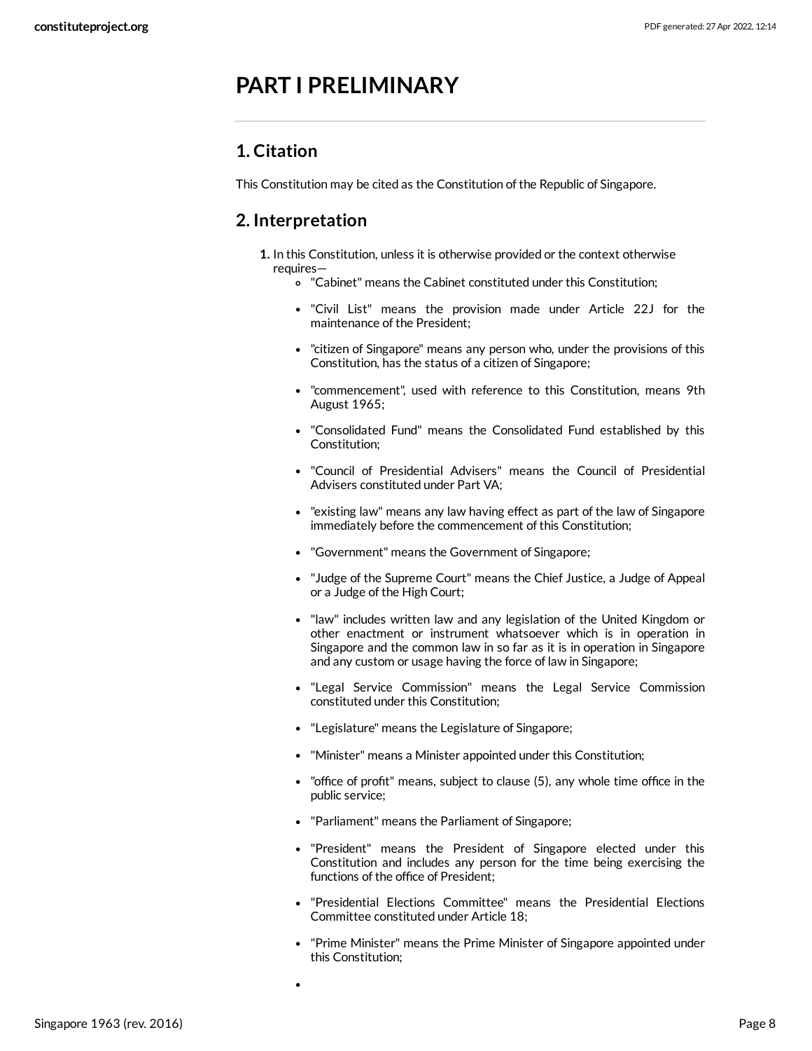# PART I PRELIMINARY

## 1. Citation

This Constitution may be cited as the Constitution of the Republic of Singapore.

## 2. Interpretation

1. In this Constitution, unless it is otherwise provided or the context otherwise requires—
    - "Cabinet" means the Cabinet constituted under this Constitution;
    - "Civil List" means the provision made under Article 22J for the maintenance of the President;
    - "citizen of Singapore" means any person who, under the provisions of this Constitution, has the status of a citizen of Singapore;
    - "commencement", used with reference to this Constitution, means 9th August 1965;
    - "Consolidated Fund" means the Consolidated Fund established by this Constitution;
    - "Council of Presidential Advisers" means the Council of Presidential Advisers constituted under Part VA;
    - "existing law" means any law having effect as part of the law of Singapore immediately before the commencement of this Constitution;
    - "Government" means the Government of Singapore;
    - "Judge of the Supreme Court" means the Chief Justice, a Judge of Appeal or a Judge of the High Court;
    - "law" includes written law and any legislation of the United Kingdom or other enactment or instrument whatsoever which is in operation in Singapore and the common law in so far as it is in operation in Singapore and any custom or usage having the force of law in Singapore;
    - "Legal Service Commission" means the Legal Service Commission constituted under this Constitution;
    - "Legislature" means the Legislature of Singapore;
    - "Minister" means a Minister appointed under this Constitution;
    - "office of profit" means, subject to clause (5), any whole time office in the public service;
    - "Parliament" means the Parliament of Singapore;
    - "President" means the President of Singapore elected under this Constitution and includes any person for the time being exercising the functions of the office of President;
    - "Presidential Elections Committee" means the Presidential Elections Committee constituted under Article 18;
    - "Prime Minister" means the Prime Minister of Singapore appointed under this Constitution;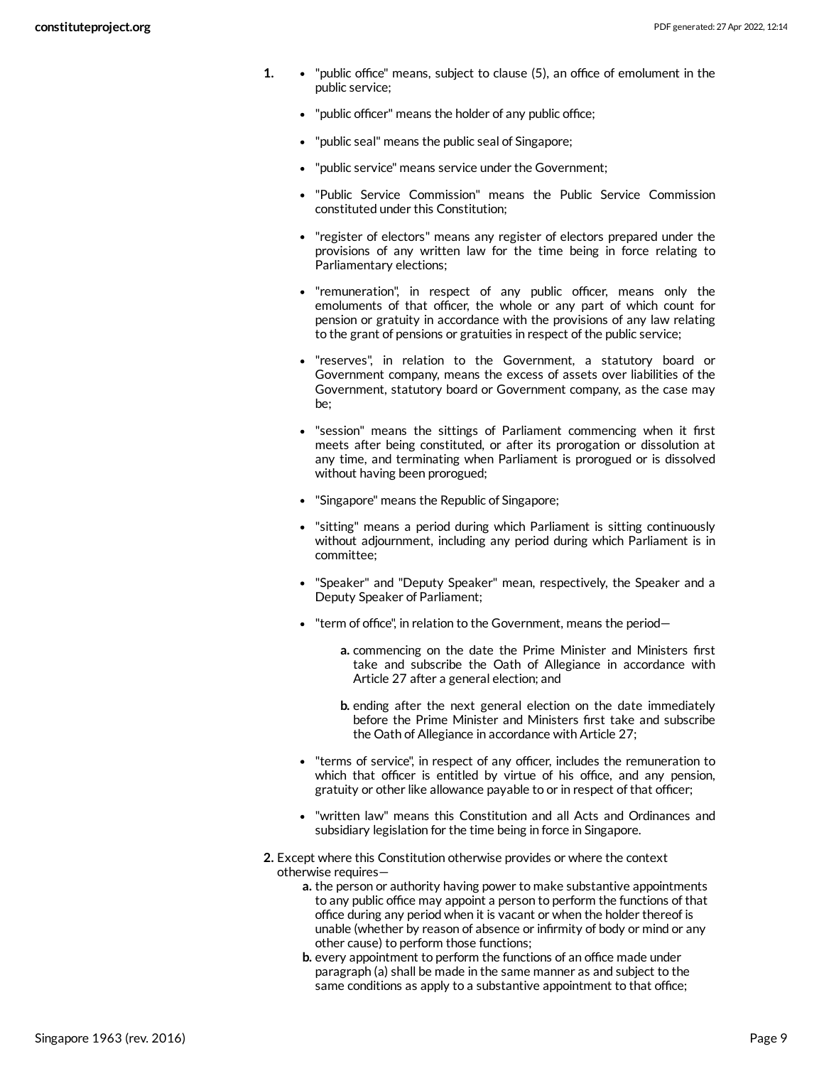1. 
- "public office" means, subject to clause (5), an office of emolument in the public service;
- "public officer" means the holder of any public office;
- "public seal" means the public seal of Singapore;
- "public service" means service under the Government;
- "Public Service Commission" means the Public Service Commission constituted under this Constitution;
- "register of electors" means any register of electors prepared under the provisions of any written law for the time being in force relating to Parliamentary elections;
- "remuneration", in respect of any public officer, means only the emoluments of that officer, the whole or any part of which count for pension or gratuity in accordance with the provisions of any law relating to the grant of pensions or gratuities in respect of the public service;
- "reserves", in relation to the Government, a statutory board or Government company, means the excess of assets over liabilities of the Government, statutory board or Government company, as the case may be;
- "session" means the sittings of Parliament commencing when it first meets after being constituted, or after its prorogation or dissolution at any time, and terminating when Parliament is prorogued or is dissolved without having been prorogued;
- "Singapore" means the Republic of Singapore;
- "sitting" means a period during which Parliament is sitting continuously without adjournment, including any period during which Parliament is in committee;
- "Speaker" and "Deputy Speaker" mean, respectively, the Speaker and a Deputy Speaker of Parliament;
- "term of office", in relation to the Government, means the period—
  - a. commencing on the date the Prime Minister and Ministers first take and subscribe the Oath of Allegiance in accordance with Article 27 after a general election; and
  - b. ending after the next general election on the date immediately before the Prime Minister and Ministers first take and subscribe the Oath of Allegiance in accordance with Article 27;
- "terms of service", in respect of any officer, includes the remuneration to which that officer is entitled by virtue of his office, and any pension, gratuity or other like allowance payable to or in respect of that officer;
- "written law" means this Constitution and all Acts and Ordinances and subsidiary legislation for the time being in force in Singapore.

2. Except where this Constitution otherwise provides or where the context otherwise requires—
   - a. the person or authority having power to make substantive appointments to any public office may appoint a person to perform the functions of that office during any period when it is vacant or when the holder thereof is unable (whether by reason of absence or infirmity of body or mind or any other cause) to perform those functions;
   - b. every appointment to perform the functions of an office made under paragraph (a) shall be made in the same manner as and subject to the same conditions as apply to a substantive appointment to that office;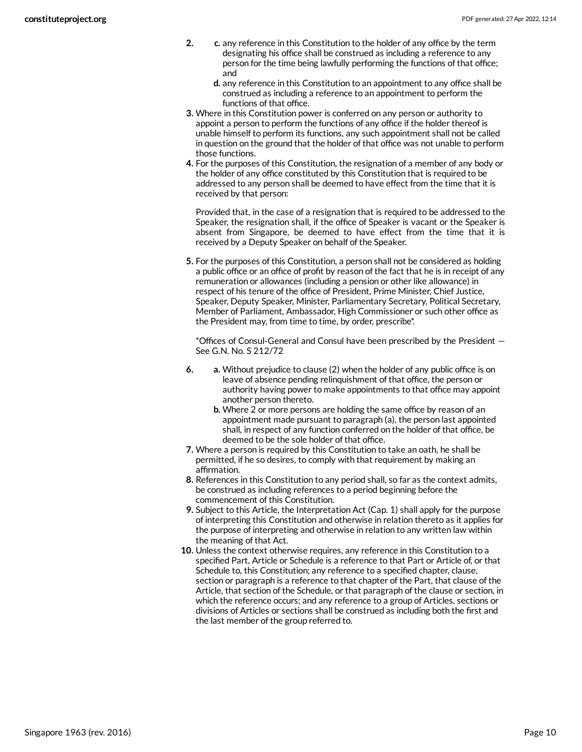2. 
   c. any reference in this Constitution to the holder of any office by the term designating his office shall be construed as including a reference to any person for the time being lawfully performing the functions of that office; and
   d. any reference in this Constitution to an appointment to any office shall be construed as including a reference to an appointment to perform the functions of that office.
3. Where in this Constitution power is conferred on any person or authority to appoint a person to perform the functions of any office if the holder thereof is unable himself to perform its functions, any such appointment shall not be called in question on the ground that the holder of that office was not unable to perform those functions.
4. For the purposes of this Constitution, the resignation of a member of any body or the holder of any office constituted by this Constitution that is required to be addressed to any person shall be deemed to have effect from the time that it is received by that person:

   Provided that, in the case of a resignation that is required to be addressed to the Speaker, the resignation shall, if the office of Speaker is vacant or the Speaker is absent from Singapore, be deemed to have effect from the time that it is received by a Deputy Speaker on behalf of the Speaker.

5. For the purposes of this Constitution, a person shall not be considered as holding a public office or an office of profit by reason of the fact that he is in receipt of any remuneration or allowances (including a pension or other like allowance) in respect of his tenure of the office of President, Prime Minister, Chief Justice, Speaker, Deputy Speaker, Minister, Parliamentary Secretary, Political Secretary, Member of Parliament, Ambassador, High Commissioner or such other office as the President may, from time to time, by order, prescribe*.

   *Offices of Consul-General and Consul have been prescribed by the President — See G.N. No. S 212/72

6. 
   a. Without prejudice to clause (2) when the holder of any public office is on leave of absence pending relinquishment of that office, the person or authority having power to make appointments to that office may appoint another person thereto.
   b. Where 2 or more persons are holding the same office by reason of an appointment made pursuant to paragraph (a), the person last appointed shall, in respect of any function conferred on the holder of that office, be deemed to be the sole holder of that office.
7. Where a person is required by this Constitution to take an oath, he shall be permitted, if he so desires, to comply with that requirement by making an affirmation.
8. References in this Constitution to any period shall, so far as the context admits, be construed as including references to a period beginning before the commencement of this Constitution.
9. Subject to this Article, the Interpretation Act (Cap. 1) shall apply for the purpose of interpreting this Constitution and otherwise in relation thereto as it applies for the purpose of interpreting and otherwise in relation to any written law within the meaning of that Act.
10. Unless the context otherwise requires, any reference in this Constitution to a specified Part, Article or Schedule is a reference to that Part or Article of, or that Schedule to, this Constitution; any reference to a specified chapter, clause, section or paragraph is a reference to that chapter of the Part, that clause of the Article, that section of the Schedule, or that paragraph of the clause or section, in which the reference occurs; and any reference to a group of Articles, sections or divisions of Articles or sections shall be construed as including both the first and the last member of the group referred to.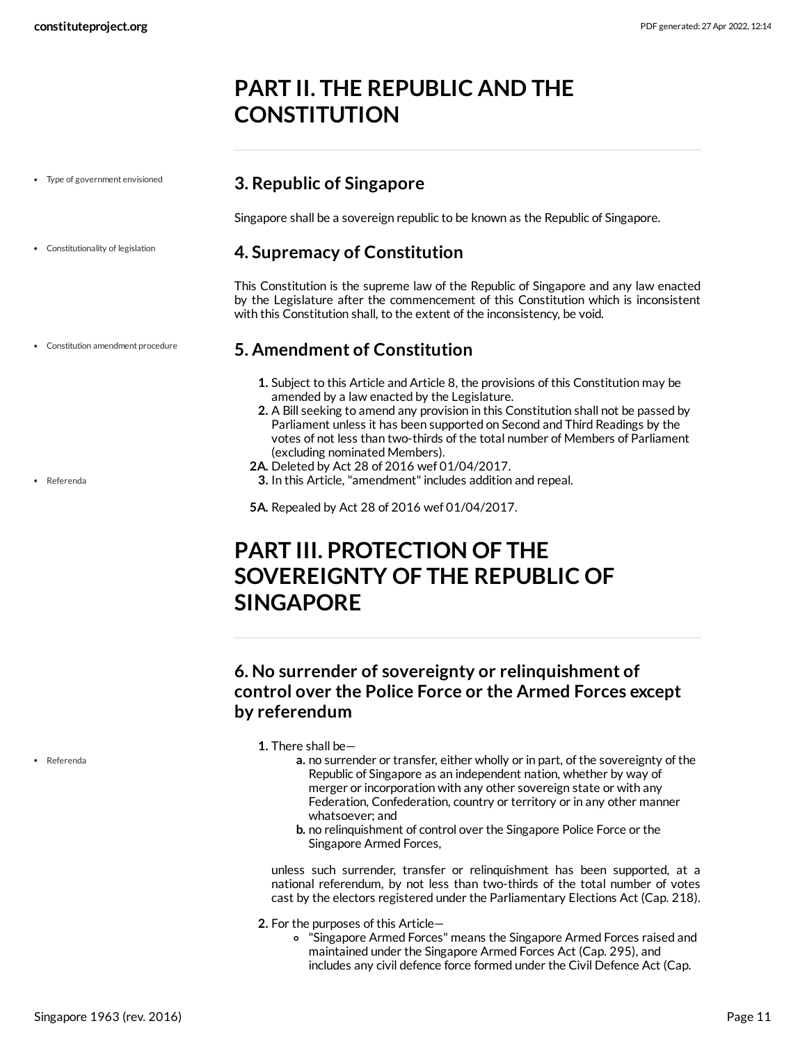# PART II. THE REPUBLIC AND THE CONSTITUTION

- Type of government envisioned

## 3. Republic of Singapore

Singapore shall be a sovereign republic to be known as the Republic of Singapore.

- Constitutionality of legislation

## 4. Supremacy of Constitution

This Constitution is the supreme law of the Republic of Singapore and any law enacted by the Legislature after the commencement of this Constitution which is inconsistent with this Constitution shall, to the extent of the inconsistency, be void.

- Constitution amendment procedure

## 5. Amendment of Constitution

1. Subject to this Article and Article 8, the provisions of this Constitution may be amended by a law enacted by the Legislature.
2. A Bill seeking to amend any provision in this Constitution shall not be passed by Parliament unless it has been supported on Second and Third Readings by the votes of not less than two-thirds of the total number of Members of Parliament (excluding nominated Members).

**2A.** Deleted by Act 28 of 2016 wef 01/04/2017.

- Referenda

3. In this Article, "amendment" includes addition and repeal.

**5A.** Repealed by Act 28 of 2016 wef 01/04/2017.

# PART III. PROTECTION OF THE SOVEREIGNTY OF THE REPUBLIC OF SINGAPORE

## 6. No surrender of sovereignty or relinquishment of control over the Police Force or the Armed Forces except by referendum

- Referenda

1. There shall be—
   a. no surrender or transfer, either wholly or in part, of the sovereignty of the Republic of Singapore as an independent nation, whether by way of merger or incorporation with any other sovereign state or with any Federation, Confederation, country or territory or in any other manner whatsoever; and
   b. no relinquishment of control over the Singapore Police Force or the Singapore Armed Forces,

   unless such surrender, transfer or relinquishment has been supported, at a national referendum, by not less than two-thirds of the total number of votes cast by the electors registered under the Parliamentary Elections Act (Cap. 218).
2. For the purposes of this Article—
   - "Singapore Armed Forces" means the Singapore Armed Forces raised and maintained under the Singapore Armed Forces Act (Cap. 295), and includes any civil defence force formed under the Civil Defence Act (Cap.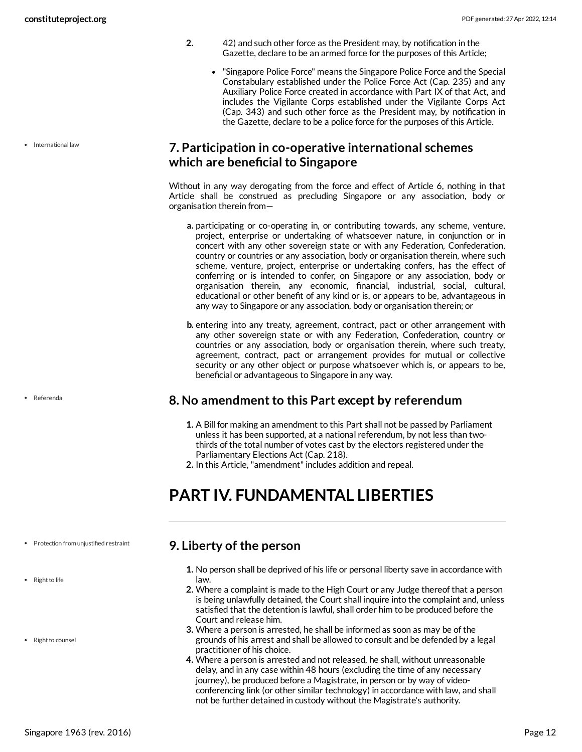2. 42) and such other force as the President may, by notification in the Gazette, declare to be an armed force for the purposes of this Article;

    - "Singapore Police Force" means the Singapore Police Force and the Special Constabulary established under the Police Force Act (Cap. 235) and any Auxiliary Police Force created in accordance with Part IX of that Act, and includes the Vigilante Corps established under the Vigilante Corps Act (Cap. 343) and such other force as the President may, by notification in the Gazette, declare to be a police force for the purposes of this Article.

- International law

## 7. Participation in co-operative international schemes which are beneficial to Singapore

Without in any way derogating from the force and effect of Article 6, nothing in that Article shall be construed as precluding Singapore or any association, body or organisation therein from—

a. participating or co-operating in, or contributing towards, any scheme, venture, project, enterprise or undertaking of whatsoever nature, in conjunction or in concert with any other sovereign state or with any Federation, Confederation, country or countries or any association, body or organisation therein, where such scheme, venture, project, enterprise or undertaking confers, has the effect of conferring or is intended to confer, on Singapore or any association, body or organisation therein, any economic, financial, industrial, social, cultural, educational or other benefit of any kind or is, or appears to be, advantageous in any way to Singapore or any association, body or organisation therein; or

b. entering into any treaty, agreement, contract, pact or other arrangement with any other sovereign state or with any Federation, Confederation, country or countries or any association, body or organisation therein, where such treaty, agreement, contract, pact or arrangement provides for mutual or collective security or any other object or purpose whatsoever which is, or appears to be, beneficial or advantageous to Singapore in any way.

- Referenda

## 8. No amendment to this Part except by referendum

1. A Bill for making an amendment to this Part shall not be passed by Parliament unless it has been supported, at a national referendum, by not less than two-thirds of the total number of votes cast by the electors registered under the Parliamentary Elections Act (Cap. 218).
2. In this Article, "amendment" includes addition and repeal.

# PART IV. FUNDAMENTAL LIBERTIES

- Protection from unjustified restraint
- Right to life
- Right to counsel

## 9. Liberty of the person

1. No person shall be deprived of his life or personal liberty save in accordance with law.
2. Where a complaint is made to the High Court or any Judge thereof that a person is being unlawfully detained, the Court shall inquire into the complaint and, unless satisfied that the detention is lawful, shall order him to be produced before the Court and release him.
3. Where a person is arrested, he shall be informed as soon as may be of the grounds of his arrest and shall be allowed to consult and be defended by a legal practitioner of his choice.
4. Where a person is arrested and not released, he shall, without unreasonable delay, and in any case within 48 hours (excluding the time of any necessary journey), be produced before a Magistrate, in person or by way of video-conferencing link (or other similar technology) in accordance with law, and shall not be further detained in custody without the Magistrate's authority.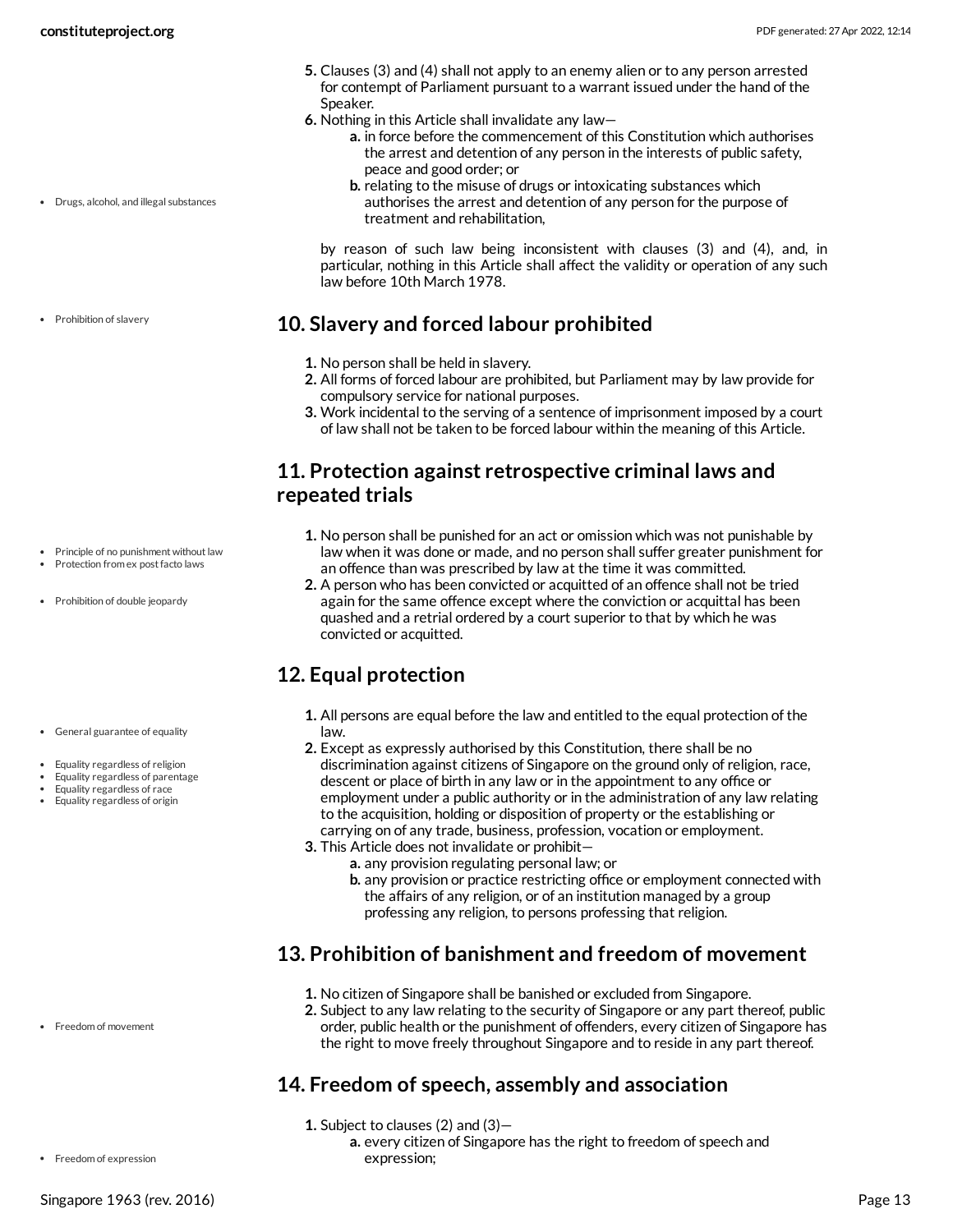5. Clauses (3) and (4) shall not apply to an enemy alien or to any person arrested for contempt of Parliament pursuant to a warrant issued under the hand of the Speaker.
6. Nothing in this Article shall invalidate any law—
    a. in force before the commencement of this Constitution which authorises the arrest and detention of any person in the interests of public safety, peace and good order; or
    b. relating to the misuse of drugs or intoxicating substances which authorises the arrest and detention of any person for the purpose of treatment and rehabilitation,

    by reason of such law being inconsistent with clauses (3) and (4), and, in particular, nothing in this Article shall affect the validity or operation of any such law before 10th March 1978.

## 10. Slavery and forced labour prohibited

1. No person shall be held in slavery.
2. All forms of forced labour are prohibited, but Parliament may by law provide for compulsory service for national purposes.
3. Work incidental to the serving of a sentence of imprisonment imposed by a court of law shall not be taken to be forced labour within the meaning of this Article.

## 11. Protection against retrospective criminal laws and repeated trials

1. No person shall be punished for an act or omission which was not punishable by law when it was done or made, and no person shall suffer greater punishment for an offence than was prescribed by law at the time it was committed.
2. A person who has been convicted or acquitted of an offence shall not be tried again for the same offence except where the conviction or acquittal has been quashed and a retrial ordered by a court superior to that by which he was convicted or acquitted.

## 12. Equal protection

1. All persons are equal before the law and entitled to the equal protection of the law.
2. Except as expressly authorised by this Constitution, there shall be no discrimination against citizens of Singapore on the ground only of religion, race, descent or place of birth in any law or in the appointment to any office or employment under a public authority or in the administration of any law relating to the acquisition, holding or disposition of property or the establishing or carrying on of any trade, business, profession, vocation or employment.
3. This Article does not invalidate or prohibit—
    a. any provision regulating personal law; or
    b. any provision or practice restricting office or employment connected with the affairs of any religion, or of an institution managed by a group professing any religion, to persons professing that religion.

## 13. Prohibition of banishment and freedom of movement

1. No citizen of Singapore shall be banished or excluded from Singapore.
2. Subject to any law relating to the security of Singapore or any part thereof, public order, public health or the punishment of offenders, every citizen of Singapore has the right to move freely throughout Singapore and to reside in any part thereof.

## 14. Freedom of speech, assembly and association

1. Subject to clauses (2) and (3)—
    a. every citizen of Singapore has the right to freedom of speech and expression;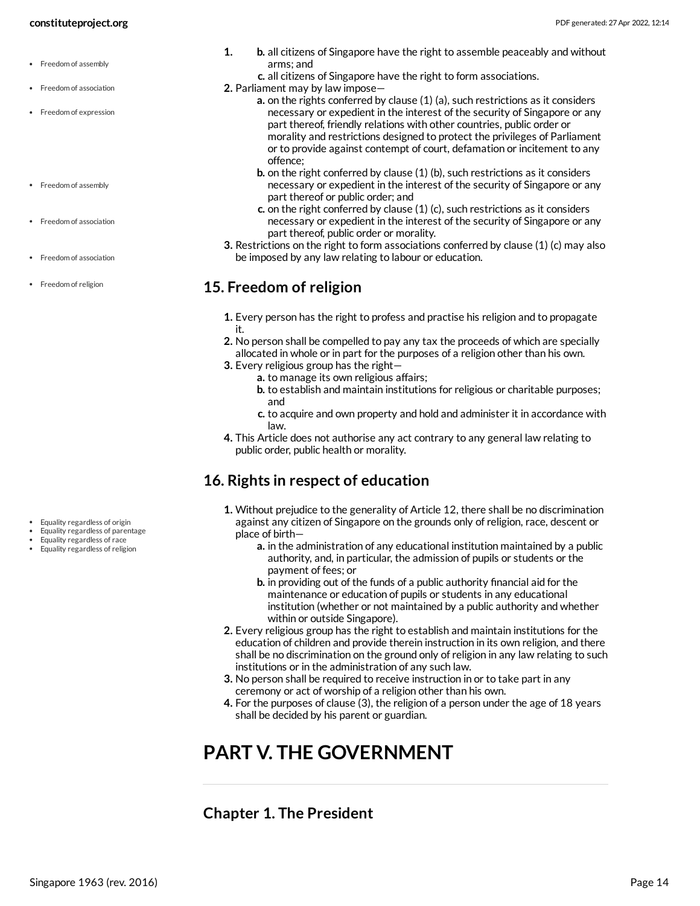1. 
   b. all citizens of Singapore have the right to assemble peaceably and without arms; and
   c. all citizens of Singapore have the right to form associations.
2. Parliament may by law impose—
   a. on the rights conferred by clause (1) (a), such restrictions as it considers necessary or expedient in the interest of the security of Singapore or any part thereof, friendly relations with other countries, public order or morality and restrictions designed to protect the privileges of Parliament or to provide against contempt of court, defamation or incitement to any offence;
   b. on the right conferred by clause (1) (b), such restrictions as it considers necessary or expedient in the interest of the security of Singapore or any part thereof or public order; and
   c. on the right conferred by clause (1) (c), such restrictions as it considers necessary or expedient in the interest of the security of Singapore or any part thereof, public order or morality.
3. Restrictions on the right to form associations conferred by clause (1) (c) may also be imposed by any law relating to labour or education.

## 15. Freedom of religion

1. Every person has the right to profess and practise his religion and to propagate it.
2. No person shall be compelled to pay any tax the proceeds of which are specially allocated in whole or in part for the purposes of a religion other than his own.
3. Every religious group has the right—
   a. to manage its own religious affairs;
   b. to establish and maintain institutions for religious or charitable purposes; and
   c. to acquire and own property and hold and administer it in accordance with law.
4. This Article does not authorise any act contrary to any general law relating to public order, public health or morality.

## 16. Rights in respect of education

1. Without prejudice to the generality of Article 12, there shall be no discrimination against any citizen of Singapore on the grounds only of religion, race, descent or place of birth—
   a. in the administration of any educational institution maintained by a public authority, and, in particular, the admission of pupils or students or the payment of fees; or
   b. in providing out of the funds of a public authority financial aid for the maintenance or education of pupils or students in any educational institution (whether or not maintained by a public authority and whether within or outside Singapore).
2. Every religious group has the right to establish and maintain institutions for the education of children and provide therein instruction in its own religion, and there shall be no discrimination on the ground only of religion in any law relating to such institutions or in the administration of any such law.
3. No person shall be required to receive instruction in or to take part in any ceremony or act of worship of a religion other than his own.
4. For the purposes of clause (3), the religion of a person under the age of 18 years shall be decided by his parent or guardian.

# PART V. THE GOVERNMENT

## Chapter 1. The President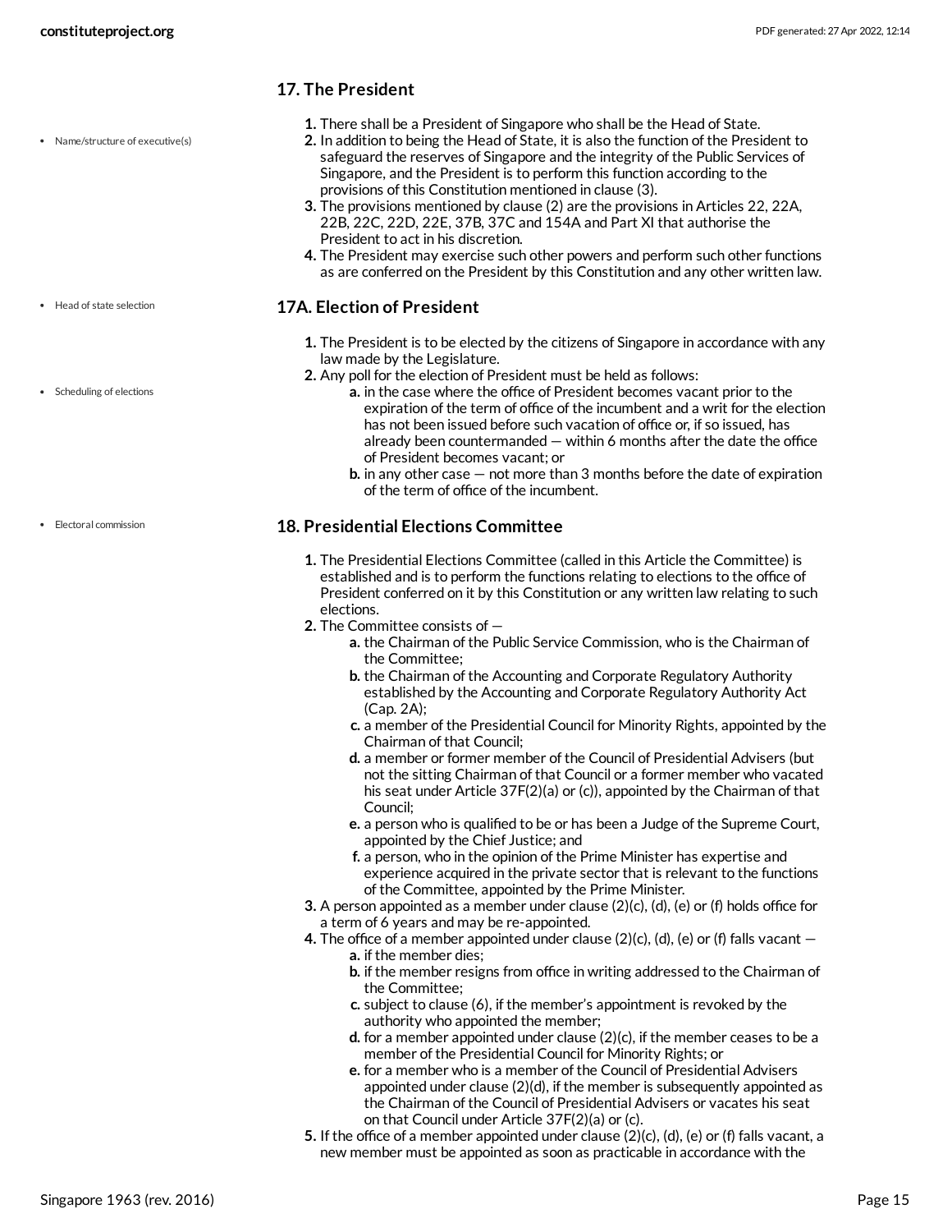### 17. The President

- Name/structure of executive(s)

1. There shall be a President of Singapore who shall be the Head of State.
2. In addition to being the Head of State, it is also the function of the President to safeguard the reserves of Singapore and the integrity of the Public Services of Singapore, and the President is to perform this function according to the provisions of this Constitution mentioned in clause (3).
3. The provisions mentioned by clause (2) are the provisions in Articles 22, 22A, 22B, 22C, 22D, 22E, 37B, 37C and 154A and Part XI that authorise the President to act in his discretion.
4. The President may exercise such other powers and perform such other functions as are conferred on the President by this Constitution and any other written law.

### 17A. Election of President

- Head of state selection
- Scheduling of elections

1. The President is to be elected by the citizens of Singapore in accordance with any law made by the Legislature.
2. Any poll for the election of President must be held as follows:
   a. in the case where the office of President becomes vacant prior to the expiration of the term of office of the incumbent and a writ for the election has not been issued before such vacation of office or, if so issued, has already been countermanded — within 6 months after the date the office of President becomes vacant; or
   b. in any other case — not more than 3 months before the date of expiration of the term of office of the incumbent.

### 18. Presidential Elections Committee

- Electoral commission

1. The Presidential Elections Committee (called in this Article the Committee) is established and is to perform the functions relating to elections to the office of President conferred on it by this Constitution or any written law relating to such elections.
2. The Committee consists of —
   a. the Chairman of the Public Service Commission, who is the Chairman of the Committee;
   b. the Chairman of the Accounting and Corporate Regulatory Authority established by the Accounting and Corporate Regulatory Authority Act (Cap. 2A);
   c. a member of the Presidential Council for Minority Rights, appointed by the Chairman of that Council;
   d. a member or former member of the Council of Presidential Advisers (but not the sitting Chairman of that Council or a former member who vacated his seat under Article 37F(2)(a) or (c)), appointed by the Chairman of that Council;
   e. a person who is qualified to be or has been a Judge of the Supreme Court, appointed by the Chief Justice; and
   f. a person, who in the opinion of the Prime Minister has expertise and experience acquired in the private sector that is relevant to the functions of the Committee, appointed by the Prime Minister.
3. A person appointed as a member under clause (2)(c), (d), (e) or (f) holds office for a term of 6 years and may be re-appointed.
4. The office of a member appointed under clause (2)(c), (d), (e) or (f) falls vacant —
   a. if the member dies;
   b. if the member resigns from office in writing addressed to the Chairman of the Committee;
   c. subject to clause (6), if the member's appointment is revoked by the authority who appointed the member;
   d. for a member appointed under clause (2)(c), if the member ceases to be a member of the Presidential Council for Minority Rights; or
   e. for a member who is a member of the Council of Presidential Advisers appointed under clause (2)(d), if the member is subsequently appointed as the Chairman of the Council of Presidential Advisers or vacates his seat on that Council under Article 37F(2)(a) or (c).
5. If the office of a member appointed under clause (2)(c), (d), (e) or (f) falls vacant, a new member must be appointed as soon as practicable in accordance with the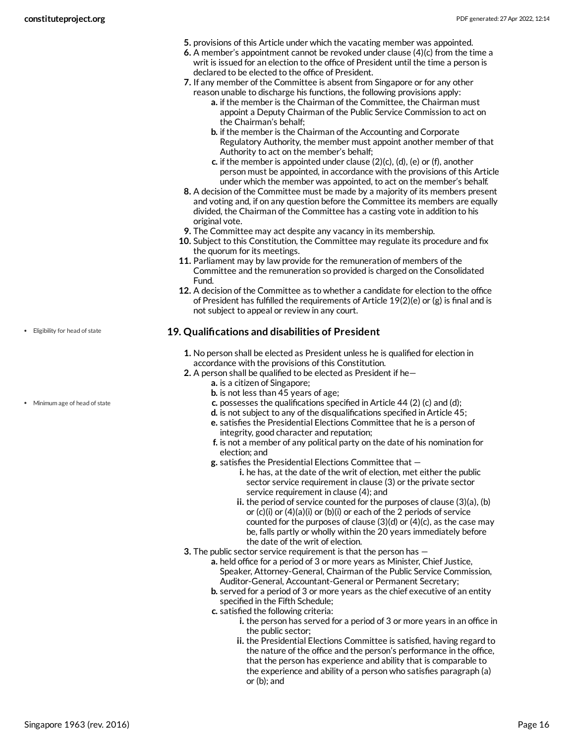5. provisions of this Article under which the vacating member was appointed.
6. A member's appointment cannot be revoked under clause (4)(c) from the time a writ is issued for an election to the office of President until the time a person is declared to be elected to the office of President.
7. If any member of the Committee is absent from Singapore or for any other reason unable to discharge his functions, the following provisions apply:
   a. if the member is the Chairman of the Committee, the Chairman must appoint a Deputy Chairman of the Public Service Commission to act on the Chairman's behalf;
   b. if the member is the Chairman of the Accounting and Corporate Regulatory Authority, the member must appoint another member of that Authority to act on the member's behalf;
   c. if the member is appointed under clause (2)(c), (d), (e) or (f), another person must be appointed, in accordance with the provisions of this Article under which the member was appointed, to act on the member's behalf.
8. A decision of the Committee must be made by a majority of its members present and voting and, if on any question before the Committee its members are equally divided, the Chairman of the Committee has a casting vote in addition to his original vote.
9. The Committee may act despite any vacancy in its membership.
10. Subject to this Constitution, the Committee may regulate its procedure and fix the quorum for its meetings.
11. Parliament may by law provide for the remuneration of members of the Committee and the remuneration so provided is charged on the Consolidated Fund.
12. A decision of the Committee as to whether a candidate for election to the office of President has fulfilled the requirements of Article 19(2)(e) or (g) is final and is not subject to appeal or review in any court.

- Eligibility for head of state

## 19. Qualifications and disabilities of President

1. No person shall be elected as President unless he is qualified for election in accordance with the provisions of this Constitution.
2. A person shall be qualified to be elected as President if he—
   a. is a citizen of Singapore;
   b. is not less than 45 years of age;
   c. possesses the qualifications specified in Article 44 (2) (c) and (d);
   d. is not subject to any of the disqualifications specified in Article 45;
   e. satisfies the Presidential Elections Committee that he is a person of integrity, good character and reputation;
   f. is not a member of any political party on the date of his nomination for election; and
   g. satisfies the Presidential Elections Committee that —
      i. he has, at the date of the writ of election, met either the public sector service requirement in clause (3) or the private sector service requirement in clause (4); and
      ii. the period of service counted for the purposes of clause (3)(a), (b) or (c)(i) or (4)(a)(i) or (b)(i) or each of the 2 periods of service counted for the purposes of clause (3)(d) or (4)(c), as the case may be, falls partly or wholly within the 20 years immediately before the date of the writ of election.

- Minimum age of head of state

3. The public sector service requirement is that the person has —
   a. held office for a period of 3 or more years as Minister, Chief Justice, Speaker, Attorney-General, Chairman of the Public Service Commission, Auditor-General, Accountant-General or Permanent Secretary;
   b. served for a period of 3 or more years as the chief executive of an entity specified in the Fifth Schedule;
   c. satisfied the following criteria:
      i. the person has served for a period of 3 or more years in an office in the public sector;
      ii. the Presidential Elections Committee is satisfied, having regard to the nature of the office and the person's performance in the office, that the person has experience and ability that is comparable to the experience and ability of a person who satisfies paragraph (a) or (b); and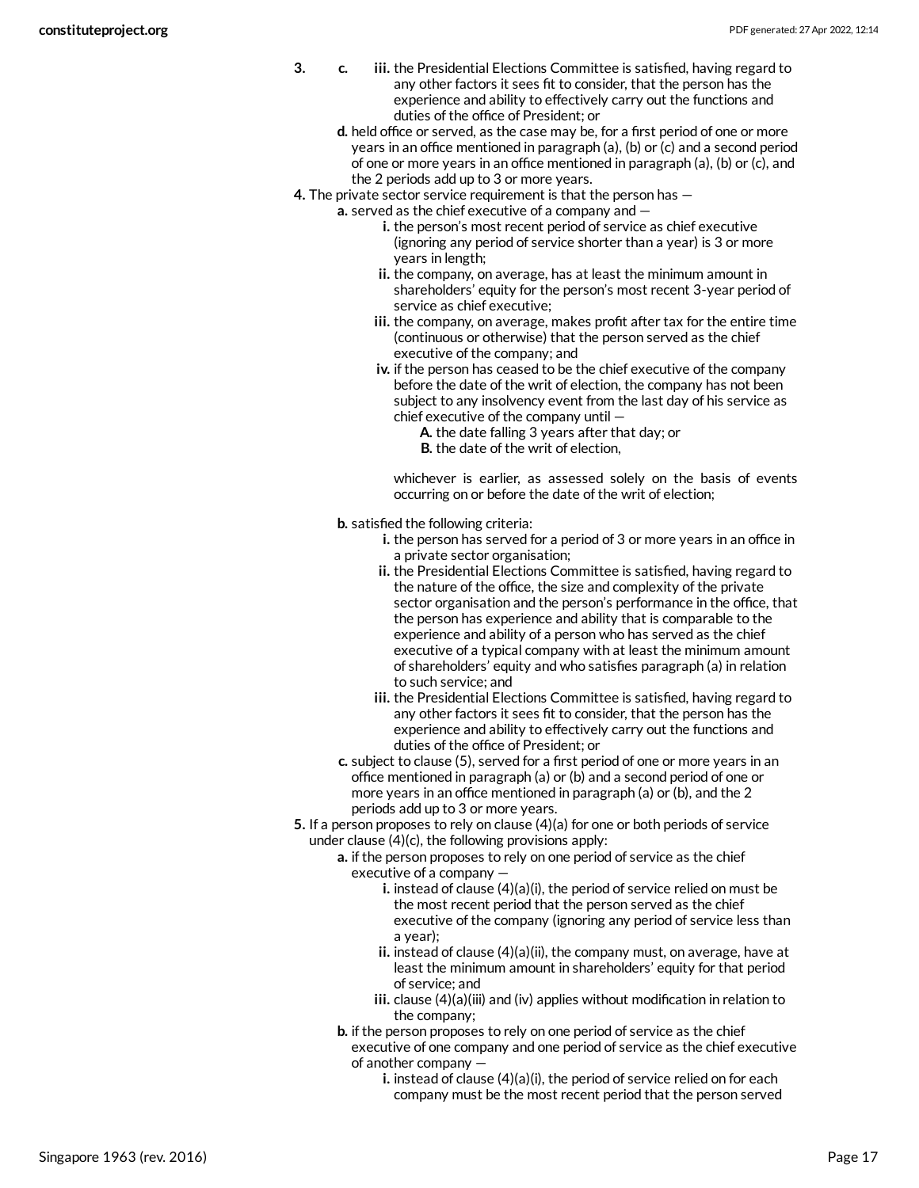3. c. iii. the Presidential Elections Committee is satisfied, having regard to any other factors it sees fit to consider, that the person has the experience and ability to effectively carry out the functions and duties of the office of President; or

   d. held office or served, as the case may be, for a first period of one or more years in an office mentioned in paragraph (a), (b) or (c) and a second period of one or more years in an office mentioned in paragraph (a), (b) or (c), and the 2 periods add up to 3 or more years.

4. The private sector service requirement is that the person has —

   a. served as the chief executive of a company and —

      i. the person's most recent period of service as chief executive (ignoring any period of service shorter than a year) is 3 or more years in length;

      ii. the company, on average, has at least the minimum amount in shareholders' equity for the person's most recent 3-year period of service as chief executive;

      iii. the company, on average, makes profit after tax for the entire time (continuous or otherwise) that the person served as the chief executive of the company; and

      iv. if the person has ceased to be the chief executive of the company before the date of the writ of election, the company has not been subject to any insolvency event from the last day of his service as chief executive of the company until —

         A. the date falling 3 years after that day; or

         B. the date of the writ of election,

      whichever is earlier, as assessed solely on the basis of events occurring on or before the date of the writ of election;

   b. satisfied the following criteria:

      i. the person has served for a period of 3 or more years in an office in a private sector organisation;

      ii. the Presidential Elections Committee is satisfied, having regard to the nature of the office, the size and complexity of the private sector organisation and the person's performance in the office, that the person has experience and ability that is comparable to the experience and ability of a person who has served as the chief executive of a typical company with at least the minimum amount of shareholders' equity and who satisfies paragraph (a) in relation to such service; and

      iii. the Presidential Elections Committee is satisfied, having regard to any other factors it sees fit to consider, that the person has the experience and ability to effectively carry out the functions and duties of the office of President; or

   c. subject to clause (5), served for a first period of one or more years in an office mentioned in paragraph (a) or (b) and a second period of one or more years in an office mentioned in paragraph (a) or (b), and the 2 periods add up to 3 or more years.

5. If a person proposes to rely on clause (4)(a) for one or both periods of service under clause (4)(c), the following provisions apply:

   a. if the person proposes to rely on one period of service as the chief executive of a company —

      i. instead of clause (4)(a)(i), the period of service relied on must be the most recent period that the person served as the chief executive of the company (ignoring any period of service less than a year);

      ii. instead of clause (4)(a)(ii), the company must, on average, have at least the minimum amount in shareholders' equity for that period of service; and

      iii. clause (4)(a)(iii) and (iv) applies without modification in relation to the company;

   b. if the person proposes to rely on one period of service as the chief executive of one company and one period of service as the chief executive of another company —

      i. instead of clause (4)(a)(i), the period of service relied on for each company must be the most recent period that the person served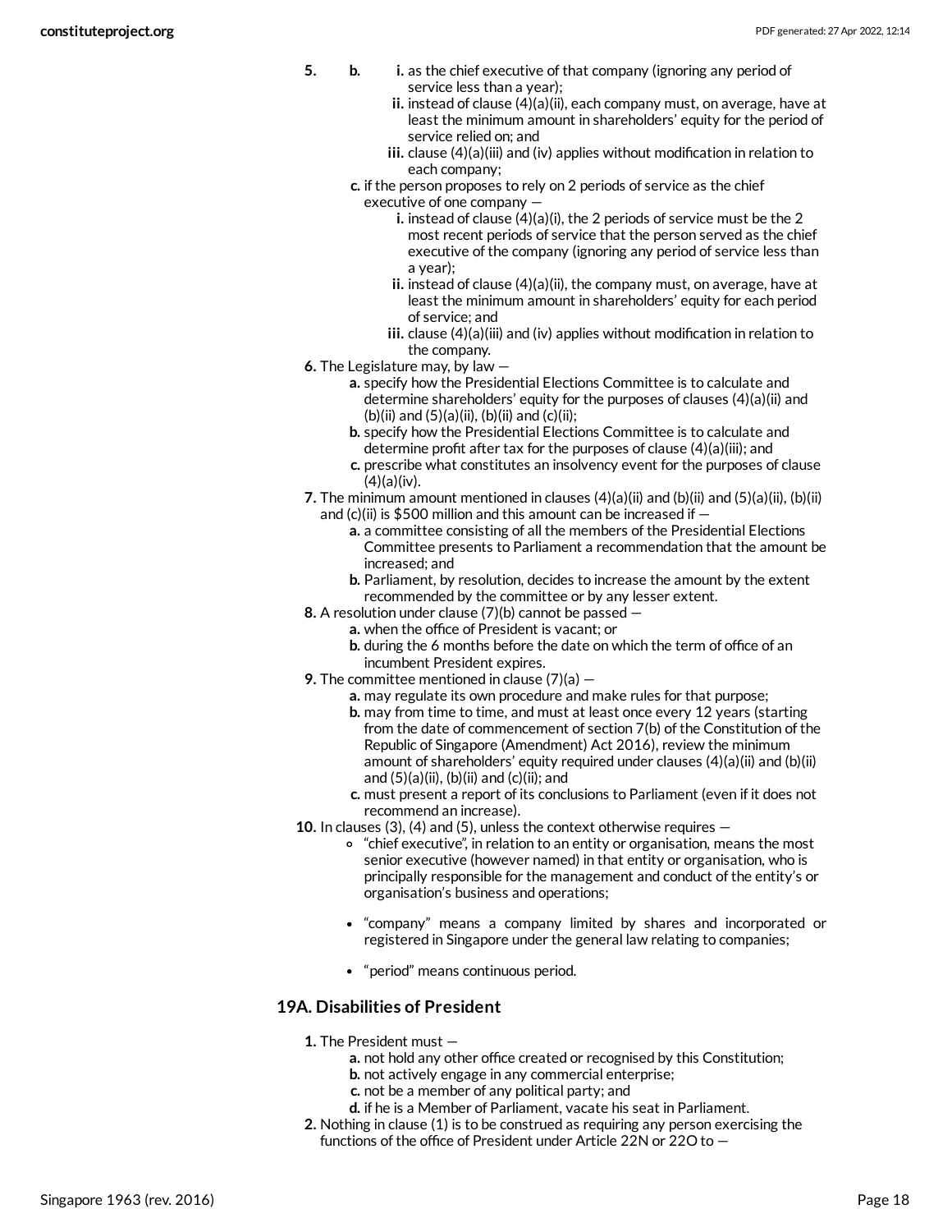5. 
   b. 
      i. as the chief executive of that company (ignoring any period of service less than a year);
      ii. instead of clause (4)(a)(ii), each company must, on average, have at least the minimum amount in shareholders' equity for the period of service relied on; and
      iii. clause (4)(a)(iii) and (iv) applies without modification in relation to each company;
   c. if the person proposes to rely on 2 periods of service as the chief executive of one company —
      i. instead of clause (4)(a)(i), the 2 periods of service must be the 2 most recent periods of service that the person served as the chief executive of the company (ignoring any period of service less than a year);
      ii. instead of clause (4)(a)(ii), the company must, on average, have at least the minimum amount in shareholders' equity for each period of service; and
      iii. clause (4)(a)(iii) and (iv) applies without modification in relation to the company.
6. The Legislature may, by law —
   a. specify how the Presidential Elections Committee is to calculate and determine shareholders' equity for the purposes of clauses (4)(a)(ii) and (b)(ii) and (5)(a)(ii), (b)(ii) and (c)(ii);
   b. specify how the Presidential Elections Committee is to calculate and determine profit after tax for the purposes of clause (4)(a)(iii); and
   c. prescribe what constitutes an insolvency event for the purposes of clause (4)(a)(iv).
7. The minimum amount mentioned in clauses (4)(a)(ii) and (b)(ii) and (5)(a)(ii), (b)(ii) and (c)(ii) is $500 million and this amount can be increased if —
   a. a committee consisting of all the members of the Presidential Elections Committee presents to Parliament a recommendation that the amount be increased; and
   b. Parliament, by resolution, decides to increase the amount by the extent recommended by the committee or by any lesser extent.
8. A resolution under clause (7)(b) cannot be passed —
   a. when the office of President is vacant; or
   b. during the 6 months before the date on which the term of office of an incumbent President expires.
9. The committee mentioned in clause (7)(a) —
   a. may regulate its own procedure and make rules for that purpose;
   b. may from time to time, and must at least once every 12 years (starting from the date of commencement of section 7(b) of the Constitution of the Republic of Singapore (Amendment) Act 2016), review the minimum amount of shareholders' equity required under clauses (4)(a)(ii) and (b)(ii) and (5)(a)(ii), (b)(ii) and (c)(ii); and
   c. must present a report of its conclusions to Parliament (even if it does not recommend an increase).
10. In clauses (3), (4) and (5), unless the context otherwise requires —
    - "chief executive", in relation to an entity or organisation, means the most senior executive (however named) in that entity or organisation, who is principally responsible for the management and conduct of the entity's or organisation's business and operations;
    - "company" means a company limited by shares and incorporated or registered in Singapore under the general law relating to companies;
    - "period" means continuous period.

## 19A. Disabilities of President

1. The President must —
   a. not hold any other office created or recognised by this Constitution;
   b. not actively engage in any commercial enterprise;
   c. not be a member of any political party; and
   d. if he is a Member of Parliament, vacate his seat in Parliament.
2. Nothing in clause (1) is to be construed as requiring any person exercising the functions of the office of President under Article 22N or 22O to —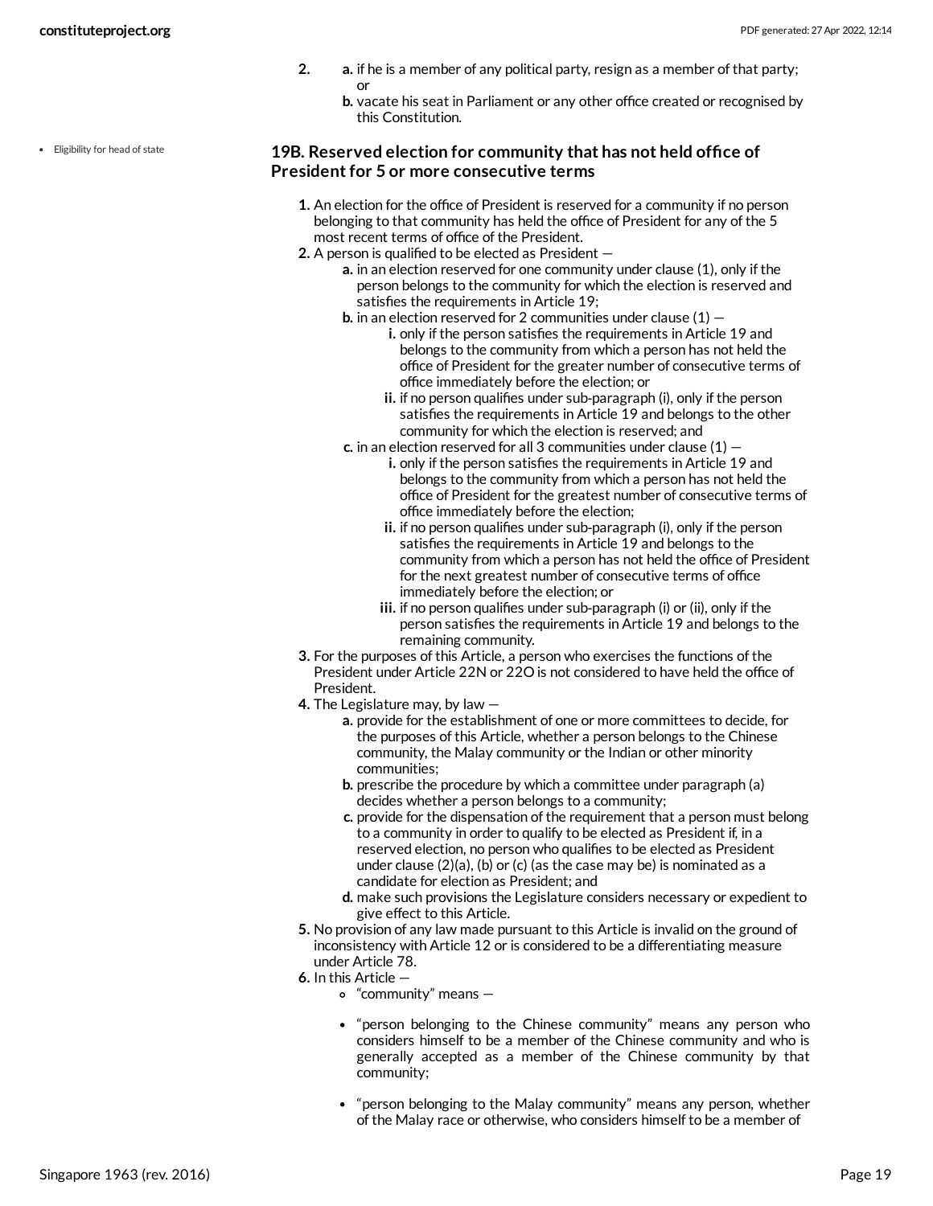2.
 a. if he is a member of any political party, resign as a member of that party; or
 b. vacate his seat in Parliament or any other office created or recognised by this Constitution.

- Eligibility for head of state

### 19B. Reserved election for community that has not held office of President for 5 or more consecutive terms

1. An election for the office of President is reserved for a community if no person belonging to that community has held the office of President for any of the 5 most recent terms of office of the President.
2. A person is qualified to be elected as President —
   a. in an election reserved for one community under clause (1), only if the person belongs to the community for which the election is reserved and satisfies the requirements in Article 19;
   b. in an election reserved for 2 communities under clause (1) —
      i. only if the person satisfies the requirements in Article 19 and belongs to the community from which a person has not held the office of President for the greater number of consecutive terms of office immediately before the election; or
      ii. if no person qualifies under sub-paragraph (i), only if the person satisfies the requirements in Article 19 and belongs to the other community for which the election is reserved; and
   c. in an election reserved for all 3 communities under clause (1) —
      i. only if the person satisfies the requirements in Article 19 and belongs to the community from which a person has not held the office of President for the greatest number of consecutive terms of office immediately before the election;
      ii. if no person qualifies under sub-paragraph (i), only if the person satisfies the requirements in Article 19 and belongs to the community from which a person has not held the office of President for the next greatest number of consecutive terms of office immediately before the election; or
      iii. if no person qualifies under sub-paragraph (i) or (ii), only if the person satisfies the requirements in Article 19 and belongs to the remaining community.
3. For the purposes of this Article, a person who exercises the functions of the President under Article 22N or 22O is not considered to have held the office of President.
4. The Legislature may, by law —
   a. provide for the establishment of one or more committees to decide, for the purposes of this Article, whether a person belongs to the Chinese community, the Malay community or the Indian or other minority communities;
   b. prescribe the procedure by which a committee under paragraph (a) decides whether a person belongs to a community;
   c. provide for the dispensation of the requirement that a person must belong to a community in order to qualify to be elected as President if, in a reserved election, no person who qualifies to be elected as President under clause (2)(a), (b) or (c) (as the case may be) is nominated as a candidate for election as President; and
   d. make such provisions the Legislature considers necessary or expedient to give effect to this Article.
5. No provision of any law made pursuant to this Article is invalid on the ground of inconsistency with Article 12 or is considered to be a differentiating measure under Article 78.
6. In this Article —
   - "community" means —

   - "person belonging to the Chinese community" means any person who considers himself to be a member of the Chinese community and who is generally accepted as a member of the Chinese community by that community;

   - "person belonging to the Malay community" means any person, whether of the Malay race or otherwise, who considers himself to be a member of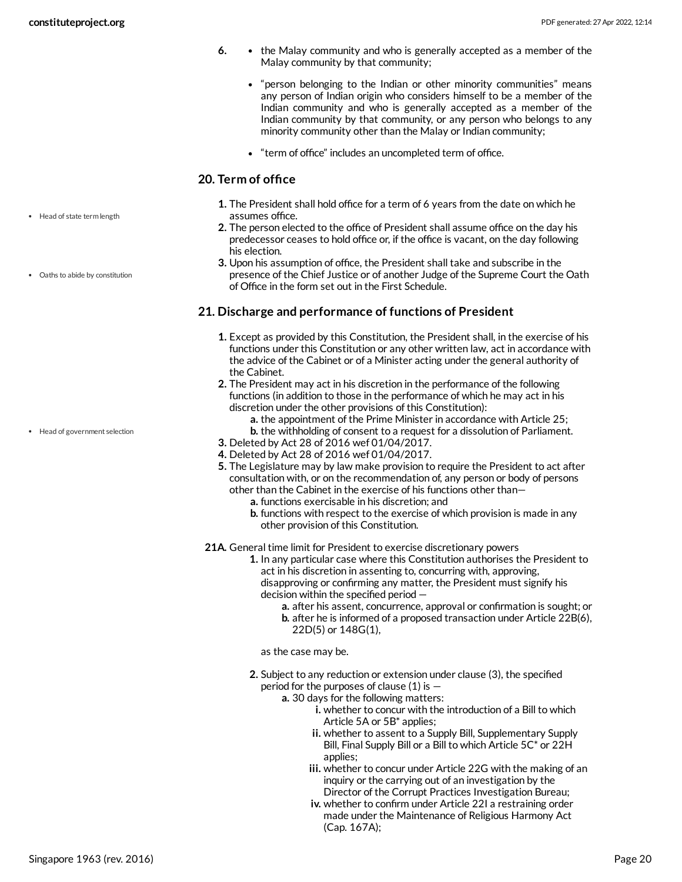6. 
- the Malay community and who is generally accepted as a member of the Malay community by that community;
- "person belonging to the Indian or other minority communities" means any person of Indian origin who considers himself to be a member of the Indian community and who is generally accepted as a member of the Indian community by that community, or any person who belongs to any minority community other than the Malay or Indian community;
- "term of office" includes an uncompleted term of office.

## 20. Term of office

- Head of state term length
- Oaths to abide by constitution

1. The President shall hold office for a term of 6 years from the date on which he assumes office.
2. The person elected to the office of President shall assume office on the day his predecessor ceases to hold office or, if the office is vacant, on the day following his election.
3. Upon his assumption of office, the President shall take and subscribe in the presence of the Chief Justice or of another Judge of the Supreme Court the Oath of Office in the form set out in the First Schedule.

## 21. Discharge and performance of functions of President

- Head of government selection

1. Except as provided by this Constitution, the President shall, in the exercise of his functions under this Constitution or any other written law, act in accordance with the advice of the Cabinet or of a Minister acting under the general authority of the Cabinet.
2. The President may act in his discretion in the performance of the following functions (in addition to those in the performance of which he may act in his discretion under the other provisions of this Constitution):
   a. the appointment of the Prime Minister in accordance with Article 25;
   b. the withholding of consent to a request for a dissolution of Parliament.
3. Deleted by Act 28 of 2016 wef 01/04/2017.
4. Deleted by Act 28 of 2016 wef 01/04/2017.
5. The Legislature may by law make provision to require the President to act after consultation with, or on the recommendation of, any person or body of persons other than the Cabinet in the exercise of his functions other than—
   a. functions exercisable in his discretion; and
   b. functions with respect to the exercise of which provision is made in any other provision of this Constitution.

**21A.** General time limit for President to exercise discretionary powers

1. In any particular case where this Constitution authorises the President to act in his discretion in assenting to, concurring with, approving, disapproving or confirming any matter, the President must signify his decision within the specified period —
   a. after his assent, concurrence, approval or confirmation is sought; or
   b. after he is informed of a proposed transaction under Article 22B(6), 22D(5) or 148G(1),

   as the case may be.

2. Subject to any reduction or extension under clause (3), the specified period for the purposes of clause (1) is —
   a. 30 days for the following matters:
      i. whether to concur with the introduction of a Bill to which Article 5A or 5B* applies;
      ii. whether to assent to a Supply Bill, Supplementary Supply Bill, Final Supply Bill or a Bill to which Article 5C* or 22H applies;
      iii. whether to concur under Article 22G with the making of an inquiry or the carrying out of an investigation by the Director of the Corrupt Practices Investigation Bureau;
      iv. whether to confirm under Article 22I a restraining order made under the Maintenance of Religious Harmony Act (Cap. 167A);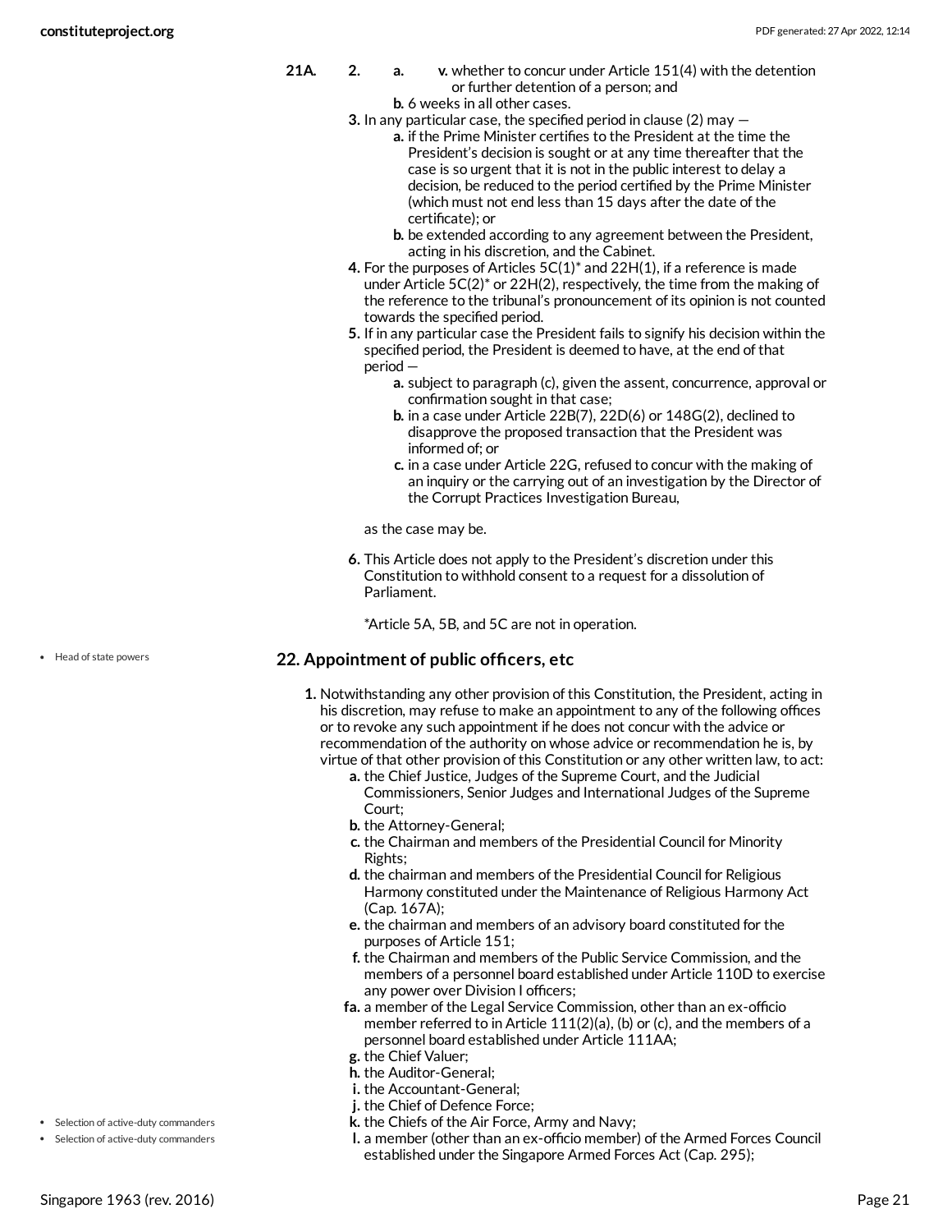21A. 2. a. v. whether to concur under Article 151(4) with the detention or further detention of a person; and

b. 6 weeks in all other cases.

3. In any particular case, the specified period in clause (2) may —

a. if the Prime Minister certifies to the President at the time the President's decision is sought or at any time thereafter that the case is so urgent that it is not in the public interest to delay a decision, be reduced to the period certified by the Prime Minister (which must not end less than 15 days after the date of the certificate); or

b. be extended according to any agreement between the President, acting in his discretion, and the Cabinet.

4. For the purposes of Articles 5C(1)* and 22H(1), if a reference is made under Article 5C(2)* or 22H(2), respectively, the time from the making of the reference to the tribunal's pronouncement of its opinion is not counted towards the specified period.

5. If in any particular case the President fails to signify his decision within the specified period, the President is deemed to have, at the end of that period —

a. subject to paragraph (c), given the assent, concurrence, approval or confirmation sought in that case;

b. in a case under Article 22B(7), 22D(6) or 148G(2), declined to disapprove the proposed transaction that the President was informed of; or

c. in a case under Article 22G, refused to concur with the making of an inquiry or the carrying out of an investigation by the Director of the Corrupt Practices Investigation Bureau,

as the case may be.

6. This Article does not apply to the President's discretion under this Constitution to withhold consent to a request for a dissolution of Parliament.

*Article 5A, 5B, and 5C are not in operation.

- Head of state powers

## 22. Appointment of public officers, etc

1. Notwithstanding any other provision of this Constitution, the President, acting in his discretion, may refuse to make an appointment to any of the following offices or to revoke any such appointment if he does not concur with the advice or recommendation of the authority on whose advice or recommendation he is, by virtue of that other provision of this Constitution or any other written law, to act:

a. the Chief Justice, Judges of the Supreme Court, and the Judicial Commissioners, Senior Judges and International Judges of the Supreme Court;

b. the Attorney-General;

c. the Chairman and members of the Presidential Council for Minority Rights;

d. the chairman and members of the Presidential Council for Religious Harmony constituted under the Maintenance of Religious Harmony Act (Cap. 167A);

e. the chairman and members of an advisory board constituted for the purposes of Article 151;

f. the Chairman and members of the Public Service Commission, and the members of a personnel board established under Article 110D to exercise any power over Division I officers;

fa. a member of the Legal Service Commission, other than an ex-officio member referred to in Article 111(2)(a), (b) or (c), and the members of a personnel board established under Article 111AA;

g. the Chief Valuer;

h. the Auditor-General;

i. the Accountant-General;

j. the Chief of Defence Force;

k. the Chiefs of the Air Force, Army and Navy;

l. a member (other than an ex-officio member) of the Armed Forces Council established under the Singapore Armed Forces Act (Cap. 295);

- Selection of active-duty commanders
- Selection of active-duty commanders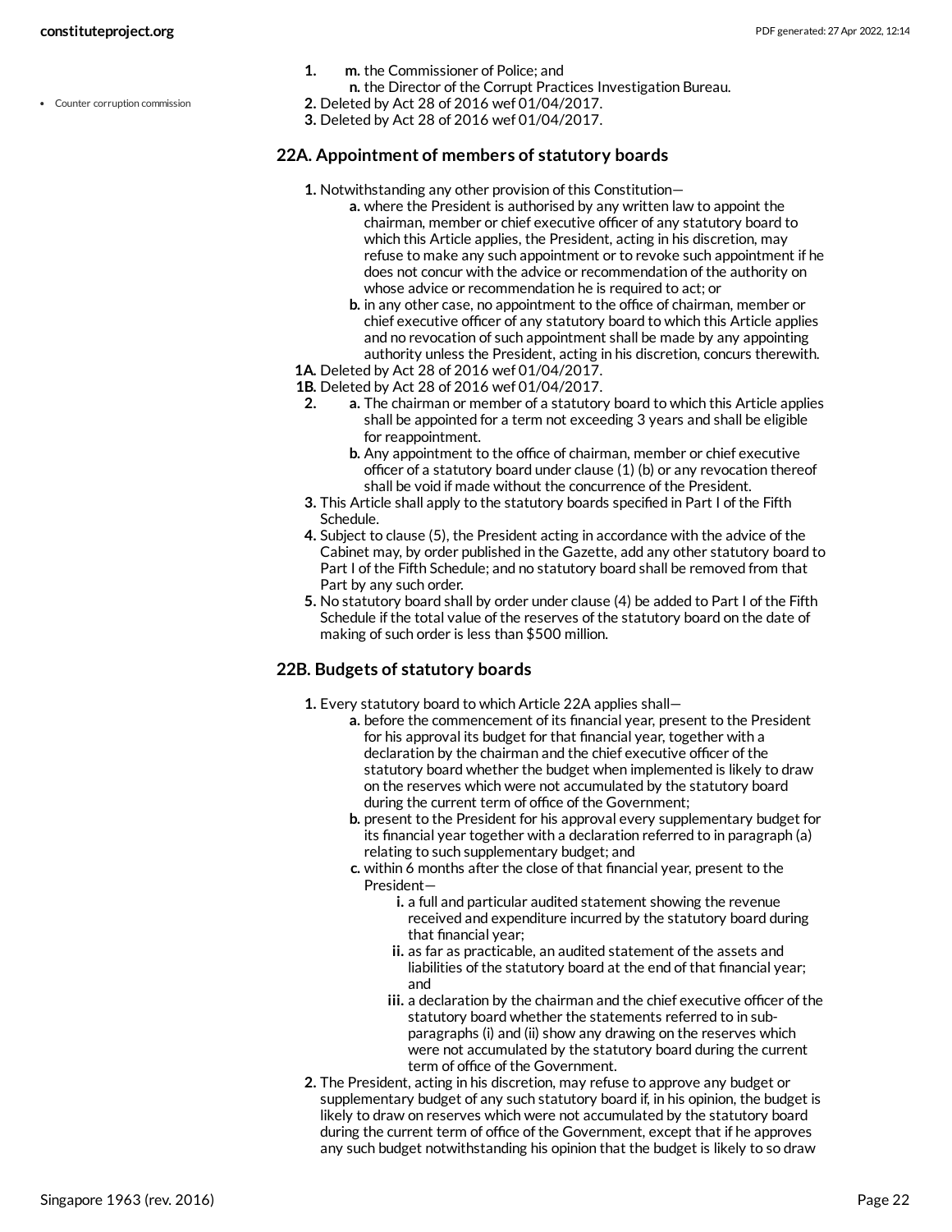1. m. the Commissioner of Police; and
   n. the Director of the Corrupt Practices Investigation Bureau.
2. Deleted by Act 28 of 2016 wef 01/04/2017.
3. Deleted by Act 28 of 2016 wef 01/04/2017.

- Counter corruption commission

### 22A. Appointment of members of statutory boards

1. Notwithstanding any other provision of this Constitution—
   a. where the President is authorised by any written law to appoint the chairman, member or chief executive officer of any statutory board to which this Article applies, the President, acting in his discretion, may refuse to make any such appointment or to revoke such appointment if he does not concur with the advice or recommendation of the authority on whose advice or recommendation he is required to act; or
   b. in any other case, no appointment to the office of chairman, member or chief executive officer of any statutory board to which this Article applies and no revocation of such appointment shall be made by any appointing authority unless the President, acting in his discretion, concurs therewith.

1A. Deleted by Act 28 of 2016 wef 01/04/2017.

1B. Deleted by Act 28 of 2016 wef 01/04/2017.

2. a. The chairman or member of a statutory board to which this Article applies shall be appointed for a term not exceeding 3 years and shall be eligible for reappointment.
   b. Any appointment to the office of chairman, member or chief executive officer of a statutory board under clause (1) (b) or any revocation thereof shall be void if made without the concurrence of the President.
3. This Article shall apply to the statutory boards specified in Part I of the Fifth Schedule.
4. Subject to clause (5), the President acting in accordance with the advice of the Cabinet may, by order published in the Gazette, add any other statutory board to Part I of the Fifth Schedule; and no statutory board shall be removed from that Part by any such order.
5. No statutory board shall by order under clause (4) be added to Part I of the Fifth Schedule if the total value of the reserves of the statutory board on the date of making of such order is less than $500 million.

### 22B. Budgets of statutory boards

1. Every statutory board to which Article 22A applies shall—
   a. before the commencement of its financial year, present to the President for his approval its budget for that financial year, together with a declaration by the chairman and the chief executive officer of the statutory board whether the budget when implemented is likely to draw on the reserves which were not accumulated by the statutory board during the current term of office of the Government;
   b. present to the President for his approval every supplementary budget for its financial year together with a declaration referred to in paragraph (a) relating to such supplementary budget; and
   c. within 6 months after the close of that financial year, present to the President—
      i. a full and particular audited statement showing the revenue received and expenditure incurred by the statutory board during that financial year;
      ii. as far as practicable, an audited statement of the assets and liabilities of the statutory board at the end of that financial year; and
      iii. a declaration by the chairman and the chief executive officer of the statutory board whether the statements referred to in sub-paragraphs (i) and (ii) show any drawing on the reserves which were not accumulated by the statutory board during the current term of office of the Government.
2. The President, acting in his discretion, may refuse to approve any budget or supplementary budget of any such statutory board if, in his opinion, the budget is likely to draw on reserves which were not accumulated by the statutory board during the current term of office of the Government, except that if he approves any such budget notwithstanding his opinion that the budget is likely to so draw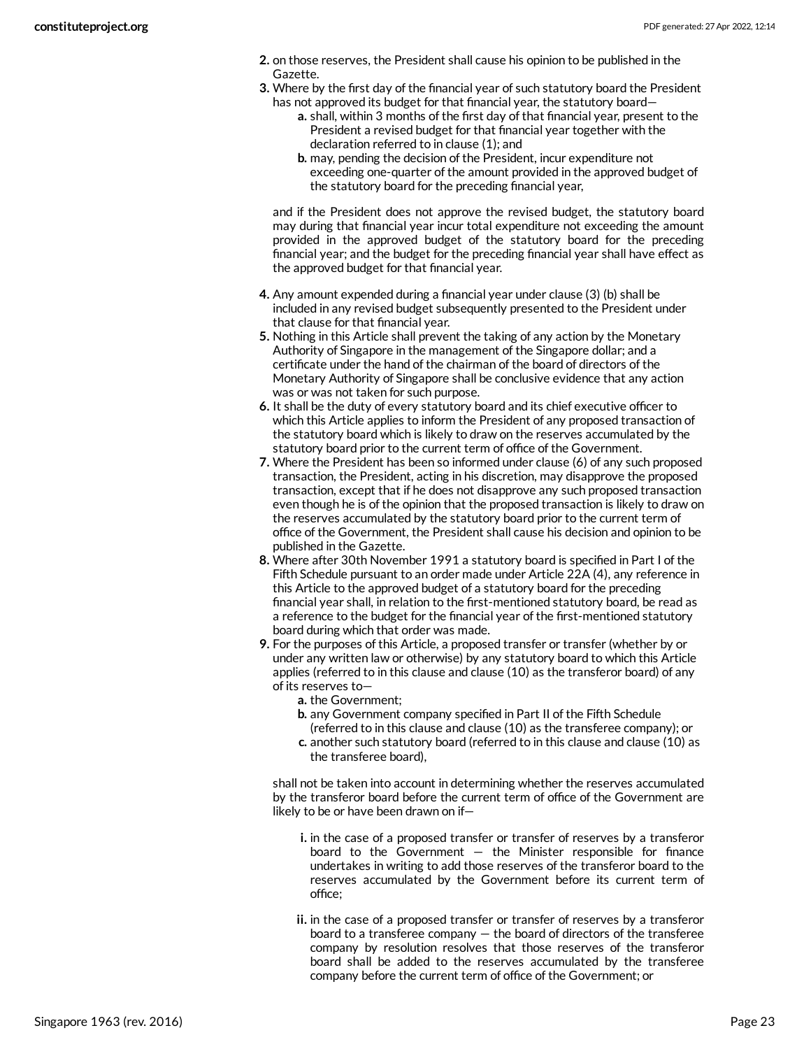2. on those reserves, the President shall cause his opinion to be published in the Gazette.
3. Where by the first day of the financial year of such statutory board the President has not approved its budget for that financial year, the statutory board—
   a. shall, within 3 months of the first day of that financial year, present to the President a revised budget for that financial year together with the declaration referred to in clause (1); and
   b. may, pending the decision of the President, incur expenditure not exceeding one-quarter of the amount provided in the approved budget of the statutory board for the preceding financial year,

   and if the President does not approve the revised budget, the statutory board may during that financial year incur total expenditure not exceeding the amount provided in the approved budget of the statutory board for the preceding financial year; and the budget for the preceding financial year shall have effect as the approved budget for that financial year.

4. Any amount expended during a financial year under clause (3) (b) shall be included in any revised budget subsequently presented to the President under that clause for that financial year.
5. Nothing in this Article shall prevent the taking of any action by the Monetary Authority of Singapore in the management of the Singapore dollar; and a certificate under the hand of the chairman of the board of directors of the Monetary Authority of Singapore shall be conclusive evidence that any action was or was not taken for such purpose.
6. It shall be the duty of every statutory board and its chief executive officer to which this Article applies to inform the President of any proposed transaction of the statutory board which is likely to draw on the reserves accumulated by the statutory board prior to the current term of office of the Government.
7. Where the President has been so informed under clause (6) of any such proposed transaction, the President, acting in his discretion, may disapprove the proposed transaction, except that if he does not disapprove any such proposed transaction even though he is of the opinion that the proposed transaction is likely to draw on the reserves accumulated by the statutory board prior to the current term of office of the Government, the President shall cause his decision and opinion to be published in the Gazette.
8. Where after 30th November 1991 a statutory board is specified in Part I of the Fifth Schedule pursuant to an order made under Article 22A (4), any reference in this Article to the approved budget of a statutory board for the preceding financial year shall, in relation to the first-mentioned statutory board, be read as a reference to the budget for the financial year of the first-mentioned statutory board during which that order was made.
9. For the purposes of this Article, a proposed transfer or transfer (whether by or under any written law or otherwise) by any statutory board to which this Article applies (referred to in this clause and clause (10) as the transferor board) of any of its reserves to—
   a. the Government;
   b. any Government company specified in Part II of the Fifth Schedule (referred to in this clause and clause (10) as the transferee company); or
   c. another such statutory board (referred to in this clause and clause (10) as the transferee board),

   shall not be taken into account in determining whether the reserves accumulated by the transferor board before the current term of office of the Government are likely to be or have been drawn on if—

   i. in the case of a proposed transfer or transfer of reserves by a transferor board to the Government — the Minister responsible for finance undertakes in writing to add those reserves of the transferor board to the reserves accumulated by the Government before its current term of office;

   ii. in the case of a proposed transfer or transfer of reserves by a transferor board to a transferee company — the board of directors of the transferee company by resolution resolves that those reserves of the transferor board shall be added to the reserves accumulated by the transferee company before the current term of office of the Government; or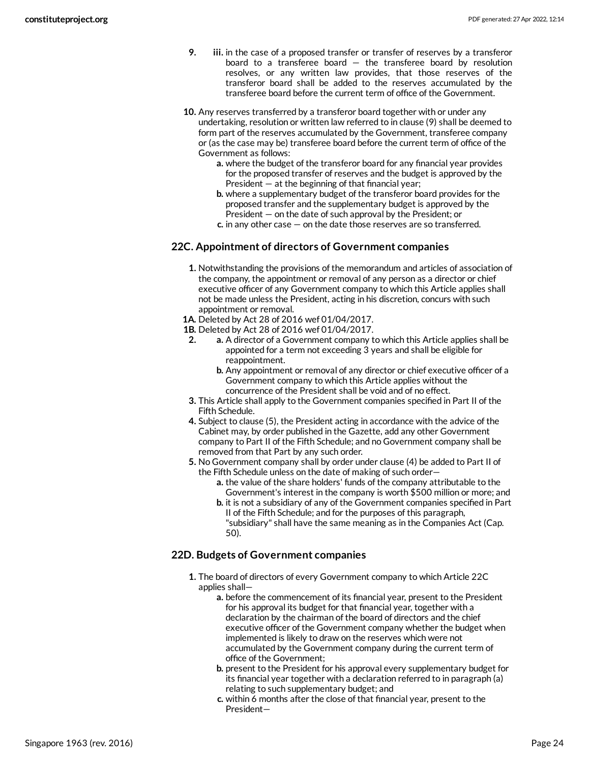9. iii. in the case of a proposed transfer or transfer of reserves by a transferor board to a transferee board — the transferee board by resolution resolves, or any written law provides, that those reserves of the transferor board shall be added to the reserves accumulated by the transferee board before the current term of office of the Government.

10. Any reserves transferred by a transferor board together with or under any undertaking, resolution or written law referred to in clause (9) shall be deemed to form part of the reserves accumulated by the Government, transferee company or (as the case may be) transferee board before the current term of office of the Government as follows:
    a. where the budget of the transferor board for any financial year provides for the proposed transfer of reserves and the budget is approved by the President — at the beginning of that financial year;
    b. where a supplementary budget of the transferor board provides for the proposed transfer and the supplementary budget is approved by the President — on the date of such approval by the President; or
    c. in any other case — on the date those reserves are so transferred.

### 22C. Appointment of directors of Government companies

1. Notwithstanding the provisions of the memorandum and articles of association of the company, the appointment or removal of any person as a director or chief executive officer of any Government company to which this Article applies shall not be made unless the President, acting in his discretion, concurs with such appointment or removal.

1A. Deleted by Act 28 of 2016 wef 01/04/2017.

1B. Deleted by Act 28 of 2016 wef 01/04/2017.

2. a. A director of a Government company to which this Article applies shall be appointed for a term not exceeding 3 years and shall be eligible for reappointment.
   b. Any appointment or removal of any director or chief executive officer of a Government company to which this Article applies without the concurrence of the President shall be void and of no effect.

3. This Article shall apply to the Government companies specified in Part II of the Fifth Schedule.

4. Subject to clause (5), the President acting in accordance with the advice of the Cabinet may, by order published in the Gazette, add any other Government company to Part II of the Fifth Schedule; and no Government company shall be removed from that Part by any such order.

5. No Government company shall by order under clause (4) be added to Part II of the Fifth Schedule unless on the date of making of such order—
   a. the value of the share holders' funds of the company attributable to the Government's interest in the company is worth $500 million or more; and
   b. it is not a subsidiary of any of the Government companies specified in Part II of the Fifth Schedule; and for the purposes of this paragraph, "subsidiary" shall have the same meaning as in the Companies Act (Cap. 50).

### 22D. Budgets of Government companies

1. The board of directors of every Government company to which Article 22C applies shall—
   a. before the commencement of its financial year, present to the President for his approval its budget for that financial year, together with a declaration by the chairman of the board of directors and the chief executive officer of the Government company whether the budget when implemented is likely to draw on the reserves which were not accumulated by the Government company during the current term of office of the Government;
   b. present to the President for his approval every supplementary budget for its financial year together with a declaration referred to in paragraph (a) relating to such supplementary budget; and
   c. within 6 months after the close of that financial year, present to the President—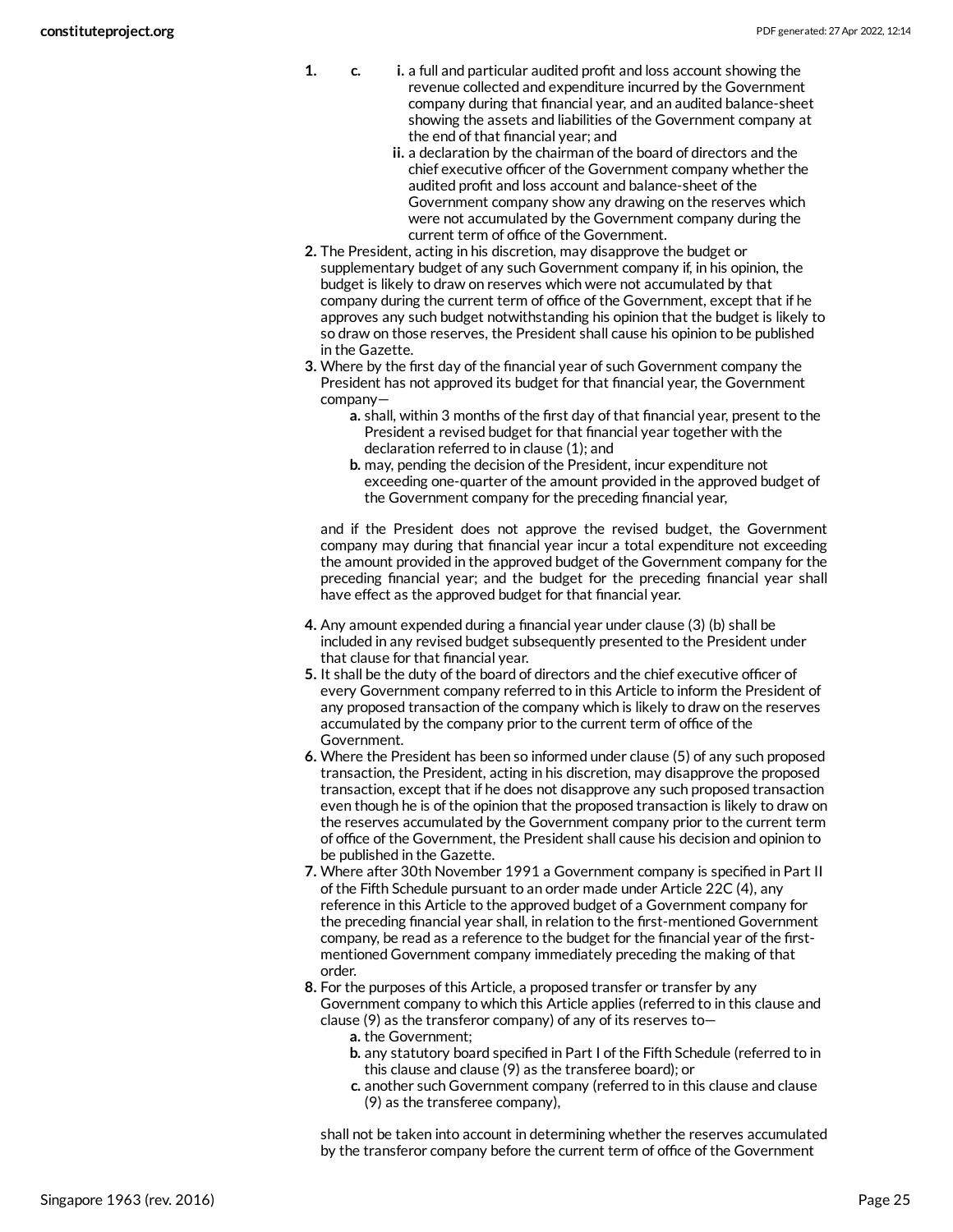1. 
    c. 
        i. a full and particular audited profit and loss account showing the revenue collected and expenditure incurred by the Government company during that financial year, and an audited balance-sheet showing the assets and liabilities of the Government company at the end of that financial year; and
        ii. a declaration by the chairman of the board of directors and the chief executive officer of the Government company whether the audited profit and loss account and balance-sheet of the Government company show any drawing on the reserves which were not accumulated by the Government company during the current term of office of the Government.
2. The President, acting in his discretion, may disapprove the budget or supplementary budget of any such Government company if, in his opinion, the budget is likely to draw on reserves which were not accumulated by that company during the current term of office of the Government, except that if he approves any such budget notwithstanding his opinion that the budget is likely to so draw on those reserves, the President shall cause his opinion to be published in the Gazette.
3. Where by the first day of the financial year of such Government company the President has not approved its budget for that financial year, the Government company—
    a. shall, within 3 months of the first day of that financial year, present to the President a revised budget for that financial year together with the declaration referred to in clause (1); and
    b. may, pending the decision of the President, incur expenditure not exceeding one-quarter of the amount provided in the approved budget of the Government company for the preceding financial year,

    and if the President does not approve the revised budget, the Government company may during that financial year incur a total expenditure not exceeding the amount provided in the approved budget of the Government company for the preceding financial year; and the budget for the preceding financial year shall have effect as the approved budget for that financial year.
4. Any amount expended during a financial year under clause (3) (b) shall be included in any revised budget subsequently presented to the President under that clause for that financial year.
5. It shall be the duty of the board of directors and the chief executive officer of every Government company referred to in this Article to inform the President of any proposed transaction of the company which is likely to draw on the reserves accumulated by the company prior to the current term of office of the Government.
6. Where the President has been so informed under clause (5) of any such proposed transaction, the President, acting in his discretion, may disapprove the proposed transaction, except that if he does not disapprove any such proposed transaction even though he is of the opinion that the proposed transaction is likely to draw on the reserves accumulated by the Government company prior to the current term of office of the Government, the President shall cause his decision and opinion to be published in the Gazette.
7. Where after 30th November 1991 a Government company is specified in Part II of the Fifth Schedule pursuant to an order made under Article 22C (4), any reference in this Article to the approved budget of a Government company for the preceding financial year shall, in relation to the first-mentioned Government company, be read as a reference to the budget for the financial year of the first-mentioned Government company immediately preceding the making of that order.
8. For the purposes of this Article, a proposed transfer or transfer by any Government company to which this Article applies (referred to in this clause and clause (9) as the transferor company) of any of its reserves to—
    a. the Government;
    b. any statutory board specified in Part I of the Fifth Schedule (referred to in this clause and clause (9) as the transferee board); or
    c. another such Government company (referred to in this clause and clause (9) as the transferee company),

    shall not be taken into account in determining whether the reserves accumulated by the transferor company before the current term of office of the Government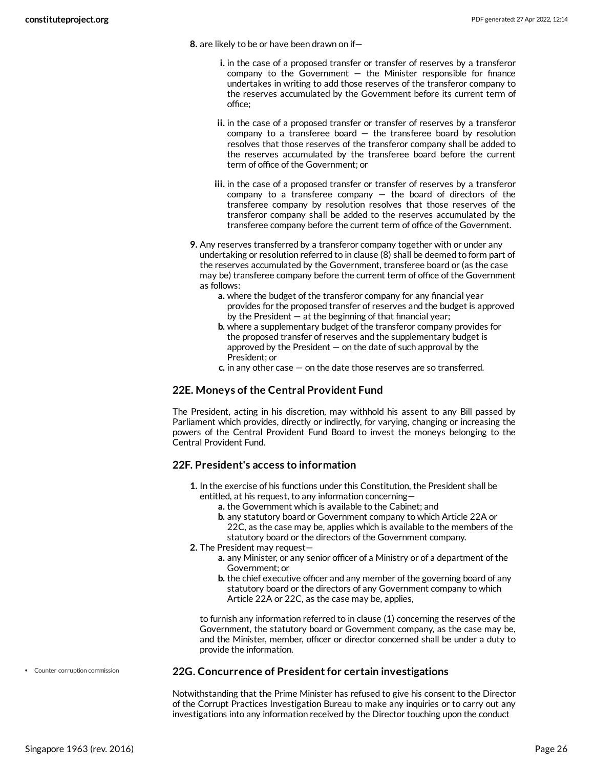8. are likely to be or have been drawn on if—

    i. in the case of a proposed transfer or transfer of reserves by a transferor company to the Government — the Minister responsible for finance undertakes in writing to add those reserves of the transferor company to the reserves accumulated by the Government before its current term of office;

    ii. in the case of a proposed transfer or transfer of reserves by a transferor company to a transferee board — the transferee board by resolution resolves that those reserves of the transferor company shall be added to the reserves accumulated by the transferee board before the current term of office of the Government; or

    iii. in the case of a proposed transfer or transfer of reserves by a transferor company to a transferee company — the board of directors of the transferee company by resolution resolves that those reserves of the transferor company shall be added to the reserves accumulated by the transferee company before the current term of office of the Government.

9. Any reserves transferred by a transferor company together with or under any undertaking or resolution referred to in clause (8) shall be deemed to form part of the reserves accumulated by the Government, transferee board or (as the case may be) transferee company before the current term of office of the Government as follows:
    a. where the budget of the transferor company for any financial year provides for the proposed transfer of reserves and the budget is approved by the President — at the beginning of that financial year;
    b. where a supplementary budget of the transferor company provides for the proposed transfer of reserves and the supplementary budget is approved by the President — on the date of such approval by the President; or
    c. in any other case — on the date those reserves are so transferred.

### 22E. Moneys of the Central Provident Fund

The President, acting in his discretion, may withhold his assent to any Bill passed by Parliament which provides, directly or indirectly, for varying, changing or increasing the powers of the Central Provident Fund Board to invest the moneys belonging to the Central Provident Fund.

### 22F. President's access to information

1. In the exercise of his functions under this Constitution, the President shall be entitled, at his request, to any information concerning—
    a. the Government which is available to the Cabinet; and
    b. any statutory board or Government company to which Article 22A or 22C, as the case may be, applies which is available to the members of the statutory board or the directors of the Government company.
2. The President may request—
    a. any Minister, or any senior officer of a Ministry or of a department of the Government; or
    b. the chief executive officer and any member of the governing board of any statutory board or the directors of any Government company to which Article 22A or 22C, as the case may be, applies,

    to furnish any information referred to in clause (1) concerning the reserves of the Government, the statutory board or Government company, as the case may be, and the Minister, member, officer or director concerned shall be under a duty to provide the information.

- Counter corruption commission

### 22G. Concurrence of President for certain investigations

Notwithstanding that the Prime Minister has refused to give his consent to the Director of the Corrupt Practices Investigation Bureau to make any inquiries or to carry out any investigations into any information received by the Director touching upon the conduct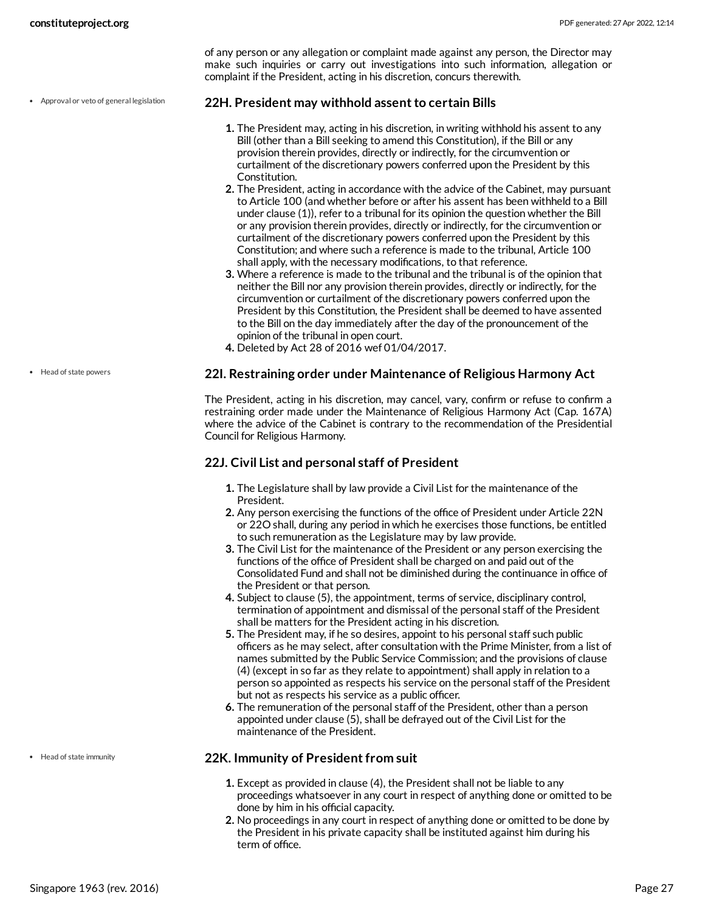of any person or any allegation or complaint made against any person, the Director may make such inquiries or carry out investigations into such information, allegation or complaint if the President, acting in his discretion, concurs therewith.

• Approval or veto of general legislation

### 22H. President may withhold assent to certain Bills

1. The President may, acting in his discretion, in writing withhold his assent to any Bill (other than a Bill seeking to amend this Constitution), if the Bill or any provision therein provides, directly or indirectly, for the circumvention or curtailment of the discretionary powers conferred upon the President by this Constitution.
2. The President, acting in accordance with the advice of the Cabinet, may pursuant to Article 100 (and whether before or after his assent has been withheld to a Bill under clause (1)), refer to a tribunal for its opinion the question whether the Bill or any provision therein provides, directly or indirectly, for the circumvention or curtailment of the discretionary powers conferred upon the President by this Constitution; and where such a reference is made to the tribunal, Article 100 shall apply, with the necessary modifications, to that reference.
3. Where a reference is made to the tribunal and the tribunal is of the opinion that neither the Bill nor any provision therein provides, directly or indirectly, for the circumvention or curtailment of the discretionary powers conferred upon the President by this Constitution, the President shall be deemed to have assented to the Bill on the day immediately after the day of the pronouncement of the opinion of the tribunal in open court.
4. Deleted by Act 28 of 2016 wef 01/04/2017.

• Head of state powers

### 22I. Restraining order under Maintenance of Religious Harmony Act

The President, acting in his discretion, may cancel, vary, confirm or refuse to confirm a restraining order made under the Maintenance of Religious Harmony Act (Cap. 167A) where the advice of the Cabinet is contrary to the recommendation of the Presidential Council for Religious Harmony.

### 22J. Civil List and personal staff of President

1. The Legislature shall by law provide a Civil List for the maintenance of the President.
2. Any person exercising the functions of the office of President under Article 22N or 22O shall, during any period in which he exercises those functions, be entitled to such remuneration as the Legislature may by law provide.
3. The Civil List for the maintenance of the President or any person exercising the functions of the office of President shall be charged on and paid out of the Consolidated Fund and shall not be diminished during the continuance in office of the President or that person.
4. Subject to clause (5), the appointment, terms of service, disciplinary control, termination of appointment and dismissal of the personal staff of the President shall be matters for the President acting in his discretion.
5. The President may, if he so desires, appoint to his personal staff such public officers as he may select, after consultation with the Prime Minister, from a list of names submitted by the Public Service Commission; and the provisions of clause (4) (except in so far as they relate to appointment) shall apply in relation to a person so appointed as respects his service on the personal staff of the President but not as respects his service as a public officer.
6. The remuneration of the personal staff of the President, other than a person appointed under clause (5), shall be defrayed out of the Civil List for the maintenance of the President.

• Head of state immunity

### 22K. Immunity of President from suit

1. Except as provided in clause (4), the President shall not be liable to any proceedings whatsoever in any court in respect of anything done or omitted to be done by him in his official capacity.
2. No proceedings in any court in respect of anything done or omitted to be done by the President in his private capacity shall be instituted against him during his term of office.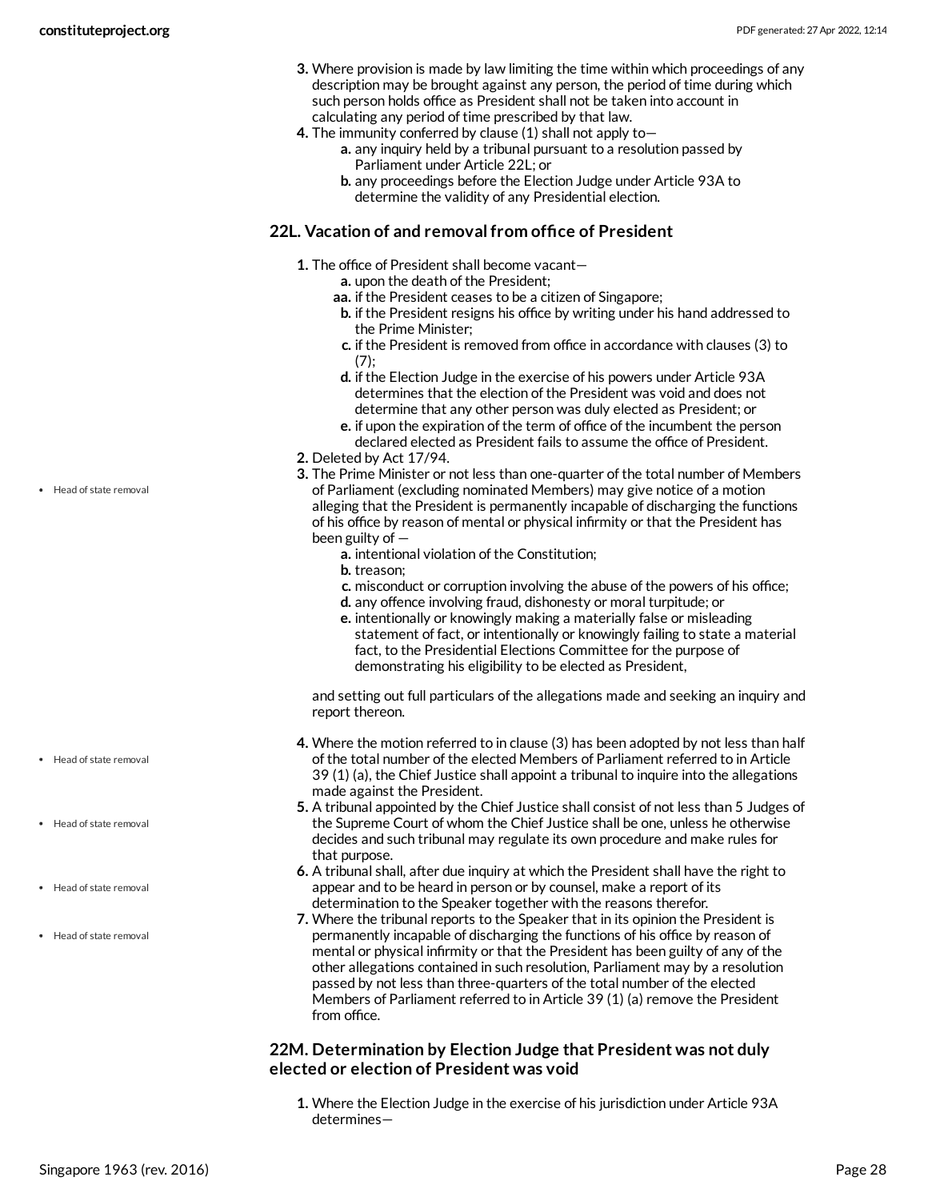3. Where provision is made by law limiting the time within which proceedings of any description may be brought against any person, the period of time during which such person holds office as President shall not be taken into account in calculating any period of time prescribed by that law.
4. The immunity conferred by clause (1) shall not apply to—
   a. any inquiry held by a tribunal pursuant to a resolution passed by Parliament under Article 22L; or
   b. any proceedings before the Election Judge under Article 93A to determine the validity of any Presidential election.

### 22L. Vacation of and removal from office of President

1. The office of President shall become vacant—
   a. upon the death of the President;
   aa. if the President ceases to be a citizen of Singapore;
   b. if the President resigns his office by writing under his hand addressed to the Prime Minister;
   c. if the President is removed from office in accordance with clauses (3) to (7);
   d. if the Election Judge in the exercise of his powers under Article 93A determines that the election of the President was void and does not determine that any other person was duly elected as President; or
   e. if upon the expiration of the term of office of the incumbent the person declared elected as President fails to assume the office of President.
2. Deleted by Act 17/94.
3. The Prime Minister or not less than one-quarter of the total number of Members of Parliament (excluding nominated Members) may give notice of a motion alleging that the President is permanently incapable of discharging the functions of his office by reason of mental or physical infirmity or that the President has been guilty of —
   a. intentional violation of the Constitution;
   b. treason;
   c. misconduct or corruption involving the abuse of the powers of his office;
   d. any offence involving fraud, dishonesty or moral turpitude; or
   e. intentionally or knowingly making a materially false or misleading statement of fact, or intentionally or knowingly failing to state a material fact, to the Presidential Elections Committee for the purpose of demonstrating his eligibility to be elected as President,

   and setting out full particulars of the allegations made and seeking an inquiry and report thereon.
4. Where the motion referred to in clause (3) has been adopted by not less than half of the total number of the elected Members of Parliament referred to in Article 39 (1) (a), the Chief Justice shall appoint a tribunal to inquire into the allegations made against the President.
5. A tribunal appointed by the Chief Justice shall consist of not less than 5 Judges of the Supreme Court of whom the Chief Justice shall be one, unless he otherwise decides and such tribunal may regulate its own procedure and make rules for that purpose.
6. A tribunal shall, after due inquiry at which the President shall have the right to appear and to be heard in person or by counsel, make a report of its determination to the Speaker together with the reasons therefor.
7. Where the tribunal reports to the Speaker that in its opinion the President is permanently incapable of discharging the functions of his office by reason of mental or physical infirmity or that the President has been guilty of any of the other allegations contained in such resolution, Parliament may by a resolution passed by not less than three-quarters of the total number of the elected Members of Parliament referred to in Article 39 (1) (a) remove the President from office.

### 22M. Determination by Election Judge that President was not duly elected or election of President was void

1. Where the Election Judge in the exercise of his jurisdiction under Article 93A determines—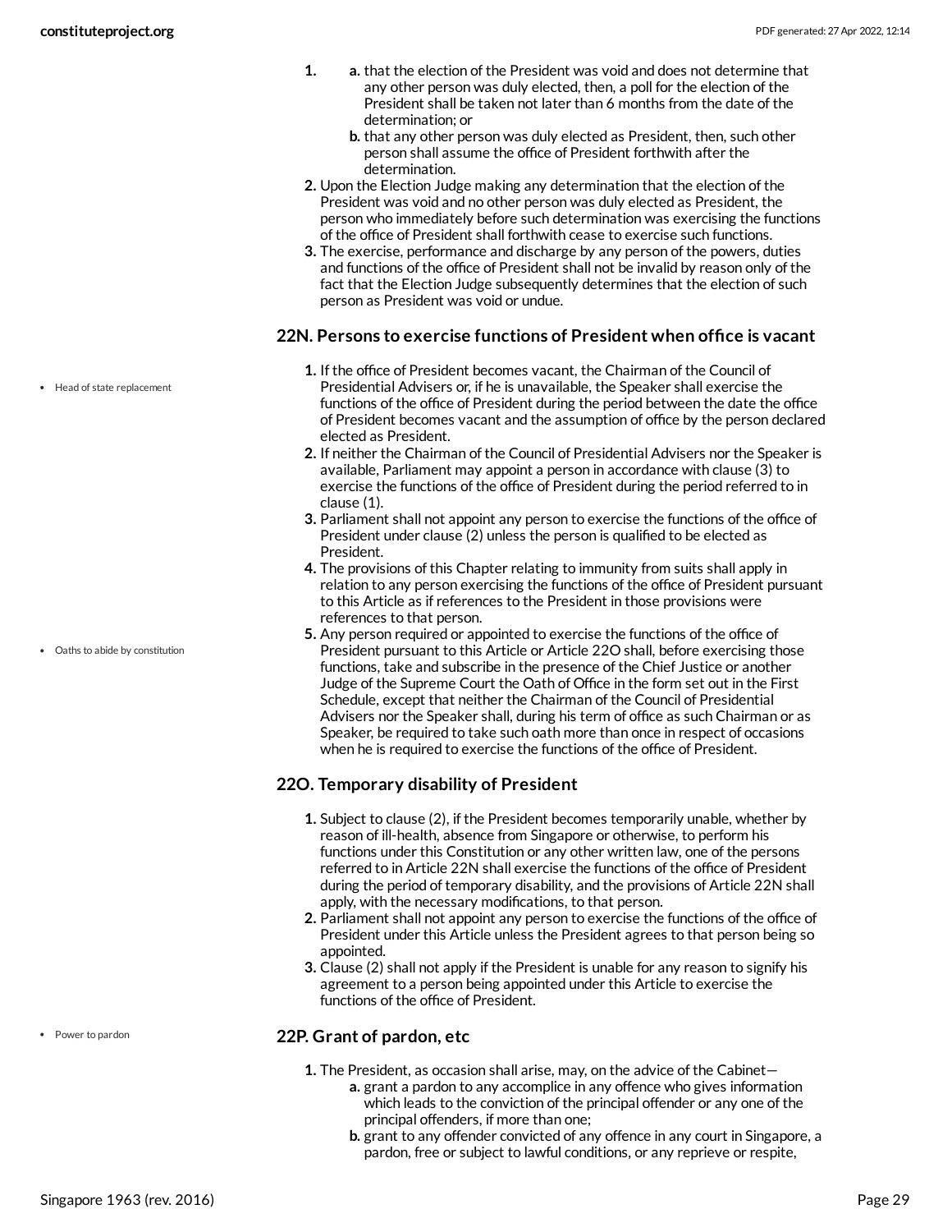1. a. that the election of the President was void and does not determine that any other person was duly elected, then, a poll for the election of the President shall be taken not later than 6 months from the date of the determination; or
   b. that any other person was duly elected as President, then, such other person shall assume the office of President forthwith after the determination.
2. Upon the Election Judge making any determination that the election of the President was void and no other person was duly elected as President, the person who immediately before such determination was exercising the functions of the office of President shall forthwith cease to exercise such functions.
3. The exercise, performance and discharge by any person of the powers, duties and functions of the office of President shall not be invalid by reason only of the fact that the Election Judge subsequently determines that the election of such person as President was void or undue.

## 22N. Persons to exercise functions of President when office is vacant

- Head of state replacement

1. If the office of President becomes vacant, the Chairman of the Council of Presidential Advisers or, if he is unavailable, the Speaker shall exercise the functions of the office of President during the period between the date the office of President becomes vacant and the assumption of office by the person declared elected as President.
2. If neither the Chairman of the Council of Presidential Advisers nor the Speaker is available, Parliament may appoint a person in accordance with clause (3) to exercise the functions of the office of President during the period referred to in clause (1).
3. Parliament shall not appoint any person to exercise the functions of the office of President under clause (2) unless the person is qualified to be elected as President.
4. The provisions of this Chapter relating to immunity from suits shall apply in relation to any person exercising the functions of the office of President pursuant to this Article as if references to the President in those provisions were references to that person.
5. Any person required or appointed to exercise the functions of the office of President pursuant to this Article or Article 22O shall, before exercising those functions, take and subscribe in the presence of the Chief Justice or another Judge of the Supreme Court the Oath of Office in the form set out in the First Schedule, except that neither the Chairman of the Council of Presidential Advisers nor the Speaker shall, during his term of office as such Chairman or as Speaker, be required to take such oath more than once in respect of occasions when he is required to exercise the functions of the office of President.

- Oaths to abide by constitution

## 22O. Temporary disability of President

1. Subject to clause (2), if the President becomes temporarily unable, whether by reason of ill-health, absence from Singapore or otherwise, to perform his functions under this Constitution or any other written law, one of the persons referred to in Article 22N shall exercise the functions of the office of President during the period of temporary disability, and the provisions of Article 22N shall apply, with the necessary modifications, to that person.
2. Parliament shall not appoint any person to exercise the functions of the office of President under this Article unless the President agrees to that person being so appointed.
3. Clause (2) shall not apply if the President is unable for any reason to signify his agreement to a person being appointed under this Article to exercise the functions of the office of President.

- Power to pardon

## 22P. Grant of pardon, etc

1. The President, as occasion shall arise, may, on the advice of the Cabinet—
   a. grant a pardon to any accomplice in any offence who gives information which leads to the conviction of the principal offender or any one of the principal offenders, if more than one;
   b. grant to any offender convicted of any offence in any court in Singapore, a pardon, free or subject to lawful conditions, or any reprieve or respite,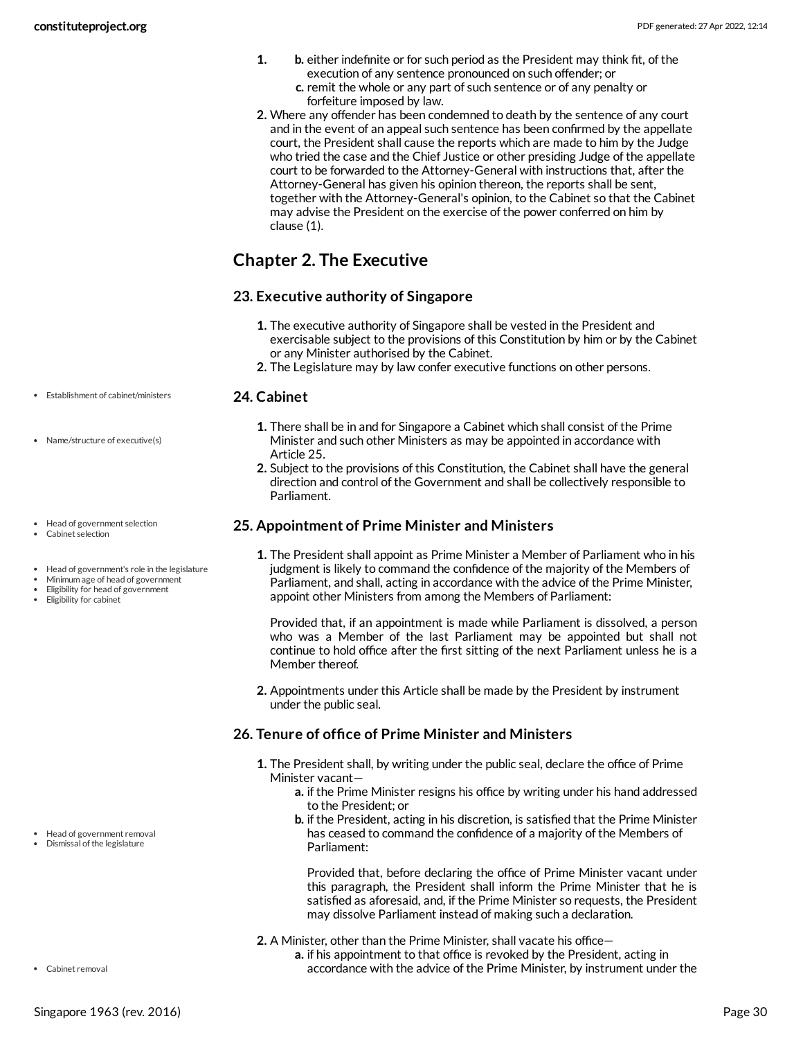1. 
   b. either indefinite or for such period as the President may think fit, of the execution of any sentence pronounced on such offender; or
   c. remit the whole or any part of such sentence or of any penalty or forfeiture imposed by law.
2. Where any offender has been condemned to death by the sentence of any court and in the event of an appeal such sentence has been confirmed by the appellate court, the President shall cause the reports which are made to him by the Judge who tried the case and the Chief Justice or other presiding Judge of the appellate court to be forwarded to the Attorney-General with instructions that, after the Attorney-General has given his opinion thereon, the reports shall be sent, together with the Attorney-General's opinion, to the Cabinet so that the Cabinet may advise the President on the exercise of the power conferred on him by clause (1).

## Chapter 2. The Executive

### 23. Executive authority of Singapore

1. The executive authority of Singapore shall be vested in the President and exercisable subject to the provisions of this Constitution by him or by the Cabinet or any Minister authorised by the Cabinet.
2. The Legislature may by law confer executive functions on other persons.

### 24. Cabinet

- Establishment of cabinet/ministers
- Name/structure of executive(s)

1. There shall be in and for Singapore a Cabinet which shall consist of the Prime Minister and such other Ministers as may be appointed in accordance with Article 25.
2. Subject to the provisions of this Constitution, the Cabinet shall have the general direction and control of the Government and shall be collectively responsible to Parliament.

### 25. Appointment of Prime Minister and Ministers

- Head of government selection
- Cabinet selection
- Head of government's role in the legislature
- Minimum age of head of government
- Eligibility for head of government
- Eligibility for cabinet

1. The President shall appoint as Prime Minister a Member of Parliament who in his judgment is likely to command the confidence of the majority of the Members of Parliament, and shall, acting in accordance with the advice of the Prime Minister, appoint other Ministers from among the Members of Parliament:

   Provided that, if an appointment is made while Parliament is dissolved, a person who was a Member of the last Parliament may be appointed but shall not continue to hold office after the first sitting of the next Parliament unless he is a Member thereof.

2. Appointments under this Article shall be made by the President by instrument under the public seal.

### 26. Tenure of office of Prime Minister and Ministers

- Head of government removal
- Dismissal of the legislature

1. The President shall, by writing under the public seal, declare the office of Prime Minister vacant—
   a. if the Prime Minister resigns his office by writing under his hand addressed to the President; or
   b. if the President, acting in his discretion, is satisfied that the Prime Minister has ceased to command the confidence of a majority of the Members of Parliament:

      Provided that, before declaring the office of Prime Minister vacant under this paragraph, the President shall inform the Prime Minister that he is satisfied as aforesaid, and, if the Prime Minister so requests, the President may dissolve Parliament instead of making such a declaration.

- Cabinet removal

2. A Minister, other than the Prime Minister, shall vacate his office—
   a. if his appointment to that office is revoked by the President, acting in accordance with the advice of the Prime Minister, by instrument under the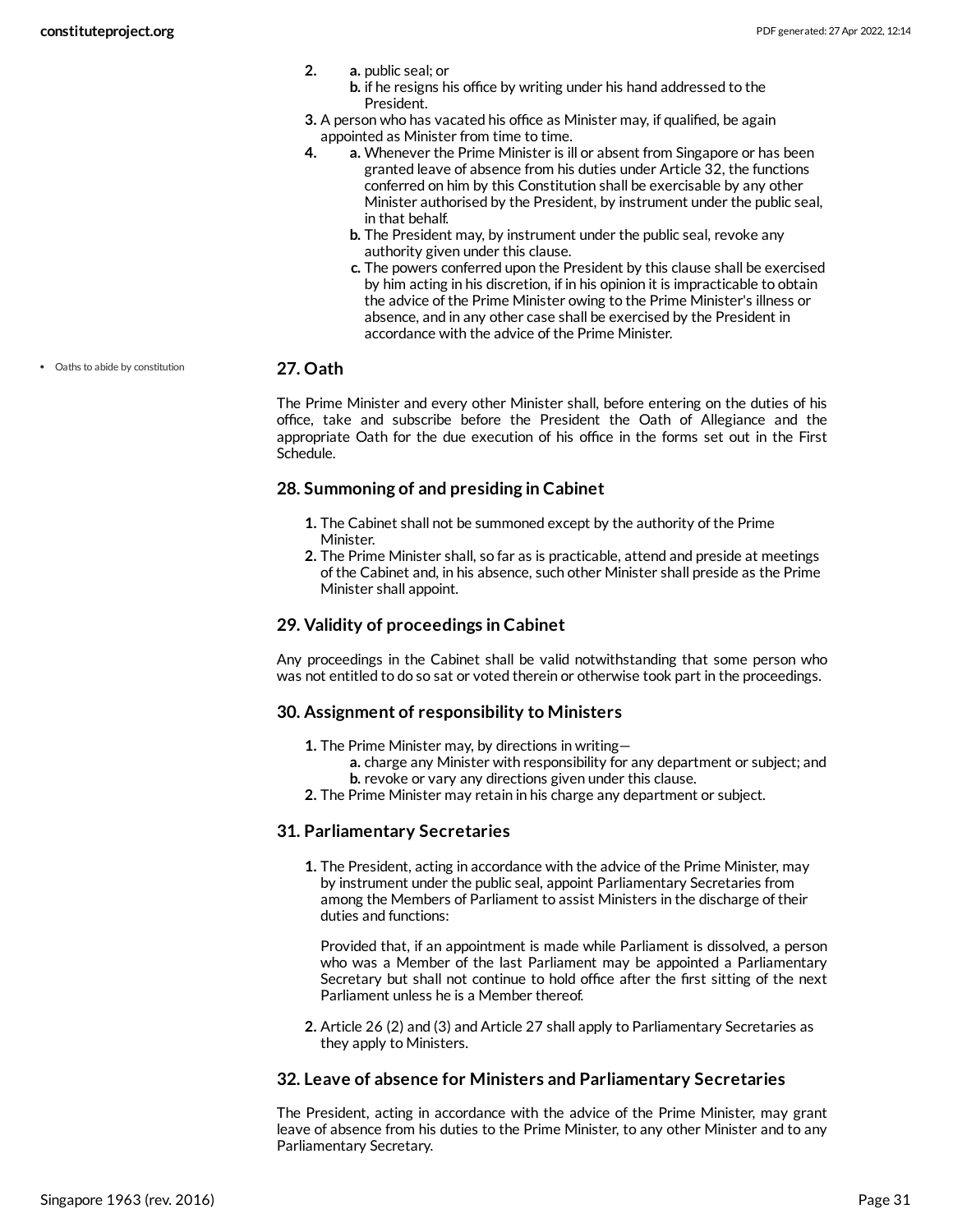2. a. public seal; or
   b. if he resigns his office by writing under his hand addressed to the President.
3. A person who has vacated his office as Minister may, if qualified, be again appointed as Minister from time to time.
4. a. Whenever the Prime Minister is ill or absent from Singapore or has been granted leave of absence from his duties under Article 32, the functions conferred on him by this Constitution shall be exercisable by any other Minister authorised by the President, by instrument under the public seal, in that behalf.
   b. The President may, by instrument under the public seal, revoke any authority given under this clause.
   c. The powers conferred upon the President by this clause shall be exercised by him acting in his discretion, if in his opinion it is impracticable to obtain the advice of the Prime Minister owing to the Prime Minister's illness or absence, and in any other case shall be exercised by the President in accordance with the advice of the Prime Minister.

- Oaths to abide by constitution

### 27. Oath

The Prime Minister and every other Minister shall, before entering on the duties of his office, take and subscribe before the President the Oath of Allegiance and the appropriate Oath for the due execution of his office in the forms set out in the First Schedule.

### 28. Summoning of and presiding in Cabinet

1. The Cabinet shall not be summoned except by the authority of the Prime Minister.
2. The Prime Minister shall, so far as is practicable, attend and preside at meetings of the Cabinet and, in his absence, such other Minister shall preside as the Prime Minister shall appoint.

### 29. Validity of proceedings in Cabinet

Any proceedings in the Cabinet shall be valid notwithstanding that some person who was not entitled to do so sat or voted therein or otherwise took part in the proceedings.

### 30. Assignment of responsibility to Ministers

1. The Prime Minister may, by directions in writing—
   a. charge any Minister with responsibility for any department or subject; and
   b. revoke or vary any directions given under this clause.
2. The Prime Minister may retain in his charge any department or subject.

### 31. Parliamentary Secretaries

1. The President, acting in accordance with the advice of the Prime Minister, may by instrument under the public seal, appoint Parliamentary Secretaries from among the Members of Parliament to assist Ministers in the discharge of their duties and functions:

   Provided that, if an appointment is made while Parliament is dissolved, a person who was a Member of the last Parliament may be appointed a Parliamentary Secretary but shall not continue to hold office after the first sitting of the next Parliament unless he is a Member thereof.

2. Article 26 (2) and (3) and Article 27 shall apply to Parliamentary Secretaries as they apply to Ministers.

### 32. Leave of absence for Ministers and Parliamentary Secretaries

The President, acting in accordance with the advice of the Prime Minister, may grant leave of absence from his duties to the Prime Minister, to any other Minister and to any Parliamentary Secretary.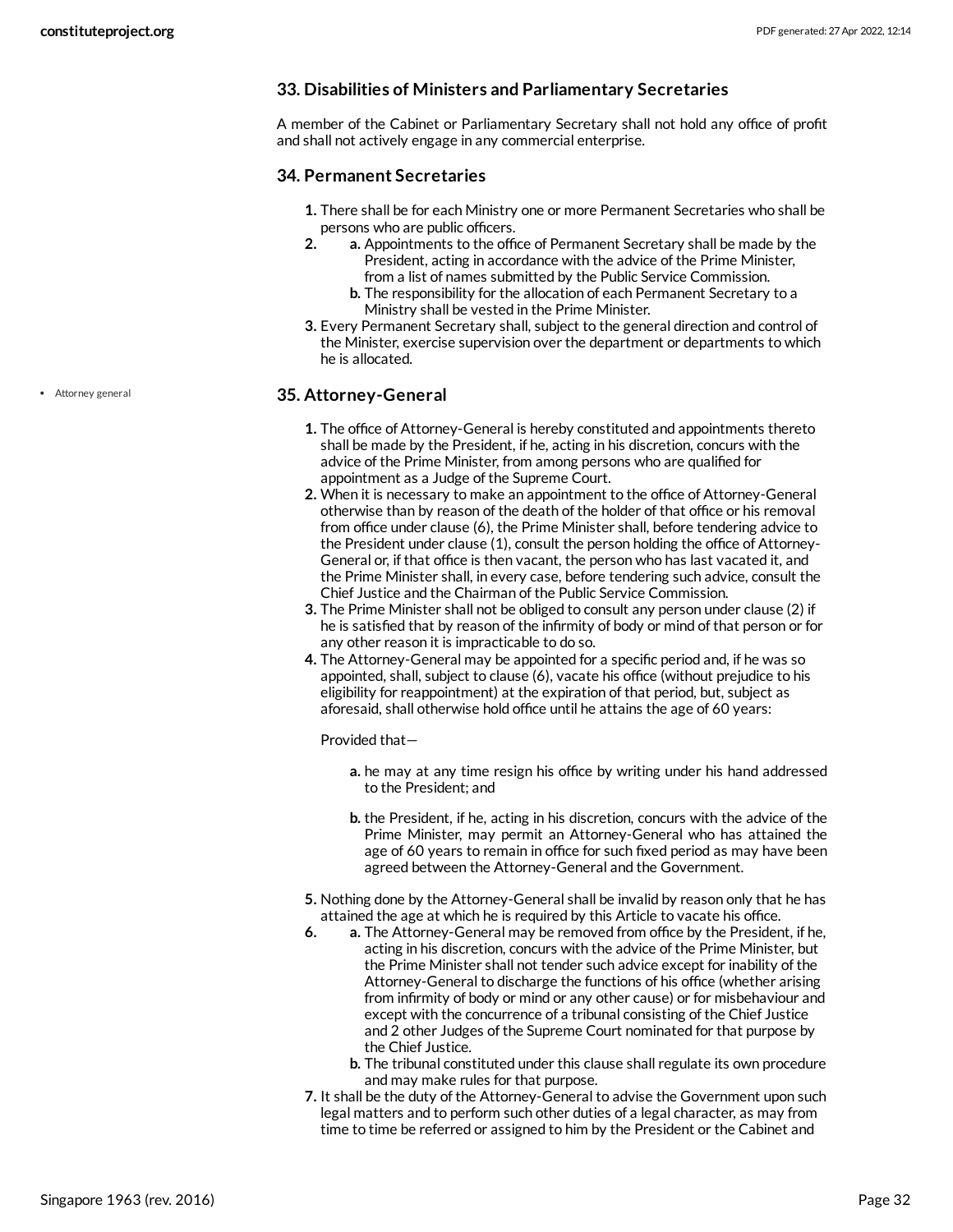### 33. Disabilities of Ministers and Parliamentary Secretaries

A member of the Cabinet or Parliamentary Secretary shall not hold any office of profit and shall not actively engage in any commercial enterprise.

### 34. Permanent Secretaries

1. There shall be for each Ministry one or more Permanent Secretaries who shall be persons who are public officers.
2. a. Appointments to the office of Permanent Secretary shall be made by the President, acting in accordance with the advice of the Prime Minister, from a list of names submitted by the Public Service Commission.
   b. The responsibility for the allocation of each Permanent Secretary to a Ministry shall be vested in the Prime Minister.
3. Every Permanent Secretary shall, subject to the general direction and control of the Minister, exercise supervision over the department or departments to which he is allocated.

- Attorney general

### 35. Attorney-General

1. The office of Attorney-General is hereby constituted and appointments thereto shall be made by the President, if he, acting in his discretion, concurs with the advice of the Prime Minister, from among persons who are qualified for appointment as a Judge of the Supreme Court.
2. When it is necessary to make an appointment to the office of Attorney-General otherwise than by reason of the death of the holder of that office or his removal from office under clause (6), the Prime Minister shall, before tendering advice to the President under clause (1), consult the person holding the office of Attorney-General or, if that office is then vacant, the person who has last vacated it, and the Prime Minister shall, in every case, before tendering such advice, consult the Chief Justice and the Chairman of the Public Service Commission.
3. The Prime Minister shall not be obliged to consult any person under clause (2) if he is satisfied that by reason of the infirmity of body or mind of that person or for any other reason it is impracticable to do so.
4. The Attorney-General may be appointed for a specific period and, if he was so appointed, shall, subject to clause (6), vacate his office (without prejudice to his eligibility for reappointment) at the expiration of that period, but, subject as aforesaid, shall otherwise hold office until he attains the age of 60 years:

   Provided that—

   a. he may at any time resign his office by writing under his hand addressed to the President; and

   b. the President, if he, acting in his discretion, concurs with the advice of the Prime Minister, may permit an Attorney-General who has attained the age of 60 years to remain in office for such fixed period as may have been agreed between the Attorney-General and the Government.

5. Nothing done by the Attorney-General shall be invalid by reason only that he has attained the age at which he is required by this Article to vacate his office.
6. a. The Attorney-General may be removed from office by the President, if he, acting in his discretion, concurs with the advice of the Prime Minister, but the Prime Minister shall not tender such advice except for inability of the Attorney-General to discharge the functions of his office (whether arising from infirmity of body or mind or any other cause) or for misbehaviour and except with the concurrence of a tribunal consisting of the Chief Justice and 2 other Judges of the Supreme Court nominated for that purpose by the Chief Justice.
   b. The tribunal constituted under this clause shall regulate its own procedure and may make rules for that purpose.
7. It shall be the duty of the Attorney-General to advise the Government upon such legal matters and to perform such other duties of a legal character, as may from time to time be referred or assigned to him by the President or the Cabinet and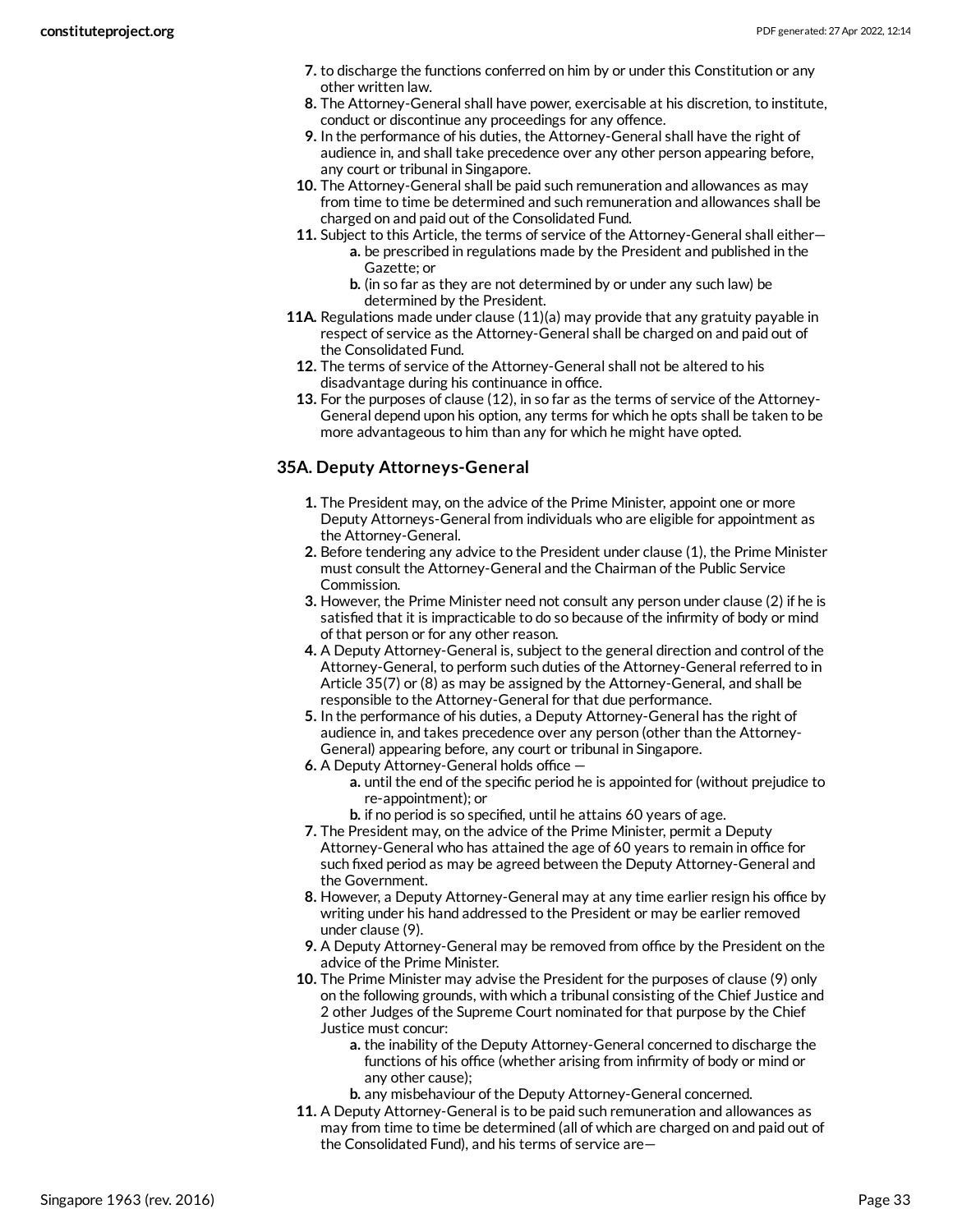7. to discharge the functions conferred on him by or under this Constitution or any other written law.
8. The Attorney-General shall have power, exercisable at his discretion, to institute, conduct or discontinue any proceedings for any offence.
9. In the performance of his duties, the Attorney-General shall have the right of audience in, and shall take precedence over any other person appearing before, any court or tribunal in Singapore.
10. The Attorney-General shall be paid such remuneration and allowances as may from time to time be determined and such remuneration and allowances shall be charged on and paid out of the Consolidated Fund.
11. Subject to this Article, the terms of service of the Attorney-General shall either—
    a. be prescribed in regulations made by the President and published in the Gazette; or
    b. (in so far as they are not determined by or under any such law) be determined by the President.

11A. Regulations made under clause (11)(a) may provide that any gratuity payable in respect of service as the Attorney-General shall be charged on and paid out of the Consolidated Fund.

12. The terms of service of the Attorney-General shall not be altered to his disadvantage during his continuance in office.
13. For the purposes of clause (12), in so far as the terms of service of the Attorney-General depend upon his option, any terms for which he opts shall be taken to be more advantageous to him than any for which he might have opted.

### 35A. Deputy Attorneys-General

1. The President may, on the advice of the Prime Minister, appoint one or more Deputy Attorneys-General from individuals who are eligible for appointment as the Attorney-General.
2. Before tendering any advice to the President under clause (1), the Prime Minister must consult the Attorney-General and the Chairman of the Public Service Commission.
3. However, the Prime Minister need not consult any person under clause (2) if he is satisfied that it is impracticable to do so because of the infirmity of body or mind of that person or for any other reason.
4. A Deputy Attorney-General is, subject to the general direction and control of the Attorney-General, to perform such duties of the Attorney-General referred to in Article 35(7) or (8) as may be assigned by the Attorney-General, and shall be responsible to the Attorney-General for that due performance.
5. In the performance of his duties, a Deputy Attorney-General has the right of audience in, and takes precedence over any person (other than the Attorney-General) appearing before, any court or tribunal in Singapore.
6. A Deputy Attorney-General holds office —
    a. until the end of the specific period he is appointed for (without prejudice to re-appointment); or
    b. if no period is so specified, until he attains 60 years of age.
7. The President may, on the advice of the Prime Minister, permit a Deputy Attorney-General who has attained the age of 60 years to remain in office for such fixed period as may be agreed between the Deputy Attorney-General and the Government.
8. However, a Deputy Attorney-General may at any time earlier resign his office by writing under his hand addressed to the President or may be earlier removed under clause (9).
9. A Deputy Attorney-General may be removed from office by the President on the advice of the Prime Minister.
10. The Prime Minister may advise the President for the purposes of clause (9) only on the following grounds, with which a tribunal consisting of the Chief Justice and 2 other Judges of the Supreme Court nominated for that purpose by the Chief Justice must concur:
    a. the inability of the Deputy Attorney-General concerned to discharge the functions of his office (whether arising from infirmity of body or mind or any other cause);
    b. any misbehaviour of the Deputy Attorney-General concerned.
11. A Deputy Attorney-General is to be paid such remuneration and allowances as may from time to time be determined (all of which are charged on and paid out of the Consolidated Fund), and his terms of service are—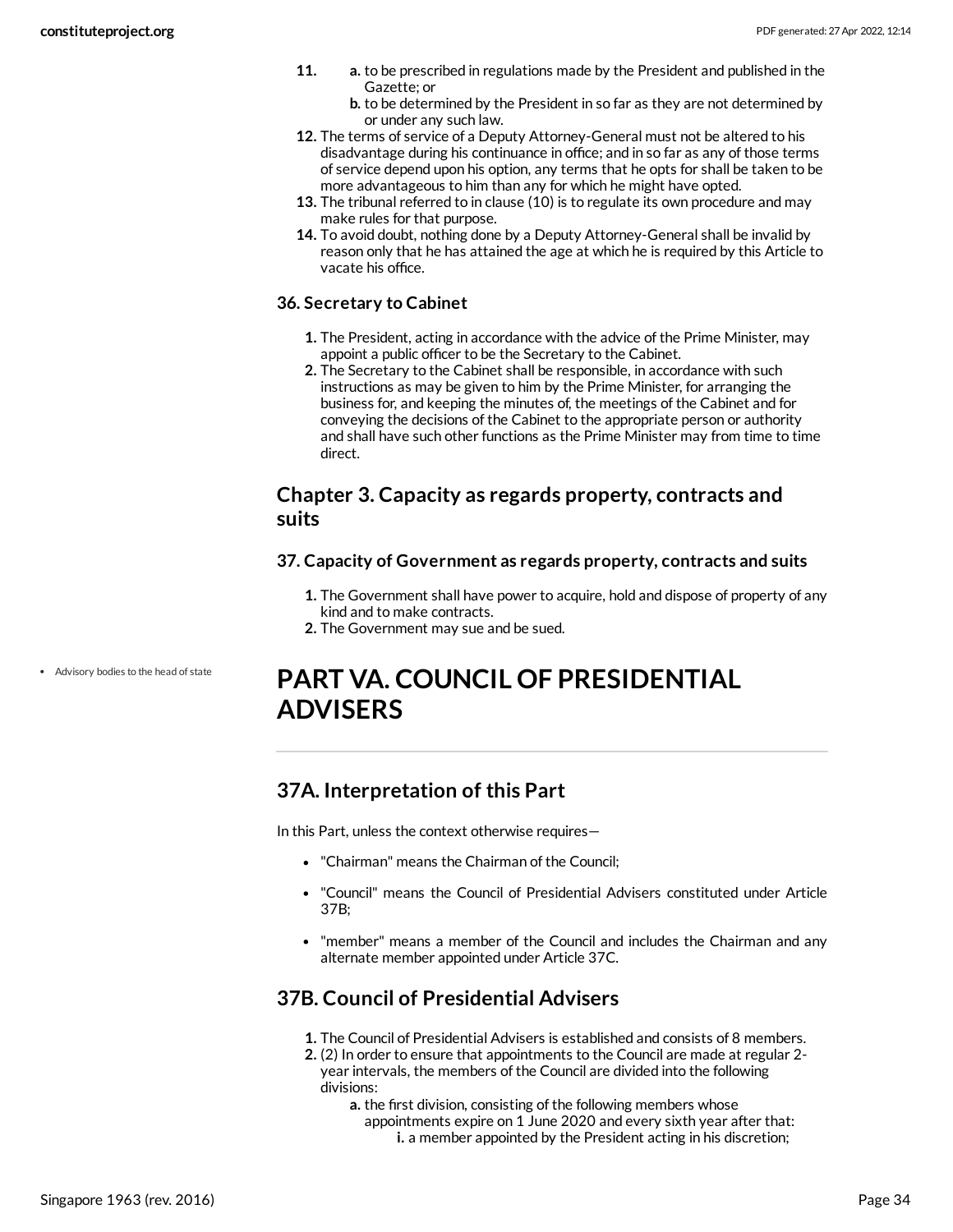11. a. to be prescribed in regulations made by the President and published in the Gazette; or
    b. to be determined by the President in so far as they are not determined by or under any such law.
12. The terms of service of a Deputy Attorney-General must not be altered to his disadvantage during his continuance in office; and in so far as any of those terms of service depend upon his option, any terms that he opts for shall be taken to be more advantageous to him than any for which he might have opted.
13. The tribunal referred to in clause (10) is to regulate its own procedure and may make rules for that purpose.
14. To avoid doubt, nothing done by a Deputy Attorney-General shall be invalid by reason only that he has attained the age at which he is required by this Article to vacate his office.

### 36. Secretary to Cabinet

1. The President, acting in accordance with the advice of the Prime Minister, may appoint a public officer to be the Secretary to the Cabinet.
2. The Secretary to the Cabinet shall be responsible, in accordance with such instructions as may be given to him by the Prime Minister, for arranging the business for, and keeping the minutes of, the meetings of the Cabinet and for conveying the decisions of the Cabinet to the appropriate person or authority and shall have such other functions as the Prime Minister may from time to time direct.

## Chapter 3. Capacity as regards property, contracts and suits

### 37. Capacity of Government as regards property, contracts and suits

1. The Government shall have power to acquire, hold and dispose of property of any kind and to make contracts.
2. The Government may sue and be sued.

- Advisory bodies to the head of state

# PART VA. COUNCIL OF PRESIDENTIAL ADVISERS

## 37A. Interpretation of this Part

In this Part, unless the context otherwise requires—

- "Chairman" means the Chairman of the Council;
- "Council" means the Council of Presidential Advisers constituted under Article 37B;
- "member" means a member of the Council and includes the Chairman and any alternate member appointed under Article 37C.

## 37B. Council of Presidential Advisers

1. The Council of Presidential Advisers is established and consists of 8 members.
2. (2) In order to ensure that appointments to the Council are made at regular 2-year intervals, the members of the Council are divided into the following divisions:
   a. the first division, consisting of the following members whose appointments expire on 1 June 2020 and every sixth year after that:
      i. a member appointed by the President acting in his discretion;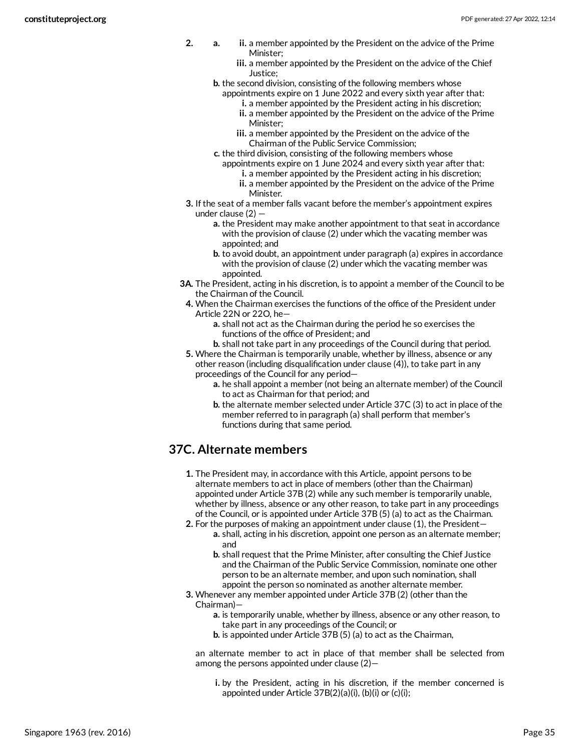2. a. ii. a member appointed by the President on the advice of the Prime Minister;

      iii. a member appointed by the President on the advice of the Chief Justice;

   b. the second division, consisting of the following members whose appointments expire on 1 June 2022 and every sixth year after that:
      i. a member appointed by the President acting in his discretion;
      ii. a member appointed by the President on the advice of the Prime Minister;
      iii. a member appointed by the President on the advice of the Chairman of the Public Service Commission;

   c. the third division, consisting of the following members whose appointments expire on 1 June 2024 and every sixth year after that:
      i. a member appointed by the President acting in his discretion;
      ii. a member appointed by the President on the advice of the Prime Minister.

3. If the seat of a member falls vacant before the member's appointment expires under clause (2) —
   a. the President may make another appointment to that seat in accordance with the provision of clause (2) under which the vacating member was appointed; and
   b. to avoid doubt, an appointment under paragraph (a) expires in accordance with the provision of clause (2) under which the vacating member was appointed.

3A. The President, acting in his discretion, is to appoint a member of the Council to be the Chairman of the Council.

4. When the Chairman exercises the functions of the office of the President under Article 22N or 22O, he—
   a. shall not act as the Chairman during the period he so exercises the functions of the office of President; and
   b. shall not take part in any proceedings of the Council during that period.

5. Where the Chairman is temporarily unable, whether by illness, absence or any other reason (including disqualification under clause (4)), to take part in any proceedings of the Council for any period—
   a. he shall appoint a member (not being an alternate member) of the Council to act as Chairman for that period; and
   b. the alternate member selected under Article 37C (3) to act in place of the member referred to in paragraph (a) shall perform that member's functions during that same period.

## 37C. Alternate members

1. The President may, in accordance with this Article, appoint persons to be alternate members to act in place of members (other than the Chairman) appointed under Article 37B (2) while any such member is temporarily unable, whether by illness, absence or any other reason, to take part in any proceedings of the Council, or is appointed under Article 37B (5) (a) to act as the Chairman.

2. For the purposes of making an appointment under clause (1), the President—
   a. shall, acting in his discretion, appoint one person as an alternate member; and
   b. shall request that the Prime Minister, after consulting the Chief Justice and the Chairman of the Public Service Commission, nominate one other person to be an alternate member, and upon such nomination, shall appoint the person so nominated as another alternate member.

3. Whenever any member appointed under Article 37B (2) (other than the Chairman)—
   a. is temporarily unable, whether by illness, absence or any other reason, to take part in any proceedings of the Council; or
   b. is appointed under Article 37B (5) (a) to act as the Chairman,

   an alternate member to act in place of that member shall be selected from among the persons appointed under clause (2)—

   i. by the President, acting in his discretion, if the member concerned is appointed under Article 37B(2)(a)(i), (b)(i) or (c)(i);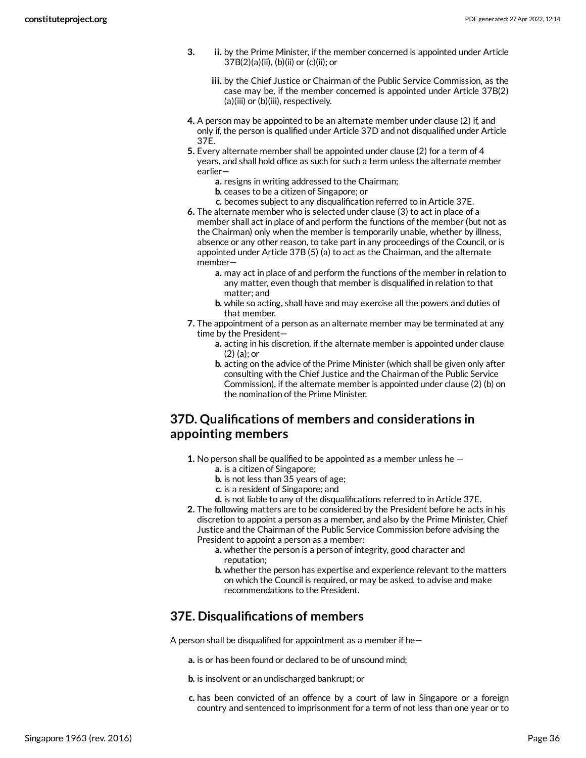3.
   ii. by the Prime Minister, if the member concerned is appointed under Article 37B(2)(a)(ii), (b)(ii) or (c)(ii); or

   iii. by the Chief Justice or Chairman of the Public Service Commission, as the case may be, if the member concerned is appointed under Article 37B(2)(a)(iii) or (b)(iii), respectively.

4. A person may be appointed to be an alternate member under clause (2) if, and only if, the person is qualified under Article 37D and not disqualified under Article 37E.
5. Every alternate member shall be appointed under clause (2) for a term of 4 years, and shall hold office as such for such a term unless the alternate member earlier—
   a. resigns in writing addressed to the Chairman;
   b. ceases to be a citizen of Singapore; or
   c. becomes subject to any disqualification referred to in Article 37E.
6. The alternate member who is selected under clause (3) to act in place of a member shall act in place of and perform the functions of the member (but not as the Chairman) only when the member is temporarily unable, whether by illness, absence or any other reason, to take part in any proceedings of the Council, or is appointed under Article 37B (5) (a) to act as the Chairman, and the alternate member—
   a. may act in place of and perform the functions of the member in relation to any matter, even though that member is disqualified in relation to that matter; and
   b. while so acting, shall have and may exercise all the powers and duties of that member.
7. The appointment of a person as an alternate member may be terminated at any time by the President—
   a. acting in his discretion, if the alternate member is appointed under clause (2) (a); or
   b. acting on the advice of the Prime Minister (which shall be given only after consulting with the Chief Justice and the Chairman of the Public Service Commission), if the alternate member is appointed under clause (2) (b) on the nomination of the Prime Minister.

## 37D. Qualifications of members and considerations in appointing members

1. No person shall be qualified to be appointed as a member unless he —
   a. is a citizen of Singapore;
   b. is not less than 35 years of age;
   c. is a resident of Singapore; and
   d. is not liable to any of the disqualifications referred to in Article 37E.
2. The following matters are to be considered by the President before he acts in his discretion to appoint a person as a member, and also by the Prime Minister, Chief Justice and the Chairman of the Public Service Commission before advising the President to appoint a person as a member:
   a. whether the person is a person of integrity, good character and reputation;
   b. whether the person has expertise and experience relevant to the matters on which the Council is required, or may be asked, to advise and make recommendations to the President.

## 37E. Disqualifications of members

A person shall be disqualified for appointment as a member if he—

a. is or has been found or declared to be of unsound mind;

b. is insolvent or an undischarged bankrupt; or

c. has been convicted of an offence by a court of law in Singapore or a foreign country and sentenced to imprisonment for a term of not less than one year or to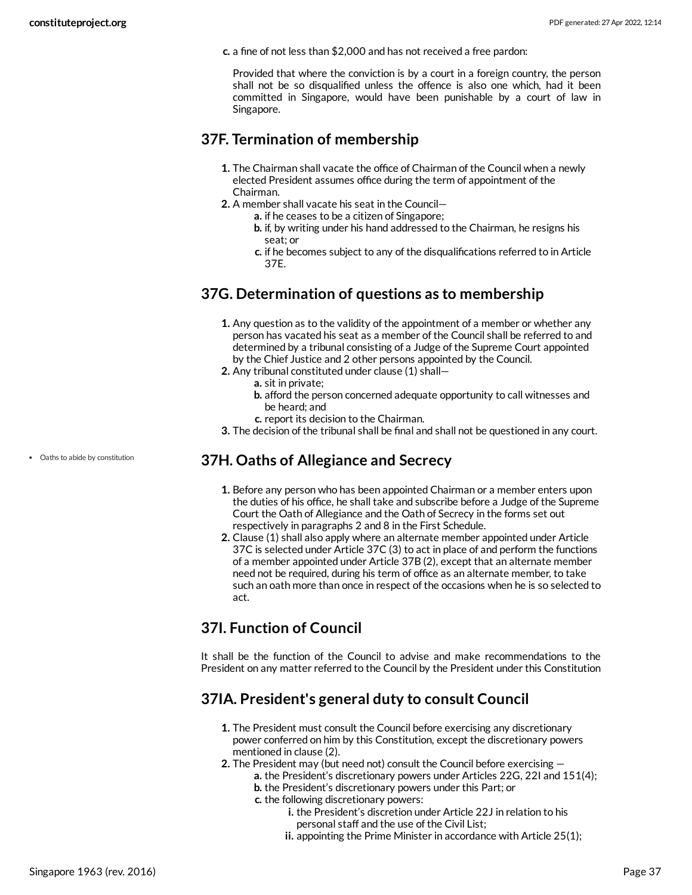c. a fine of not less than $2,000 and has not received a free pardon:

Provided that where the conviction is by a court in a foreign country, the person shall not be so disqualified unless the offence is also one which, had it been committed in Singapore, would have been punishable by a court of law in Singapore.

## 37F. Termination of membership

1. The Chairman shall vacate the office of Chairman of the Council when a newly elected President assumes office during the term of appointment of the Chairman.
2. A member shall vacate his seat in the Council—
   a. if he ceases to be a citizen of Singapore;
   b. if, by writing under his hand addressed to the Chairman, he resigns his seat; or
   c. if he becomes subject to any of the disqualifications referred to in Article 37E.

## 37G. Determination of questions as to membership

1. Any question as to the validity of the appointment of a member or whether any person has vacated his seat as a member of the Council shall be referred to and determined by a tribunal consisting of a Judge of the Supreme Court appointed by the Chief Justice and 2 other persons appointed by the Council.
2. Any tribunal constituted under clause (1) shall—
   a. sit in private;
   b. afford the person concerned adequate opportunity to call witnesses and be heard; and
   c. report its decision to the Chairman.
3. The decision of the tribunal shall be final and shall not be questioned in any court.

- Oaths to abide by constitution

## 37H. Oaths of Allegiance and Secrecy

1. Before any person who has been appointed Chairman or a member enters upon the duties of his office, he shall take and subscribe before a Judge of the Supreme Court the Oath of Allegiance and the Oath of Secrecy in the forms set out respectively in paragraphs 2 and 8 in the First Schedule.
2. Clause (1) shall also apply where an alternate member appointed under Article 37C is selected under Article 37C (3) to act in place of and perform the functions of a member appointed under Article 37B (2), except that an alternate member need not be required, during his term of office as an alternate member, to take such an oath more than once in respect of the occasions when he is so selected to act.

## 37I. Function of Council

It shall be the function of the Council to advise and make recommendations to the President on any matter referred to the Council by the President under this Constitution

## 37IA. President's general duty to consult Council

1. The President must consult the Council before exercising any discretionary power conferred on him by this Constitution, except the discretionary powers mentioned in clause (2).
2. The President may (but need not) consult the Council before exercising —
   a. the President's discretionary powers under Articles 22G, 22I and 151(4);
   b. the President's discretionary powers under this Part; or
   c. the following discretionary powers:
      i. the President's discretion under Article 22J in relation to his personal staff and the use of the Civil List;
      ii. appointing the Prime Minister in accordance with Article 25(1);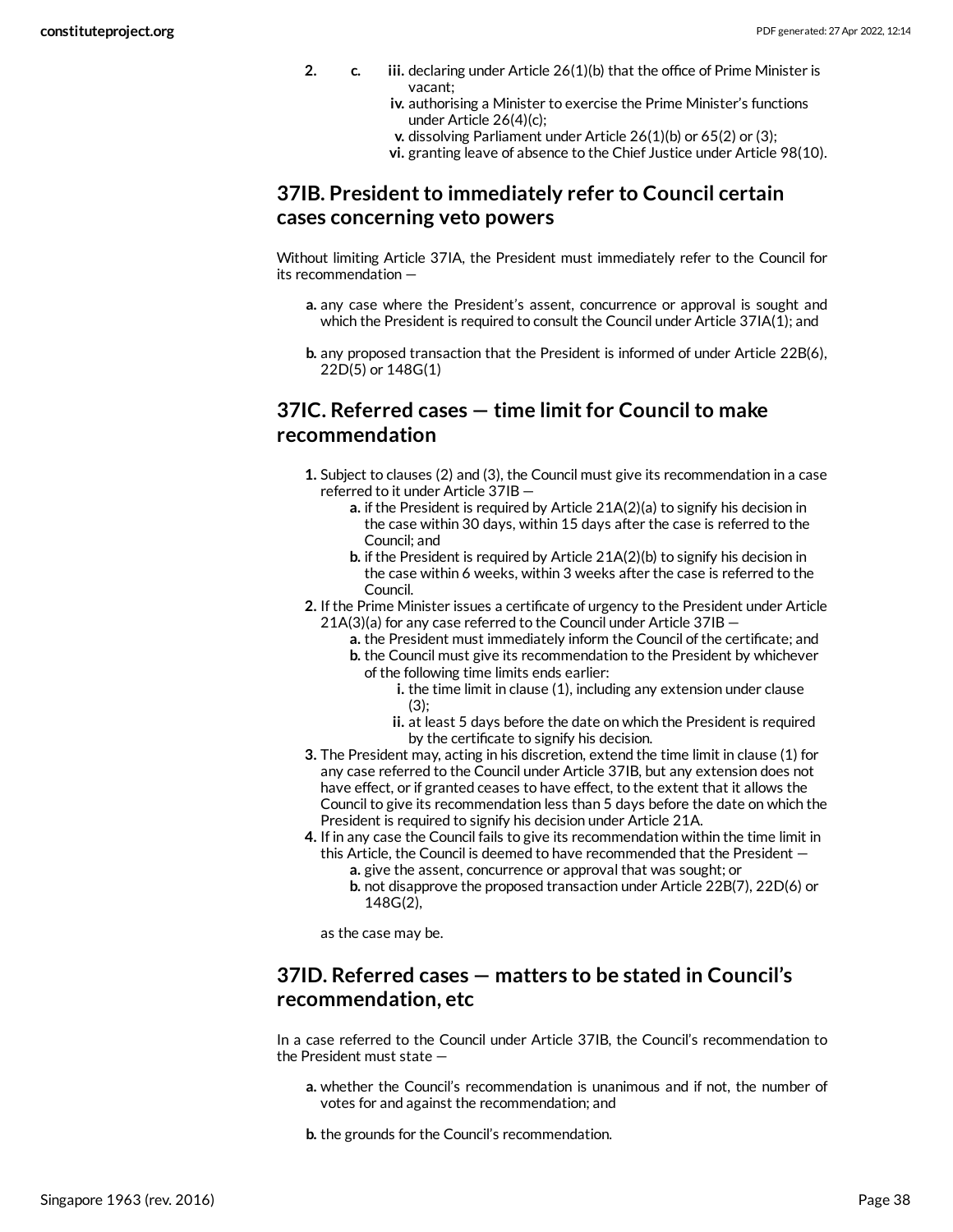2. c. iii. declaring under Article 26(1)(b) that the office of Prime Minister is vacant;
   iv. authorising a Minister to exercise the Prime Minister's functions under Article 26(4)(c);
   v. dissolving Parliament under Article 26(1)(b) or 65(2) or (3);
   vi. granting leave of absence to the Chief Justice under Article 98(10).

## 37IB. President to immediately refer to Council certain cases concerning veto powers

Without limiting Article 37IA, the President must immediately refer to the Council for its recommendation —

- **a.** any case where the President's assent, concurrence or approval is sought and which the President is required to consult the Council under Article 37IA(1); and
- **b.** any proposed transaction that the President is informed of under Article 22B(6), 22D(5) or 148G(1)

## 37IC. Referred cases — time limit for Council to make recommendation

1. Subject to clauses (2) and (3), the Council must give its recommendation in a case referred to it under Article 37IB —
   - **a.** if the President is required by Article 21A(2)(a) to signify his decision in the case within 30 days, within 15 days after the case is referred to the Council; and
   - **b.** if the President is required by Article 21A(2)(b) to signify his decision in the case within 6 weeks, within 3 weeks after the case is referred to the Council.
2. If the Prime Minister issues a certificate of urgency to the President under Article 21A(3)(a) for any case referred to the Council under Article 37IB —
   - **a.** the President must immediately inform the Council of the certificate; and
   - **b.** the Council must give its recommendation to the President by whichever of the following time limits ends earlier:
     - **i.** the time limit in clause (1), including any extension under clause (3);
     - **ii.** at least 5 days before the date on which the President is required by the certificate to signify his decision.
3. The President may, acting in his discretion, extend the time limit in clause (1) for any case referred to the Council under Article 37IB, but any extension does not have effect, or if granted ceases to have effect, to the extent that it allows the Council to give its recommendation less than 5 days before the date on which the President is required to signify his decision under Article 21A.
4. If in any case the Council fails to give its recommendation within the time limit in this Article, the Council is deemed to have recommended that the President —
   - **a.** give the assent, concurrence or approval that was sought; or
   - **b.** not disapprove the proposed transaction under Article 22B(7), 22D(6) or 148G(2),

   as the case may be.

## 37ID. Referred cases — matters to be stated in Council's recommendation, etc

In a case referred to the Council under Article 37IB, the Council's recommendation to the President must state —

- **a.** whether the Council's recommendation is unanimous and if not, the number of votes for and against the recommendation; and
- **b.** the grounds for the Council's recommendation.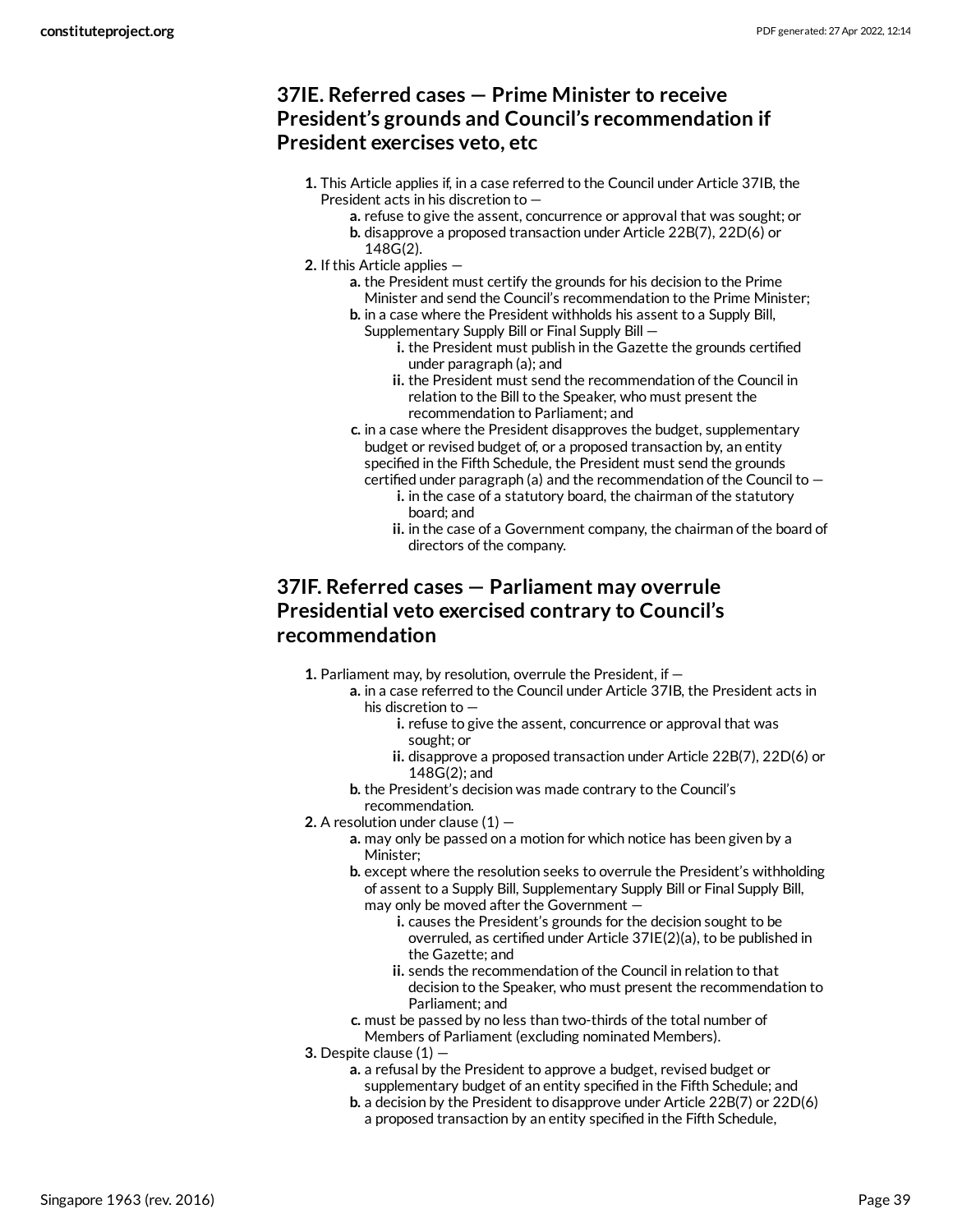### 37IE. Referred cases — Prime Minister to receive President's grounds and Council's recommendation if President exercises veto, etc

1. This Article applies if, in a case referred to the Council under Article 37IB, the President acts in his discretion to —
    a. refuse to give the assent, concurrence or approval that was sought; or
    b. disapprove a proposed transaction under Article 22B(7), 22D(6) or 148G(2).
2. If this Article applies —
    a. the President must certify the grounds for his decision to the Prime Minister and send the Council's recommendation to the Prime Minister;
    b. in a case where the President withholds his assent to a Supply Bill, Supplementary Supply Bill or Final Supply Bill —
        i. the President must publish in the Gazette the grounds certified under paragraph (a); and
        ii. the President must send the recommendation of the Council in relation to the Bill to the Speaker, who must present the recommendation to Parliament; and
    c. in a case where the President disapproves the budget, supplementary budget or revised budget of, or a proposed transaction by, an entity specified in the Fifth Schedule, the President must send the grounds certified under paragraph (a) and the recommendation of the Council to —
        i. in the case of a statutory board, the chairman of the statutory board; and
        ii. in the case of a Government company, the chairman of the board of directors of the company.

### 37IF. Referred cases — Parliament may overrule Presidential veto exercised contrary to Council's recommendation

1. Parliament may, by resolution, overrule the President, if —
    a. in a case referred to the Council under Article 37IB, the President acts in his discretion to —
        i. refuse to give the assent, concurrence or approval that was sought; or
        ii. disapprove a proposed transaction under Article 22B(7), 22D(6) or 148G(2); and
    b. the President's decision was made contrary to the Council's recommendation.
2. A resolution under clause (1) —
    a. may only be passed on a motion for which notice has been given by a Minister;
    b. except where the resolution seeks to overrule the President's withholding of assent to a Supply Bill, Supplementary Supply Bill or Final Supply Bill, may only be moved after the Government —
        i. causes the President's grounds for the decision sought to be overruled, as certified under Article 37IE(2)(a), to be published in the Gazette; and
        ii. sends the recommendation of the Council in relation to that decision to the Speaker, who must present the recommendation to Parliament; and
    c. must be passed by no less than two-thirds of the total number of Members of Parliament (excluding nominated Members).
3. Despite clause (1) —
    a. a refusal by the President to approve a budget, revised budget or supplementary budget of an entity specified in the Fifth Schedule; and
    b. a decision by the President to disapprove under Article 22B(7) or 22D(6) a proposed transaction by an entity specified in the Fifth Schedule,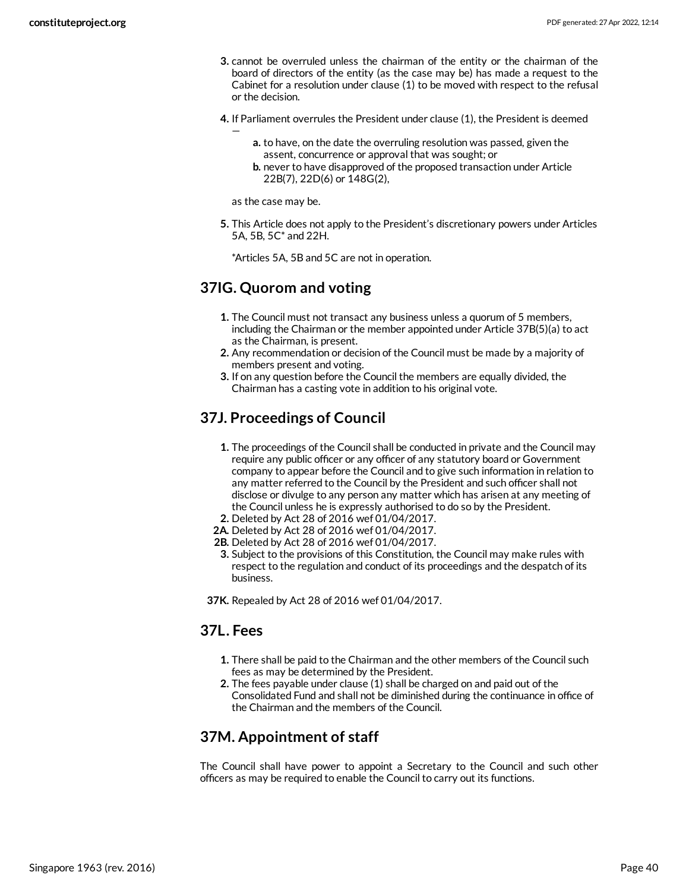3. cannot be overruled unless the chairman of the entity or the chairman of the board of directors of the entity (as the case may be) has made a request to the Cabinet for a resolution under clause (1) to be moved with respect to the refusal or the decision.

4. If Parliament overrules the President under clause (1), the President is deemed —
   a. to have, on the date the overruling resolution was passed, given the assent, concurrence or approval that was sought; or
   b. never to have disapproved of the proposed transaction under Article 22B(7), 22D(6) or 148G(2),

   as the case may be.

5. This Article does not apply to the President's discretionary powers under Articles 5A, 5B, 5C* and 22H.

   *Articles 5A, 5B and 5C are not in operation.

## 37IG. Quorum and voting

1. The Council must not transact any business unless a quorum of 5 members, including the Chairman or the member appointed under Article 37B(5)(a) to act as the Chairman, is present.
2. Any recommendation or decision of the Council must be made by a majority of members present and voting.
3. If on any question before the Council the members are equally divided, the Chairman has a casting vote in addition to his original vote.

## 37J. Proceedings of Council

1. The proceedings of the Council shall be conducted in private and the Council may require any public officer or any officer of any statutory board or Government company to appear before the Council and to give such information in relation to any matter referred to the Council by the President and such officer shall not disclose or divulge to any person any matter which has arisen at any meeting of the Council unless he is expressly authorised to do so by the President.

2. Deleted by Act 28 of 2016 wef 01/04/2017.

2A. Deleted by Act 28 of 2016 wef 01/04/2017.

2B. Deleted by Act 28 of 2016 wef 01/04/2017.

3. Subject to the provisions of this Constitution, the Council may make rules with respect to the regulation and conduct of its proceedings and the despatch of its business.

**37K.** Repealed by Act 28 of 2016 wef 01/04/2017.

## 37L. Fees

1. There shall be paid to the Chairman and the other members of the Council such fees as may be determined by the President.
2. The fees payable under clause (1) shall be charged on and paid out of the Consolidated Fund and shall not be diminished during the continuance in office of the Chairman and the members of the Council.

## 37M. Appointment of staff

The Council shall have power to appoint a Secretary to the Council and such other officers as may be required to enable the Council to carry out its functions.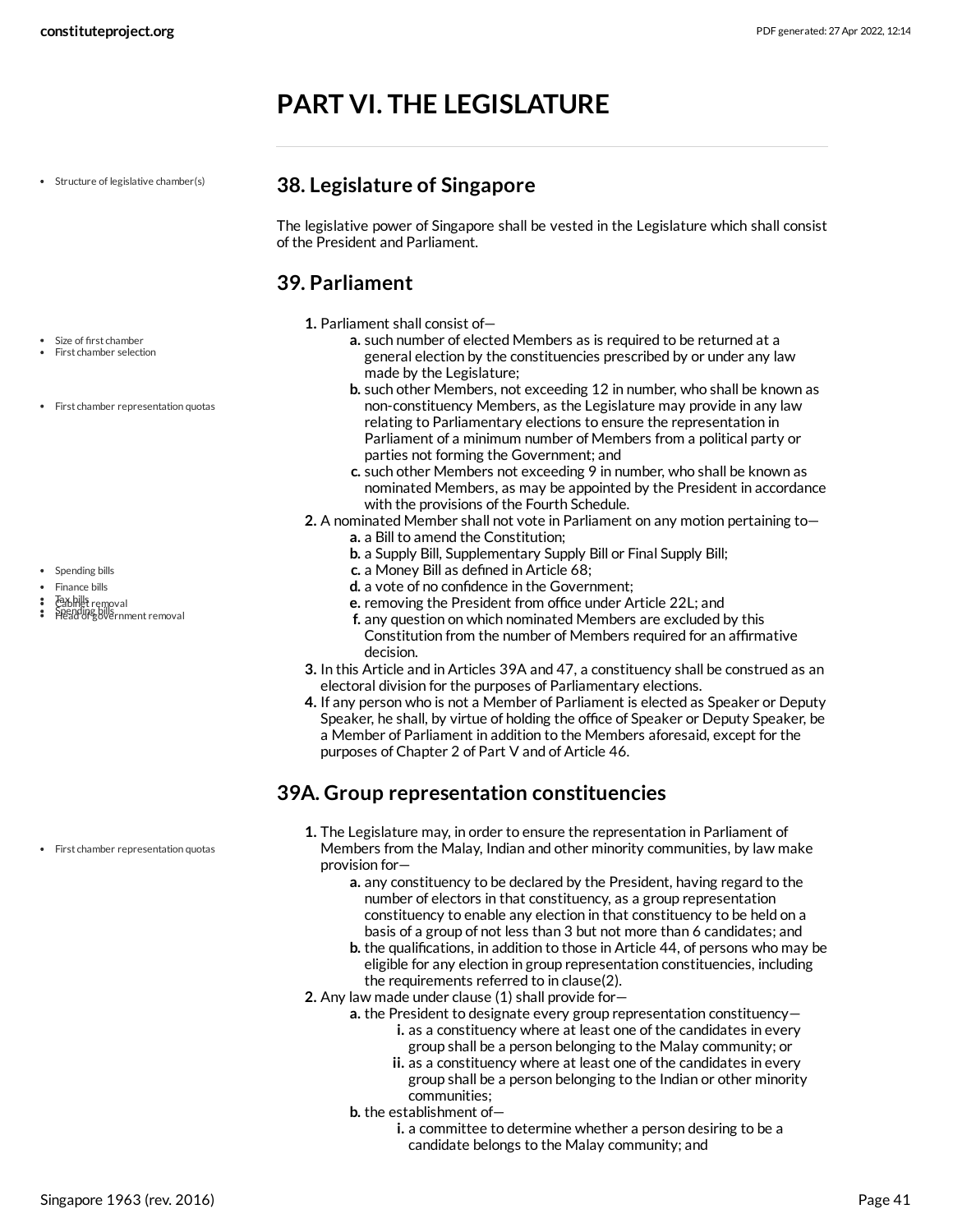# PART VI. THE LEGISLATURE

## 38. Legislature of Singapore

The legislative power of Singapore shall be vested in the Legislature which shall consist of the President and Parliament.

## 39. Parliament

1. Parliament shall consist of—
    a. such number of elected Members as is required to be returned at a general election by the constituencies prescribed by or under any law made by the Legislature;
    b. such other Members, not exceeding 12 in number, who shall be known as non-constituency Members, as the Legislature may provide in any law relating to Parliamentary elections to ensure the representation in Parliament of a minimum number of Members from a political party or parties not forming the Government; and
    c. such other Members not exceeding 9 in number, who shall be known as nominated Members, as may be appointed by the President in accordance with the provisions of the Fourth Schedule.
2. A nominated Member shall not vote in Parliament on any motion pertaining to—
    a. a Bill to amend the Constitution;
    b. a Supply Bill, Supplementary Supply Bill or Final Supply Bill;
    c. a Money Bill as defined in Article 68;
    d. a vote of no confidence in the Government;
    e. removing the President from office under Article 22L; and
    f. any question on which nominated Members are excluded by this Constitution from the number of Members required for an affirmative decision.
3. In this Article and in Articles 39A and 47, a constituency shall be construed as an electoral division for the purposes of Parliamentary elections.
4. If any person who is not a Member of Parliament is elected as Speaker or Deputy Speaker, he shall, by virtue of holding the office of Speaker or Deputy Speaker, be a Member of Parliament in addition to the Members aforesaid, except for the purposes of Chapter 2 of Part V and of Article 46.

## 39A. Group representation constituencies

1. The Legislature may, in order to ensure the representation in Parliament of Members from the Malay, Indian and other minority communities, by law make provision for—
    a. any constituency to be declared by the President, having regard to the number of electors in that constituency, as a group representation constituency to enable any election in that constituency to be held on a basis of a group of not less than 3 but not more than 6 candidates; and
    b. the qualifications, in addition to those in Article 44, of persons who may be eligible for any election in group representation constituencies, including the requirements referred to in clause(2).
2. Any law made under clause (1) shall provide for—
    a. the President to designate every group representation constituency—
        i. as a constituency where at least one of the candidates in every group shall be a person belonging to the Malay community; or
        ii. as a constituency where at least one of the candidates in every group shall be a person belonging to the Indian or other minority communities;
    b. the establishment of—
        i. a committee to determine whether a person desiring to be a candidate belongs to the Malay community; and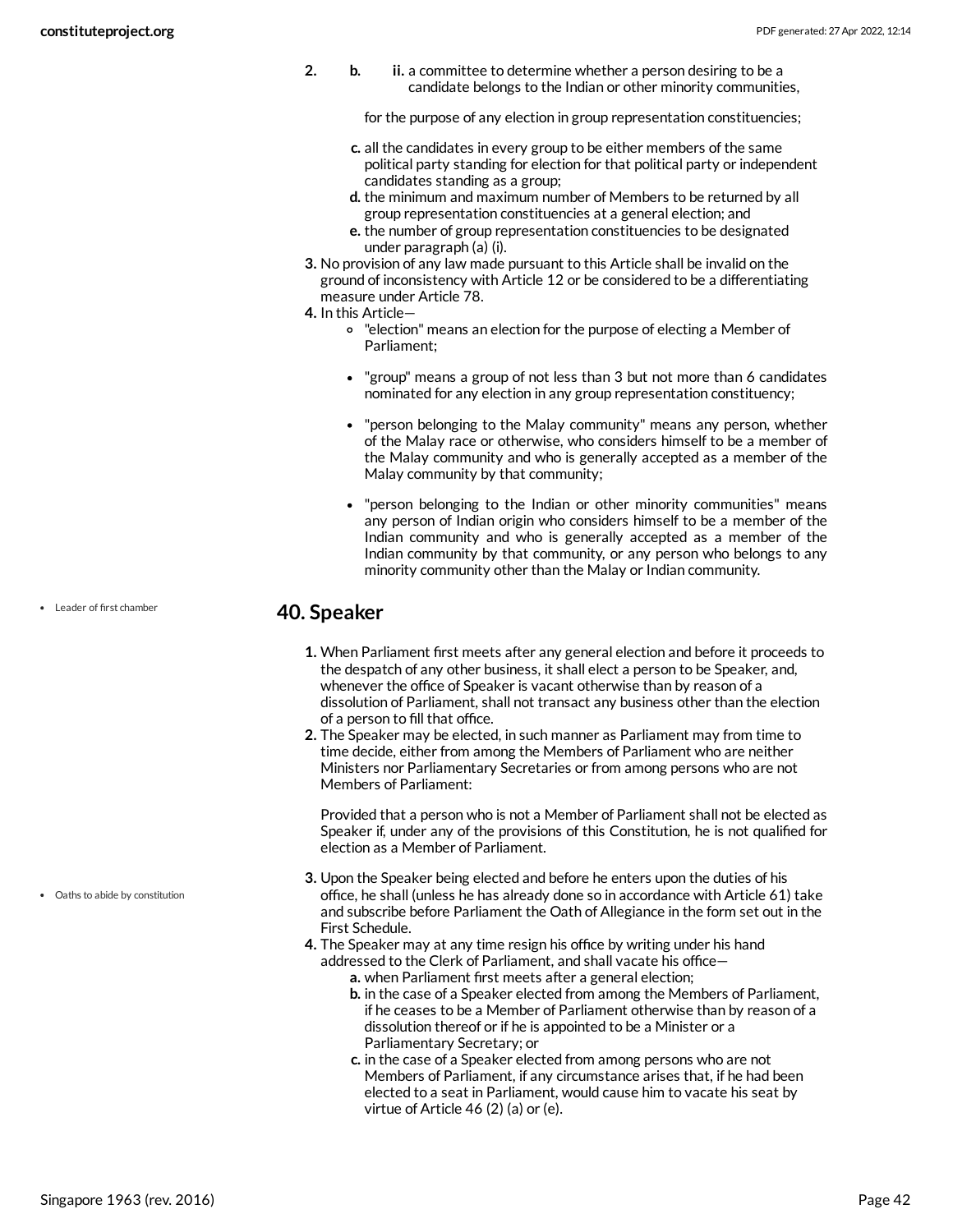2. b. ii. a committee to determine whether a person desiring to be a candidate belongs to the Indian or other minority communities,

 for the purpose of any election in group representation constituencies;

 c. all the candidates in every group to be either members of the same political party standing for election for that political party or independent candidates standing as a group;
 d. the minimum and maximum number of Members to be returned by all group representation constituencies at a general election; and
 e. the number of group representation constituencies to be designated under paragraph (a) (i).

3. No provision of any law made pursuant to this Article shall be invalid on the ground of inconsistency with Article 12 or be considered to be a differentiating measure under Article 78.
4. In this Article—
 - "election" means an election for the purpose of electing a Member of Parliament;
 - "group" means a group of not less than 3 but not more than 6 candidates nominated for any election in any group representation constituency;
 - "person belonging to the Malay community" means any person, whether of the Malay race or otherwise, who considers himself to be a member of the Malay community and who is generally accepted as a member of the Malay community by that community;
 - "person belonging to the Indian or other minority communities" means any person of Indian origin who considers himself to be a member of the Indian community and who is generally accepted as a member of the Indian community by that community, or any person who belongs to any minority community other than the Malay or Indian community.

- Leader of first chamber

## 40. Speaker

1. When Parliament first meets after any general election and before it proceeds to the despatch of any other business, it shall elect a person to be Speaker, and, whenever the office of Speaker is vacant otherwise than by reason of a dissolution of Parliament, shall not transact any business other than the election of a person to fill that office.
2. The Speaker may be elected, in such manner as Parliament may from time to time decide, either from among the Members of Parliament who are neither Ministers nor Parliamentary Secretaries or from among persons who are not Members of Parliament:

 Provided that a person who is not a Member of Parliament shall not be elected as Speaker if, under any of the provisions of this Constitution, he is not qualified for election as a Member of Parliament.

- Oaths to abide by constitution

3. Upon the Speaker being elected and before he enters upon the duties of his office, he shall (unless he has already done so in accordance with Article 61) take and subscribe before Parliament the Oath of Allegiance in the form set out in the First Schedule.
4. The Speaker may at any time resign his office by writing under his hand addressed to the Clerk of Parliament, and shall vacate his office—
 a. when Parliament first meets after a general election;
 b. in the case of a Speaker elected from among the Members of Parliament, if he ceases to be a Member of Parliament otherwise than by reason of a dissolution thereof or if he is appointed to be a Minister or a Parliamentary Secretary; or
 c. in the case of a Speaker elected from among persons who are not Members of Parliament, if any circumstance arises that, if he had been elected to a seat in Parliament, would cause him to vacate his seat by virtue of Article 46 (2) (a) or (e).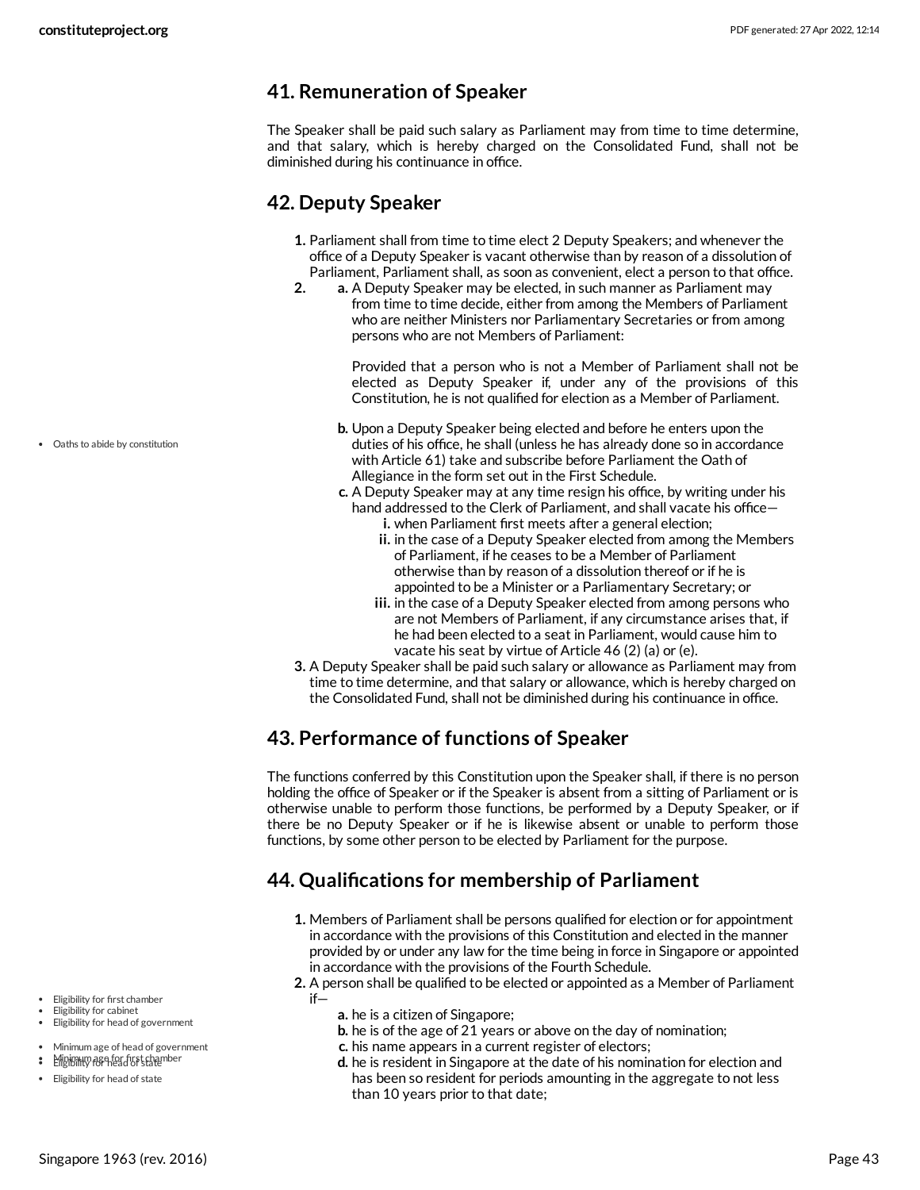## 41. Remuneration of Speaker

The Speaker shall be paid such salary as Parliament may from time to time determine, and that salary, which is hereby charged on the Consolidated Fund, shall not be diminished during his continuance in office.

## 42. Deputy Speaker

1. Parliament shall from time to time elect 2 Deputy Speakers; and whenever the office of a Deputy Speaker is vacant otherwise than by reason of a dissolution of Parliament, Parliament shall, as soon as convenient, elect a person to that office.
2. 
   a. A Deputy Speaker may be elected, in such manner as Parliament may from time to time decide, either from among the Members of Parliament who are neither Ministers nor Parliamentary Secretaries or from among persons who are not Members of Parliament:

      Provided that a person who is not a Member of Parliament shall not be elected as Deputy Speaker if, under any of the provisions of this Constitution, he is not qualified for election as a Member of Parliament.

   b. Upon a Deputy Speaker being elected and before he enters upon the duties of his office, he shall (unless he has already done so in accordance with Article 61) take and subscribe before Parliament the Oath of Allegiance in the form set out in the First Schedule.
   c. A Deputy Speaker may at any time resign his office, by writing under his hand addressed to the Clerk of Parliament, and shall vacate his office—
      i. when Parliament first meets after a general election;
      ii. in the case of a Deputy Speaker elected from among the Members of Parliament, if he ceases to be a Member of Parliament otherwise than by reason of a dissolution thereof or if he is appointed to be a Minister or a Parliamentary Secretary; or
      iii. in the case of a Deputy Speaker elected from among persons who are not Members of Parliament, if any circumstance arises that, if he had been elected to a seat in Parliament, would cause him to vacate his seat by virtue of Article 46 (2) (a) or (e).
3. A Deputy Speaker shall be paid such salary or allowance as Parliament may from time to time determine, and that salary or allowance, which is hereby charged on the Consolidated Fund, shall not be diminished during his continuance in office.

## 43. Performance of functions of Speaker

The functions conferred by this Constitution upon the Speaker shall, if there is no person holding the office of Speaker or if the Speaker is absent from a sitting of Parliament or is otherwise unable to perform those functions, be performed by a Deputy Speaker, or if there be no Deputy Speaker or if he is likewise absent or unable to perform those functions, by some other person to be elected by Parliament for the purpose.

## 44. Qualifications for membership of Parliament

1. Members of Parliament shall be persons qualified for election or for appointment in accordance with the provisions of this Constitution and elected in the manner provided by or under any law for the time being in force in Singapore or appointed in accordance with the provisions of the Fourth Schedule.
2. A person shall be qualified to be elected or appointed as a Member of Parliament if—
   a. he is a citizen of Singapore;
   b. he is of the age of 21 years or above on the day of nomination;
   c. his name appears in a current register of electors;
   d. he is resident in Singapore at the date of his nomination for election and has been so resident for periods amounting in the aggregate to not less than 10 years prior to that date;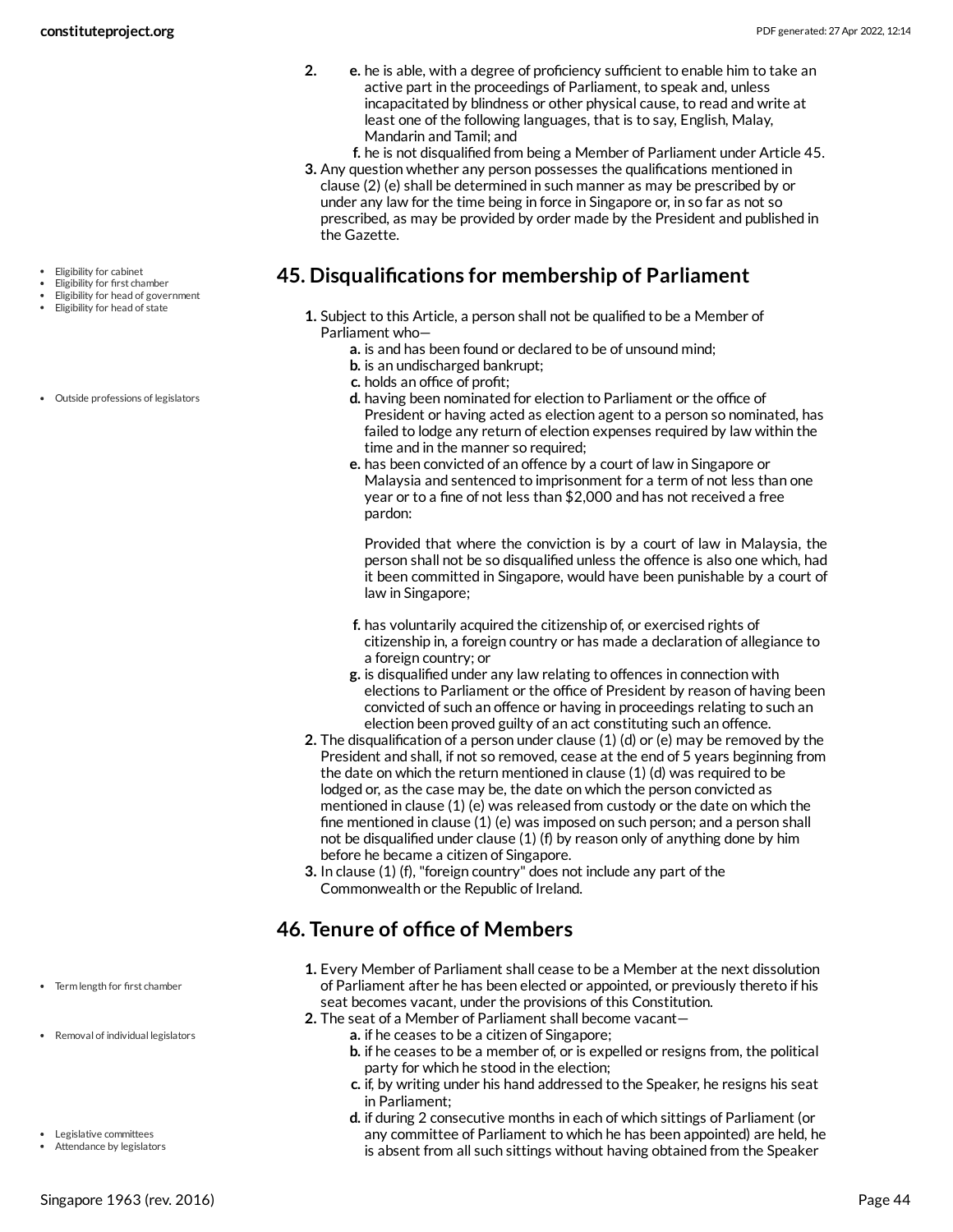2. e. he is able, with a degree of proficiency sufficient to enable him to take an active part in the proceedings of Parliament, to speak and, unless incapacitated by blindness or other physical cause, to read and write at least one of the following languages, that is to say, English, Malay, Mandarin and Tamil; and
   f. he is not disqualified from being a Member of Parliament under Article 45.
3. Any question whether any person possesses the qualifications mentioned in clause (2) (e) shall be determined in such manner as may be prescribed by or under any law for the time being in force in Singapore or, in so far as not so prescribed, as may be provided by order made by the President and published in the Gazette.

- Eligibility for cabinet
- Eligibility for first chamber
- Eligibility for head of government
- Eligibility for head of state

## 45. Disqualifications for membership of Parliament

1. Subject to this Article, a person shall not be qualified to be a Member of Parliament who—
   a. is and has been found or declared to be of unsound mind;
   b. is an undischarged bankrupt;
   c. holds an office of profit;
   d. having been nominated for election to Parliament or the office of President or having acted as election agent to a person so nominated, has failed to lodge any return of election expenses required by law within the time and in the manner so required;
   e. has been convicted of an offence by a court of law in Singapore or Malaysia and sentenced to imprisonment for a term of not less than one year or to a fine of not less than $2,000 and has not received a free pardon:

      Provided that where the conviction is by a court of law in Malaysia, the person shall not be so disqualified unless the offence is also one which, had it been committed in Singapore, would have been punishable by a court of law in Singapore;

   f. has voluntarily acquired the citizenship of, or exercised rights of citizenship in, a foreign country or has made a declaration of allegiance to a foreign country; or
   g. is disqualified under any law relating to offences in connection with elections to Parliament or the office of President by reason of having been convicted of such an offence or having in proceedings relating to such an election been proved guilty of an act constituting such an offence.
2. The disqualification of a person under clause (1) (d) or (e) may be removed by the President and shall, if not so removed, cease at the end of 5 years beginning from the date on which the return mentioned in clause (1) (d) was required to be lodged or, as the case may be, the date on which the person convicted as mentioned in clause (1) (e) was released from custody or the date on which the fine mentioned in clause (1) (e) was imposed on such person; and a person shall not be disqualified under clause (1) (f) by reason only of anything done by him before he became a citizen of Singapore.
3. In clause (1) (f), "foreign country" does not include any part of the Commonwealth or the Republic of Ireland.

- Outside professions of legislators

## 46. Tenure of office of Members

- Term length for first chamber

1. Every Member of Parliament shall cease to be a Member at the next dissolution of Parliament after he has been elected or appointed, or previously thereto if his seat becomes vacant, under the provisions of this Constitution.
2. The seat of a Member of Parliament shall become vacant—
   a. if he ceases to be a citizen of Singapore;
   b. if he ceases to be a member of, or is expelled or resigns from, the political party for which he stood in the election;
   c. if, by writing under his hand addressed to the Speaker, he resigns his seat in Parliament;
   d. if during 2 consecutive months in each of which sittings of Parliament (or any committee of Parliament to which he has been appointed) are held, he is absent from all such sittings without having obtained from the Speaker

- Removal of individual legislators
- Legislative committees
- Attendance by legislators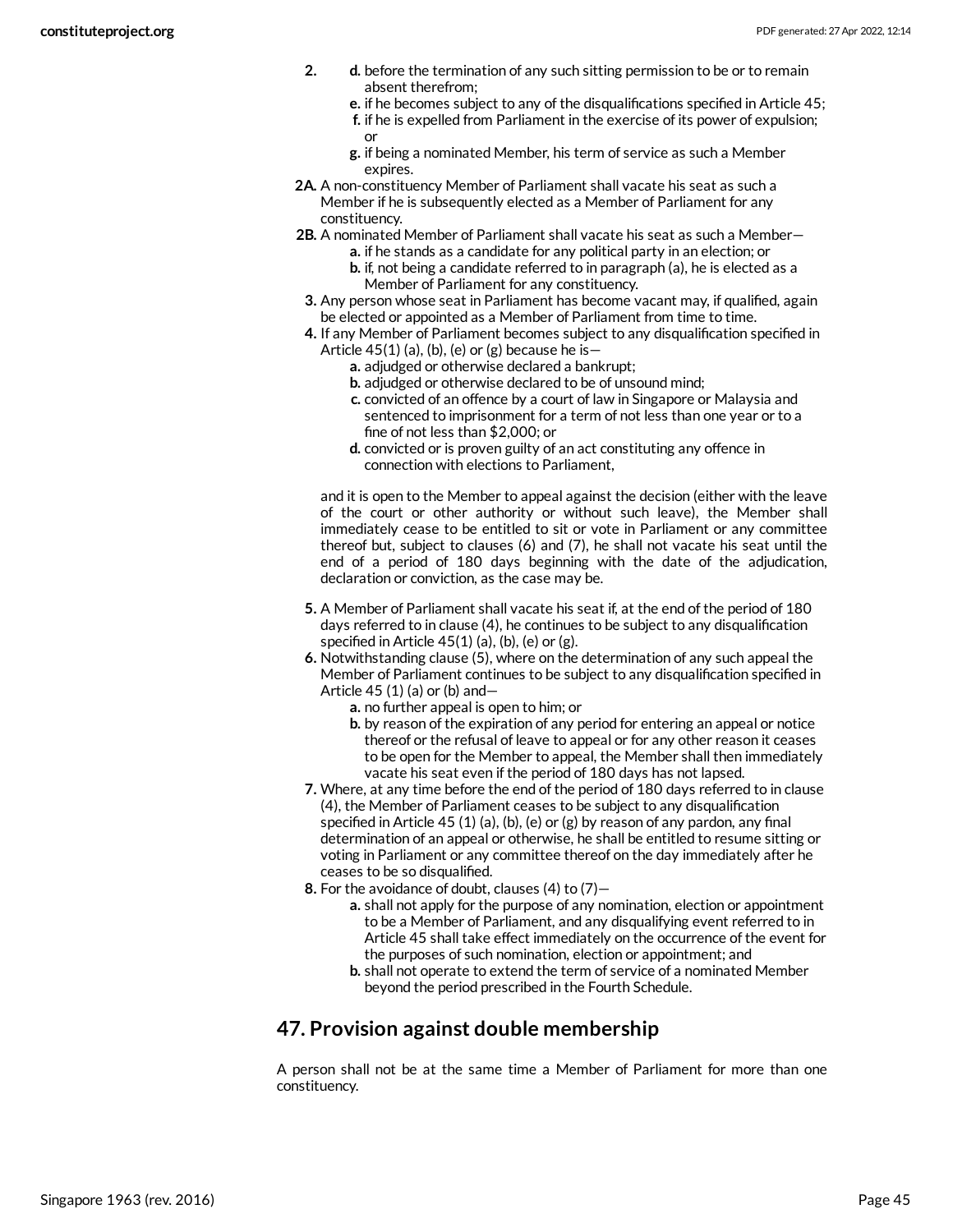2. 
   d. before the termination of any such sitting permission to be or to remain absent therefrom;
   e. if he becomes subject to any of the disqualifications specified in Article 45;
   f. if he is expelled from Parliament in the exercise of its power of expulsion; or
   g. if being a nominated Member, his term of service as such a Member expires.

2A. A non-constituency Member of Parliament shall vacate his seat as such a Member if he is subsequently elected as a Member of Parliament for any constituency.

2B. A nominated Member of Parliament shall vacate his seat as such a Member—
   a. if he stands as a candidate for any political party in an election; or
   b. if, not being a candidate referred to in paragraph (a), he is elected as a Member of Parliament for any constituency.

3. Any person whose seat in Parliament has become vacant may, if qualified, again be elected or appointed as a Member of Parliament from time to time.

4. If any Member of Parliament becomes subject to any disqualification specified in Article 45(1) (a), (b), (e) or (g) because he is—
   a. adjudged or otherwise declared a bankrupt;
   b. adjudged or otherwise declared to be of unsound mind;
   c. convicted of an offence by a court of law in Singapore or Malaysia and sentenced to imprisonment for a term of not less than one year or to a fine of not less than $2,000; or
   d. convicted or is proven guilty of an act constituting any offence in connection with elections to Parliament,

   and it is open to the Member to appeal against the decision (either with the leave of the court or other authority or without such leave), the Member shall immediately cease to be entitled to sit or vote in Parliament or any committee thereof but, subject to clauses (6) and (7), he shall not vacate his seat until the end of a period of 180 days beginning with the date of the adjudication, declaration or conviction, as the case may be.

5. A Member of Parliament shall vacate his seat if, at the end of the period of 180 days referred to in clause (4), he continues to be subject to any disqualification specified in Article 45(1) (a), (b), (e) or (g).

6. Notwithstanding clause (5), where on the determination of any such appeal the Member of Parliament continues to be subject to any disqualification specified in Article 45 (1) (a) or (b) and—
   a. no further appeal is open to him; or
   b. by reason of the expiration of any period for entering an appeal or notice thereof or the refusal of leave to appeal or for any other reason it ceases to be open for the Member to appeal, the Member shall then immediately vacate his seat even if the period of 180 days has not lapsed.

7. Where, at any time before the end of the period of 180 days referred to in clause (4), the Member of Parliament ceases to be subject to any disqualification specified in Article 45 (1) (a), (b), (e) or (g) by reason of any pardon, any final determination of an appeal or otherwise, he shall be entitled to resume sitting or voting in Parliament or any committee thereof on the day immediately after he ceases to be so disqualified.

8. For the avoidance of doubt, clauses (4) to (7)—
   a. shall not apply for the purpose of any nomination, election or appointment to be a Member of Parliament, and any disqualifying event referred to in Article 45 shall take effect immediately on the occurrence of the event for the purposes of such nomination, election or appointment; and
   b. shall not operate to extend the term of service of a nominated Member beyond the period prescribed in the Fourth Schedule.

## 47. Provision against double membership

A person shall not be at the same time a Member of Parliament for more than one constituency.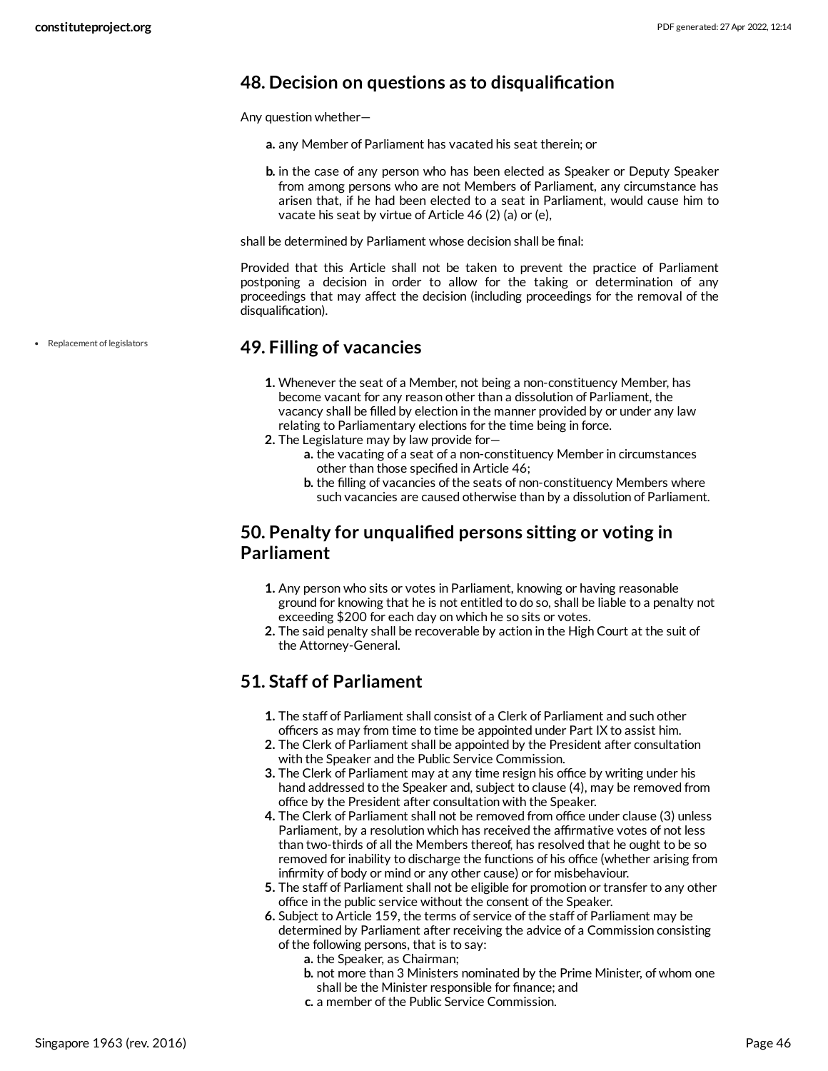## 48. Decision on questions as to disqualification

Any question whether—

- **a.** any Member of Parliament has vacated his seat therein; or
- **b.** in the case of any person who has been elected as Speaker or Deputy Speaker from among persons who are not Members of Parliament, any circumstance has arisen that, if he had been elected to a seat in Parliament, would cause him to vacate his seat by virtue of Article 46 (2) (a) or (e),

shall be determined by Parliament whose decision shall be final:

Provided that this Article shall not be taken to prevent the practice of Parliament postponing a decision in order to allow for the taking or determination of any proceedings that may affect the decision (including proceedings for the removal of the disqualification).

- Replacement of legislators

## 49. Filling of vacancies

1. Whenever the seat of a Member, not being a non-constituency Member, has become vacant for any reason other than a dissolution of Parliament, the vacancy shall be filled by election in the manner provided by or under any law relating to Parliamentary elections for the time being in force.
2. The Legislature may by law provide for—
   - **a.** the vacating of a seat of a non-constituency Member in circumstances other than those specified in Article 46;
   - **b.** the filling of vacancies of the seats of non-constituency Members where such vacancies are caused otherwise than by a dissolution of Parliament.

## 50. Penalty for unqualified persons sitting or voting in Parliament

1. Any person who sits or votes in Parliament, knowing or having reasonable ground for knowing that he is not entitled to do so, shall be liable to a penalty not exceeding $200 for each day on which he so sits or votes.
2. The said penalty shall be recoverable by action in the High Court at the suit of the Attorney-General.

## 51. Staff of Parliament

1. The staff of Parliament shall consist of a Clerk of Parliament and such other officers as may from time to time be appointed under Part IX to assist him.
2. The Clerk of Parliament shall be appointed by the President after consultation with the Speaker and the Public Service Commission.
3. The Clerk of Parliament may at any time resign his office by writing under his hand addressed to the Speaker and, subject to clause (4), may be removed from office by the President after consultation with the Speaker.
4. The Clerk of Parliament shall not be removed from office under clause (3) unless Parliament, by a resolution which has received the affirmative votes of not less than two-thirds of all the Members thereof, has resolved that he ought to be so removed for inability to discharge the functions of his office (whether arising from infirmity of body or mind or any other cause) or for misbehaviour.
5. The staff of Parliament shall not be eligible for promotion or transfer to any other office in the public service without the consent of the Speaker.
6. Subject to Article 159, the terms of service of the staff of Parliament may be determined by Parliament after receiving the advice of a Commission consisting of the following persons, that is to say:
   - **a.** the Speaker, as Chairman;
   - **b.** not more than 3 Ministers nominated by the Prime Minister, of whom one shall be the Minister responsible for finance; and
   - **c.** a member of the Public Service Commission.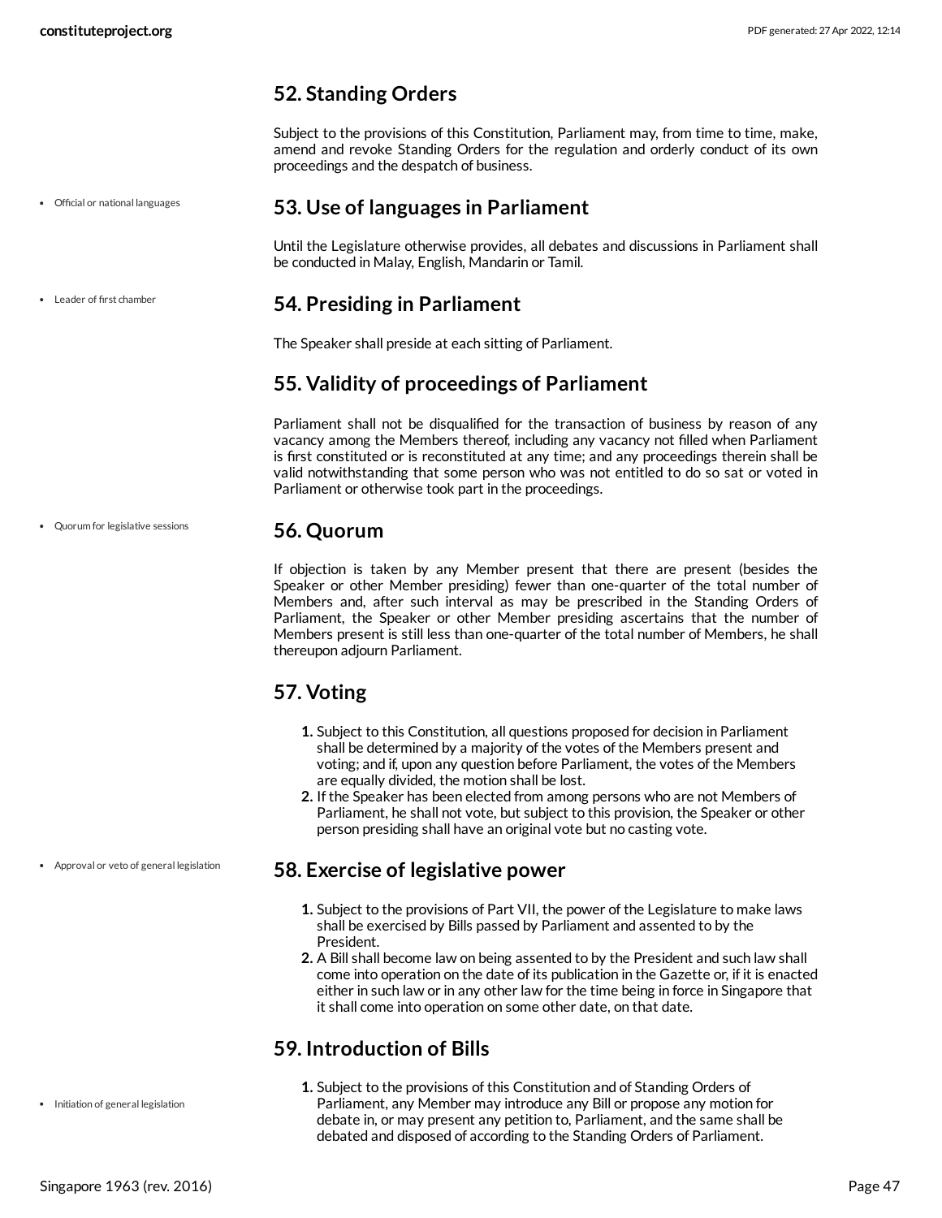## 52. Standing Orders

Subject to the provisions of this Constitution, Parliament may, from time to time, make, amend and revoke Standing Orders for the regulation and orderly conduct of its own proceedings and the despatch of business.

- Official or national languages

## 53. Use of languages in Parliament

Until the Legislature otherwise provides, all debates and discussions in Parliament shall be conducted in Malay, English, Mandarin or Tamil.

- Leader of first chamber

## 54. Presiding in Parliament

The Speaker shall preside at each sitting of Parliament.

## 55. Validity of proceedings of Parliament

Parliament shall not be disqualified for the transaction of business by reason of any vacancy among the Members thereof, including any vacancy not filled when Parliament is first constituted or is reconstituted at any time; and any proceedings therein shall be valid notwithstanding that some person who was not entitled to do so sat or voted in Parliament or otherwise took part in the proceedings.

- Quorum for legislative sessions

## 56. Quorum

If objection is taken by any Member present that there are present (besides the Speaker or other Member presiding) fewer than one-quarter of the total number of Members and, after such interval as may be prescribed in the Standing Orders of Parliament, the Speaker or other Member presiding ascertains that the number of Members present is still less than one-quarter of the total number of Members, he shall thereupon adjourn Parliament.

## 57. Voting

1. Subject to this Constitution, all questions proposed for decision in Parliament shall be determined by a majority of the votes of the Members present and voting; and if, upon any question before Parliament, the votes of the Members are equally divided, the motion shall be lost.
2. If the Speaker has been elected from among persons who are not Members of Parliament, he shall not vote, but subject to this provision, the Speaker or other person presiding shall have an original vote but no casting vote.

- Approval or veto of general legislation

## 58. Exercise of legislative power

1. Subject to the provisions of Part VII, the power of the Legislature to make laws shall be exercised by Bills passed by Parliament and assented to by the President.
2. A Bill shall become law on being assented to by the President and such law shall come into operation on the date of its publication in the Gazette or, if it is enacted either in such law or in any other law for the time being in force in Singapore that it shall come into operation on some other date, on that date.

## 59. Introduction of Bills

- Initiation of general legislation

1. Subject to the provisions of this Constitution and of Standing Orders of Parliament, any Member may introduce any Bill or propose any motion for debate in, or may present any petition to, Parliament, and the same shall be debated and disposed of according to the Standing Orders of Parliament.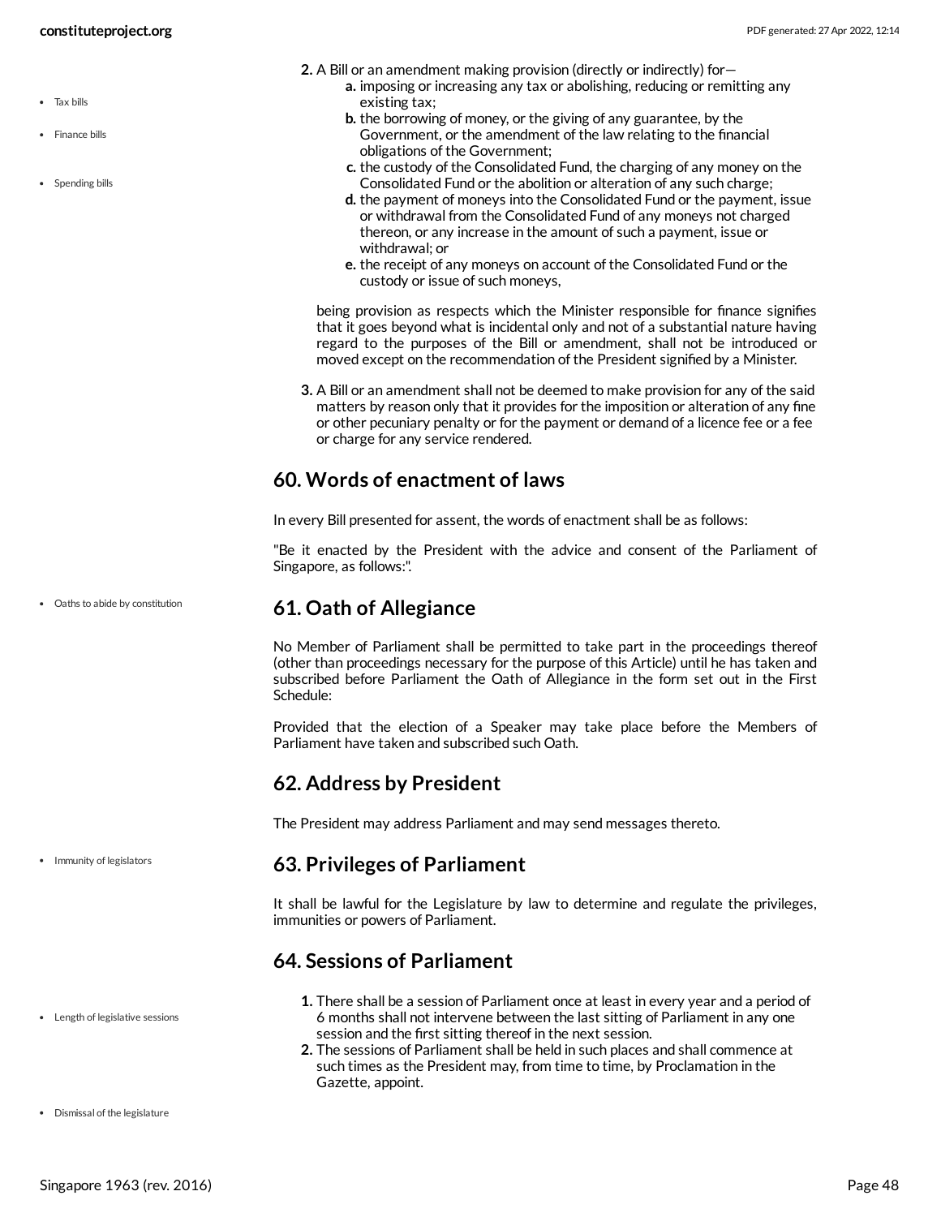2. A Bill or an amendment making provision (directly or indirectly) for—
    a. imposing or increasing any tax or abolishing, reducing or remitting any existing tax;
    b. the borrowing of money, or the giving of any guarantee, by the Government, or the amendment of the law relating to the financial obligations of the Government;
    c. the custody of the Consolidated Fund, the charging of any money on the Consolidated Fund or the abolition or alteration of any such charge;
    d. the payment of moneys into the Consolidated Fund or the payment, issue or withdrawal from the Consolidated Fund of any moneys not charged thereon, or any increase in the amount of such a payment, issue or withdrawal; or
    e. the receipt of any moneys on account of the Consolidated Fund or the custody or issue of such moneys,

   being provision as respects which the Minister responsible for finance signifies that it goes beyond what is incidental only and not of a substantial nature having regard to the purposes of the Bill or amendment, shall not be introduced or moved except on the recommendation of the President signified by a Minister.

3. A Bill or an amendment shall not be deemed to make provision for any of the said matters by reason only that it provides for the imposition or alteration of any fine or other pecuniary penalty or for the payment or demand of a licence fee or a fee or charge for any service rendered.

- Tax bills
- Finance bills
- Spending bills

## 60. Words of enactment of laws

In every Bill presented for assent, the words of enactment shall be as follows:

"Be it enacted by the President with the advice and consent of the Parliament of Singapore, as follows:".

- Oaths to abide by constitution

## 61. Oath of Allegiance

No Member of Parliament shall be permitted to take part in the proceedings thereof (other than proceedings necessary for the purpose of this Article) until he has taken and subscribed before Parliament the Oath of Allegiance in the form set out in the First Schedule:

Provided that the election of a Speaker may take place before the Members of Parliament have taken and subscribed such Oath.

## 62. Address by President

The President may address Parliament and may send messages thereto.

- Immunity of legislators

## 63. Privileges of Parliament

It shall be lawful for the Legislature by law to determine and regulate the privileges, immunities or powers of Parliament.

## 64. Sessions of Parliament

- Length of legislative sessions

1. There shall be a session of Parliament once at least in every year and a period of 6 months shall not intervene between the last sitting of Parliament in any one session and the first sitting thereof in the next session.
2. The sessions of Parliament shall be held in such places and shall commence at such times as the President may, from time to time, by Proclamation in the Gazette, appoint.

- Dismissal of the legislature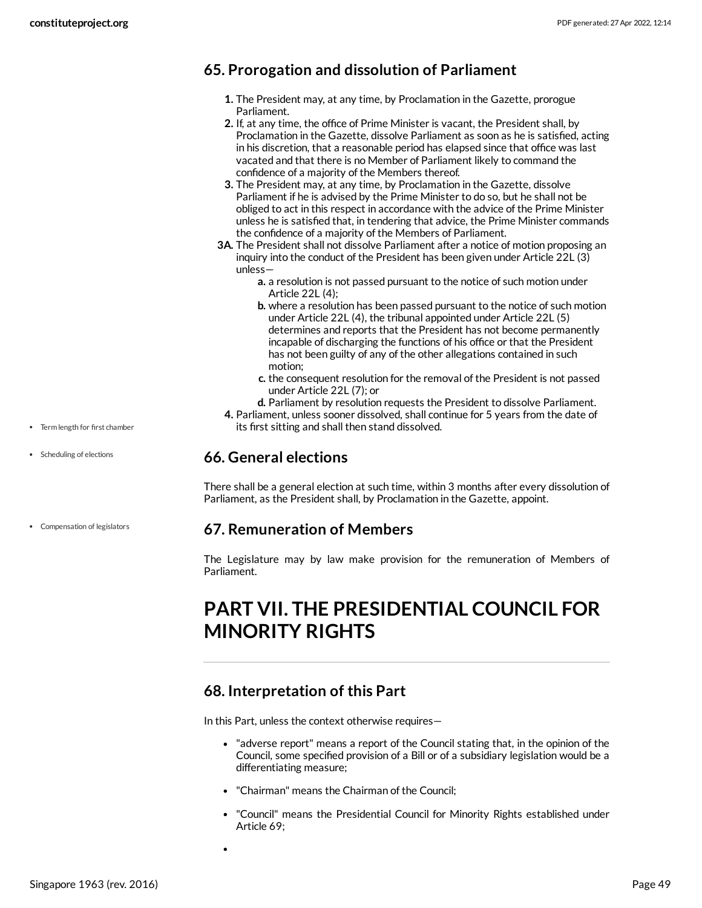## 65. Prorogation and dissolution of Parliament

1. The President may, at any time, by Proclamation in the Gazette, prorogue Parliament.
2. If, at any time, the office of Prime Minister is vacant, the President shall, by Proclamation in the Gazette, dissolve Parliament as soon as he is satisfied, acting in his discretion, that a reasonable period has elapsed since that office was last vacated and that there is no Member of Parliament likely to command the confidence of a majority of the Members thereof.
3. The President may, at any time, by Proclamation in the Gazette, dissolve Parliament if he is advised by the Prime Minister to do so, but he shall not be obliged to act in this respect in accordance with the advice of the Prime Minister unless he is satisfied that, in tendering that advice, the Prime Minister commands the confidence of a majority of the Members of Parliament.

**3A.** The President shall not dissolve Parliament after a notice of motion proposing an inquiry into the conduct of the President has been given under Article 22L (3) unless—

- **a.** a resolution is not passed pursuant to the notice of such motion under Article 22L (4);
- **b.** where a resolution has been passed pursuant to the notice of such motion under Article 22L (4), the tribunal appointed under Article 22L (5) determines and reports that the President has not become permanently incapable of discharging the functions of his office or that the President has not been guilty of any of the other allegations contained in such motion;
- **c.** the consequent resolution for the removal of the President is not passed under Article 22L (7); or
- **d.** Parliament by resolution requests the President to dissolve Parliament.

4. Parliament, unless sooner dissolved, shall continue for 5 years from the date of its first sitting and shall then stand dissolved.

- Term length for first chamber
- Scheduling of elections

## 66. General elections

There shall be a general election at such time, within 3 months after every dissolution of Parliament, as the President shall, by Proclamation in the Gazette, appoint.

- Compensation of legislators

## 67. Remuneration of Members

The Legislature may by law make provision for the remuneration of Members of Parliament.

# PART VII. THE PRESIDENTIAL COUNCIL FOR MINORITY RIGHTS

## 68. Interpretation of this Part

In this Part, unless the context otherwise requires—

- "adverse report" means a report of the Council stating that, in the opinion of the Council, some specified provision of a Bill or of a subsidiary legislation would be a differentiating measure;
- "Chairman" means the Chairman of the Council;
- "Council" means the Presidential Council for Minority Rights established under Article 69;
-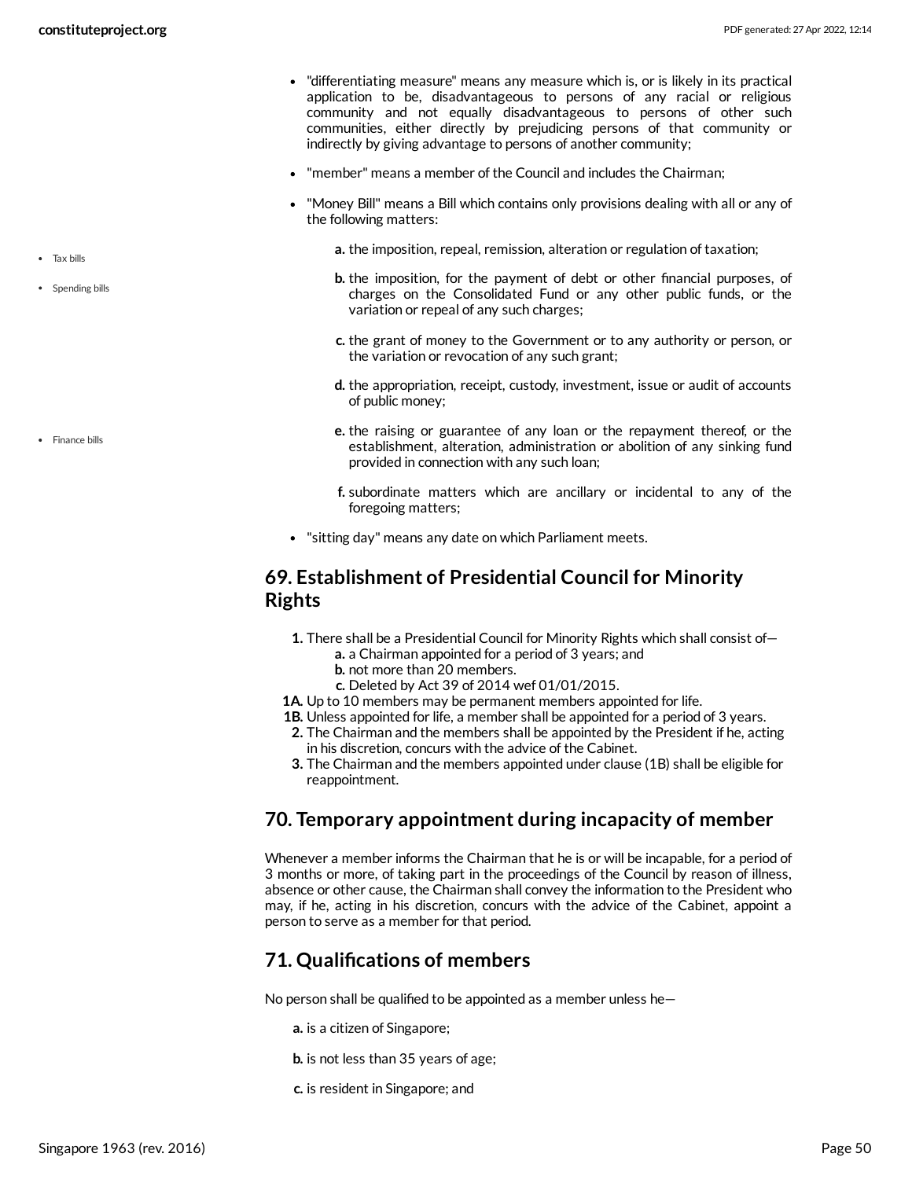- "differentiating measure" means any measure which is, or is likely in its practical application to be, disadvantageous to persons of any racial or religious community and not equally disadvantageous to persons of other such communities, either directly by prejudicing persons of that community or indirectly by giving advantage to persons of another community;
- "member" means a member of the Council and includes the Chairman;
- "Money Bill" means a Bill which contains only provisions dealing with all or any of the following matters:
  - **a.** the imposition, repeal, remission, alteration or regulation of taxation;
  - **b.** the imposition, for the payment of debt or other financial purposes, of charges on the Consolidated Fund or any other public funds, or the variation or repeal of any such charges;
  - **c.** the grant of money to the Government or to any authority or person, or the variation or revocation of any such grant;
  - **d.** the appropriation, receipt, custody, investment, issue or audit of accounts of public money;
  - **e.** the raising or guarantee of any loan or the repayment thereof, or the establishment, alteration, administration or abolition of any sinking fund provided in connection with any such loan;
  - **f.** subordinate matters which are ancillary or incidental to any of the foregoing matters;
- "sitting day" means any date on which Parliament meets.

## 69. Establishment of Presidential Council for Minority Rights

**1.** There shall be a Presidential Council for Minority Rights which shall consist of—
   - **a.** a Chairman appointed for a period of 3 years; and
   - **b.** not more than 20 members.
   - **c.** Deleted by Act 39 of 2014 wef 01/01/2015.

**1A.** Up to 10 members may be permanent members appointed for life.

**1B.** Unless appointed for life, a member shall be appointed for a period of 3 years.

**2.** The Chairman and the members shall be appointed by the President if he, acting in his discretion, concurs with the advice of the Cabinet.

**3.** The Chairman and the members appointed under clause (1B) shall be eligible for reappointment.

## 70. Temporary appointment during incapacity of member

Whenever a member informs the Chairman that he is or will be incapable, for a period of 3 months or more, of taking part in the proceedings of the Council by reason of illness, absence or other cause, the Chairman shall convey the information to the President who may, if he, acting in his discretion, concurs with the advice of the Cabinet, appoint a person to serve as a member for that period.

## 71. Qualifications of members

No person shall be qualified to be appointed as a member unless he—

**a.** is a citizen of Singapore;

**b.** is not less than 35 years of age;

**c.** is resident in Singapore; and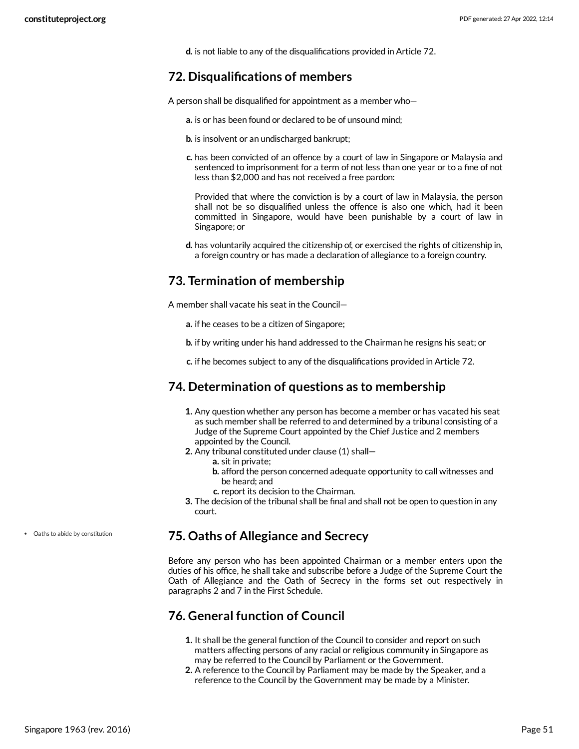**d.** is not liable to any of the disqualifications provided in Article 72.

## 72. Disqualifications of members

A person shall be disqualified for appointment as a member who—

**a.** is or has been found or declared to be of unsound mind;

**b.** is insolvent or an undischarged bankrupt;

**c.** has been convicted of an offence by a court of law in Singapore or Malaysia and sentenced to imprisonment for a term of not less than one year or to a fine of not less than $2,000 and has not received a free pardon:

Provided that where the conviction is by a court of law in Malaysia, the person shall not be so disqualified unless the offence is also one which, had it been committed in Singapore, would have been punishable by a court of law in Singapore; or

**d.** has voluntarily acquired the citizenship of, or exercised the rights of citizenship in, a foreign country or has made a declaration of allegiance to a foreign country.

## 73. Termination of membership

A member shall vacate his seat in the Council—

**a.** if he ceases to be a citizen of Singapore;

**b.** if by writing under his hand addressed to the Chairman he resigns his seat; or

**c.** if he becomes subject to any of the disqualifications provided in Article 72.

## 74. Determination of questions as to membership

1. Any question whether any person has become a member or has vacated his seat as such member shall be referred to and determined by a tribunal consisting of a Judge of the Supreme Court appointed by the Chief Justice and 2 members appointed by the Council.
2. Any tribunal constituted under clause (1) shall—
   - **a.** sit in private;
   - **b.** afford the person concerned adequate opportunity to call witnesses and be heard; and
   - **c.** report its decision to the Chairman.
3. The decision of the tribunal shall be final and shall not be open to question in any court.

- Oaths to abide by constitution

## 75. Oaths of Allegiance and Secrecy

Before any person who has been appointed Chairman or a member enters upon the duties of his office, he shall take and subscribe before a Judge of the Supreme Court the Oath of Allegiance and the Oath of Secrecy in the forms set out respectively in paragraphs 2 and 7 in the First Schedule.

## 76. General function of Council

1. It shall be the general function of the Council to consider and report on such matters affecting persons of any racial or religious community in Singapore as may be referred to the Council by Parliament or the Government.
2. A reference to the Council by Parliament may be made by the Speaker, and a reference to the Council by the Government may be made by a Minister.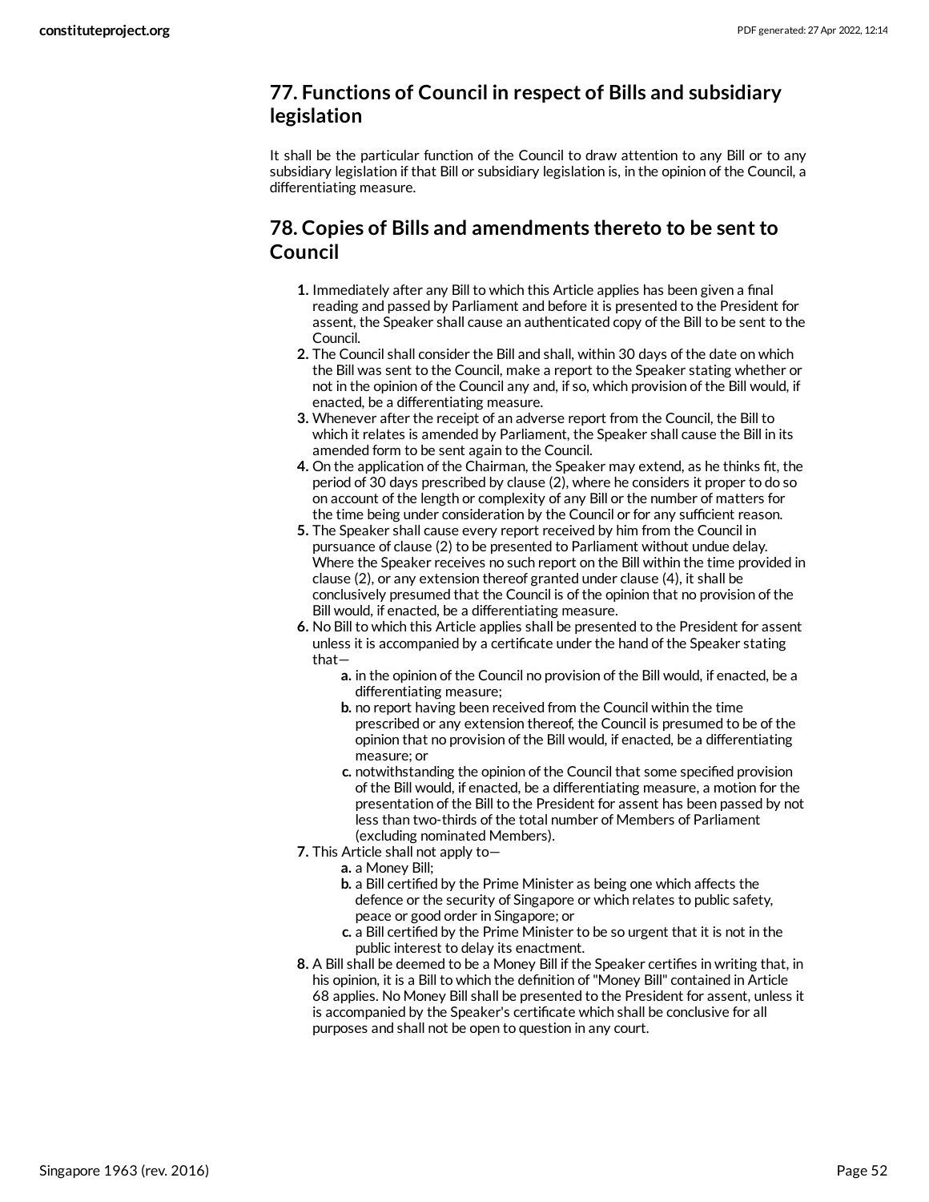## 77. Functions of Council in respect of Bills and subsidiary legislation

It shall be the particular function of the Council to draw attention to any Bill or to any subsidiary legislation if that Bill or subsidiary legislation is, in the opinion of the Council, a differentiating measure.

## 78. Copies of Bills and amendments thereto to be sent to Council

1. Immediately after any Bill to which this Article applies has been given a final reading and passed by Parliament and before it is presented to the President for assent, the Speaker shall cause an authenticated copy of the Bill to be sent to the Council.
2. The Council shall consider the Bill and shall, within 30 days of the date on which the Bill was sent to the Council, make a report to the Speaker stating whether or not in the opinion of the Council any and, if so, which provision of the Bill would, if enacted, be a differentiating measure.
3. Whenever after the receipt of an adverse report from the Council, the Bill to which it relates is amended by Parliament, the Speaker shall cause the Bill in its amended form to be sent again to the Council.
4. On the application of the Chairman, the Speaker may extend, as he thinks fit, the period of 30 days prescribed by clause (2), where he considers it proper to do so on account of the length or complexity of any Bill or the number of matters for the time being under consideration by the Council or for any sufficient reason.
5. The Speaker shall cause every report received by him from the Council in pursuance of clause (2) to be presented to Parliament without undue delay. Where the Speaker receives no such report on the Bill within the time provided in clause (2), or any extension thereof granted under clause (4), it shall be conclusively presumed that the Council is of the opinion that no provision of the Bill would, if enacted, be a differentiating measure.
6. No Bill to which this Article applies shall be presented to the President for assent unless it is accompanied by a certificate under the hand of the Speaker stating that—
    a. in the opinion of the Council no provision of the Bill would, if enacted, be a differentiating measure;
    b. no report having been received from the Council within the time prescribed or any extension thereof, the Council is presumed to be of the opinion that no provision of the Bill would, if enacted, be a differentiating measure; or
    c. notwithstanding the opinion of the Council that some specified provision of the Bill would, if enacted, be a differentiating measure, a motion for the presentation of the Bill to the President for assent has been passed by not less than two-thirds of the total number of Members of Parliament (excluding nominated Members).
7. This Article shall not apply to—
    a. a Money Bill;
    b. a Bill certified by the Prime Minister as being one which affects the defence or the security of Singapore or which relates to public safety, peace or good order in Singapore; or
    c. a Bill certified by the Prime Minister to be so urgent that it is not in the public interest to delay its enactment.
8. A Bill shall be deemed to be a Money Bill if the Speaker certifies in writing that, in his opinion, it is a Bill to which the definition of "Money Bill" contained in Article 68 applies. No Money Bill shall be presented to the President for assent, unless it is accompanied by the Speaker's certificate which shall be conclusive for all purposes and shall not be open to question in any court.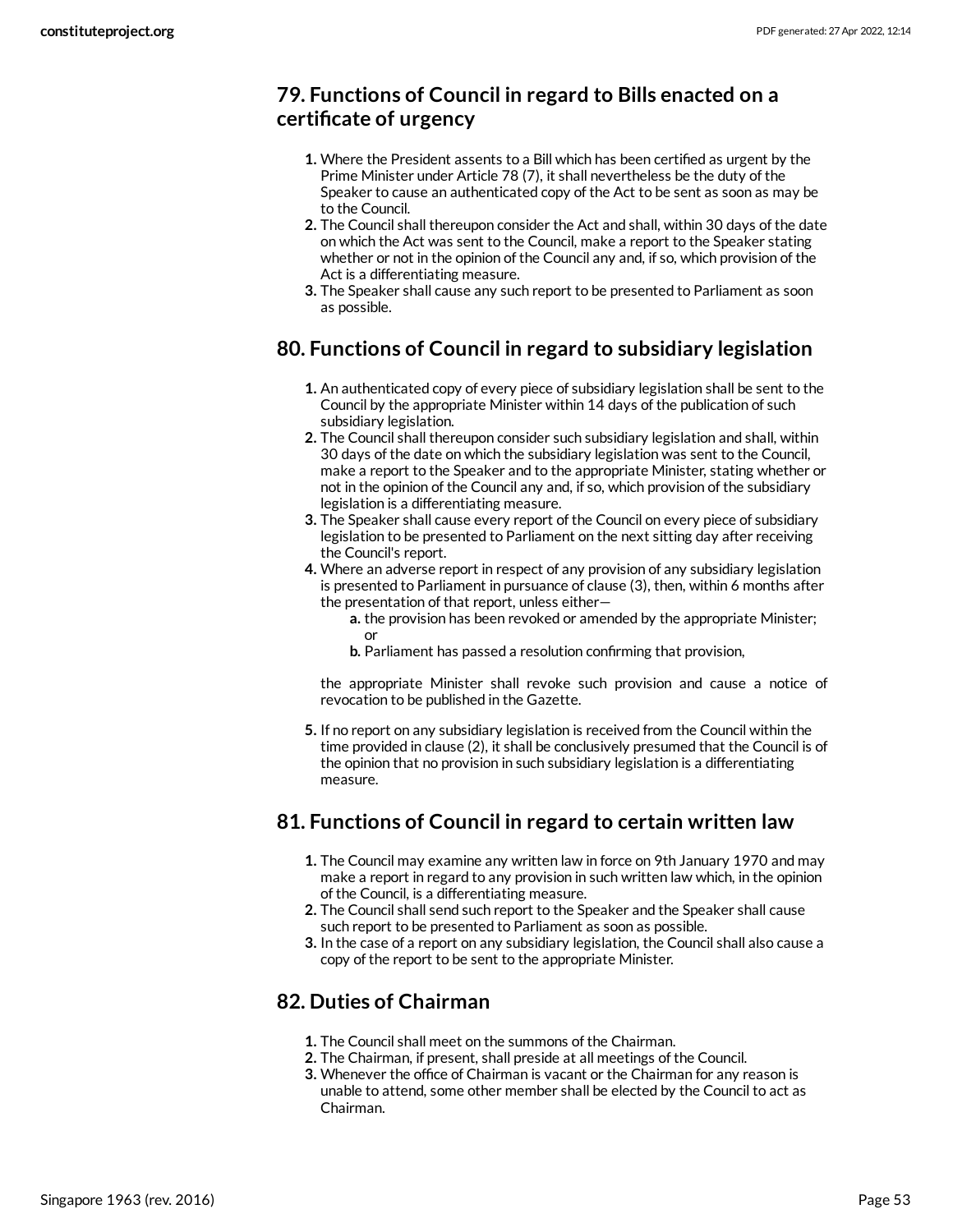## 79. Functions of Council in regard to Bills enacted on a certificate of urgency

1. Where the President assents to a Bill which has been certified as urgent by the Prime Minister under Article 78 (7), it shall nevertheless be the duty of the Speaker to cause an authenticated copy of the Act to be sent as soon as may be to the Council.
2. The Council shall thereupon consider the Act and shall, within 30 days of the date on which the Act was sent to the Council, make a report to the Speaker stating whether or not in the opinion of the Council any and, if so, which provision of the Act is a differentiating measure.
3. The Speaker shall cause any such report to be presented to Parliament as soon as possible.

## 80. Functions of Council in regard to subsidiary legislation

1. An authenticated copy of every piece of subsidiary legislation shall be sent to the Council by the appropriate Minister within 14 days of the publication of such subsidiary legislation.
2. The Council shall thereupon consider such subsidiary legislation and shall, within 30 days of the date on which the subsidiary legislation was sent to the Council, make a report to the Speaker and to the appropriate Minister, stating whether or not in the opinion of the Council any and, if so, which provision of the subsidiary legislation is a differentiating measure.
3. The Speaker shall cause every report of the Council on every piece of subsidiary legislation to be presented to Parliament on the next sitting day after receiving the Council's report.
4. Where an adverse report in respect of any provision of any subsidiary legislation is presented to Parliament in pursuance of clause (3), then, within 6 months after the presentation of that report, unless either—
   a. the provision has been revoked or amended by the appropriate Minister; or
   b. Parliament has passed a resolution confirming that provision,

   the appropriate Minister shall revoke such provision and cause a notice of revocation to be published in the Gazette.

5. If no report on any subsidiary legislation is received from the Council within the time provided in clause (2), it shall be conclusively presumed that the Council is of the opinion that no provision in such subsidiary legislation is a differentiating measure.

## 81. Functions of Council in regard to certain written law

1. The Council may examine any written law in force on 9th January 1970 and may make a report in regard to any provision in such written law which, in the opinion of the Council, is a differentiating measure.
2. The Council shall send such report to the Speaker and the Speaker shall cause such report to be presented to Parliament as soon as possible.
3. In the case of a report on any subsidiary legislation, the Council shall also cause a copy of the report to be sent to the appropriate Minister.

## 82. Duties of Chairman

1. The Council shall meet on the summons of the Chairman.
2. The Chairman, if present, shall preside at all meetings of the Council.
3. Whenever the office of Chairman is vacant or the Chairman for any reason is unable to attend, some other member shall be elected by the Council to act as Chairman.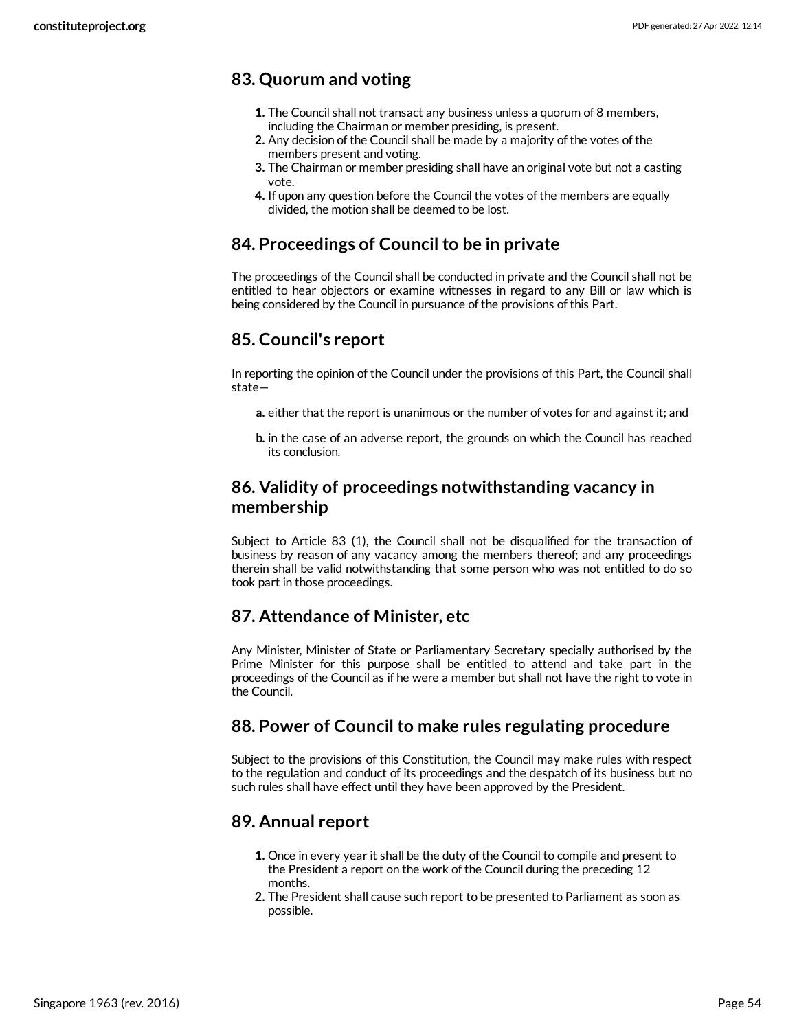## 83. Quorum and voting

1. The Council shall not transact any business unless a quorum of 8 members, including the Chairman or member presiding, is present.
2. Any decision of the Council shall be made by a majority of the votes of the members present and voting.
3. The Chairman or member presiding shall have an original vote but not a casting vote.
4. If upon any question before the Council the votes of the members are equally divided, the motion shall be deemed to be lost.

## 84. Proceedings of Council to be in private

The proceedings of the Council shall be conducted in private and the Council shall not be entitled to hear objectors or examine witnesses in regard to any Bill or law which is being considered by the Council in pursuance of the provisions of this Part.

## 85. Council's report

In reporting the opinion of the Council under the provisions of this Part, the Council shall state—

- **a.** either that the report is unanimous or the number of votes for and against it; and
- **b.** in the case of an adverse report, the grounds on which the Council has reached its conclusion.

## 86. Validity of proceedings notwithstanding vacancy in membership

Subject to Article 83 (1), the Council shall not be disqualified for the transaction of business by reason of any vacancy among the members thereof; and any proceedings therein shall be valid notwithstanding that some person who was not entitled to do so took part in those proceedings.

## 87. Attendance of Minister, etc

Any Minister, Minister of State or Parliamentary Secretary specially authorised by the Prime Minister for this purpose shall be entitled to attend and take part in the proceedings of the Council as if he were a member but shall not have the right to vote in the Council.

## 88. Power of Council to make rules regulating procedure

Subject to the provisions of this Constitution, the Council may make rules with respect to the regulation and conduct of its proceedings and the despatch of its business but no such rules shall have effect until they have been approved by the President.

## 89. Annual report

1. Once in every year it shall be the duty of the Council to compile and present to the President a report on the work of the Council during the preceding 12 months.
2. The President shall cause such report to be presented to Parliament as soon as possible.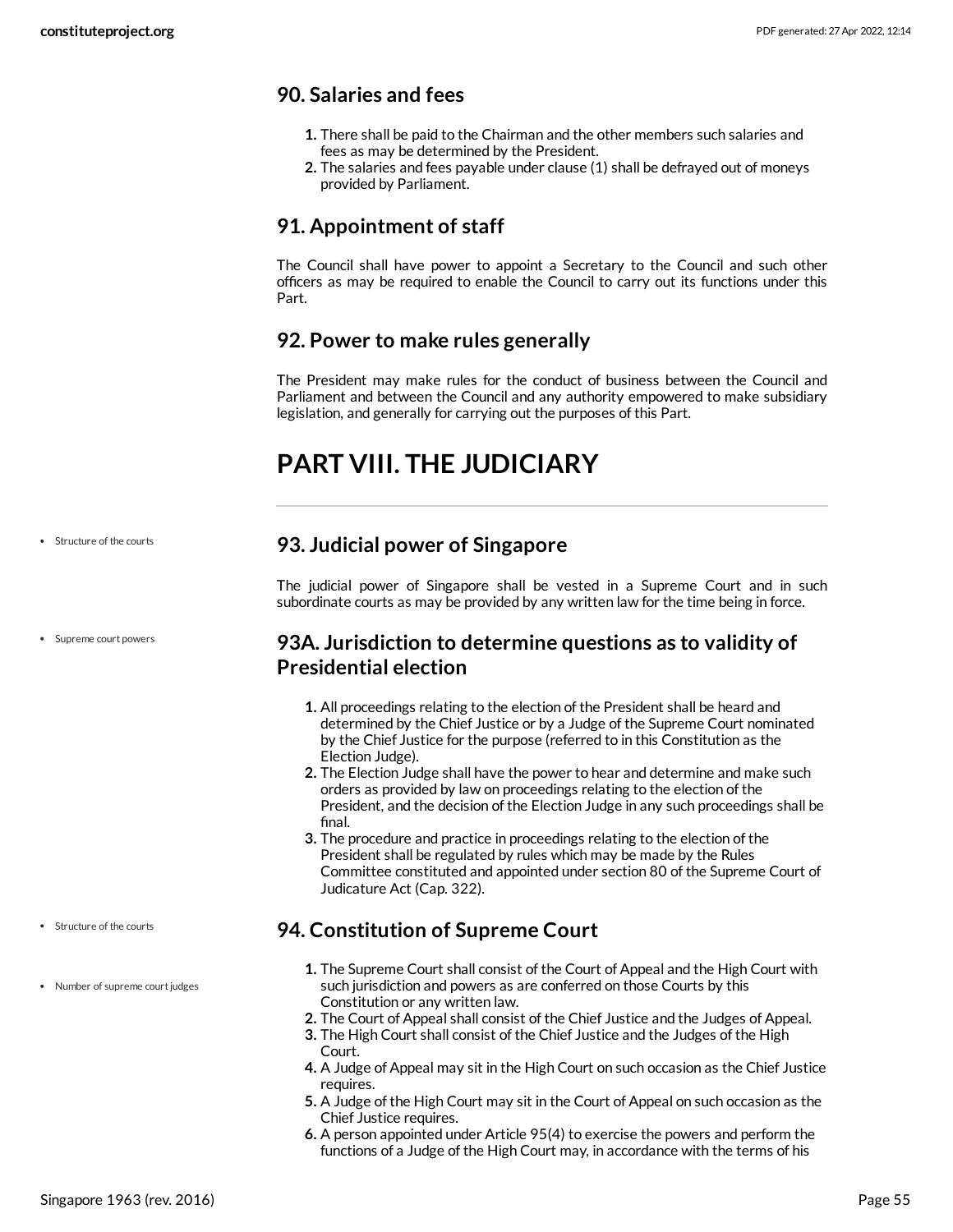## 90. Salaries and fees

1. There shall be paid to the Chairman and the other members such salaries and fees as may be determined by the President.
2. The salaries and fees payable under clause (1) shall be defrayed out of moneys provided by Parliament.

## 91. Appointment of staff

The Council shall have power to appoint a Secretary to the Council and such other officers as may be required to enable the Council to carry out its functions under this Part.

## 92. Power to make rules generally

The President may make rules for the conduct of business between the Council and Parliament and between the Council and any authority empowered to make subsidiary legislation, and generally for carrying out the purposes of this Part.

# PART VIII. THE JUDICIARY

- Structure of the courts

## 93. Judicial power of Singapore

The judicial power of Singapore shall be vested in a Supreme Court and in such subordinate courts as may be provided by any written law for the time being in force.

- Supreme court powers

## 93A. Jurisdiction to determine questions as to validity of Presidential election

1. All proceedings relating to the election of the President shall be heard and determined by the Chief Justice or by a Judge of the Supreme Court nominated by the Chief Justice for the purpose (referred to in this Constitution as the Election Judge).
2. The Election Judge shall have the power to hear and determine and make such orders as provided by law on proceedings relating to the election of the President, and the decision of the Election Judge in any such proceedings shall be final.
3. The procedure and practice in proceedings relating to the election of the President shall be regulated by rules which may be made by the Rules Committee constituted and appointed under section 80 of the Supreme Court of Judicature Act (Cap. 322).

- Structure of the courts
- Number of supreme court judges

## 94. Constitution of Supreme Court

1. The Supreme Court shall consist of the Court of Appeal and the High Court with such jurisdiction and powers as are conferred on those Courts by this Constitution or any written law.
2. The Court of Appeal shall consist of the Chief Justice and the Judges of Appeal.
3. The High Court shall consist of the Chief Justice and the Judges of the High Court.
4. A Judge of Appeal may sit in the High Court on such occasion as the Chief Justice requires.
5. A Judge of the High Court may sit in the Court of Appeal on such occasion as the Chief Justice requires.
6. A person appointed under Article 95(4) to exercise the powers and perform the functions of a Judge of the High Court may, in accordance with the terms of his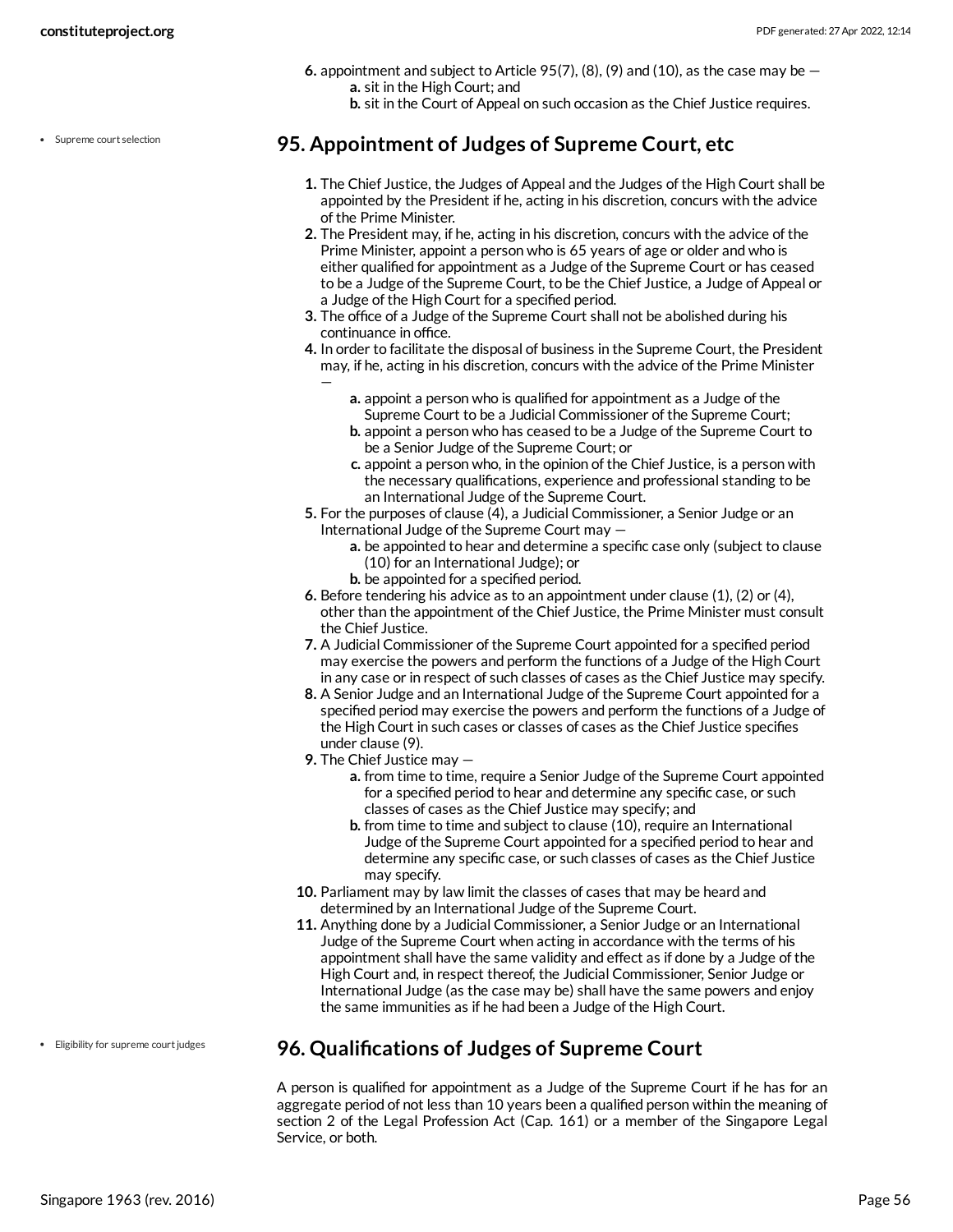6. appointment and subject to Article 95(7), (8), (9) and (10), as the case may be —
    a. sit in the High Court; and
    b. sit in the Court of Appeal on such occasion as the Chief Justice requires.

- Supreme court selection

## 95. Appointment of Judges of Supreme Court, etc

1. The Chief Justice, the Judges of Appeal and the Judges of the High Court shall be appointed by the President if he, acting in his discretion, concurs with the advice of the Prime Minister.
2. The President may, if he, acting in his discretion, concurs with the advice of the Prime Minister, appoint a person who is 65 years of age or older and who is either qualified for appointment as a Judge of the Supreme Court or has ceased to be a Judge of the Supreme Court, to be the Chief Justice, a Judge of Appeal or a Judge of the High Court for a specified period.
3. The office of a Judge of the Supreme Court shall not be abolished during his continuance in office.
4. In order to facilitate the disposal of business in the Supreme Court, the President may, if he, acting in his discretion, concurs with the advice of the Prime Minister —
    a. appoint a person who is qualified for appointment as a Judge of the Supreme Court to be a Judicial Commissioner of the Supreme Court;
    b. appoint a person who has ceased to be a Judge of the Supreme Court to be a Senior Judge of the Supreme Court; or
    c. appoint a person who, in the opinion of the Chief Justice, is a person with the necessary qualifications, experience and professional standing to be an International Judge of the Supreme Court.
5. For the purposes of clause (4), a Judicial Commissioner, a Senior Judge or an International Judge of the Supreme Court may —
    a. be appointed to hear and determine a specific case only (subject to clause (10) for an International Judge); or
    b. be appointed for a specified period.
6. Before tendering his advice as to an appointment under clause (1), (2) or (4), other than the appointment of the Chief Justice, the Prime Minister must consult the Chief Justice.
7. A Judicial Commissioner of the Supreme Court appointed for a specified period may exercise the powers and perform the functions of a Judge of the High Court in any case or in respect of such classes of cases as the Chief Justice may specify.
8. A Senior Judge and an International Judge of the Supreme Court appointed for a specified period may exercise the powers and perform the functions of a Judge of the High Court in such cases or classes of cases as the Chief Justice specifies under clause (9).
9. The Chief Justice may —
    a. from time to time, require a Senior Judge of the Supreme Court appointed for a specified period to hear and determine any specific case, or such classes of cases as the Chief Justice may specify; and
    b. from time to time and subject to clause (10), require an International Judge of the Supreme Court appointed for a specified period to hear and determine any specific case, or such classes of cases as the Chief Justice may specify.
10. Parliament may by law limit the classes of cases that may be heard and determined by an International Judge of the Supreme Court.
11. Anything done by a Judicial Commissioner, a Senior Judge or an International Judge of the Supreme Court when acting in accordance with the terms of his appointment shall have the same validity and effect as if done by a Judge of the High Court and, in respect thereof, the Judicial Commissioner, Senior Judge or International Judge (as the case may be) shall have the same powers and enjoy the same immunities as if he had been a Judge of the High Court.

- Eligibility for supreme court judges

## 96. Qualifications of Judges of Supreme Court

A person is qualified for appointment as a Judge of the Supreme Court if he has for an aggregate period of not less than 10 years been a qualified person within the meaning of section 2 of the Legal Profession Act (Cap. 161) or a member of the Singapore Legal Service, or both.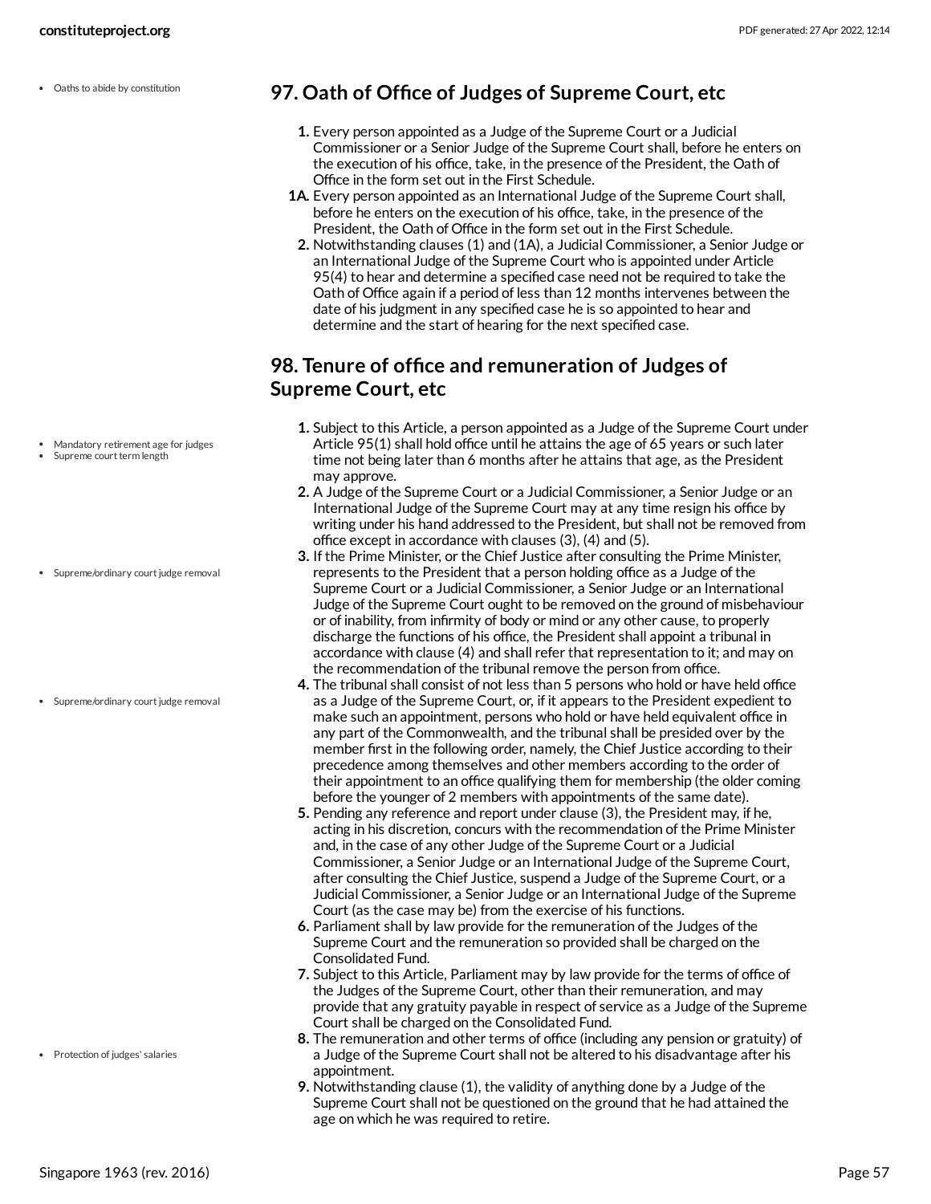## 97. Oath of Office of Judges of Supreme Court, etc

- Oaths to abide by constitution

1. Every person appointed as a Judge of the Supreme Court or a Judicial Commissioner or a Senior Judge of the Supreme Court shall, before he enters on the execution of his office, take, in the presence of the President, the Oath of Office in the form set out in the First Schedule.

1A. Every person appointed as an International Judge of the Supreme Court shall, before he enters on the execution of his office, take, in the presence of the President, the Oath of Office in the form set out in the First Schedule.

2. Notwithstanding clauses (1) and (1A), a Judicial Commissioner, a Senior Judge or an International Judge of the Supreme Court who is appointed under Article 95(4) to hear and determine a specified case need not be required to take the Oath of Office again if a period of less than 12 months intervenes between the date of his judgment in any specified case he is so appointed to hear and determine and the start of hearing for the next specified case.

## 98. Tenure of office and remuneration of Judges of Supreme Court, etc

- Mandatory retirement age for judges
- Supreme court term length

1. Subject to this Article, a person appointed as a Judge of the Supreme Court under Article 95(1) shall hold office until he attains the age of 65 years or such later time not being later than 6 months after he attains that age, as the President may approve.
2. A Judge of the Supreme Court or a Judicial Commissioner, a Senior Judge or an International Judge of the Supreme Court may at any time resign his office by writing under his hand addressed to the President, but shall not be removed from office except in accordance with clauses (3), (4) and (5).

- Supreme/ordinary court judge removal

3. If the Prime Minister, or the Chief Justice after consulting the Prime Minister, represents to the President that a person holding office as a Judge of the Supreme Court or a Judicial Commissioner, a Senior Judge or an International Judge of the Supreme Court ought to be removed on the ground of misbehaviour or of inability, from infirmity of body or mind or any other cause, to properly discharge the functions of his office, the President shall appoint a tribunal in accordance with clause (4) and shall refer that representation to it; and may on the recommendation of the tribunal remove the person from office.

- Supreme/ordinary court judge removal

4. The tribunal shall consist of not less than 5 persons who hold or have held office as a Judge of the Supreme Court, or, if it appears to the President expedient to make such an appointment, persons who hold or have held equivalent office in any part of the Commonwealth, and the tribunal shall be presided over by the member first in the following order, namely, the Chief Justice according to their precedence among themselves and other members according to the order of their appointment to an office qualifying them for membership (the older coming before the younger of 2 members with appointments of the same date).
5. Pending any reference and report under clause (3), the President may, if he, acting in his discretion, concurs with the recommendation of the Prime Minister and, in the case of any other Judge of the Supreme Court or a Judicial Commissioner, a Senior Judge or an International Judge of the Supreme Court, after consulting the Chief Justice, suspend a Judge of the Supreme Court, or a Judicial Commissioner, a Senior Judge or an International Judge of the Supreme Court (as the case may be) from the exercise of his functions.
6. Parliament shall by law provide for the remuneration of the Judges of the Supreme Court and the remuneration so provided shall be charged on the Consolidated Fund.
7. Subject to this Article, Parliament may by law provide for the terms of office of the Judges of the Supreme Court, other than their remuneration, and may provide that any gratuity payable in respect of service as a Judge of the Supreme Court shall be charged on the Consolidated Fund.

- Protection of judges' salaries

8. The remuneration and other terms of office (including any pension or gratuity) of a Judge of the Supreme Court shall not be altered to his disadvantage after his appointment.
9. Notwithstanding clause (1), the validity of anything done by a Judge of the Supreme Court shall not be questioned on the ground that he had attained the age on which he was required to retire.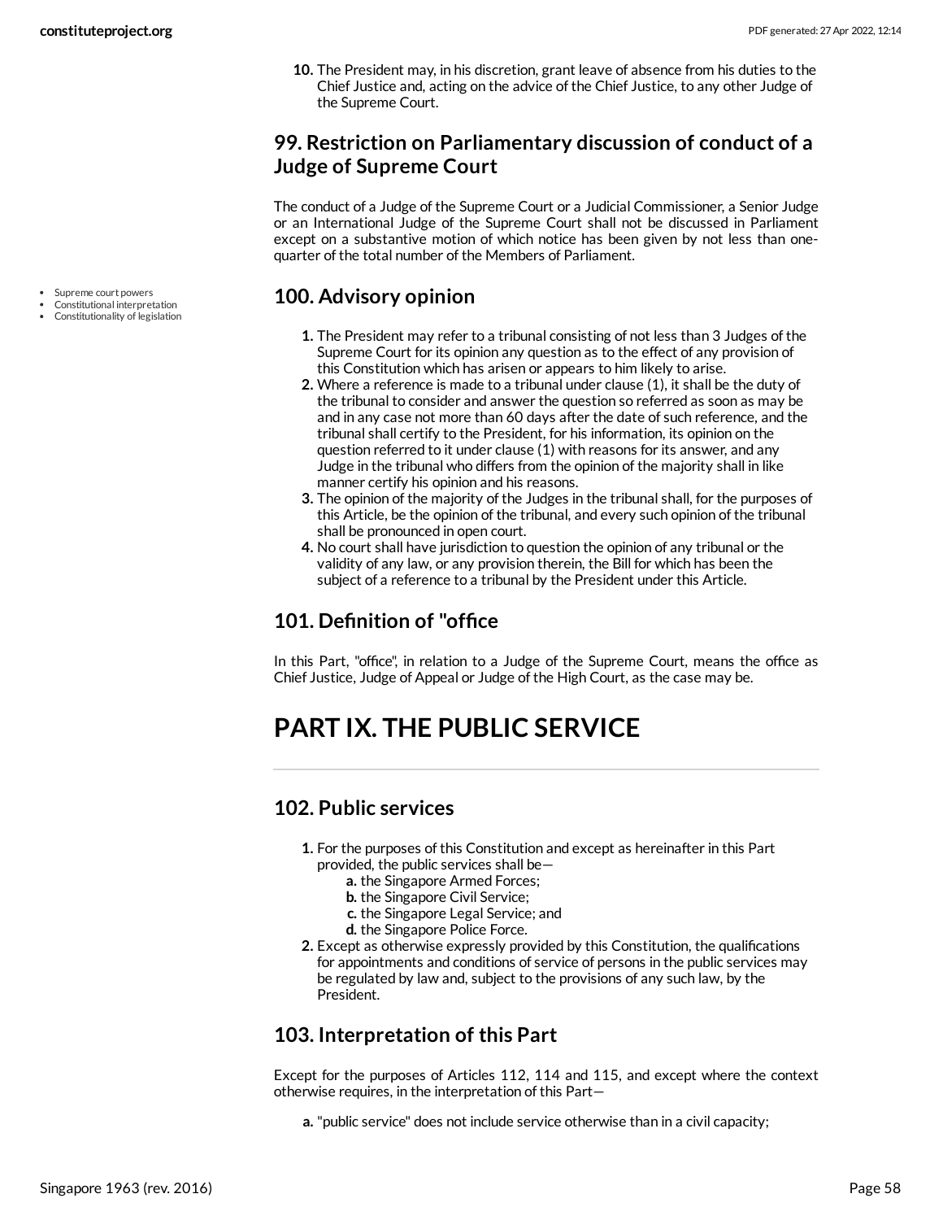10. The President may, in his discretion, grant leave of absence from his duties to the Chief Justice and, acting on the advice of the Chief Justice, to any other Judge of the Supreme Court.

## 99. Restriction on Parliamentary discussion of conduct of a Judge of Supreme Court

The conduct of a Judge of the Supreme Court or a Judicial Commissioner, a Senior Judge or an International Judge of the Supreme Court shall not be discussed in Parliament except on a substantive motion of which notice has been given by not less than one-quarter of the total number of the Members of Parliament.

- Supreme court powers
- Constitutional interpretation
- Constitutionality of legislation

## 100. Advisory opinion

1. The President may refer to a tribunal consisting of not less than 3 Judges of the Supreme Court for its opinion any question as to the effect of any provision of this Constitution which has arisen or appears to him likely to arise.
2. Where a reference is made to a tribunal under clause (1), it shall be the duty of the tribunal to consider and answer the question so referred as soon as may be and in any case not more than 60 days after the date of such reference, and the tribunal shall certify to the President, for his information, its opinion on the question referred to it under clause (1) with reasons for its answer, and any Judge in the tribunal who differs from the opinion of the majority shall in like manner certify his opinion and his reasons.
3. The opinion of the majority of the Judges in the tribunal shall, for the purposes of this Article, be the opinion of the tribunal, and every such opinion of the tribunal shall be pronounced in open court.
4. No court shall have jurisdiction to question the opinion of any tribunal or the validity of any law, or any provision therein, the Bill for which has been the subject of a reference to a tribunal by the President under this Article.

## 101. Definition of "office

In this Part, "office", in relation to a Judge of the Supreme Court, means the office as Chief Justice, Judge of Appeal or Judge of the High Court, as the case may be.

# PART IX. THE PUBLIC SERVICE

## 102. Public services

1. For the purposes of this Constitution and except as hereinafter in this Part provided, the public services shall be—
   - a. the Singapore Armed Forces;
   - b. the Singapore Civil Service;
   - c. the Singapore Legal Service; and
   - d. the Singapore Police Force.
2. Except as otherwise expressly provided by this Constitution, the qualifications for appointments and conditions of service of persons in the public services may be regulated by law and, subject to the provisions of any such law, by the President.

## 103. Interpretation of this Part

Except for the purposes of Articles 112, 114 and 115, and except where the context otherwise requires, in the interpretation of this Part—

- a. "public service" does not include service otherwise than in a civil capacity;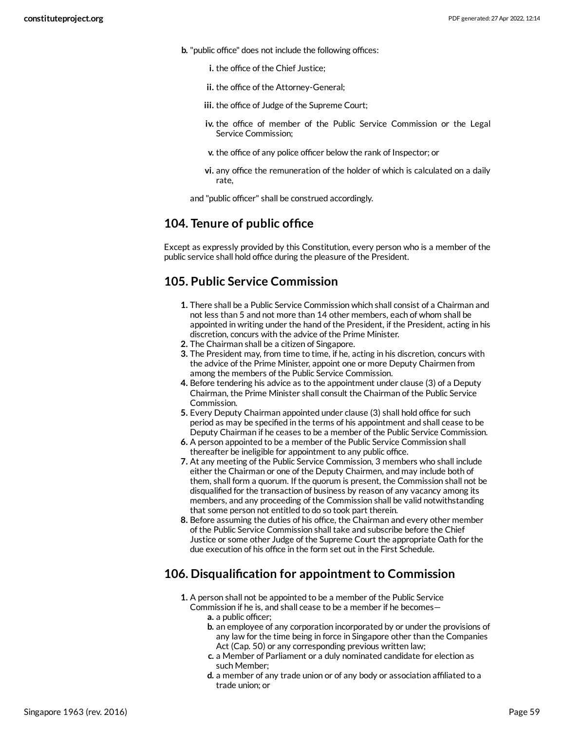b. "public office" does not include the following offices:

   i. the office of the Chief Justice;

   ii. the office of the Attorney-General;

   iii. the office of Judge of the Supreme Court;

   iv. the office of member of the Public Service Commission or the Legal Service Commission;

   v. the office of any police officer below the rank of Inspector; or

   vi. any office the remuneration of the holder of which is calculated on a daily rate,

and "public officer" shall be construed accordingly.

## 104. Tenure of public office

Except as expressly provided by this Constitution, every person who is a member of the public service shall hold office during the pleasure of the President.

## 105. Public Service Commission

1. There shall be a Public Service Commission which shall consist of a Chairman and not less than 5 and not more than 14 other members, each of whom shall be appointed in writing under the hand of the President, if the President, acting in his discretion, concurs with the advice of the Prime Minister.
2. The Chairman shall be a citizen of Singapore.
3. The President may, from time to time, if he, acting in his discretion, concurs with the advice of the Prime Minister, appoint one or more Deputy Chairmen from among the members of the Public Service Commission.
4. Before tendering his advice as to the appointment under clause (3) of a Deputy Chairman, the Prime Minister shall consult the Chairman of the Public Service Commission.
5. Every Deputy Chairman appointed under clause (3) shall hold office for such period as may be specified in the terms of his appointment and shall cease to be Deputy Chairman if he ceases to be a member of the Public Service Commission.
6. A person appointed to be a member of the Public Service Commission shall thereafter be ineligible for appointment to any public office.
7. At any meeting of the Public Service Commission, 3 members who shall include either the Chairman or one of the Deputy Chairmen, and may include both of them, shall form a quorum. If the quorum is present, the Commission shall not be disqualified for the transaction of business by reason of any vacancy among its members, and any proceeding of the Commission shall be valid notwithstanding that some person not entitled to do so took part therein.
8. Before assuming the duties of his office, the Chairman and every other member of the Public Service Commission shall take and subscribe before the Chief Justice or some other Judge of the Supreme Court the appropriate Oath for the due execution of his office in the form set out in the First Schedule.

## 106. Disqualification for appointment to Commission

1. A person shall not be appointed to be a member of the Public Service Commission if he is, and shall cease to be a member if he becomes—
   a. a public officer;
   b. an employee of any corporation incorporated by or under the provisions of any law for the time being in force in Singapore other than the Companies Act (Cap. 50) or any corresponding previous written law;
   c. a Member of Parliament or a duly nominated candidate for election as such Member;
   d. a member of any trade union or of any body or association affiliated to a trade union; or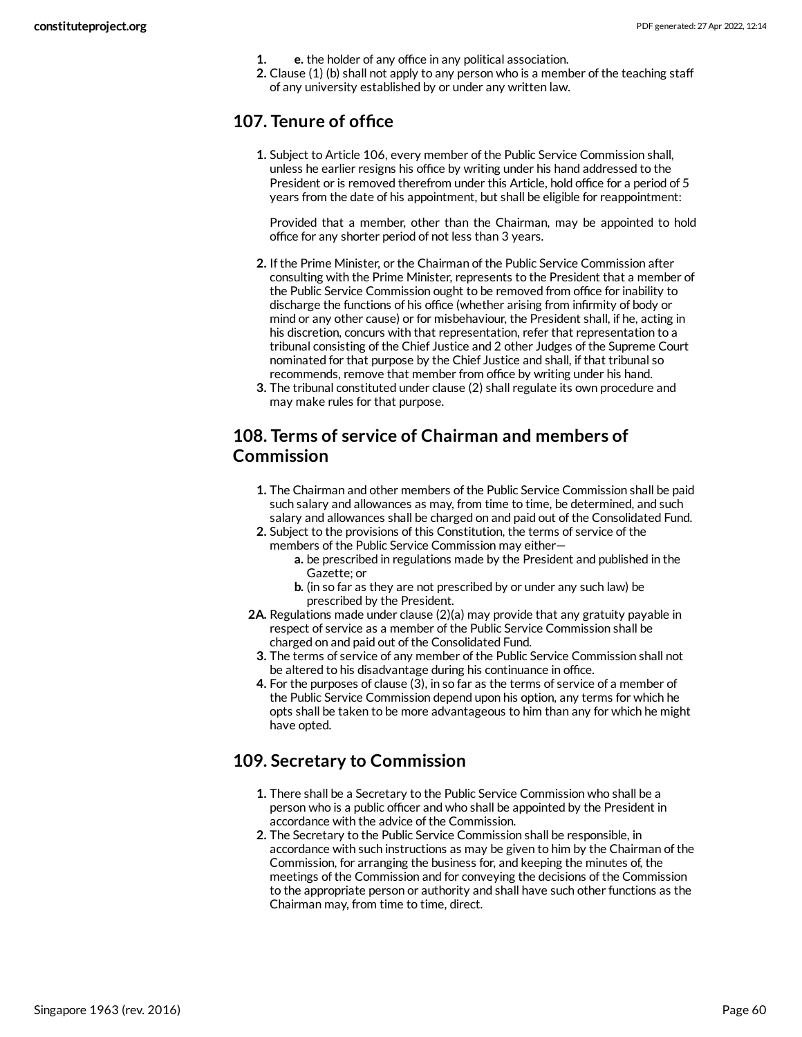1. e. the holder of any office in any political association.
2. Clause (1) (b) shall not apply to any person who is a member of the teaching staff of any university established by or under any written law.

## 107. Tenure of office

1. Subject to Article 106, every member of the Public Service Commission shall, unless he earlier resigns his office by writing under his hand addressed to the President or is removed therefrom under this Article, hold office for a period of 5 years from the date of his appointment, but shall be eligible for reappointment:

   Provided that a member, other than the Chairman, may be appointed to hold office for any shorter period of not less than 3 years.

2. If the Prime Minister, or the Chairman of the Public Service Commission after consulting with the Prime Minister, represents to the President that a member of the Public Service Commission ought to be removed from office for inability to discharge the functions of his office (whether arising from infirmity of body or mind or any other cause) or for misbehaviour, the President shall, if he, acting in his discretion, concurs with that representation, refer that representation to a tribunal consisting of the Chief Justice and 2 other Judges of the Supreme Court nominated for that purpose by the Chief Justice and shall, if that tribunal so recommends, remove that member from office by writing under his hand.
3. The tribunal constituted under clause (2) shall regulate its own procedure and may make rules for that purpose.

## 108. Terms of service of Chairman and members of Commission

1. The Chairman and other members of the Public Service Commission shall be paid such salary and allowances as may, from time to time, be determined, and such salary and allowances shall be charged on and paid out of the Consolidated Fund.
2. Subject to the provisions of this Constitution, the terms of service of the members of the Public Service Commission may either—
   - a. be prescribed in regulations made by the President and published in the Gazette; or
   - b. (in so far as they are not prescribed by or under any such law) be prescribed by the President.

2A. Regulations made under clause (2)(a) may provide that any gratuity payable in respect of service as a member of the Public Service Commission shall be charged on and paid out of the Consolidated Fund.

3. The terms of service of any member of the Public Service Commission shall not be altered to his disadvantage during his continuance in office.
4. For the purposes of clause (3), in so far as the terms of service of a member of the Public Service Commission depend upon his option, any terms for which he opts shall be taken to be more advantageous to him than any for which he might have opted.

## 109. Secretary to Commission

1. There shall be a Secretary to the Public Service Commission who shall be a person who is a public officer and who shall be appointed by the President in accordance with the advice of the Commission.
2. The Secretary to the Public Service Commission shall be responsible, in accordance with such instructions as may be given to him by the Chairman of the Commission, for arranging the business for, and keeping the minutes of, the meetings of the Commission and for conveying the decisions of the Commission to the appropriate person or authority and shall have such other functions as the Chairman may, from time to time, direct.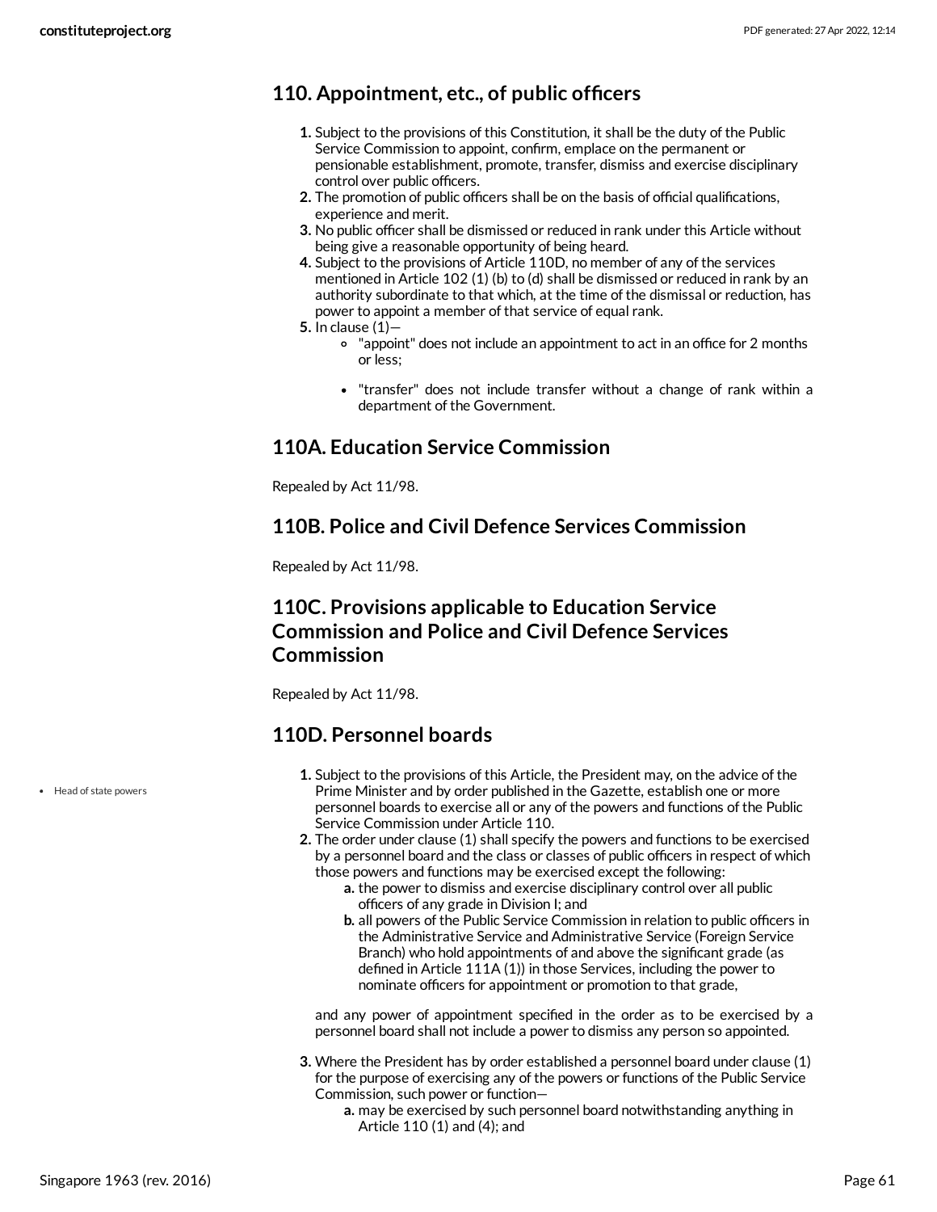## 110. Appointment, etc., of public officers

1. Subject to the provisions of this Constitution, it shall be the duty of the Public Service Commission to appoint, confirm, emplace on the permanent or pensionable establishment, promote, transfer, dismiss and exercise disciplinary control over public officers.
2. The promotion of public officers shall be on the basis of official qualifications, experience and merit.
3. No public officer shall be dismissed or reduced in rank under this Article without being give a reasonable opportunity of being heard.
4. Subject to the provisions of Article 110D, no member of any of the services mentioned in Article 102 (1) (b) to (d) shall be dismissed or reduced in rank by an authority subordinate to that which, at the time of the dismissal or reduction, has power to appoint a member of that service of equal rank.
5. In clause (1)—
    - "appoint" does not include an appointment to act in an office for 2 months or less;
    - "transfer" does not include transfer without a change of rank within a department of the Government.

## 110A. Education Service Commission

Repealed by Act 11/98.

## 110B. Police and Civil Defence Services Commission

Repealed by Act 11/98.

## 110C. Provisions applicable to Education Service Commission and Police and Civil Defence Services Commission

Repealed by Act 11/98.

## 110D. Personnel boards

- Head of state powers

1. Subject to the provisions of this Article, the President may, on the advice of the Prime Minister and by order published in the Gazette, establish one or more personnel boards to exercise all or any of the powers and functions of the Public Service Commission under Article 110.
2. The order under clause (1) shall specify the powers and functions to be exercised by a personnel board and the class or classes of public officers in respect of which those powers and functions may be exercised except the following:
    a. the power to dismiss and exercise disciplinary control over all public officers of any grade in Division I; and
    b. all powers of the Public Service Commission in relation to public officers in the Administrative Service and Administrative Service (Foreign Service Branch) who hold appointments of and above the significant grade (as defined in Article 111A (1)) in those Services, including the power to nominate officers for appointment or promotion to that grade,

    and any power of appointment specified in the order as to be exercised by a personnel board shall not include a power to dismiss any person so appointed.
3. Where the President has by order established a personnel board under clause (1) for the purpose of exercising any of the powers or functions of the Public Service Commission, such power or function—
    a. may be exercised by such personnel board notwithstanding anything in Article 110 (1) and (4); and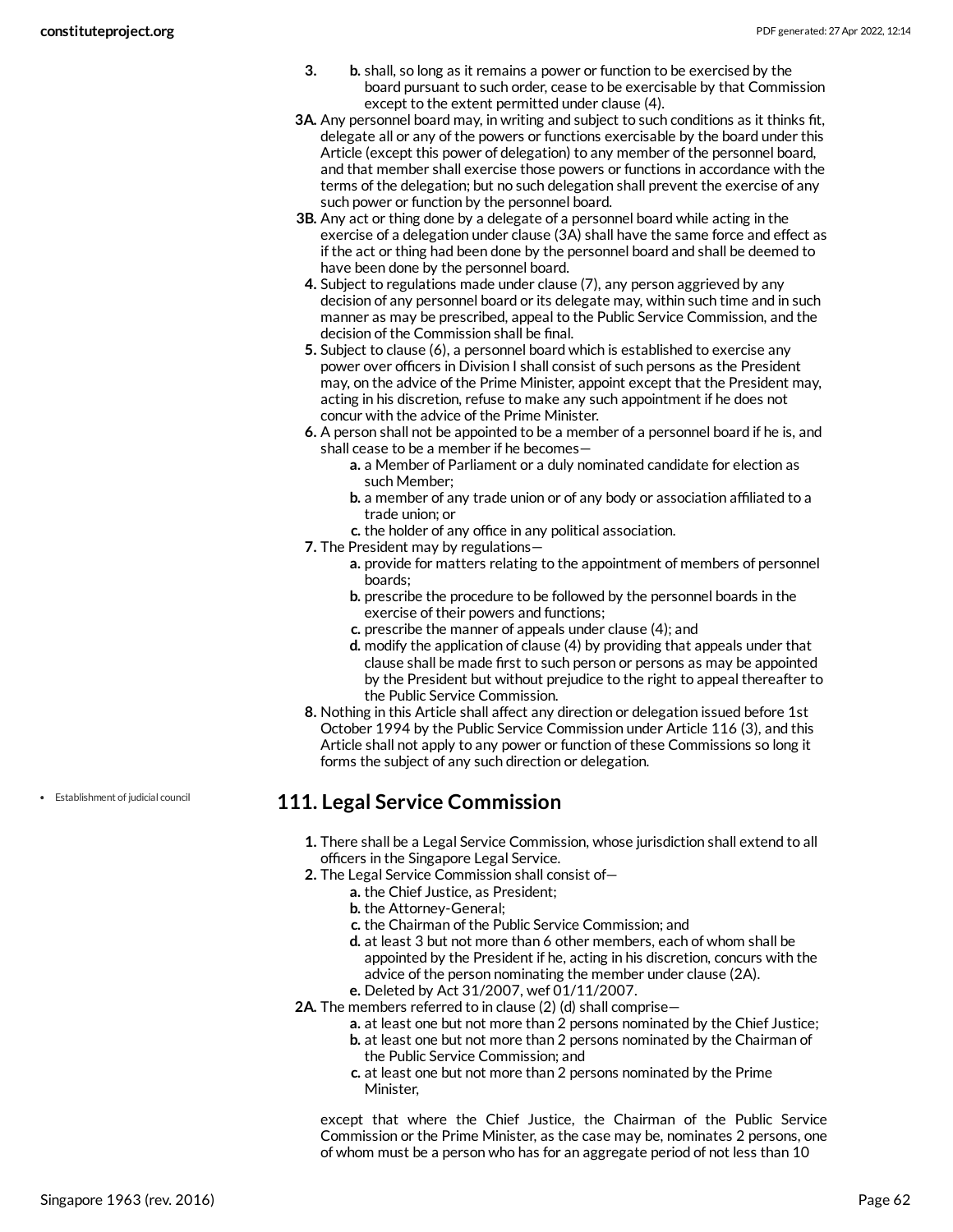3. b. shall, so long as it remains a power or function to be exercised by the board pursuant to such order, cease to be exercisable by that Commission except to the extent permitted under clause (4).

3A. Any personnel board may, in writing and subject to such conditions as it thinks fit, delegate all or any of the powers or functions exercisable by the board under this Article (except this power of delegation) to any member of the personnel board, and that member shall exercise those powers or functions in accordance with the terms of the delegation; but no such delegation shall prevent the exercise of any such power or function by the personnel board.

3B. Any act or thing done by a delegate of a personnel board while acting in the exercise of a delegation under clause (3A) shall have the same force and effect as if the act or thing had been done by the personnel board and shall be deemed to have been done by the personnel board.

4. Subject to regulations made under clause (7), any person aggrieved by any decision of any personnel board or its delegate may, within such time and in such manner as may be prescribed, appeal to the Public Service Commission, and the decision of the Commission shall be final.

5. Subject to clause (6), a personnel board which is established to exercise any power over officers in Division I shall consist of such persons as the President may, on the advice of the Prime Minister, appoint except that the President may, acting in his discretion, refuse to make any such appointment if he does not concur with the advice of the Prime Minister.

6. A person shall not be appointed to be a member of a personnel board if he is, and shall cease to be a member if he becomes—
   a. a Member of Parliament or a duly nominated candidate for election as such Member;
   b. a member of any trade union or of any body or association affiliated to a trade union; or
   c. the holder of any office in any political association.

7. The President may by regulations—
   a. provide for matters relating to the appointment of members of personnel boards;
   b. prescribe the procedure to be followed by the personnel boards in the exercise of their powers and functions;
   c. prescribe the manner of appeals under clause (4); and
   d. modify the application of clause (4) by providing that appeals under that clause shall be made first to such person or persons as may be appointed by the President but without prejudice to the right to appeal thereafter to the Public Service Commission.

8. Nothing in this Article shall affect any direction or delegation issued before 1st October 1994 by the Public Service Commission under Article 116 (3), and this Article shall not apply to any power or function of these Commissions so long it forms the subject of any such direction or delegation.

- Establishment of judicial council

## 111. Legal Service Commission

1. There shall be a Legal Service Commission, whose jurisdiction shall extend to all officers in the Singapore Legal Service.

2. The Legal Service Commission shall consist of—
   a. the Chief Justice, as President;
   b. the Attorney-General;
   c. the Chairman of the Public Service Commission; and
   d. at least 3 but not more than 6 other members, each of whom shall be appointed by the President if he, acting in his discretion, concurs with the advice of the person nominating the member under clause (2A).
   e. Deleted by Act 31/2007, wef 01/11/2007.

2A. The members referred to in clause (2) (d) shall comprise—
   a. at least one but not more than 2 persons nominated by the Chief Justice;
   b. at least one but not more than 2 persons nominated by the Chairman of the Public Service Commission; and
   c. at least one but not more than 2 persons nominated by the Prime Minister,

   except that where the Chief Justice, the Chairman of the Public Service Commission or the Prime Minister, as the case may be, nominates 2 persons, one of whom must be a person who has for an aggregate period of not less than 10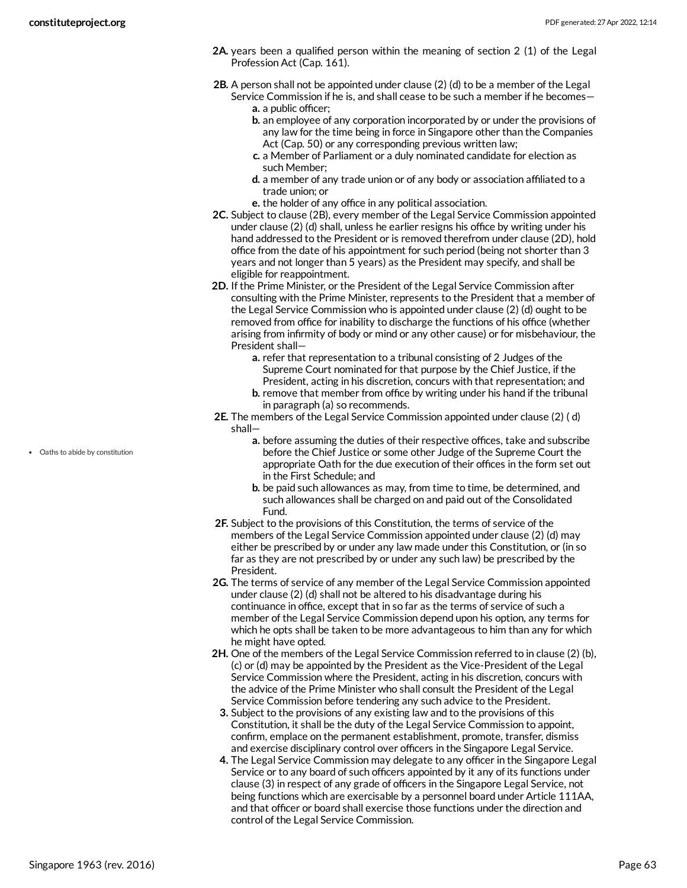2A. years been a qualified person within the meaning of section 2 (1) of the Legal Profession Act (Cap. 161).

2B. A person shall not be appointed under clause (2) (d) to be a member of the Legal Service Commission if he is, and shall cease to be such a member if he becomes—

a. a public officer;

b. an employee of any corporation incorporated by or under the provisions of any law for the time being in force in Singapore other than the Companies Act (Cap. 50) or any corresponding previous written law;

c. a Member of Parliament or a duly nominated candidate for election as such Member;

d. a member of any trade union or of any body or association affiliated to a trade union; or

e. the holder of any office in any political association.

2C. Subject to clause (2B), every member of the Legal Service Commission appointed under clause (2) (d) shall, unless he earlier resigns his office by writing under his hand addressed to the President or is removed therefrom under clause (2D), hold office from the date of his appointment for such period (being not shorter than 3 years and not longer than 5 years) as the President may specify, and shall be eligible for reappointment.

2D. If the Prime Minister, or the President of the Legal Service Commission after consulting with the Prime Minister, represents to the President that a member of the Legal Service Commission who is appointed under clause (2) (d) ought to be removed from office for inability to discharge the functions of his office (whether arising from infirmity of body or mind or any other cause) or for misbehaviour, the President shall—

a. refer that representation to a tribunal consisting of 2 Judges of the Supreme Court nominated for that purpose by the Chief Justice, if the President, acting in his discretion, concurs with that representation; and

b. remove that member from office by writing under his hand if the tribunal in paragraph (a) so recommends.

2E. The members of the Legal Service Commission appointed under clause (2) ( d) shall—

- Oaths to abide by constitution

a. before assuming the duties of their respective offices, take and subscribe before the Chief Justice or some other Judge of the Supreme Court the appropriate Oath for the due execution of their offices in the form set out in the First Schedule; and

b. be paid such allowances as may, from time to time, be determined, and such allowances shall be charged on and paid out of the Consolidated Fund.

2F. Subject to the provisions of this Constitution, the terms of service of the members of the Legal Service Commission appointed under clause (2) (d) may either be prescribed by or under any law made under this Constitution, or (in so far as they are not prescribed by or under any such law) be prescribed by the President.

2G. The terms of service of any member of the Legal Service Commission appointed under clause (2) (d) shall not be altered to his disadvantage during his continuance in office, except that in so far as the terms of service of such a member of the Legal Service Commission depend upon his option, any terms for which he opts shall be taken to be more advantageous to him than any for which he might have opted.

2H. One of the members of the Legal Service Commission referred to in clause (2) (b), (c) or (d) may be appointed by the President as the Vice-President of the Legal Service Commission where the President, acting in his discretion, concurs with the advice of the Prime Minister who shall consult the President of the Legal Service Commission before tendering any such advice to the President.

3. Subject to the provisions of any existing law and to the provisions of this Constitution, it shall be the duty of the Legal Service Commission to appoint, confirm, emplace on the permanent establishment, promote, transfer, dismiss and exercise disciplinary control over officers in the Singapore Legal Service.

4. The Legal Service Commission may delegate to any officer in the Singapore Legal Service or to any board of such officers appointed by it any of its functions under clause (3) in respect of any grade of officers in the Singapore Legal Service, not being functions which are exercisable by a personnel board under Article 111AA, and that officer or board shall exercise those functions under the direction and control of the Legal Service Commission.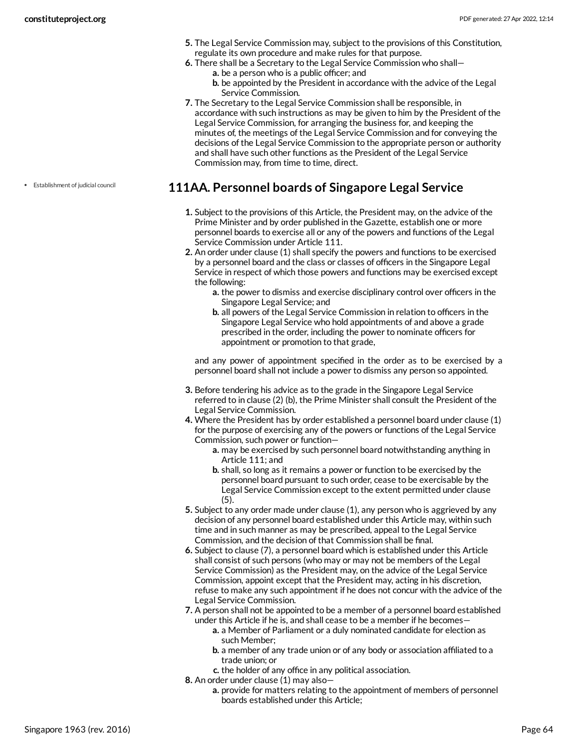5. The Legal Service Commission may, subject to the provisions of this Constitution, regulate its own procedure and make rules for that purpose.
6. There shall be a Secretary to the Legal Service Commission who shall—
   a. be a person who is a public officer; and
   b. be appointed by the President in accordance with the advice of the Legal Service Commission.
7. The Secretary to the Legal Service Commission shall be responsible, in accordance with such instructions as may be given to him by the President of the Legal Service Commission, for arranging the business for, and keeping the minutes of, the meetings of the Legal Service Commission and for conveying the decisions of the Legal Service Commission to the appropriate person or authority and shall have such other functions as the President of the Legal Service Commission may, from time to time, direct.

- Establishment of judicial council

## 111AA. Personnel boards of Singapore Legal Service

1. Subject to the provisions of this Article, the President may, on the advice of the Prime Minister and by order published in the Gazette, establish one or more personnel boards to exercise all or any of the powers and functions of the Legal Service Commission under Article 111.
2. An order under clause (1) shall specify the powers and functions to be exercised by a personnel board and the class or classes of officers in the Singapore Legal Service in respect of which those powers and functions may be exercised except the following:
   a. the power to dismiss and exercise disciplinary control over officers in the Singapore Legal Service; and
   b. all powers of the Legal Service Commission in relation to officers in the Singapore Legal Service who hold appointments of and above a grade prescribed in the order, including the power to nominate officers for appointment or promotion to that grade,

   and any power of appointment specified in the order as to be exercised by a personnel board shall not include a power to dismiss any person so appointed.

3. Before tendering his advice as to the grade in the Singapore Legal Service referred to in clause (2) (b), the Prime Minister shall consult the President of the Legal Service Commission.
4. Where the President has by order established a personnel board under clause (1) for the purpose of exercising any of the powers or functions of the Legal Service Commission, such power or function—
   a. may be exercised by such personnel board notwithstanding anything in Article 111; and
   b. shall, so long as it remains a power or function to be exercised by the personnel board pursuant to such order, cease to be exercisable by the Legal Service Commission except to the extent permitted under clause (5).
5. Subject to any order made under clause (1), any person who is aggrieved by any decision of any personnel board established under this Article may, within such time and in such manner as may be prescribed, appeal to the Legal Service Commission, and the decision of that Commission shall be final.
6. Subject to clause (7), a personnel board which is established under this Article shall consist of such persons (who may or may not be members of the Legal Service Commission) as the President may, on the advice of the Legal Service Commission, appoint except that the President may, acting in his discretion, refuse to make any such appointment if he does not concur with the advice of the Legal Service Commission.
7. A person shall not be appointed to be a member of a personnel board established under this Article if he is, and shall cease to be a member if he becomes—
   a. a Member of Parliament or a duly nominated candidate for election as such Member;
   b. a member of any trade union or of any body or association affiliated to a trade union; or
   c. the holder of any office in any political association.
8. An order under clause (1) may also—
   a. provide for matters relating to the appointment of members of personnel boards established under this Article;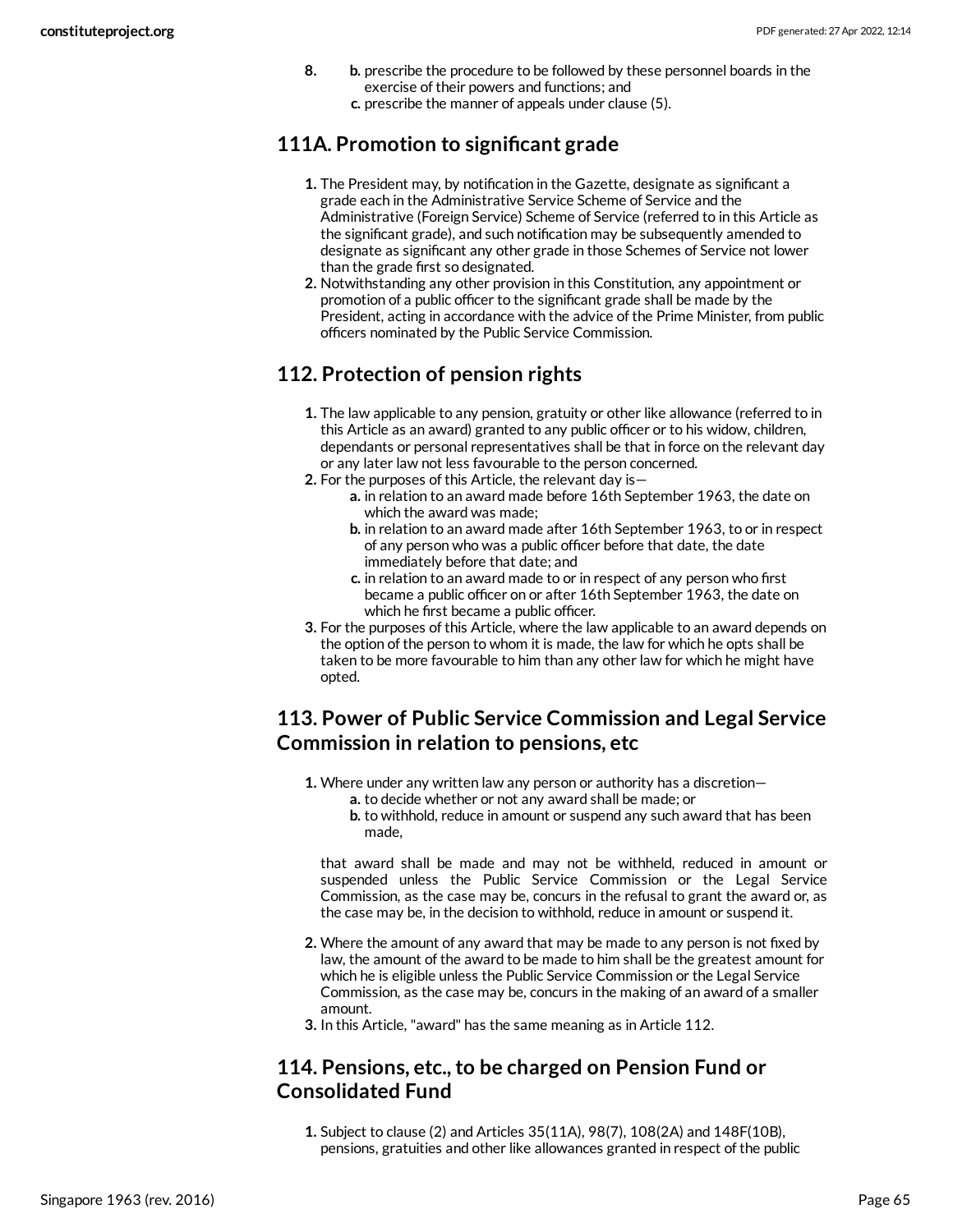8. 
   b. prescribe the procedure to be followed by these personnel boards in the exercise of their powers and functions; and
   c. prescribe the manner of appeals under clause (5).

## 111A. Promotion to significant grade

1. The President may, by notification in the Gazette, designate as significant a grade each in the Administrative Service Scheme of Service and the Administrative (Foreign Service) Scheme of Service (referred to in this Article as the significant grade), and such notification may be subsequently amended to designate as significant any other grade in those Schemes of Service not lower than the grade first so designated.
2. Notwithstanding any other provision in this Constitution, any appointment or promotion of a public officer to the significant grade shall be made by the President, acting in accordance with the advice of the Prime Minister, from public officers nominated by the Public Service Commission.

## 112. Protection of pension rights

1. The law applicable to any pension, gratuity or other like allowance (referred to in this Article as an award) granted to any public officer or to his widow, children, dependants or personal representatives shall be that in force on the relevant day or any later law not less favourable to the person concerned.
2. For the purposes of this Article, the relevant day is—
   a. in relation to an award made before 16th September 1963, the date on which the award was made;
   b. in relation to an award made after 16th September 1963, to or in respect of any person who was a public officer before that date, the date immediately before that date; and
   c. in relation to an award made to or in respect of any person who first became a public officer on or after 16th September 1963, the date on which he first became a public officer.
3. For the purposes of this Article, where the law applicable to an award depends on the option of the person to whom it is made, the law for which he opts shall be taken to be more favourable to him than any other law for which he might have opted.

## 113. Power of Public Service Commission and Legal Service Commission in relation to pensions, etc

1. Where under any written law any person or authority has a discretion—
   a. to decide whether or not any award shall be made; or
   b. to withhold, reduce in amount or suspend any such award that has been made,

   that award shall be made and may not be withheld, reduced in amount or suspended unless the Public Service Commission or the Legal Service Commission, as the case may be, concurs in the refusal to grant the award or, as the case may be, in the decision to withhold, reduce in amount or suspend it.
2. Where the amount of any award that may be made to any person is not fixed by law, the amount of the award to be made to him shall be the greatest amount for which he is eligible unless the Public Service Commission or the Legal Service Commission, as the case may be, concurs in the making of an award of a smaller amount.
3. In this Article, "award" has the same meaning as in Article 112.

## 114. Pensions, etc., to be charged on Pension Fund or Consolidated Fund

1. Subject to clause (2) and Articles 35(11A), 98(7), 108(2A) and 148F(10B), pensions, gratuities and other like allowances granted in respect of the public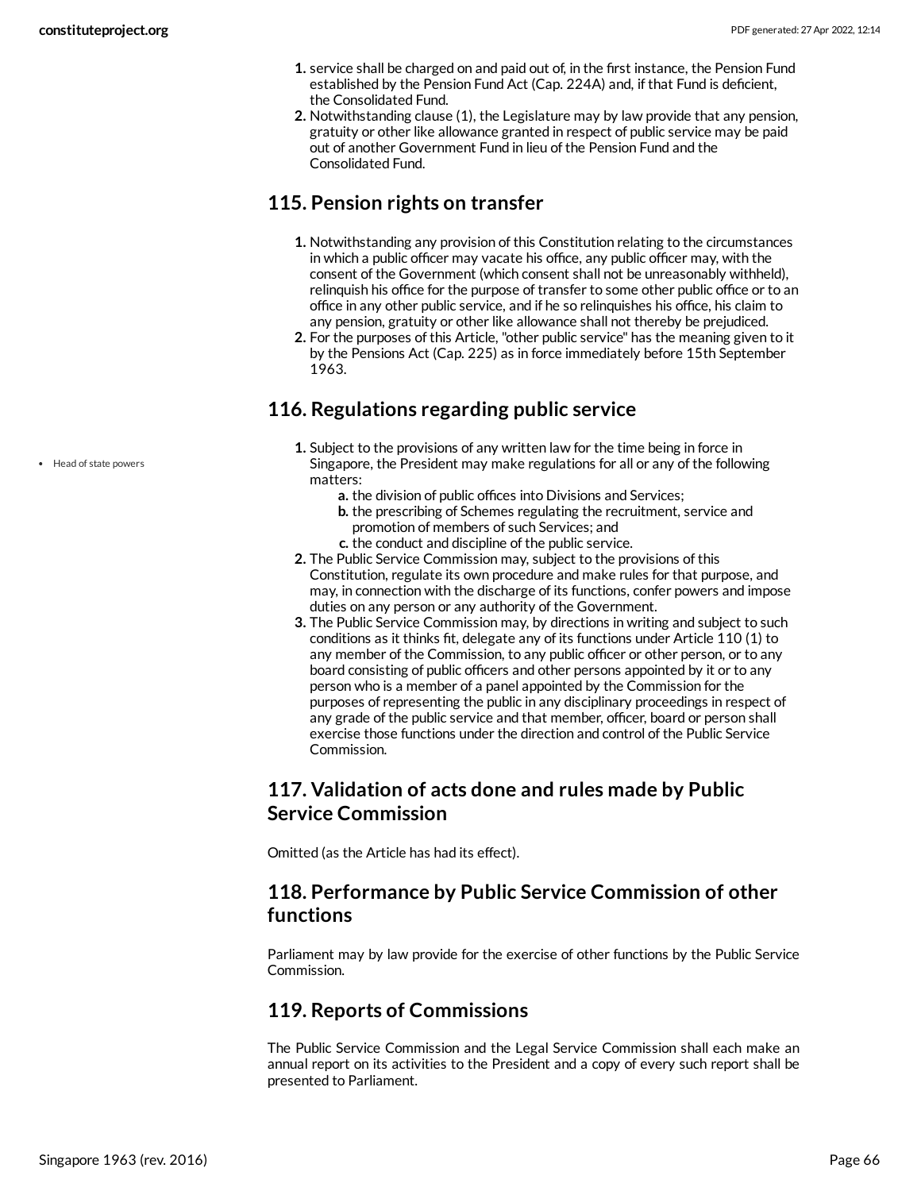1. service shall be charged on and paid out of, in the first instance, the Pension Fund established by the Pension Fund Act (Cap. 224A) and, if that Fund is deficient, the Consolidated Fund.
2. Notwithstanding clause (1), the Legislature may by law provide that any pension, gratuity or other like allowance granted in respect of public service may be paid out of another Government Fund in lieu of the Pension Fund and the Consolidated Fund.

## 115. Pension rights on transfer

1. Notwithstanding any provision of this Constitution relating to the circumstances in which a public officer may vacate his office, any public officer may, with the consent of the Government (which consent shall not be unreasonably withheld), relinquish his office for the purpose of transfer to some other public office or to an office in any other public service, and if he so relinquishes his office, his claim to any pension, gratuity or other like allowance shall not thereby be prejudiced.
2. For the purposes of this Article, "other public service" has the meaning given to it by the Pensions Act (Cap. 225) as in force immediately before 15th September 1963.

## 116. Regulations regarding public service

- Head of state powers

1. Subject to the provisions of any written law for the time being in force in Singapore, the President may make regulations for all or any of the following matters:
   a. the division of public offices into Divisions and Services;
   b. the prescribing of Schemes regulating the recruitment, service and promotion of members of such Services; and
   c. the conduct and discipline of the public service.
2. The Public Service Commission may, subject to the provisions of this Constitution, regulate its own procedure and make rules for that purpose, and may, in connection with the discharge of its functions, confer powers and impose duties on any person or any authority of the Government.
3. The Public Service Commission may, by directions in writing and subject to such conditions as it thinks fit, delegate any of its functions under Article 110 (1) to any member of the Commission, to any public officer or other person, or to any board consisting of public officers and other persons appointed by it or to any person who is a member of a panel appointed by the Commission for the purposes of representing the public in any disciplinary proceedings in respect of any grade of the public service and that member, officer, board or person shall exercise those functions under the direction and control of the Public Service Commission.

## 117. Validation of acts done and rules made by Public Service Commission

Omitted (as the Article has had its effect).

## 118. Performance by Public Service Commission of other functions

Parliament may by law provide for the exercise of other functions by the Public Service Commission.

## 119. Reports of Commissions

The Public Service Commission and the Legal Service Commission shall each make an annual report on its activities to the President and a copy of every such report shall be presented to Parliament.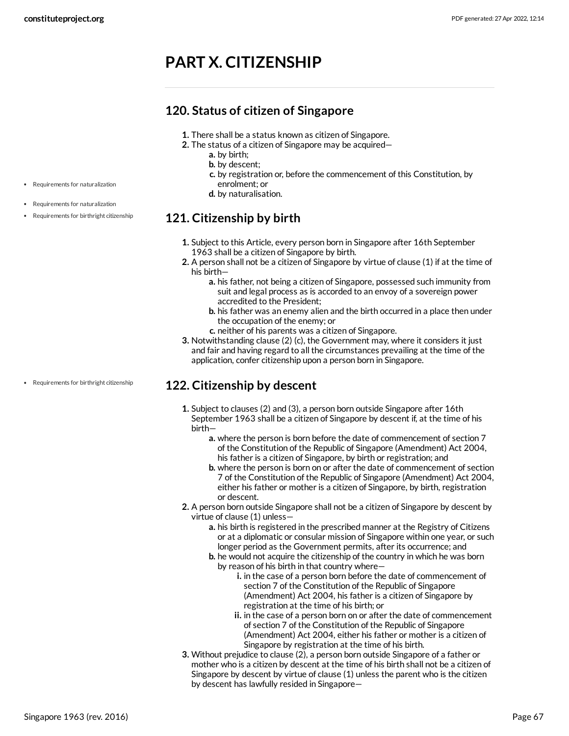# PART X. CITIZENSHIP

## 120. Status of citizen of Singapore

1. There shall be a status known as citizen of Singapore.
2. The status of a citizen of Singapore may be acquired—
   a. by birth;
   b. by descent;
   c. by registration or, before the commencement of this Constitution, by enrolment; or
   d. by naturalisation.

- Requirements for naturalization
- Requirements for naturalization
- Requirements for birthright citizenship

## 121. Citizenship by birth

1. Subject to this Article, every person born in Singapore after 16th September 1963 shall be a citizen of Singapore by birth.
2. A person shall not be a citizen of Singapore by virtue of clause (1) if at the time of his birth—
   a. his father, not being a citizen of Singapore, possessed such immunity from suit and legal process as is accorded to an envoy of a sovereign power accredited to the President;
   b. his father was an enemy alien and the birth occurred in a place then under the occupation of the enemy; or
   c. neither of his parents was a citizen of Singapore.
3. Notwithstanding clause (2) (c), the Government may, where it considers it just and fair and having regard to all the circumstances prevailing at the time of the application, confer citizenship upon a person born in Singapore.

- Requirements for birthright citizenship

## 122. Citizenship by descent

1. Subject to clauses (2) and (3), a person born outside Singapore after 16th September 1963 shall be a citizen of Singapore by descent if, at the time of his birth—
   a. where the person is born before the date of commencement of section 7 of the Constitution of the Republic of Singapore (Amendment) Act 2004, his father is a citizen of Singapore, by birth or registration; and
   b. where the person is born on or after the date of commencement of section 7 of the Constitution of the Republic of Singapore (Amendment) Act 2004, either his father or mother is a citizen of Singapore, by birth, registration or descent.
2. A person born outside Singapore shall not be a citizen of Singapore by descent by virtue of clause (1) unless—
   a. his birth is registered in the prescribed manner at the Registry of Citizens or at a diplomatic or consular mission of Singapore within one year, or such longer period as the Government permits, after its occurrence; and
   b. he would not acquire the citizenship of the country in which he was born by reason of his birth in that country where—
      i. in the case of a person born before the date of commencement of section 7 of the Constitution of the Republic of Singapore (Amendment) Act 2004, his father is a citizen of Singapore by registration at the time of his birth; or
      ii. in the case of a person born on or after the date of commencement of section 7 of the Constitution of the Republic of Singapore (Amendment) Act 2004, either his father or mother is a citizen of Singapore by registration at the time of his birth.
3. Without prejudice to clause (2), a person born outside Singapore of a father or mother who is a citizen by descent at the time of his birth shall not be a citizen of Singapore by descent by virtue of clause (1) unless the parent who is the citizen by descent has lawfully resided in Singapore—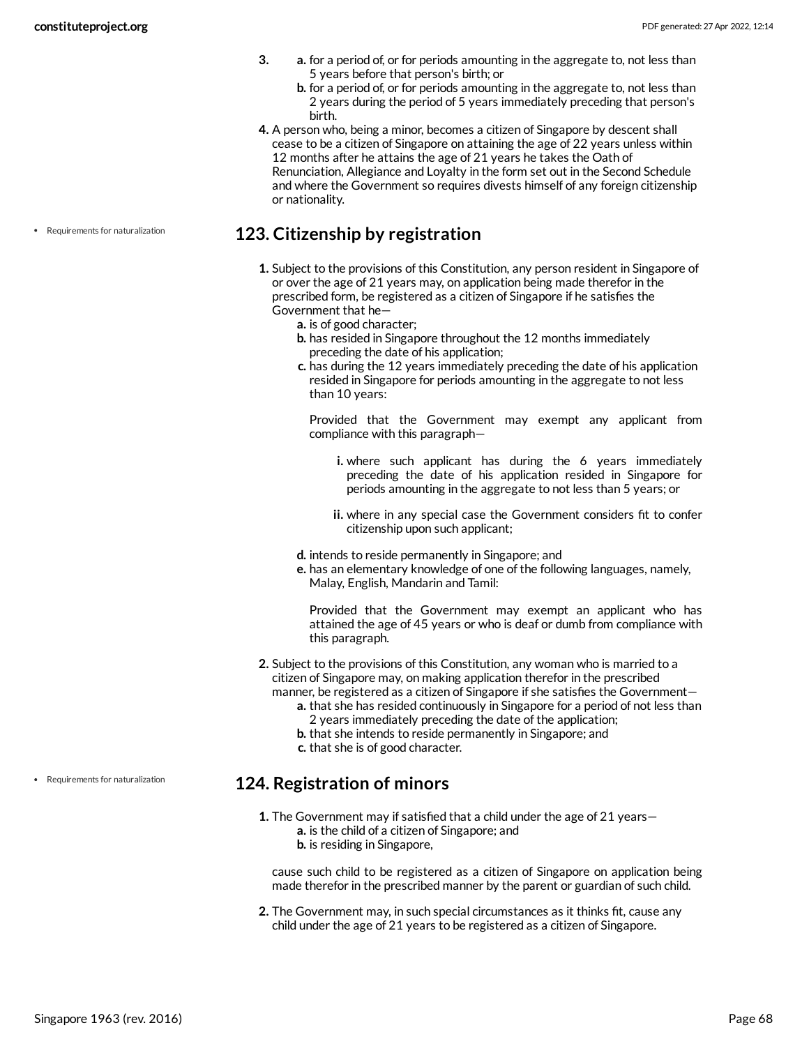3. 
   a. for a period of, or for periods amounting in the aggregate to, not less than 5 years before that person's birth; or
   b. for a period of, or for periods amounting in the aggregate to, not less than 2 years during the period of 5 years immediately preceding that person's birth.
4. A person who, being a minor, becomes a citizen of Singapore by descent shall cease to be a citizen of Singapore on attaining the age of 22 years unless within 12 months after he attains the age of 21 years he takes the Oath of Renunciation, Allegiance and Loyalty in the form set out in the Second Schedule and where the Government so requires divests himself of any foreign citizenship or nationality.

• Requirements for naturalization

## 123. Citizenship by registration

1. Subject to the provisions of this Constitution, any person resident in Singapore of or over the age of 21 years may, on application being made therefor in the prescribed form, be registered as a citizen of Singapore if he satisfies the Government that he—
   a. is of good character;
   b. has resided in Singapore throughout the 12 months immediately preceding the date of his application;
   c. has during the 12 years immediately preceding the date of his application resided in Singapore for periods amounting in the aggregate to not less than 10 years:

      Provided that the Government may exempt any applicant from compliance with this paragraph—

      i. where such applicant has during the 6 years immediately preceding the date of his application resided in Singapore for periods amounting in the aggregate to not less than 5 years; or

      ii. where in any special case the Government considers fit to confer citizenship upon such applicant;

   d. intends to reside permanently in Singapore; and
   e. has an elementary knowledge of one of the following languages, namely, Malay, English, Mandarin and Tamil:

      Provided that the Government may exempt an applicant who has attained the age of 45 years or who is deaf or dumb from compliance with this paragraph.

2. Subject to the provisions of this Constitution, any woman who is married to a citizen of Singapore may, on making application therefor in the prescribed manner, be registered as a citizen of Singapore if she satisfies the Government—
   a. that she has resided continuously in Singapore for a period of not less than 2 years immediately preceding the date of the application;
   b. that she intends to reside permanently in Singapore; and
   c. that she is of good character.

• Requirements for naturalization

## 124. Registration of minors

1. The Government may if satisfied that a child under the age of 21 years—
   a. is the child of a citizen of Singapore; and
   b. is residing in Singapore,

   cause such child to be registered as a citizen of Singapore on application being made therefor in the prescribed manner by the parent or guardian of such child.

2. The Government may, in such special circumstances as it thinks fit, cause any child under the age of 21 years to be registered as a citizen of Singapore.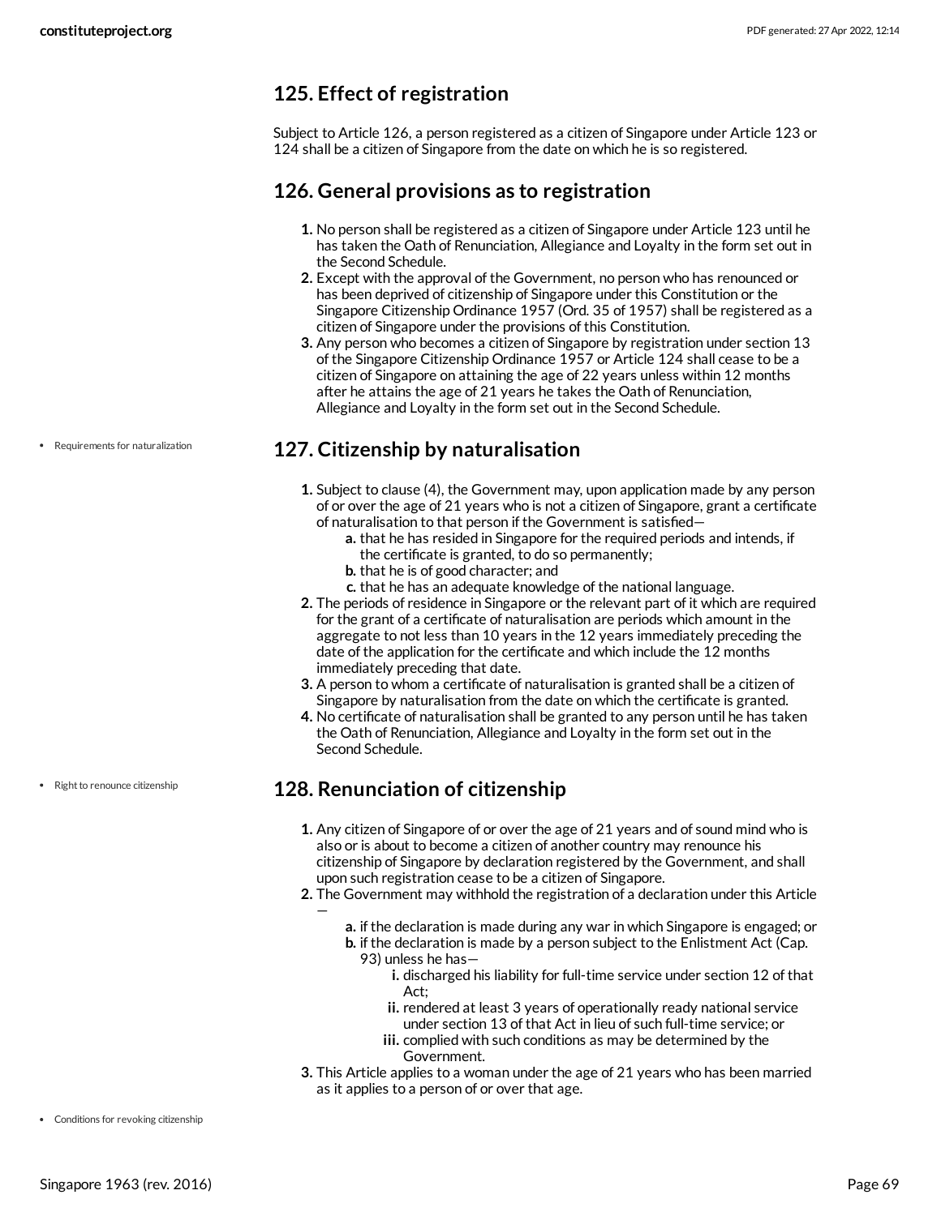## 125. Effect of registration

Subject to Article 126, a person registered as a citizen of Singapore under Article 123 or 124 shall be a citizen of Singapore from the date on which he is so registered.

## 126. General provisions as to registration

1. No person shall be registered as a citizen of Singapore under Article 123 until he has taken the Oath of Renunciation, Allegiance and Loyalty in the form set out in the Second Schedule.
2. Except with the approval of the Government, no person who has renounced or has been deprived of citizenship of Singapore under this Constitution or the Singapore Citizenship Ordinance 1957 (Ord. 35 of 1957) shall be registered as a citizen of Singapore under the provisions of this Constitution.
3. Any person who becomes a citizen of Singapore by registration under section 13 of the Singapore Citizenship Ordinance 1957 or Article 124 shall cease to be a citizen of Singapore on attaining the age of 22 years unless within 12 months after he attains the age of 21 years he takes the Oath of Renunciation, Allegiance and Loyalty in the form set out in the Second Schedule.

- Requirements for naturalization

## 127. Citizenship by naturalisation

1. Subject to clause (4), the Government may, upon application made by any person of or over the age of 21 years who is not a citizen of Singapore, grant a certificate of naturalisation to that person if the Government is satisfied—
   a. that he has resided in Singapore for the required periods and intends, if the certificate is granted, to do so permanently;
   b. that he is of good character; and
   c. that he has an adequate knowledge of the national language.
2. The periods of residence in Singapore or the relevant part of it which are required for the grant of a certificate of naturalisation are periods which amount in the aggregate to not less than 10 years in the 12 years immediately preceding the date of the application for the certificate and which include the 12 months immediately preceding that date.
3. A person to whom a certificate of naturalisation is granted shall be a citizen of Singapore by naturalisation from the date on which the certificate is granted.
4. No certificate of naturalisation shall be granted to any person until he has taken the Oath of Renunciation, Allegiance and Loyalty in the form set out in the Second Schedule.

- Right to renounce citizenship

## 128. Renunciation of citizenship

1. Any citizen of Singapore of or over the age of 21 years and of sound mind who is also or is about to become a citizen of another country may renounce his citizenship of Singapore by declaration registered by the Government, and shall upon such registration cease to be a citizen of Singapore.
2. The Government may withhold the registration of a declaration under this Article —
   a. if the declaration is made during any war in which Singapore is engaged; or
   b. if the declaration is made by a person subject to the Enlistment Act (Cap. 93) unless he has—
      i. discharged his liability for full-time service under section 12 of that Act;
      ii. rendered at least 3 years of operationally ready national service under section 13 of that Act in lieu of such full-time service; or
      iii. complied with such conditions as may be determined by the Government.
3. This Article applies to a woman under the age of 21 years who has been married as it applies to a person of or over that age.

- Conditions for revoking citizenship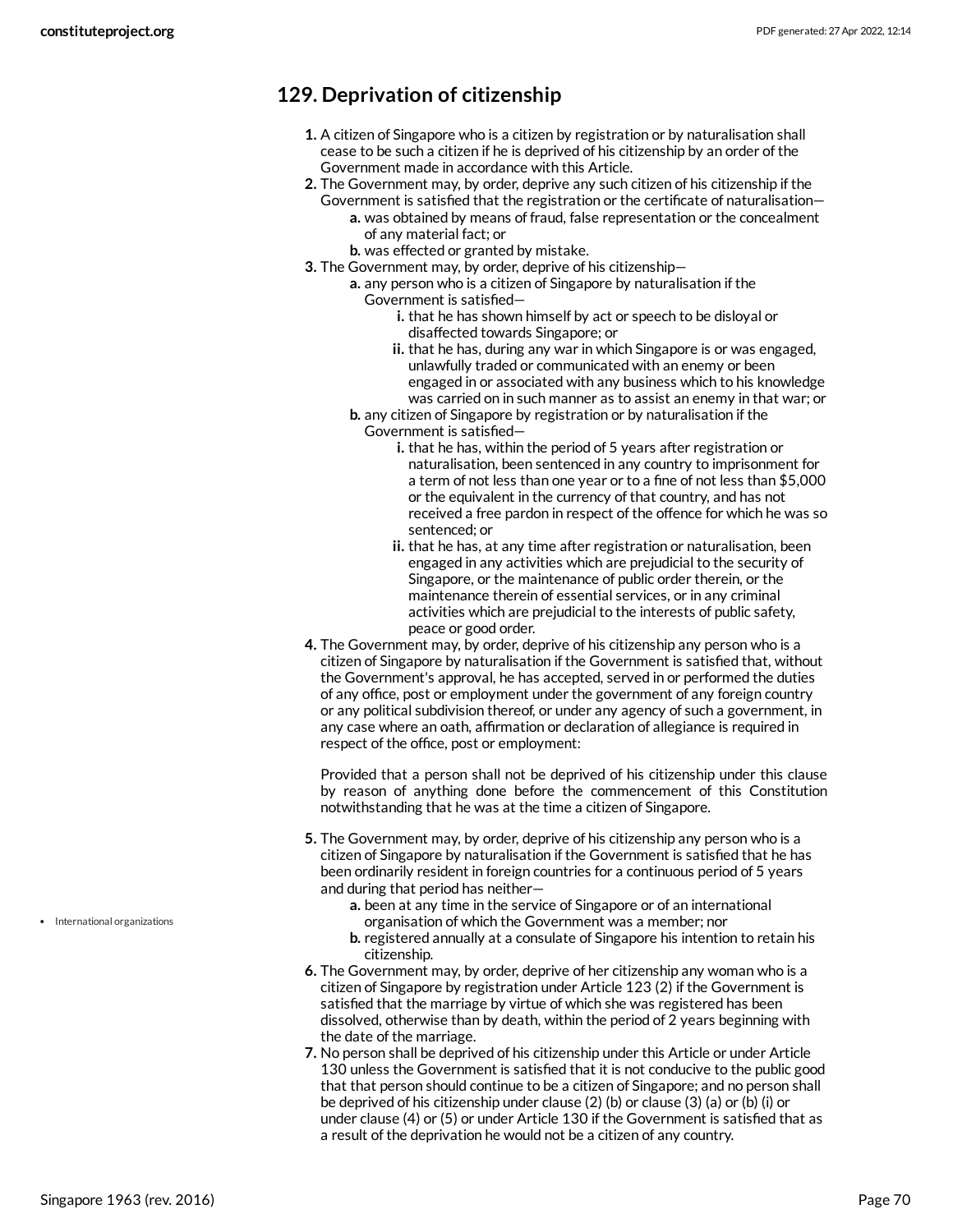## 129. Deprivation of citizenship

1. A citizen of Singapore who is a citizen by registration or by naturalisation shall cease to be such a citizen if he is deprived of his citizenship by an order of the Government made in accordance with this Article.
2. The Government may, by order, deprive any such citizen of his citizenship if the Government is satisfied that the registration or the certificate of naturalisation—
   a. was obtained by means of fraud, false representation or the concealment of any material fact; or
   b. was effected or granted by mistake.
3. The Government may, by order, deprive of his citizenship—
   a. any person who is a citizen of Singapore by naturalisation if the Government is satisfied—
      i. that he has shown himself by act or speech to be disloyal or disaffected towards Singapore; or
      ii. that he has, during any war in which Singapore is or was engaged, unlawfully traded or communicated with an enemy or been engaged in or associated with any business which to his knowledge was carried on in such manner as to assist an enemy in that war; or
   b. any citizen of Singapore by registration or by naturalisation if the Government is satisfied—
      i. that he has, within the period of 5 years after registration or naturalisation, been sentenced in any country to imprisonment for a term of not less than one year or to a fine of not less than $5,000 or the equivalent in the currency of that country, and has not received a free pardon in respect of the offence for which he was so sentenced; or
      ii. that he has, at any time after registration or naturalisation, been engaged in any activities which are prejudicial to the security of Singapore, or the maintenance of public order therein, or the maintenance therein of essential services, or in any criminal activities which are prejudicial to the interests of public safety, peace or good order.
4. The Government may, by order, deprive of his citizenship any person who is a citizen of Singapore by naturalisation if the Government is satisfied that, without the Government's approval, he has accepted, served in or performed the duties of any office, post or employment under the government of any foreign country or any political subdivision thereof, or under any agency of such a government, in any case where an oath, affirmation or declaration of allegiance is required in respect of the office, post or employment:

   Provided that a person shall not be deprived of his citizenship under this clause by reason of anything done before the commencement of this Constitution notwithstanding that he was at the time a citizen of Singapore.
5. The Government may, by order, deprive of his citizenship any person who is a citizen of Singapore by naturalisation if the Government is satisfied that he has been ordinarily resident in foreign countries for a continuous period of 5 years and during that period has neither—
   a. been at any time in the service of Singapore or of an international organisation of which the Government was a member; nor
   b. registered annually at a consulate of Singapore his intention to retain his citizenship.
6. The Government may, by order, deprive of her citizenship any woman who is a citizen of Singapore by registration under Article 123 (2) if the Government is satisfied that the marriage by virtue of which she was registered has been dissolved, otherwise than by death, within the period of 2 years beginning with the date of the marriage.
7. No person shall be deprived of his citizenship under this Article or under Article 130 unless the Government is satisfied that it is not conducive to the public good that that person should continue to be a citizen of Singapore; and no person shall be deprived of his citizenship under clause (2) (b) or clause (3) (a) or (b) (i) or under clause (4) or (5) or under Article 130 if the Government is satisfied that as a result of the deprivation he would not be a citizen of any country.

- International organizations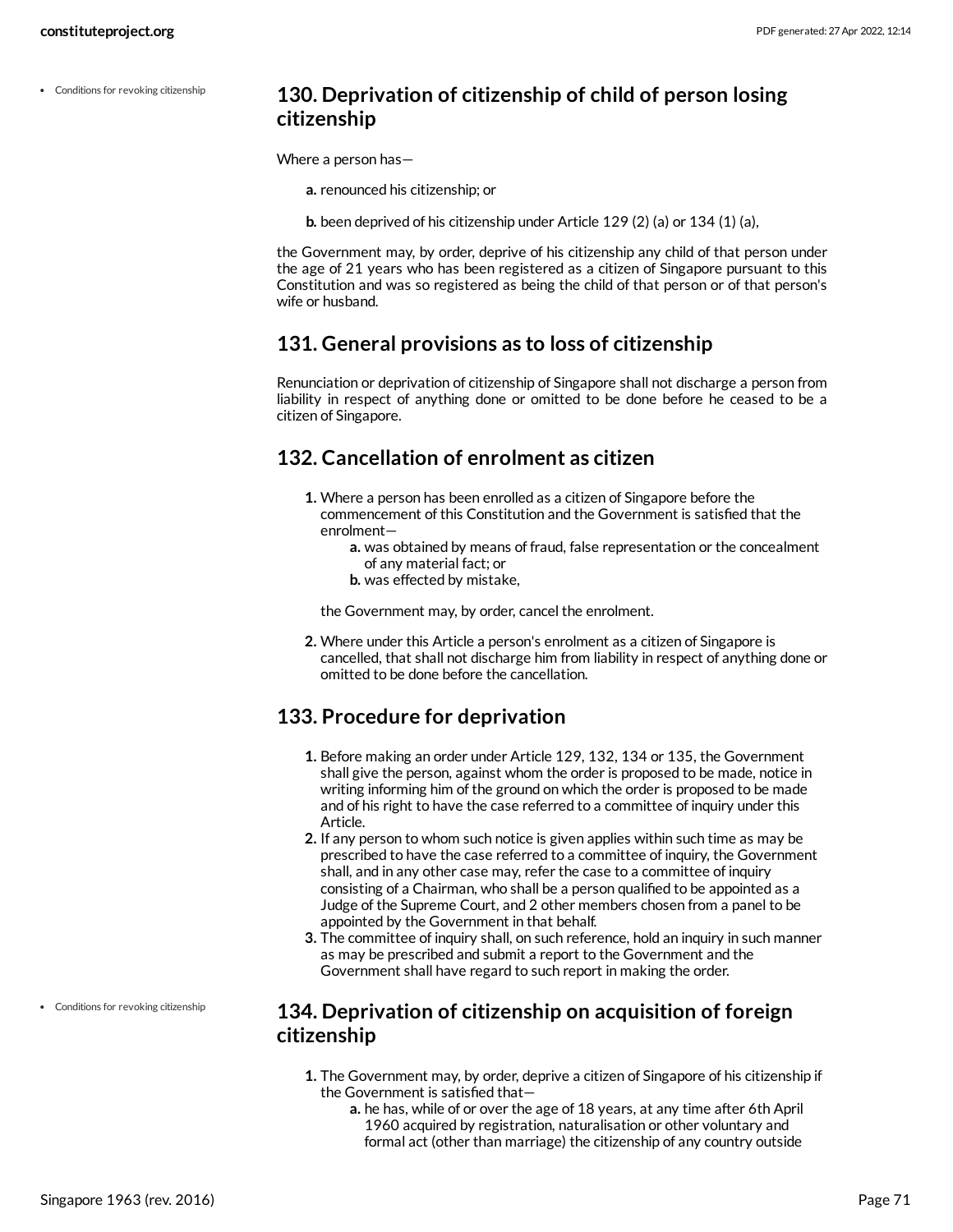- Conditions for revoking citizenship

## 130. Deprivation of citizenship of child of person losing citizenship

Where a person has—

**a.** renounced his citizenship; or

**b.** been deprived of his citizenship under Article 129 (2) (a) or 134 (1) (a),

the Government may, by order, deprive of his citizenship any child of that person under the age of 21 years who has been registered as a citizen of Singapore pursuant to this Constitution and was so registered as being the child of that person or of that person's wife or husband.

## 131. General provisions as to loss of citizenship

Renunciation or deprivation of citizenship of Singapore shall not discharge a person from liability in respect of anything done or omitted to be done before he ceased to be a citizen of Singapore.

## 132. Cancellation of enrolment as citizen

1. Where a person has been enrolled as a citizen of Singapore before the commencement of this Constitution and the Government is satisfied that the enrolment—
   - **a.** was obtained by means of fraud, false representation or the concealment of any material fact; or
   - **b.** was effected by mistake,

   the Government may, by order, cancel the enrolment.

2. Where under this Article a person's enrolment as a citizen of Singapore is cancelled, that shall not discharge him from liability in respect of anything done or omitted to be done before the cancellation.

## 133. Procedure for deprivation

1. Before making an order under Article 129, 132, 134 or 135, the Government shall give the person, against whom the order is proposed to be made, notice in writing informing him of the ground on which the order is proposed to be made and of his right to have the case referred to a committee of inquiry under this Article.
2. If any person to whom such notice is given applies within such time as may be prescribed to have the case referred to a committee of inquiry, the Government shall, and in any other case may, refer the case to a committee of inquiry consisting of a Chairman, who shall be a person qualified to be appointed as a Judge of the Supreme Court, and 2 other members chosen from a panel to be appointed by the Government in that behalf.
3. The committee of inquiry shall, on such reference, hold an inquiry in such manner as may be prescribed and submit a report to the Government and the Government shall have regard to such report in making the order.

- Conditions for revoking citizenship

## 134. Deprivation of citizenship on acquisition of foreign citizenship

1. The Government may, by order, deprive a citizen of Singapore of his citizenship if the Government is satisfied that—
   - **a.** he has, while of or over the age of 18 years, at any time after 6th April 1960 acquired by registration, naturalisation or other voluntary and formal act (other than marriage) the citizenship of any country outside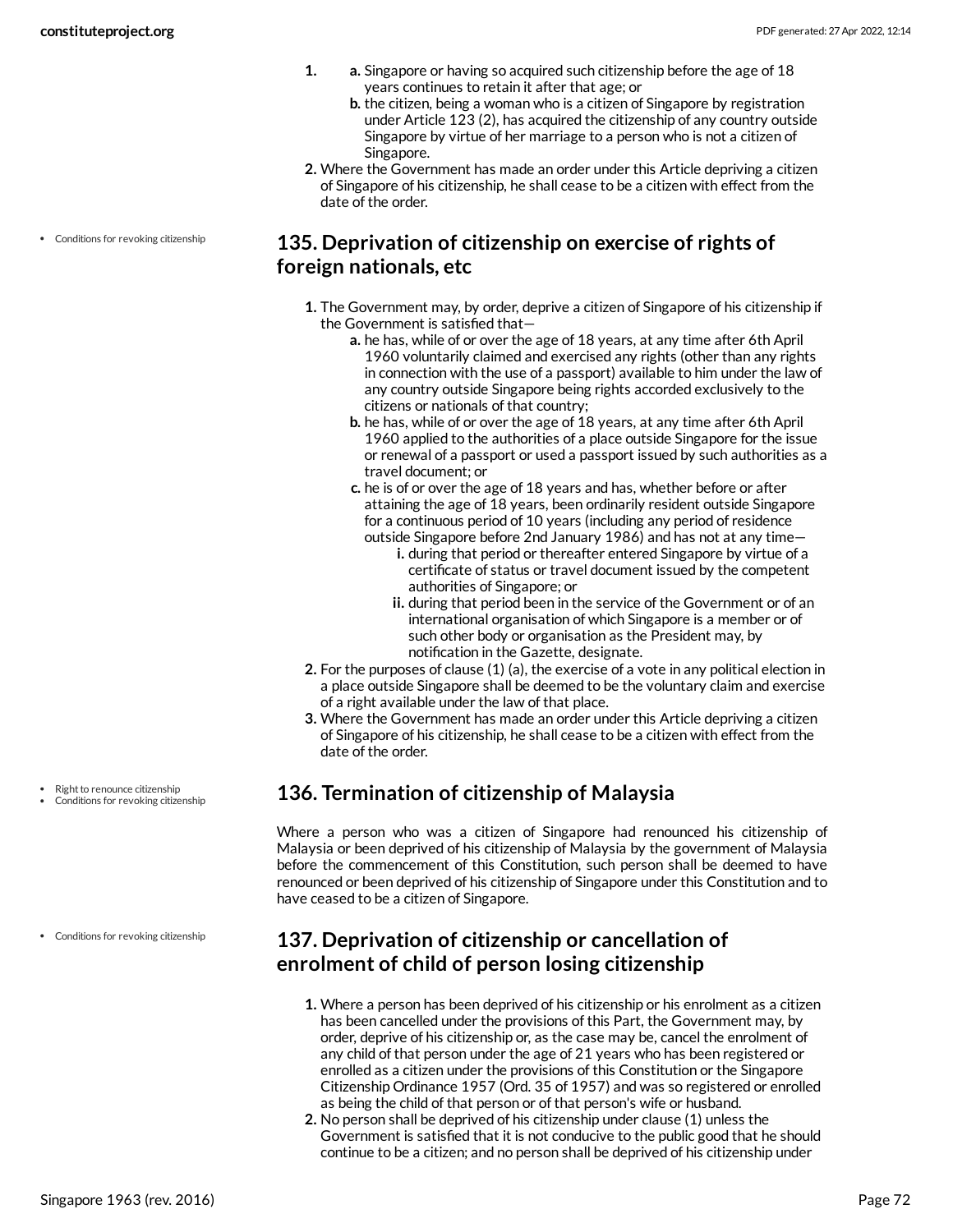1. a. Singapore or having so acquired such citizenship before the age of 18 years continues to retain it after that age; or
   b. the citizen, being a woman who is a citizen of Singapore by registration under Article 123 (2), has acquired the citizenship of any country outside Singapore by virtue of her marriage to a person who is not a citizen of Singapore.
2. Where the Government has made an order under this Article depriving a citizen of Singapore of his citizenship, he shall cease to be a citizen with effect from the date of the order.

- Conditions for revoking citizenship

## 135. Deprivation of citizenship on exercise of rights of foreign nationals, etc

1. The Government may, by order, deprive a citizen of Singapore of his citizenship if the Government is satisfied that—
   a. he has, while of or over the age of 18 years, at any time after 6th April 1960 voluntarily claimed and exercised any rights (other than any rights in connection with the use of a passport) available to him under the law of any country outside Singapore being rights accorded exclusively to the citizens or nationals of that country;
   b. he has, while of or over the age of 18 years, at any time after 6th April 1960 applied to the authorities of a place outside Singapore for the issue or renewal of a passport or used a passport issued by such authorities as a travel document; or
   c. he is of or over the age of 18 years and has, whether before or after attaining the age of 18 years, been ordinarily resident outside Singapore for a continuous period of 10 years (including any period of residence outside Singapore before 2nd January 1986) and has not at any time—
      i. during that period or thereafter entered Singapore by virtue of a certificate of status or travel document issued by the competent authorities of Singapore; or
      ii. during that period been in the service of the Government or of an international organisation of which Singapore is a member or of such other body or organisation as the President may, by notification in the Gazette, designate.
2. For the purposes of clause (1) (a), the exercise of a vote in any political election in a place outside Singapore shall be deemed to be the voluntary claim and exercise of a right available under the law of that place.
3. Where the Government has made an order under this Article depriving a citizen of Singapore of his citizenship, he shall cease to be a citizen with effect from the date of the order.

- Right to renounce citizenship
- Conditions for revoking citizenship

## 136. Termination of citizenship of Malaysia

Where a person who was a citizen of Singapore had renounced his citizenship of Malaysia or been deprived of his citizenship of Malaysia by the government of Malaysia before the commencement of this Constitution, such person shall be deemed to have renounced or been deprived of his citizenship of Singapore under this Constitution and to have ceased to be a citizen of Singapore.

- Conditions for revoking citizenship

## 137. Deprivation of citizenship or cancellation of enrolment of child of person losing citizenship

1. Where a person has been deprived of his citizenship or his enrolment as a citizen has been cancelled under the provisions of this Part, the Government may, by order, deprive of his citizenship or, as the case may be, cancel the enrolment of any child of that person under the age of 21 years who has been registered or enrolled as a citizen under the provisions of this Constitution or the Singapore Citizenship Ordinance 1957 (Ord. 35 of 1957) and was so registered or enrolled as being the child of that person or of that person's wife or husband.
2. No person shall be deprived of his citizenship under clause (1) unless the Government is satisfied that it is not conducive to the public good that he should continue to be a citizen; and no person shall be deprived of his citizenship under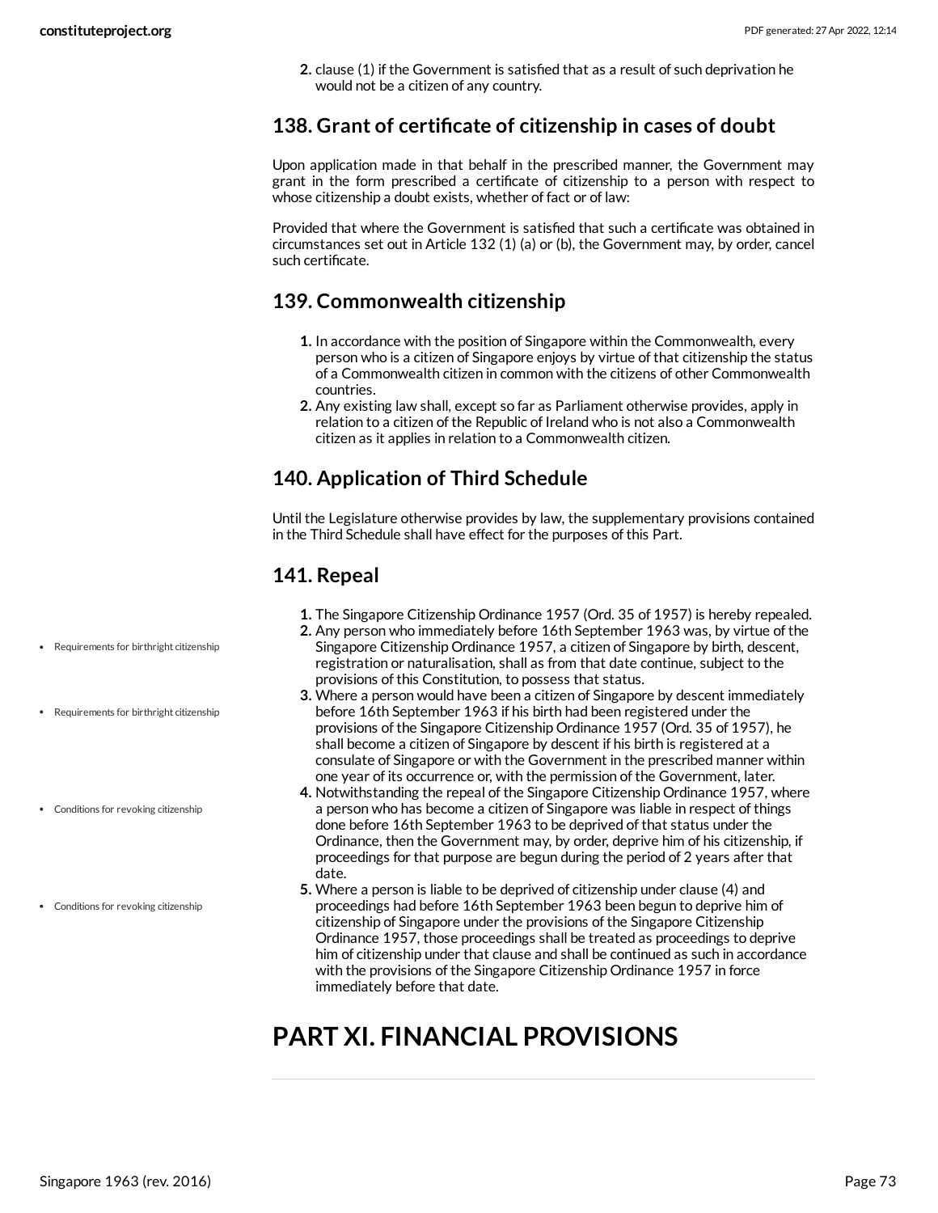2. clause (1) if the Government is satisfied that as a result of such deprivation he would not be a citizen of any country.

## 138. Grant of certificate of citizenship in cases of doubt

Upon application made in that behalf in the prescribed manner, the Government may grant in the form prescribed a certificate of citizenship to a person with respect to whose citizenship a doubt exists, whether of fact or of law:

Provided that where the Government is satisfied that such a certificate was obtained in circumstances set out in Article 132 (1) (a) or (b), the Government may, by order, cancel such certificate.

## 139. Commonwealth citizenship

1. In accordance with the position of Singapore within the Commonwealth, every person who is a citizen of Singapore enjoys by virtue of that citizenship the status of a Commonwealth citizen in common with the citizens of other Commonwealth countries.
2. Any existing law shall, except so far as Parliament otherwise provides, apply in relation to a citizen of the Republic of Ireland who is not also a Commonwealth citizen as it applies in relation to a Commonwealth citizen.

## 140. Application of Third Schedule

Until the Legislature otherwise provides by law, the supplementary provisions contained in the Third Schedule shall have effect for the purposes of this Part.

## 141. Repeal

- Requirements for birthright citizenship
- Requirements for birthright citizenship
- Conditions for revoking citizenship
- Conditions for revoking citizenship

1. The Singapore Citizenship Ordinance 1957 (Ord. 35 of 1957) is hereby repealed.
2. Any person who immediately before 16th September 1963 was, by virtue of the Singapore Citizenship Ordinance 1957, a citizen of Singapore by birth, descent, registration or naturalisation, shall as from that date continue, subject to the provisions of this Constitution, to possess that status.
3. Where a person would have been a citizen of Singapore by descent immediately before 16th September 1963 if his birth had been registered under the provisions of the Singapore Citizenship Ordinance 1957 (Ord. 35 of 1957), he shall become a citizen of Singapore by descent if his birth is registered at a consulate of Singapore or with the Government in the prescribed manner within one year of its occurrence or, with the permission of the Government, later.
4. Notwithstanding the repeal of the Singapore Citizenship Ordinance 1957, where a person who has become a citizen of Singapore was liable in respect of things done before 16th September 1963 to be deprived of that status under the Ordinance, then the Government may, by order, deprive him of his citizenship, if proceedings for that purpose are begun during the period of 2 years after that date.
5. Where a person is liable to be deprived of citizenship under clause (4) and proceedings had before 16th September 1963 been begun to deprive him of citizenship of Singapore under the provisions of the Singapore Citizenship Ordinance 1957, those proceedings shall be treated as proceedings to deprive him of citizenship under that clause and shall be continued as such in accordance with the provisions of the Singapore Citizenship Ordinance 1957 in force immediately before that date.

# PART XI. FINANCIAL PROVISIONS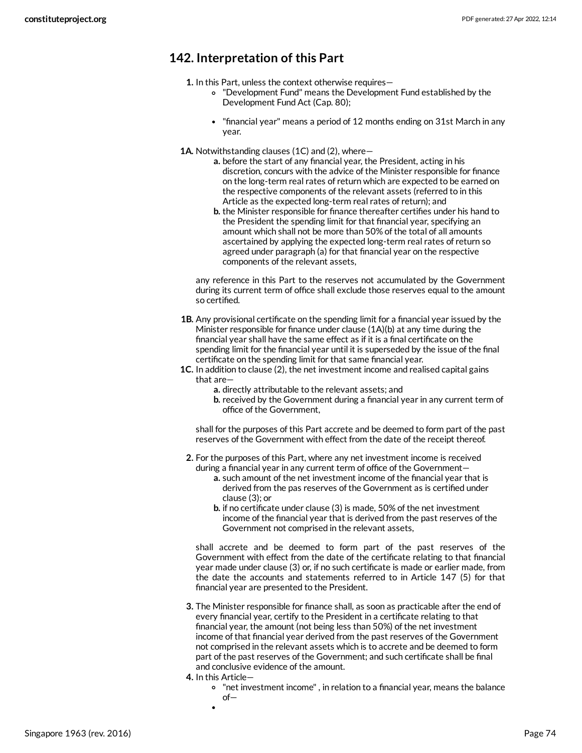## 142. Interpretation of this Part

1. In this Part, unless the context otherwise requires—
   - "Development Fund" means the Development Fund established by the Development Fund Act (Cap. 80);

   - "financial year" means a period of 12 months ending on 31st March in any year.

1A. Notwithstanding clauses (1C) and (2), where—
   a. before the start of any financial year, the President, acting in his discretion, concurs with the advice of the Minister responsible for finance on the long-term real rates of return which are expected to be earned on the respective components of the relevant assets (referred to in this Article as the expected long-term real rates of return); and
   b. the Minister responsible for finance thereafter certifies under his hand to the President the spending limit for that financial year, specifying an amount which shall not be more than 50% of the total of all amounts ascertained by applying the expected long-term real rates of return so agreed under paragraph (a) for that financial year on the respective components of the relevant assets,

   any reference in this Part to the reserves not accumulated by the Government during its current term of office shall exclude those reserves equal to the amount so certified.

1B. Any provisional certificate on the spending limit for a financial year issued by the Minister responsible for finance under clause (1A)(b) at any time during the financial year shall have the same effect as if it is a final certificate on the spending limit for the financial year until it is superseded by the issue of the final certificate on the spending limit for that same financial year.

1C. In addition to clause (2), the net investment income and realised capital gains that are—
   a. directly attributable to the relevant assets; and
   b. received by the Government during a financial year in any current term of office of the Government,

   shall for the purposes of this Part accrete and be deemed to form part of the past reserves of the Government with effect from the date of the receipt thereof.

2. For the purposes of this Part, where any net investment income is received during a financial year in any current term of office of the Government—
   a. such amount of the net investment income of the financial year that is derived from the pas reserves of the Government as is certified under clause (3); or
   b. if no certificate under clause (3) is made, 50% of the net investment income of the financial year that is derived from the past reserves of the Government not comprised in the relevant assets,

   shall accrete and be deemed to form part of the past reserves of the Government with effect from the date of the certificate relating to that financial year made under clause (3) or, if no such certificate is made or earlier made, from the date the accounts and statements referred to in Article 147 (5) for that financial year are presented to the President.

3. The Minister responsible for finance shall, as soon as practicable after the end of every financial year, certify to the President in a certificate relating to that financial year, the amount (not being less than 50%) of the net investment income of that financial year derived from the past reserves of the Government not comprised in the relevant assets which is to accrete and be deemed to form part of the past reserves of the Government; and such certificate shall be final and conclusive evidence of the amount.

4. In this Article—
   - "net investment income" , in relation to a financial year, means the balance of—
   -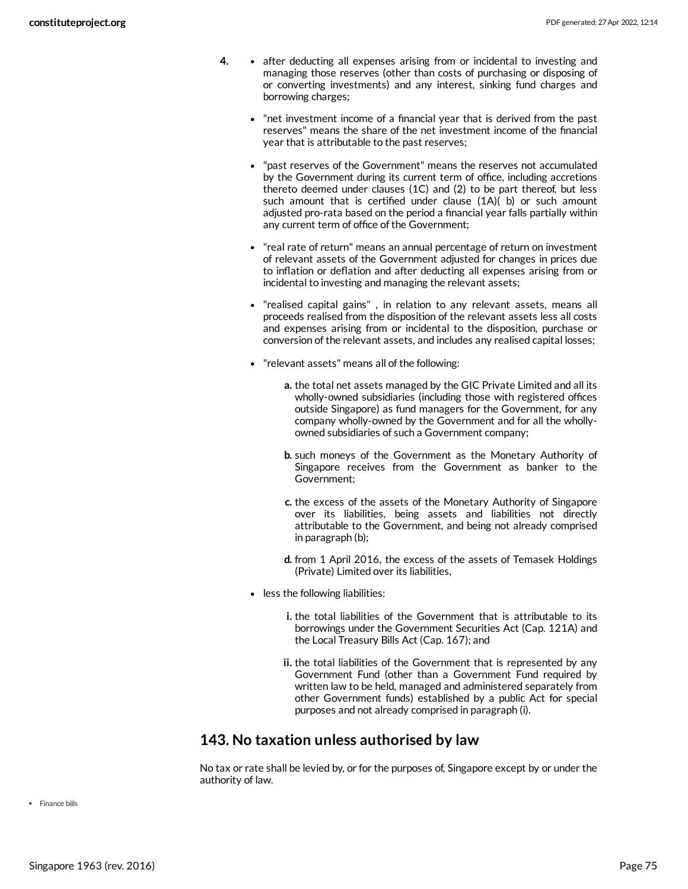4.

- after deducting all expenses arising from or incidental to investing and managing those reserves (other than costs of purchasing or disposing of or converting investments) and any interest, sinking fund charges and borrowing charges;
- "net investment income of a financial year that is derived from the past reserves" means the share of the net investment income of the financial year that is attributable to the past reserves;
- "past reserves of the Government" means the reserves not accumulated by the Government during its current term of office, including accretions thereto deemed under clauses (1C) and (2) to be part thereof, but less such amount that is certified under clause (1A)( b) or such amount adjusted pro-rata based on the period a financial year falls partially within any current term of office of the Government;
- "real rate of return" means an annual percentage of return on investment of relevant assets of the Government adjusted for changes in prices due to inflation or deflation and after deducting all expenses arising from or incidental to investing and managing the relevant assets;
- "realised capital gains" , in relation to any relevant assets, means all proceeds realised from the disposition of the relevant assets less all costs and expenses arising from or incidental to the disposition, purchase or conversion of the relevant assets, and includes any realised capital losses;
- "relevant assets" means all of the following:
  - **a.** the total net assets managed by the GIC Private Limited and all its wholly-owned subsidiaries (including those with registered offices outside Singapore) as fund managers for the Government, for any company wholly-owned by the Government and for all the wholly-owned subsidiaries of such a Government company;
  - **b.** such moneys of the Government as the Monetary Authority of Singapore receives from the Government as banker to the Government;
  - **c.** the excess of the assets of the Monetary Authority of Singapore over its liabilities, being assets and liabilities not directly attributable to the Government, and being not already comprised in paragraph (b);
  - **d.** from 1 April 2016, the excess of the assets of Temasek Holdings (Private) Limited over its liabilities,
- less the following liabilities:
  - **i.** the total liabilities of the Government that is attributable to its borrowings under the Government Securities Act (Cap. 121A) and the Local Treasury Bills Act (Cap. 167); and
  - **ii.** the total liabilities of the Government that is represented by any Government Fund (other than a Government Fund required by written law to be held, managed and administered separately from other Government funds) established by a public Act for special purposes and not already comprised in paragraph (i).

## 143. No taxation unless authorised by law

No tax or rate shall be levied by, or for the purposes of, Singapore except by or under the authority of law.

- Finance bills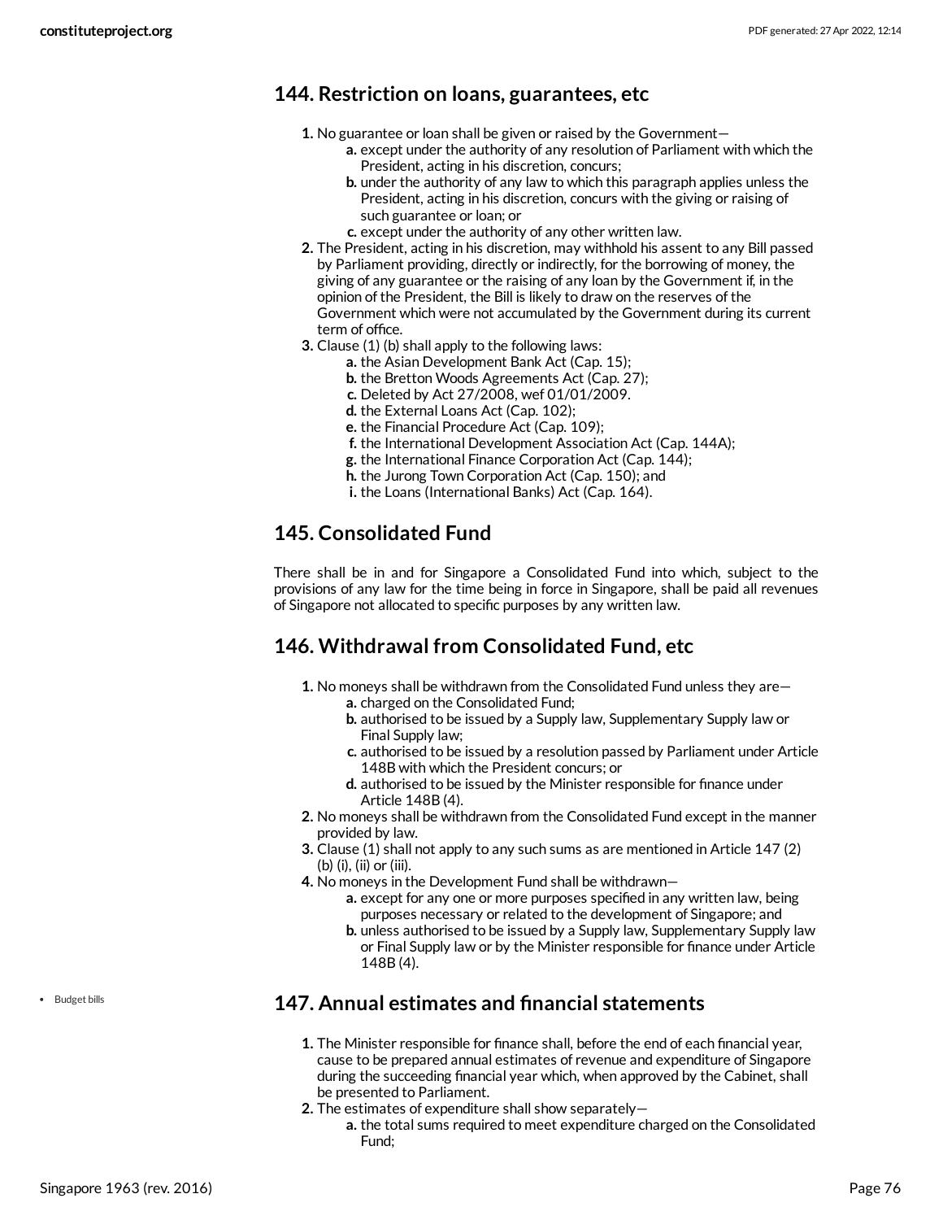## 144. Restriction on loans, guarantees, etc

1. No guarantee or loan shall be given or raised by the Government—
   a. except under the authority of any resolution of Parliament with which the President, acting in his discretion, concurs;
   b. under the authority of any law to which this paragraph applies unless the President, acting in his discretion, concurs with the giving or raising of such guarantee or loan; or
   c. except under the authority of any other written law.
2. The President, acting in his discretion, may withhold his assent to any Bill passed by Parliament providing, directly or indirectly, for the borrowing of money, the giving of any guarantee or the raising of any loan by the Government if, in the opinion of the President, the Bill is likely to draw on the reserves of the Government which were not accumulated by the Government during its current term of office.
3. Clause (1) (b) shall apply to the following laws:
   a. the Asian Development Bank Act (Cap. 15);
   b. the Bretton Woods Agreements Act (Cap. 27);
   c. Deleted by Act 27/2008, wef 01/01/2009.
   d. the External Loans Act (Cap. 102);
   e. the Financial Procedure Act (Cap. 109);
   f. the International Development Association Act (Cap. 144A);
   g. the International Finance Corporation Act (Cap. 144);
   h. the Jurong Town Corporation Act (Cap. 150); and
   i. the Loans (International Banks) Act (Cap. 164).

## 145. Consolidated Fund

There shall be in and for Singapore a Consolidated Fund into which, subject to the provisions of any law for the time being in force in Singapore, shall be paid all revenues of Singapore not allocated to specific purposes by any written law.

## 146. Withdrawal from Consolidated Fund, etc

1. No moneys shall be withdrawn from the Consolidated Fund unless they are—
   a. charged on the Consolidated Fund;
   b. authorised to be issued by a Supply law, Supplementary Supply law or Final Supply law;
   c. authorised to be issued by a resolution passed by Parliament under Article 148B with which the President concurs; or
   d. authorised to be issued by the Minister responsible for finance under Article 148B (4).
2. No moneys shall be withdrawn from the Consolidated Fund except in the manner provided by law.
3. Clause (1) shall not apply to any such sums as are mentioned in Article 147 (2) (b) (i), (ii) or (iii).
4. No moneys in the Development Fund shall be withdrawn—
   a. except for any one or more purposes specified in any written law, being purposes necessary or related to the development of Singapore; and
   b. unless authorised to be issued by a Supply law, Supplementary Supply law or Final Supply law or by the Minister responsible for finance under Article 148B (4).

- Budget bills

## 147. Annual estimates and financial statements

1. The Minister responsible for finance shall, before the end of each financial year, cause to be prepared annual estimates of revenue and expenditure of Singapore during the succeeding financial year which, when approved by the Cabinet, shall be presented to Parliament.
2. The estimates of expenditure shall show separately—
   a. the total sums required to meet expenditure charged on the Consolidated Fund;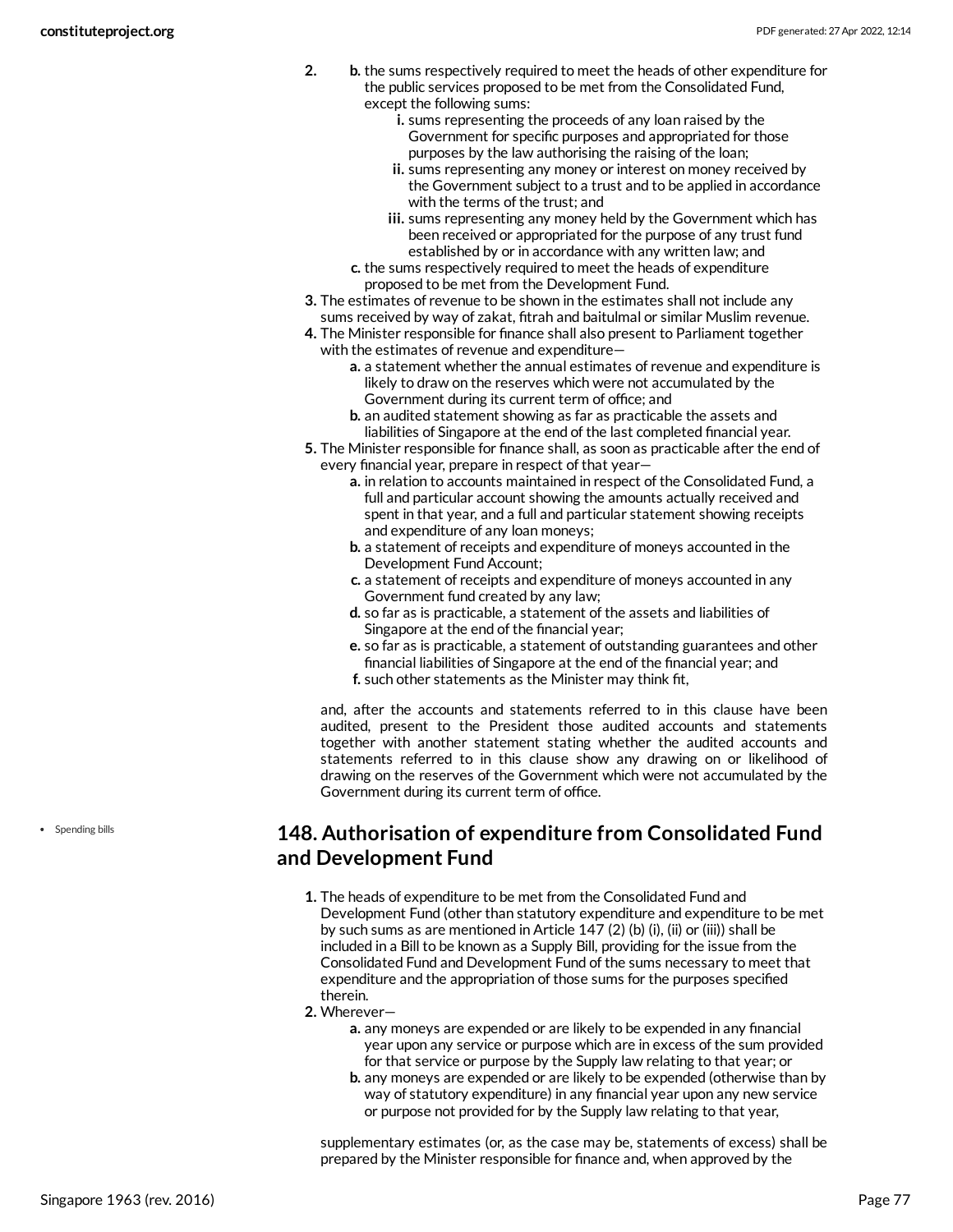2. 
   b. the sums respectively required to meet the heads of other expenditure for the public services proposed to be met from the Consolidated Fund, except the following sums:
      i. sums representing the proceeds of any loan raised by the Government for specific purposes and appropriated for those purposes by the law authorising the raising of the loan;
      ii. sums representing any money or interest on money received by the Government subject to a trust and to be applied in accordance with the terms of the trust; and
      iii. sums representing any money held by the Government which has been received or appropriated for the purpose of any trust fund established by or in accordance with any written law; and
   c. the sums respectively required to meet the heads of expenditure proposed to be met from the Development Fund.
3. The estimates of revenue to be shown in the estimates shall not include any sums received by way of zakat, fitrah and baitulmal or similar Muslim revenue.
4. The Minister responsible for finance shall also present to Parliament together with the estimates of revenue and expenditure—
   a. a statement whether the annual estimates of revenue and expenditure is likely to draw on the reserves which were not accumulated by the Government during its current term of office; and
   b. an audited statement showing as far as practicable the assets and liabilities of Singapore at the end of the last completed financial year.
5. The Minister responsible for finance shall, as soon as practicable after the end of every financial year, prepare in respect of that year—
   a. in relation to accounts maintained in respect of the Consolidated Fund, a full and particular account showing the amounts actually received and spent in that year, and a full and particular statement showing receipts and expenditure of any loan moneys;
   b. a statement of receipts and expenditure of moneys accounted in the Development Fund Account;
   c. a statement of receipts and expenditure of moneys accounted in any Government fund created by any law;
   d. so far as is practicable, a statement of the assets and liabilities of Singapore at the end of the financial year;
   e. so far as is practicable, a statement of outstanding guarantees and other financial liabilities of Singapore at the end of the financial year; and
   f. such other statements as the Minister may think fit,

   and, after the accounts and statements referred to in this clause have been audited, present to the President those audited accounts and statements together with another statement stating whether the audited accounts and statements referred to in this clause show any drawing on or likelihood of drawing on the reserves of the Government which were not accumulated by the Government during its current term of office.

- Spending bills

## 148. Authorisation of expenditure from Consolidated Fund and Development Fund

1. The heads of expenditure to be met from the Consolidated Fund and Development Fund (other than statutory expenditure and expenditure to be met by such sums as are mentioned in Article 147 (2) (b) (i), (ii) or (iii)) shall be included in a Bill to be known as a Supply Bill, providing for the issue from the Consolidated Fund and Development Fund of the sums necessary to meet that expenditure and the appropriation of those sums for the purposes specified therein.
2. Wherever—
   a. any moneys are expended or are likely to be expended in any financial year upon any service or purpose which are in excess of the sum provided for that service or purpose by the Supply law relating to that year; or
   b. any moneys are expended or are likely to be expended (otherwise than by way of statutory expenditure) in any financial year upon any new service or purpose not provided for by the Supply law relating to that year,

   supplementary estimates (or, as the case may be, statements of excess) shall be prepared by the Minister responsible for finance and, when approved by the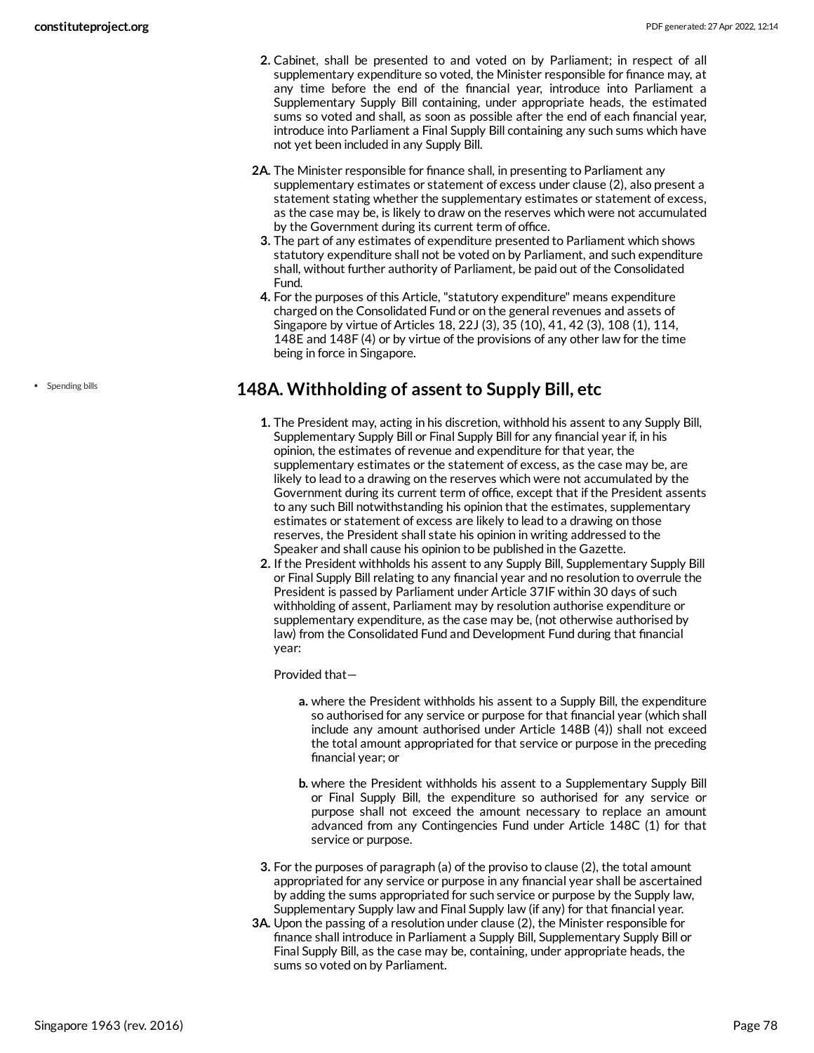2. Cabinet, shall be presented to and voted on by Parliament; in respect of all supplementary expenditure so voted, the Minister responsible for finance may, at any time before the end of the financial year, introduce into Parliament a Supplementary Supply Bill containing, under appropriate heads, the estimated sums so voted and shall, as soon as possible after the end of each financial year, introduce into Parliament a Final Supply Bill containing any such sums which have not yet been included in any Supply Bill.

2A. The Minister responsible for finance shall, in presenting to Parliament any supplementary estimates or statement of excess under clause (2), also present a statement stating whether the supplementary estimates or statement of excess, as the case may be, is likely to draw on the reserves which were not accumulated by the Government during its current term of office.

3. The part of any estimates of expenditure presented to Parliament which shows statutory expenditure shall not be voted on by Parliament, and such expenditure shall, without further authority of Parliament, be paid out of the Consolidated Fund.

4. For the purposes of this Article, "statutory expenditure" means expenditure charged on the Consolidated Fund or on the general revenues and assets of Singapore by virtue of Articles 18, 22J (3), 35 (10), 41, 42 (3), 108 (1), 114, 148E and 148F (4) or by virtue of the provisions of any other law for the time being in force in Singapore.

- Spending bills

## 148A. Withholding of assent to Supply Bill, etc

1. The President may, acting in his discretion, withhold his assent to any Supply Bill, Supplementary Supply Bill or Final Supply Bill for any financial year if, in his opinion, the estimates of revenue and expenditure for that year, the supplementary estimates or the statement of excess, as the case may be, are likely to lead to a drawing on the reserves which were not accumulated by the Government during its current term of office, except that if the President assents to any such Bill notwithstanding his opinion that the estimates, supplementary estimates or statement of excess are likely to lead to a drawing on those reserves, the President shall state his opinion in writing addressed to the Speaker and shall cause his opinion to be published in the Gazette.

2. If the President withholds his assent to any Supply Bill, Supplementary Supply Bill or Final Supply Bill relating to any financial year and no resolution to overrule the President is passed by Parliament under Article 37IF within 30 days of such withholding of assent, Parliament may by resolution authorise expenditure or supplementary expenditure, as the case may be, (not otherwise authorised by law) from the Consolidated Fund and Development Fund during that financial year:

   Provided that—

   a. where the President withholds his assent to a Supply Bill, the expenditure so authorised for any service or purpose for that financial year (which shall include any amount authorised under Article 148B (4)) shall not exceed the total amount appropriated for that service or purpose in the preceding financial year; or

   b. where the President withholds his assent to a Supplementary Supply Bill or Final Supply Bill, the expenditure so authorised for any service or purpose shall not exceed the amount necessary to replace an amount advanced from any Contingencies Fund under Article 148C (1) for that service or purpose.

3. For the purposes of paragraph (a) of the proviso to clause (2), the total amount appropriated for any service or purpose in any financial year shall be ascertained by adding the sums appropriated for such service or purpose by the Supply law, Supplementary Supply law and Final Supply law (if any) for that financial year.

3A. Upon the passing of a resolution under clause (2), the Minister responsible for finance shall introduce in Parliament a Supply Bill, Supplementary Supply Bill or Final Supply Bill, as the case may be, containing, under appropriate heads, the sums so voted on by Parliament.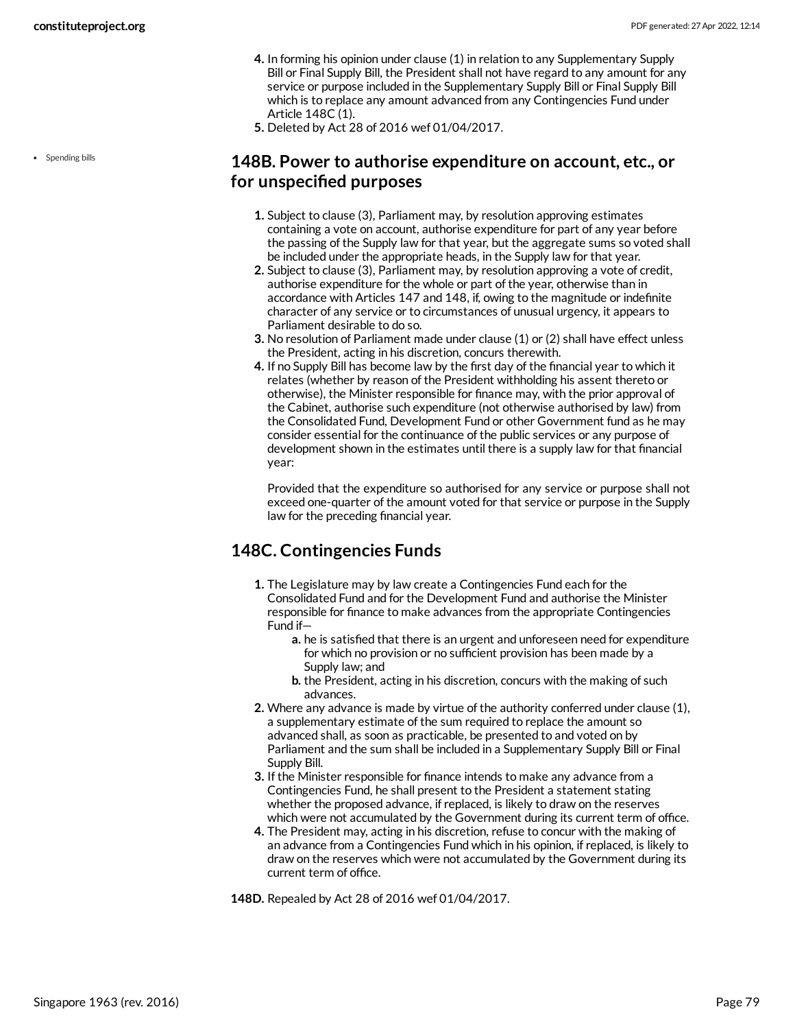4. In forming his opinion under clause (1) in relation to any Supplementary Supply Bill or Final Supply Bill, the President shall not have regard to any amount for any service or purpose included in the Supplementary Supply Bill or Final Supply Bill which is to replace any amount advanced from any Contingencies Fund under Article 148C (1).
5. Deleted by Act 28 of 2016 wef 01/04/2017.

- Spending bills

## 148B. Power to authorise expenditure on account, etc., or for unspecified purposes

1. Subject to clause (3), Parliament may, by resolution approving estimates containing a vote on account, authorise expenditure for part of any year before the passing of the Supply law for that year, but the aggregate sums so voted shall be included under the appropriate heads, in the Supply law for that year.
2. Subject to clause (3), Parliament may, by resolution approving a vote of credit, authorise expenditure for the whole or part of the year, otherwise than in accordance with Articles 147 and 148, if, owing to the magnitude or indefinite character of any service or to circumstances of unusual urgency, it appears to Parliament desirable to do so.
3. No resolution of Parliament made under clause (1) or (2) shall have effect unless the President, acting in his discretion, concurs therewith.
4. If no Supply Bill has become law by the first day of the financial year to which it relates (whether by reason of the President withholding his assent thereto or otherwise), the Minister responsible for finance may, with the prior approval of the Cabinet, authorise such expenditure (not otherwise authorised by law) from the Consolidated Fund, Development Fund or other Government fund as he may consider essential for the continuance of the public services or any purpose of development shown in the estimates until there is a supply law for that financial year:

   Provided that the expenditure so authorised for any service or purpose shall not exceed one-quarter of the amount voted for that service or purpose in the Supply law for the preceding financial year.

## 148C. Contingencies Funds

1. The Legislature may by law create a Contingencies Fund each for the Consolidated Fund and for the Development Fund and authorise the Minister responsible for finance to make advances from the appropriate Contingencies Fund if—
   a. he is satisfied that there is an urgent and unforeseen need for expenditure for which no provision or no sufficient provision has been made by a Supply law; and
   b. the President, acting in his discretion, concurs with the making of such advances.
2. Where any advance is made by virtue of the authority conferred under clause (1), a supplementary estimate of the sum required to replace the amount so advanced shall, as soon as practicable, be presented to and voted on by Parliament and the sum shall be included in a Supplementary Supply Bill or Final Supply Bill.
3. If the Minister responsible for finance intends to make any advance from a Contingencies Fund, he shall present to the President a statement stating whether the proposed advance, if replaced, is likely to draw on the reserves which were not accumulated by the Government during its current term of office.
4. The President may, acting in his discretion, refuse to concur with the making of an advance from a Contingencies Fund which in his opinion, if replaced, is likely to draw on the reserves which were not accumulated by the Government during its current term of office.

**148D.** Repealed by Act 28 of 2016 wef 01/04/2017.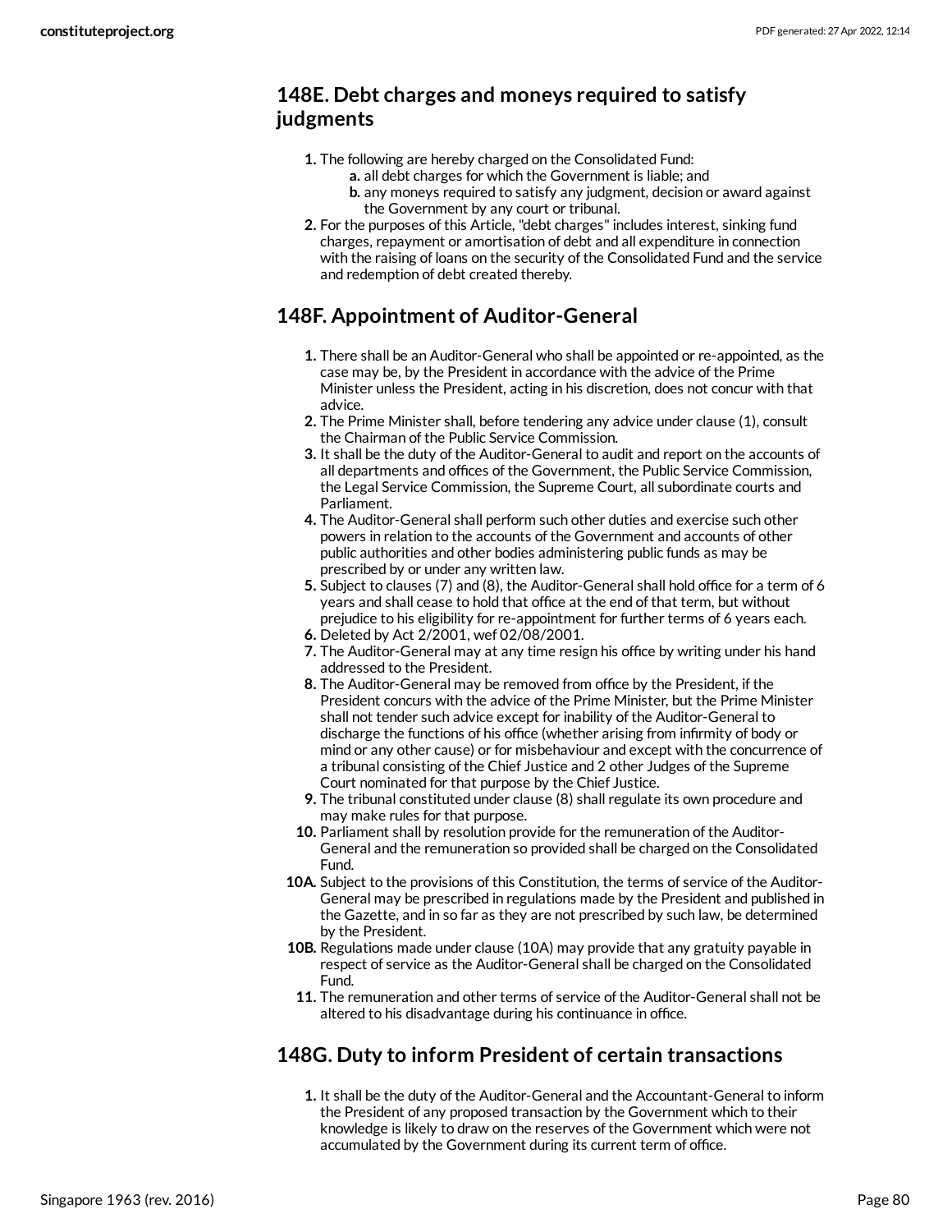## 148E. Debt charges and moneys required to satisfy judgments

1. The following are hereby charged on the Consolidated Fund:
    a. all debt charges for which the Government is liable; and
    b. any moneys required to satisfy any judgment, decision or award against the Government by any court or tribunal.
2. For the purposes of this Article, "debt charges" includes interest, sinking fund charges, repayment or amortisation of debt and all expenditure in connection with the raising of loans on the security of the Consolidated Fund and the service and redemption of debt created thereby.

## 148F. Appointment of Auditor-General

1. There shall be an Auditor-General who shall be appointed or re-appointed, as the case may be, by the President in accordance with the advice of the Prime Minister unless the President, acting in his discretion, does not concur with that advice.
2. The Prime Minister shall, before tendering any advice under clause (1), consult the Chairman of the Public Service Commission.
3. It shall be the duty of the Auditor-General to audit and report on the accounts of all departments and offices of the Government, the Public Service Commission, the Legal Service Commission, the Supreme Court, all subordinate courts and Parliament.
4. The Auditor-General shall perform such other duties and exercise such other powers in relation to the accounts of the Government and accounts of other public authorities and other bodies administering public funds as may be prescribed by or under any written law.
5. Subject to clauses (7) and (8), the Auditor-General shall hold office for a term of 6 years and shall cease to hold that office at the end of that term, but without prejudice to his eligibility for re-appointment for further terms of 6 years each.
6. Deleted by Act 2/2001, wef 02/08/2001.
7. The Auditor-General may at any time resign his office by writing under his hand addressed to the President.
8. The Auditor-General may be removed from office by the President, if the President concurs with the advice of the Prime Minister, but the Prime Minister shall not tender such advice except for inability of the Auditor-General to discharge the functions of his office (whether arising from infirmity of body or mind or any other cause) or for misbehaviour and except with the concurrence of a tribunal consisting of the Chief Justice and 2 other Judges of the Supreme Court nominated for that purpose by the Chief Justice.
9. The tribunal constituted under clause (8) shall regulate its own procedure and may make rules for that purpose.
10. Parliament shall by resolution provide for the remuneration of the Auditor-General and the remuneration so provided shall be charged on the Consolidated Fund.

10A. Subject to the provisions of this Constitution, the terms of service of the Auditor-General may be prescribed in regulations made by the President and published in the Gazette, and in so far as they are not prescribed by such law, be determined by the President.

10B. Regulations made under clause (10A) may provide that any gratuity payable in respect of service as the Auditor-General shall be charged on the Consolidated Fund.

11. The remuneration and other terms of service of the Auditor-General shall not be altered to his disadvantage during his continuance in office.

## 148G. Duty to inform President of certain transactions

1. It shall be the duty of the Auditor-General and the Accountant-General to inform the President of any proposed transaction by the Government which to their knowledge is likely to draw on the reserves of the Government which were not accumulated by the Government during its current term of office.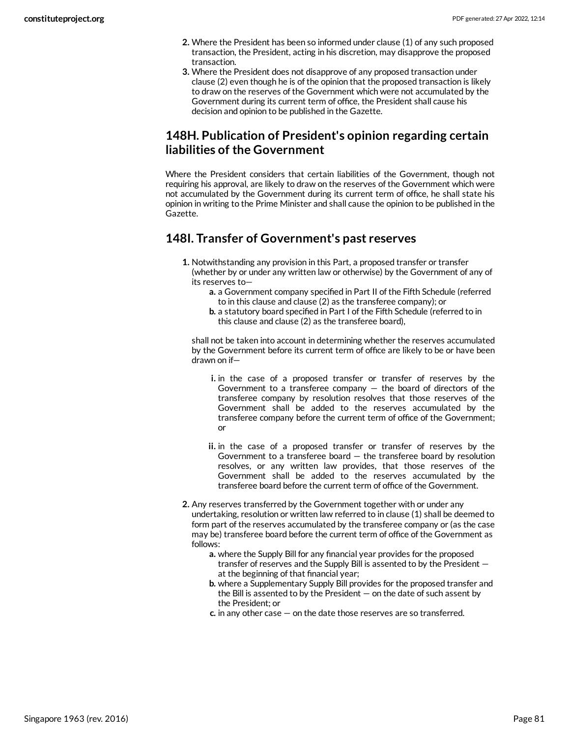2. Where the President has been so informed under clause (1) of any such proposed transaction, the President, acting in his discretion, may disapprove the proposed transaction.
3. Where the President does not disapprove of any proposed transaction under clause (2) even though he is of the opinion that the proposed transaction is likely to draw on the reserves of the Government which were not accumulated by the Government during its current term of office, the President shall cause his decision and opinion to be published in the Gazette.

## 148H. Publication of President's opinion regarding certain liabilities of the Government

Where the President considers that certain liabilities of the Government, though not requiring his approval, are likely to draw on the reserves of the Government which were not accumulated by the Government during its current term of office, he shall state his opinion in writing to the Prime Minister and shall cause the opinion to be published in the Gazette.

## 148I. Transfer of Government's past reserves

1. Notwithstanding any provision in this Part, a proposed transfer or transfer (whether by or under any written law or otherwise) by the Government of any of its reserves to—
   - a. a Government company specified in Part II of the Fifth Schedule (referred to in this clause and clause (2) as the transferee company); or
   - b. a statutory board specified in Part I of the Fifth Schedule (referred to in this clause and clause (2) as the transferee board),

   shall not be taken into account in determining whether the reserves accumulated by the Government before its current term of office are likely to be or have been drawn on if—

   - i. in the case of a proposed transfer or transfer of reserves by the Government to a transferee company — the board of directors of the transferee company by resolution resolves that those reserves of the Government shall be added to the reserves accumulated by the transferee company before the current term of office of the Government; or
   - ii. in the case of a proposed transfer or transfer of reserves by the Government to a transferee board — the transferee board by resolution resolves, or any written law provides, that those reserves of the Government shall be added to the reserves accumulated by the transferee board before the current term of office of the Government.
2. Any reserves transferred by the Government together with or under any undertaking, resolution or written law referred to in clause (1) shall be deemed to form part of the reserves accumulated by the transferee company or (as the case may be) transferee board before the current term of office of the Government as follows:
   - a. where the Supply Bill for any financial year provides for the proposed transfer of reserves and the Supply Bill is assented to by the President — at the beginning of that financial year;
   - b. where a Supplementary Supply Bill provides for the proposed transfer and the Bill is assented to by the President — on the date of such assent by the President; or
   - c. in any other case — on the date those reserves are so transferred.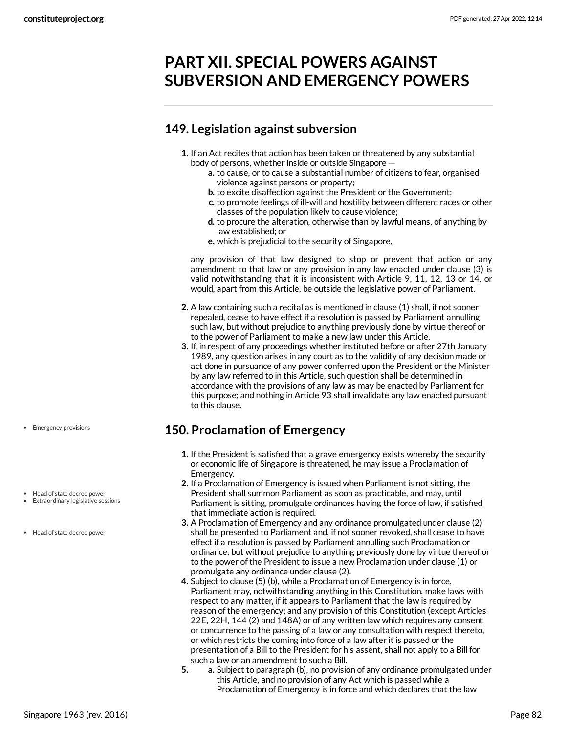# PART XII. SPECIAL POWERS AGAINST SUBVERSION AND EMERGENCY POWERS

## 149. Legislation against subversion

1. If an Act recites that action has been taken or threatened by any substantial body of persons, whether inside or outside Singapore —
   a. to cause, or to cause a substantial number of citizens to fear, organised violence against persons or property;
   b. to excite disaffection against the President or the Government;
   c. to promote feelings of ill-will and hostility between different races or other classes of the population likely to cause violence;
   d. to procure the alteration, otherwise than by lawful means, of anything by law established; or
   e. which is prejudicial to the security of Singapore,

   any provision of that law designed to stop or prevent that action or any amendment to that law or any provision in any law enacted under clause (3) is valid notwithstanding that it is inconsistent with Article 9, 11, 12, 13 or 14, or would, apart from this Article, be outside the legislative power of Parliament.
2. A law containing such a recital as is mentioned in clause (1) shall, if not sooner repealed, cease to have effect if a resolution is passed by Parliament annulling such law, but without prejudice to anything previously done by virtue thereof or to the power of Parliament to make a new law under this Article.
3. If, in respect of any proceedings whether instituted before or after 27th January 1989, any question arises in any court as to the validity of any decision made or act done in pursuance of any power conferred upon the President or the Minister by any law referred to in this Article, such question shall be determined in accordance with the provisions of any law as may be enacted by Parliament for this purpose; and nothing in Article 93 shall invalidate any law enacted pursuant to this clause.

- Emergency provisions

## 150. Proclamation of Emergency

1. If the President is satisfied that a grave emergency exists whereby the security or economic life of Singapore is threatened, he may issue a Proclamation of Emergency.
2. If a Proclamation of Emergency is issued when Parliament is not sitting, the President shall summon Parliament as soon as practicable, and may, until Parliament is sitting, promulgate ordinances having the force of law, if satisfied that immediate action is required.
3. A Proclamation of Emergency and any ordinance promulgated under clause (2) shall be presented to Parliament and, if not sooner revoked, shall cease to have effect if a resolution is passed by Parliament annulling such Proclamation or ordinance, but without prejudice to anything previously done by virtue thereof or to the power of the President to issue a new Proclamation under clause (1) or promulgate any ordinance under clause (2).
4. Subject to clause (5) (b), while a Proclamation of Emergency is in force, Parliament may, notwithstanding anything in this Constitution, make laws with respect to any matter, if it appears to Parliament that the law is required by reason of the emergency; and any provision of this Constitution (except Articles 22E, 22H, 144 (2) and 148A) or of any written law which requires any consent or concurrence to the passing of a law or any consultation with respect thereto, or which restricts the coming into force of a law after it is passed or the presentation of a Bill to the President for his assent, shall not apply to a Bill for such a law or an amendment to such a Bill.
5. a. Subject to paragraph (b), no provision of any ordinance promulgated under this Article, and no provision of any Act which is passed while a Proclamation of Emergency is in force and which declares that the law

- Head of state decree power
- Extraordinary legislative sessions
- Head of state decree power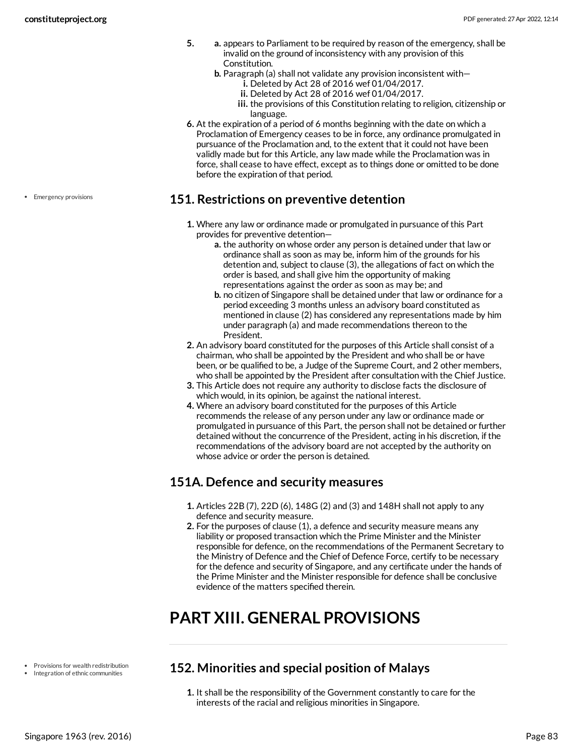5. 
   a. appears to Parliament to be required by reason of the emergency, shall be invalid on the ground of inconsistency with any provision of this Constitution.
   b. Paragraph (a) shall not validate any provision inconsistent with—
      i. Deleted by Act 28 of 2016 wef 01/04/2017.
      ii. Deleted by Act 28 of 2016 wef 01/04/2017.
      iii. the provisions of this Constitution relating to religion, citizenship or language.
6. At the expiration of a period of 6 months beginning with the date on which a Proclamation of Emergency ceases to be in force, any ordinance promulgated in pursuance of the Proclamation and, to the extent that it could not have been validly made but for this Article, any law made while the Proclamation was in force, shall cease to have effect, except as to things done or omitted to be done before the expiration of that period.

- Emergency provisions

## 151. Restrictions on preventive detention

1. Where any law or ordinance made or promulgated in pursuance of this Part provides for preventive detention—
   a. the authority on whose order any person is detained under that law or ordinance shall as soon as may be, inform him of the grounds for his detention and, subject to clause (3), the allegations of fact on which the order is based, and shall give him the opportunity of making representations against the order as soon as may be; and
   b. no citizen of Singapore shall be detained under that law or ordinance for a period exceeding 3 months unless an advisory board constituted as mentioned in clause (2) has considered any representations made by him under paragraph (a) and made recommendations thereon to the President.
2. An advisory board constituted for the purposes of this Article shall consist of a chairman, who shall be appointed by the President and who shall be or have been, or be qualified to be, a Judge of the Supreme Court, and 2 other members, who shall be appointed by the President after consultation with the Chief Justice.
3. This Article does not require any authority to disclose facts the disclosure of which would, in its opinion, be against the national interest.
4. Where an advisory board constituted for the purposes of this Article recommends the release of any person under any law or ordinance made or promulgated in pursuance of this Part, the person shall not be detained or further detained without the concurrence of the President, acting in his discretion, if the recommendations of the advisory board are not accepted by the authority on whose advice or order the person is detained.

## 151A. Defence and security measures

1. Articles 22B (7), 22D (6), 148G (2) and (3) and 148H shall not apply to any defence and security measure.
2. For the purposes of clause (1), a defence and security measure means any liability or proposed transaction which the Prime Minister and the Minister responsible for defence, on the recommendations of the Permanent Secretary to the Ministry of Defence and the Chief of Defence Force, certify to be necessary for the defence and security of Singapore, and any certificate under the hands of the Prime Minister and the Minister responsible for defence shall be conclusive evidence of the matters specified therein.

# PART XIII. GENERAL PROVISIONS

- Provisions for wealth redistribution
- Integration of ethnic communities

## 152. Minorities and special position of Malays

1. It shall be the responsibility of the Government constantly to care for the interests of the racial and religious minorities in Singapore.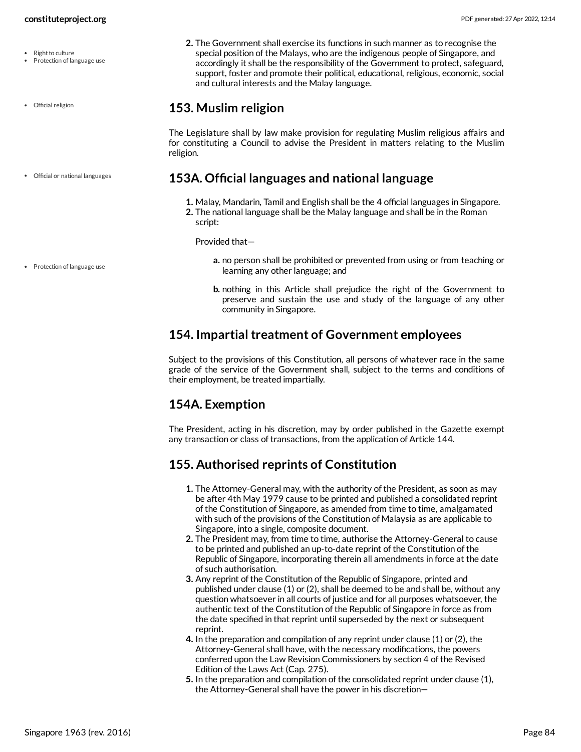- Right to culture
- Protection of language use

2. The Government shall exercise its functions in such manner as to recognise the special position of the Malays, who are the indigenous people of Singapore, and accordingly it shall be the responsibility of the Government to protect, safeguard, support, foster and promote their political, educational, religious, economic, social and cultural interests and the Malay language.

- Official religion

## 153. Muslim religion

The Legislature shall by law make provision for regulating Muslim religious affairs and for constituting a Council to advise the President in matters relating to the Muslim religion.

- Official or national languages

## 153A. Official languages and national language

1. Malay, Mandarin, Tamil and English shall be the 4 official languages in Singapore.
2. The national language shall be the Malay language and shall be in the Roman script:

   Provided that—

- Protection of language use

   a. no person shall be prohibited or prevented from using or from teaching or learning any other language; and

   b. nothing in this Article shall prejudice the right of the Government to preserve and sustain the use and study of the language of any other community in Singapore.

## 154. Impartial treatment of Government employees

Subject to the provisions of this Constitution, all persons of whatever race in the same grade of the service of the Government shall, subject to the terms and conditions of their employment, be treated impartially.

## 154A. Exemption

The President, acting in his discretion, may by order published in the Gazette exempt any transaction or class of transactions, from the application of Article 144.

## 155. Authorised reprints of Constitution

1. The Attorney-General may, with the authority of the President, as soon as may be after 4th May 1979 cause to be printed and published a consolidated reprint of the Constitution of Singapore, as amended from time to time, amalgamated with such of the provisions of the Constitution of Malaysia as are applicable to Singapore, into a single, composite document.
2. The President may, from time to time, authorise the Attorney-General to cause to be printed and published an up-to-date reprint of the Constitution of the Republic of Singapore, incorporating therein all amendments in force at the date of such authorisation.
3. Any reprint of the Constitution of the Republic of Singapore, printed and published under clause (1) or (2), shall be deemed to be and shall be, without any question whatsoever in all courts of justice and for all purposes whatsoever, the authentic text of the Constitution of the Republic of Singapore in force as from the date specified in that reprint until superseded by the next or subsequent reprint.
4. In the preparation and compilation of any reprint under clause (1) or (2), the Attorney-General shall have, with the necessary modifications, the powers conferred upon the Law Revision Commissioners by section 4 of the Revised Edition of the Laws Act (Cap. 275).
5. In the preparation and compilation of the consolidated reprint under clause (1), the Attorney-General shall have the power in his discretion—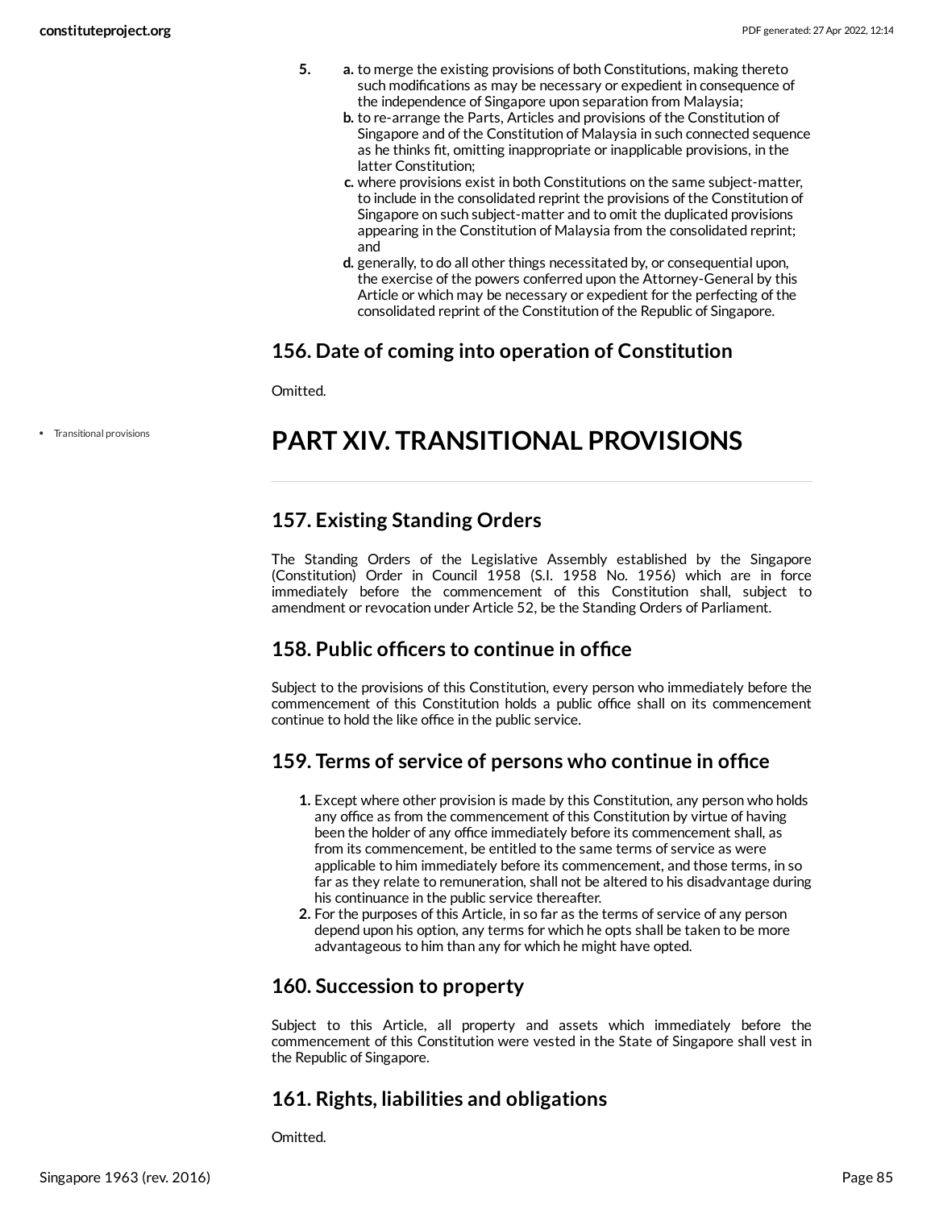5. 
   a. to merge the existing provisions of both Constitutions, making thereto such modifications as may be necessary or expedient in consequence of the independence of Singapore upon separation from Malaysia;
   b. to re-arrange the Parts, Articles and provisions of the Constitution of Singapore and of the Constitution of Malaysia in such connected sequence as he thinks fit, omitting inappropriate or inapplicable provisions, in the latter Constitution;
   c. where provisions exist in both Constitutions on the same subject-matter, to include in the consolidated reprint the provisions of the Constitution of Singapore on such subject-matter and to omit the duplicated provisions appearing in the Constitution of Malaysia from the consolidated reprint; and
   d. generally, to do all other things necessitated by, or consequential upon, the exercise of the powers conferred upon the Attorney-General by this Article or which may be necessary or expedient for the perfecting of the consolidated reprint of the Constitution of the Republic of Singapore.

### 156. Date of coming into operation of Constitution

Omitted.

- Transitional provisions

# PART XIV. TRANSITIONAL PROVISIONS

### 157. Existing Standing Orders

The Standing Orders of the Legislative Assembly established by the Singapore (Constitution) Order in Council 1958 (S.I. 1958 No. 1956) which are in force immediately before the commencement of this Constitution shall, subject to amendment or revocation under Article 52, be the Standing Orders of Parliament.

### 158. Public officers to continue in office

Subject to the provisions of this Constitution, every person who immediately before the commencement of this Constitution holds a public office shall on its commencement continue to hold the like office in the public service.

### 159. Terms of service of persons who continue in office

1. Except where other provision is made by this Constitution, any person who holds any office as from the commencement of this Constitution by virtue of having been the holder of any office immediately before its commencement shall, as from its commencement, be entitled to the same terms of service as were applicable to him immediately before its commencement, and those terms, in so far as they relate to remuneration, shall not be altered to his disadvantage during his continuance in the public service thereafter.
2. For the purposes of this Article, in so far as the terms of service of any person depend upon his option, any terms for which he opts shall be taken to be more advantageous to him than any for which he might have opted.

### 160. Succession to property

Subject to this Article, all property and assets which immediately before the commencement of this Constitution were vested in the State of Singapore shall vest in the Republic of Singapore.

### 161. Rights, liabilities and obligations

Omitted.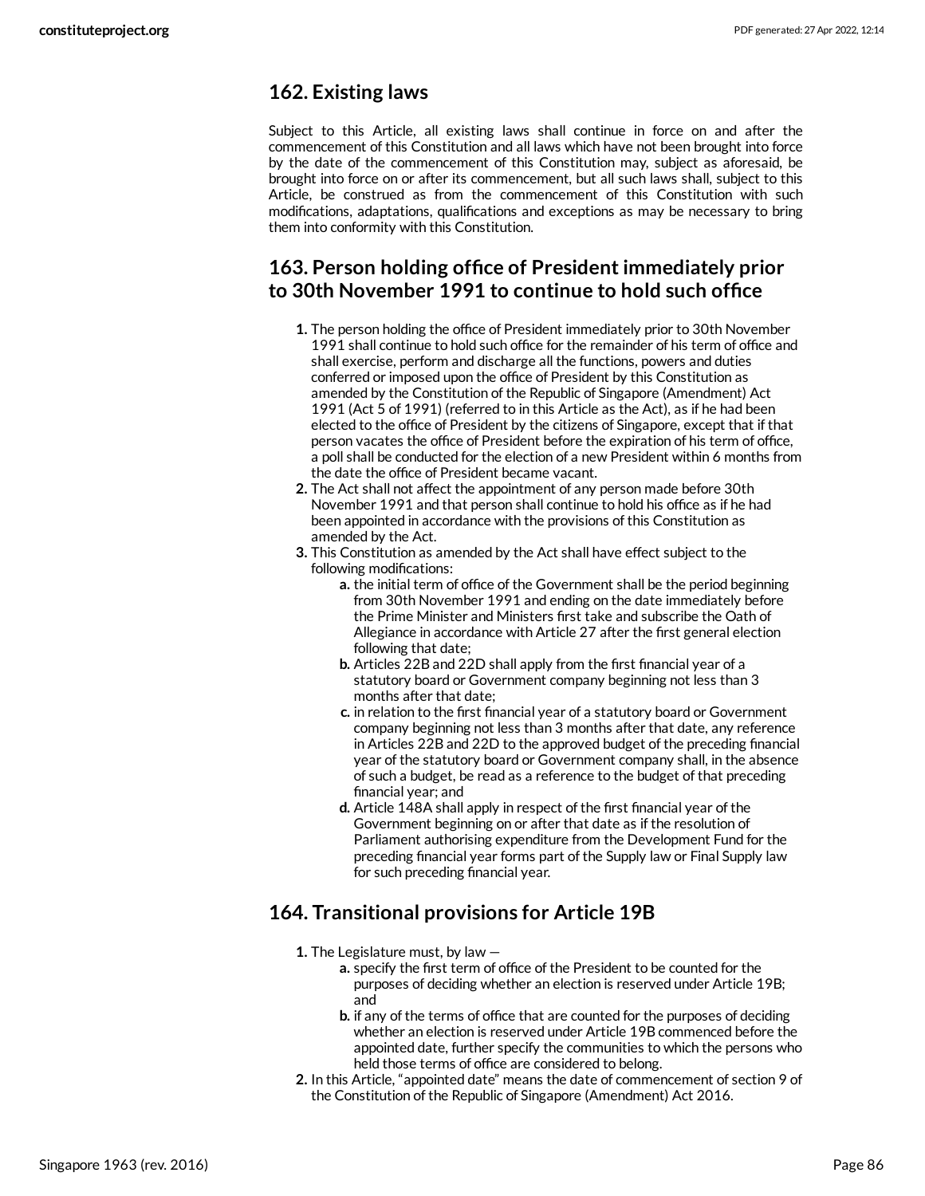## 162. Existing laws

Subject to this Article, all existing laws shall continue in force on and after the commencement of this Constitution and all laws which have not been brought into force by the date of the commencement of this Constitution may, subject as aforesaid, be brought into force on or after its commencement, but all such laws shall, subject to this Article, be construed as from the commencement of this Constitution with such modifications, adaptations, qualifications and exceptions as may be necessary to bring them into conformity with this Constitution.

## 163. Person holding office of President immediately prior to 30th November 1991 to continue to hold such office

1. The person holding the office of President immediately prior to 30th November 1991 shall continue to hold such office for the remainder of his term of office and shall exercise, perform and discharge all the functions, powers and duties conferred or imposed upon the office of President by this Constitution as amended by the Constitution of the Republic of Singapore (Amendment) Act 1991 (Act 5 of 1991) (referred to in this Article as the Act), as if he had been elected to the office of President by the citizens of Singapore, except that if that person vacates the office of President before the expiration of his term of office, a poll shall be conducted for the election of a new President within 6 months from the date the office of President became vacant.
2. The Act shall not affect the appointment of any person made before 30th November 1991 and that person shall continue to hold his office as if he had been appointed in accordance with the provisions of this Constitution as amended by the Act.
3. This Constitution as amended by the Act shall have effect subject to the following modifications:
    a. the initial term of office of the Government shall be the period beginning from 30th November 1991 and ending on the date immediately before the Prime Minister and Ministers first take and subscribe the Oath of Allegiance in accordance with Article 27 after the first general election following that date;
    b. Articles 22B and 22D shall apply from the first financial year of a statutory board or Government company beginning not less than 3 months after that date;
    c. in relation to the first financial year of a statutory board or Government company beginning not less than 3 months after that date, any reference in Articles 22B and 22D to the approved budget of the preceding financial year of the statutory board or Government company shall, in the absence of such a budget, be read as a reference to the budget of that preceding financial year; and
    d. Article 148A shall apply in respect of the first financial year of the Government beginning on or after that date as if the resolution of Parliament authorising expenditure from the Development Fund for the preceding financial year forms part of the Supply law or Final Supply law for such preceding financial year.

## 164. Transitional provisions for Article 19B

1. The Legislature must, by law —
    a. specify the first term of office of the President to be counted for the purposes of deciding whether an election is reserved under Article 19B; and
    b. if any of the terms of office that are counted for the purposes of deciding whether an election is reserved under Article 19B commenced before the appointed date, further specify the communities to which the persons who held those terms of office are considered to belong.
2. In this Article, "appointed date" means the date of commencement of section 9 of the Constitution of the Republic of Singapore (Amendment) Act 2016.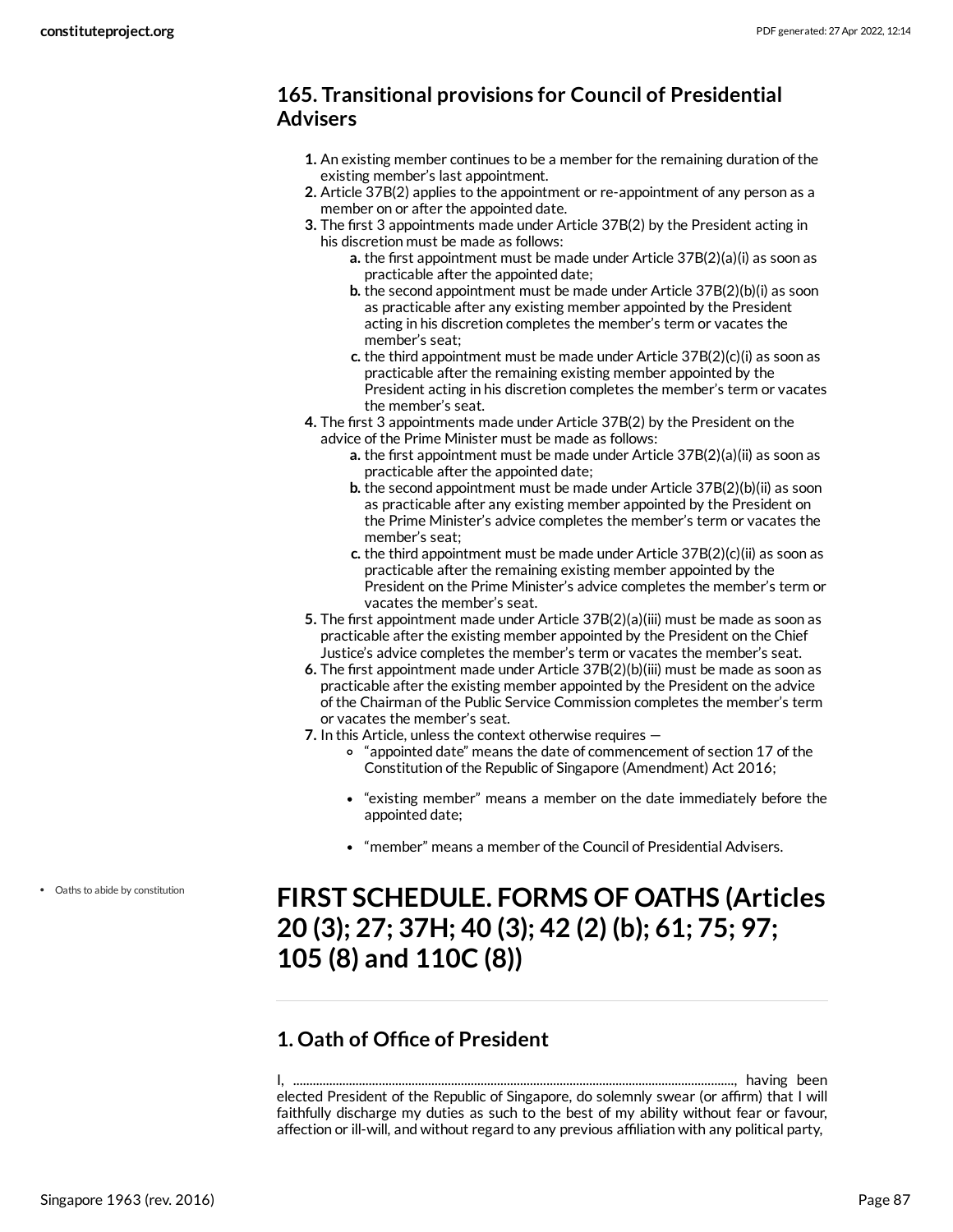## 165. Transitional provisions for Council of Presidential Advisers

1. An existing member continues to be a member for the remaining duration of the existing member's last appointment.
2. Article 37B(2) applies to the appointment or re-appointment of any person as a member on or after the appointed date.
3. The first 3 appointments made under Article 37B(2) by the President acting in his discretion must be made as follows:
    a. the first appointment must be made under Article 37B(2)(a)(i) as soon as practicable after the appointed date;
    b. the second appointment must be made under Article 37B(2)(b)(i) as soon as practicable after any existing member appointed by the President acting in his discretion completes the member's term or vacates the member's seat;
    c. the third appointment must be made under Article 37B(2)(c)(i) as soon as practicable after the remaining existing member appointed by the President acting in his discretion completes the member's term or vacates the member's seat.
4. The first 3 appointments made under Article 37B(2) by the President on the advice of the Prime Minister must be made as follows:
    a. the first appointment must be made under Article 37B(2)(a)(ii) as soon as practicable after the appointed date;
    b. the second appointment must be made under Article 37B(2)(b)(ii) as soon as practicable after any existing member appointed by the President on the Prime Minister's advice completes the member's term or vacates the member's seat;
    c. the third appointment must be made under Article 37B(2)(c)(ii) as soon as practicable after the remaining existing member appointed by the President on the Prime Minister's advice completes the member's term or vacates the member's seat.
5. The first appointment made under Article 37B(2)(a)(iii) must be made as soon as practicable after the existing member appointed by the President on the Chief Justice's advice completes the member's term or vacates the member's seat.
6. The first appointment made under Article 37B(2)(b)(iii) must be made as soon as practicable after the existing member appointed by the President on the advice of the Chairman of the Public Service Commission completes the member's term or vacates the member's seat.
7. In this Article, unless the context otherwise requires —
    - "appointed date" means the date of commencement of section 17 of the Constitution of the Republic of Singapore (Amendment) Act 2016;
    - "existing member" means a member on the date immediately before the appointed date;
    - "member" means a member of the Council of Presidential Advisers.

- Oaths to abide by constitution

# FIRST SCHEDULE. FORMS OF OATHS (Articles 20 (3); 27; 37H; 40 (3); 42 (2) (b); 61; 75; 97; 105 (8) and 110C (8))

## 1. Oath of Office of President

I, ......................................................................................................................................, having been elected President of the Republic of Singapore, do solemnly swear (or affirm) that I will faithfully discharge my duties as such to the best of my ability without fear or favour, affection or ill-will, and without regard to any previous affiliation with any political party,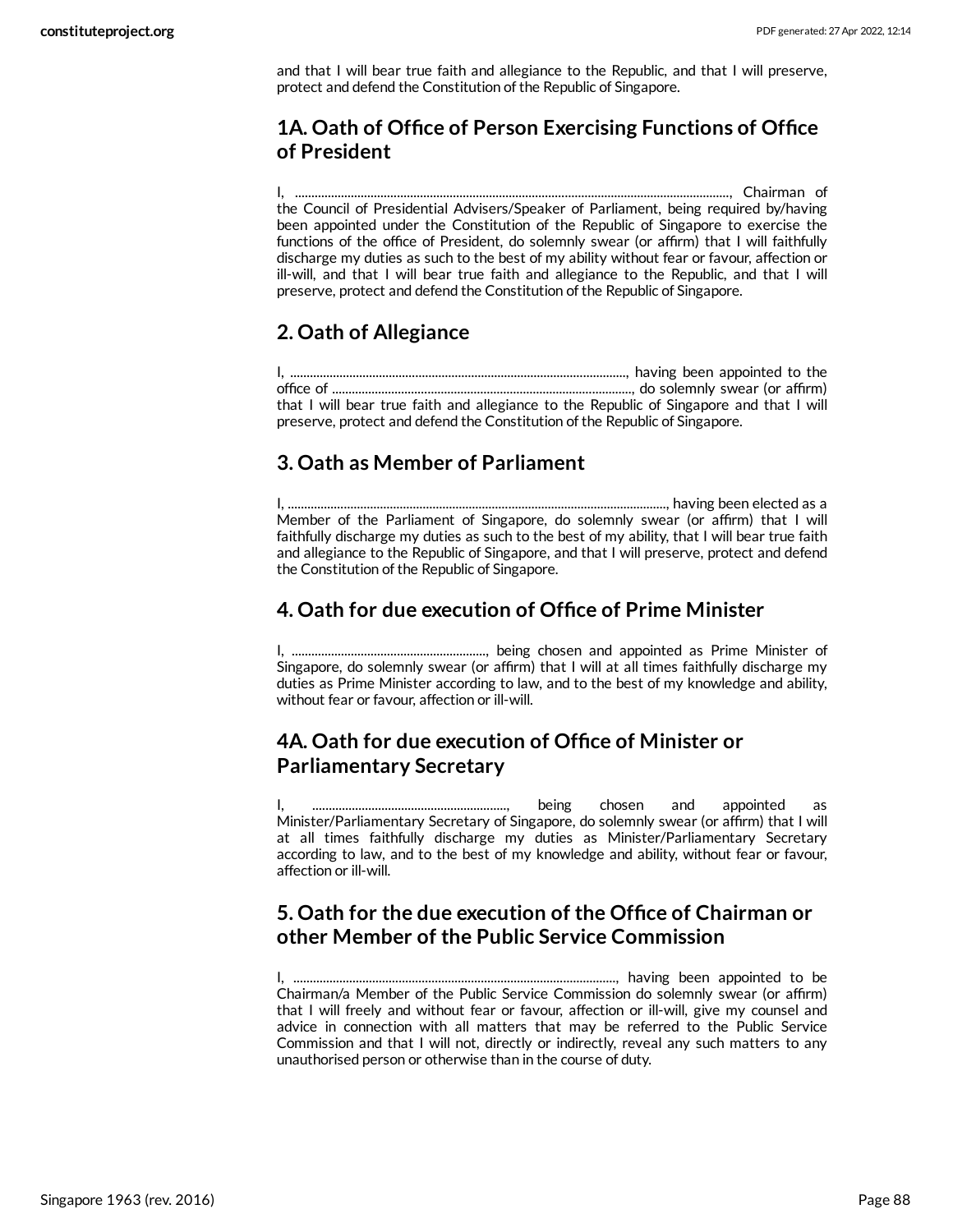and that I will bear true faith and allegiance to the Republic, and that I will preserve, protect and defend the Constitution of the Republic of Singapore.

## 1A. Oath of Office of Person Exercising Functions of Office of President

I, ..................................................................................................................................., Chairman of the Council of Presidential Advisers/Speaker of Parliament, being required by/having been appointed under the Constitution of the Republic of Singapore to exercise the functions of the office of President, do solemnly swear (or affirm) that I will faithfully discharge my duties as such to the best of my ability without fear or favour, affection or ill-will, and that I will bear true faith and allegiance to the Republic, and that I will preserve, protect and defend the Constitution of the Republic of Singapore.

## 2. Oath of Allegiance

I, ....................................................................................................., having been appointed to the office of ..........................................................................................., do solemnly swear (or affirm) that I will bear true faith and allegiance to the Republic of Singapore and that I will preserve, protect and defend the Constitution of the Republic of Singapore.

## 3. Oath as Member of Parliament

I, ..................................................................................................................., having been elected as a Member of the Parliament of Singapore, do solemnly swear (or affirm) that I will faithfully discharge my duties as such to the best of my ability, that I will bear true faith and allegiance to the Republic of Singapore, and that I will preserve, protect and defend the Constitution of the Republic of Singapore.

## 4. Oath for due execution of Office of Prime Minister

I, ..........................................................., being chosen and appointed as Prime Minister of Singapore, do solemnly swear (or affirm) that I will at all times faithfully discharge my duties as Prime Minister according to law, and to the best of my knowledge and ability, without fear or favour, affection or ill-will.

## 4A. Oath for due execution of Office of Minister or Parliamentary Secretary

I, ..........................................................., being chosen and appointed as Minister/Parliamentary Secretary of Singapore, do solemnly swear (or affirm) that I will at all times faithfully discharge my duties as Minister/Parliamentary Secretary according to law, and to the best of my knowledge and ability, without fear or favour, affection or ill-will.

## 5. Oath for the due execution of the Office of Chairman or other Member of the Public Service Commission

I, ................................................................................................., having been appointed to be Chairman/a Member of the Public Service Commission do solemnly swear (or affirm) that I will freely and without fear or favour, affection or ill-will, give my counsel and advice in connection with all matters that may be referred to the Public Service Commission and that I will not, directly or indirectly, reveal any such matters to any unauthorised person or otherwise than in the course of duty.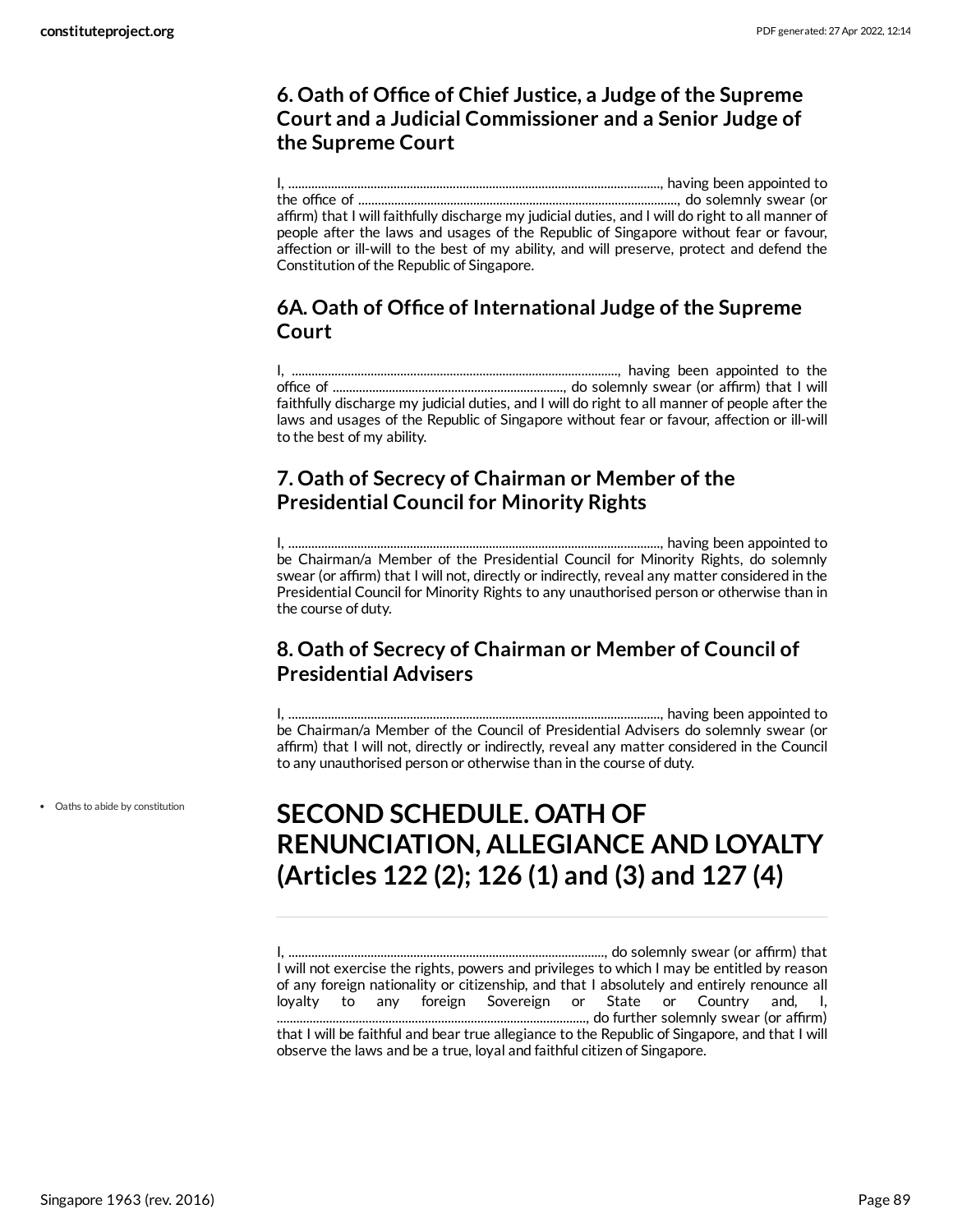### 6. Oath of Office of Chief Justice, a Judge of the Supreme Court and a Judicial Commissioner and a Senior Judge of the Supreme Court

I, ........................................................................................................., having been appointed to the office of ..............................................................................................., do solemnly swear (or affirm) that I will faithfully discharge my judicial duties, and I will do right to all manner of people after the laws and usages of the Republic of Singapore without fear or favour, affection or ill-will to the best of my ability, and will preserve, protect and defend the Constitution of the Republic of Singapore.

### 6A. Oath of Office of International Judge of the Supreme Court

I, ................................................................................................, having been appointed to the office of ......................................................................, do solemnly swear (or affirm) that I will faithfully discharge my judicial duties, and I will do right to all manner of people after the laws and usages of the Republic of Singapore without fear or favour, affection or ill-will to the best of my ability.

### 7. Oath of Secrecy of Chairman or Member of the Presidential Council for Minority Rights

I, ........................................................................................................., having been appointed to be Chairman/a Member of the Presidential Council for Minority Rights, do solemnly swear (or affirm) that I will not, directly or indirectly, reveal any matter considered in the Presidential Council for Minority Rights to any unauthorised person or otherwise than in the course of duty.

### 8. Oath of Secrecy of Chairman or Member of Council of Presidential Advisers

I, ........................................................................................................., having been appointed to be Chairman/a Member of the Council of Presidential Advisers do solemnly swear (or affirm) that I will not, directly or indirectly, reveal any matter considered in the Council to any unauthorised person or otherwise than in the course of duty.

- Oaths to abide by constitution

# SECOND SCHEDULE. OATH OF RENUNCIATION, ALLEGIANCE AND LOYALTY (Articles 122 (2); 126 (1) and (3) and 127 (4)

I, ..............................................................................................., do solemnly swear (or affirm) that I will not exercise the rights, powers and privileges to which I may be entitled by reason of any foreign nationality or citizenship, and that I absolutely and entirely renounce all loyalty to any foreign Sovereign or State or Country and, I, ..............................................................................................., do further solemnly swear (or affirm) that I will be faithful and bear true allegiance to the Republic of Singapore, and that I will observe the laws and be a true, loyal and faithful citizen of Singapore.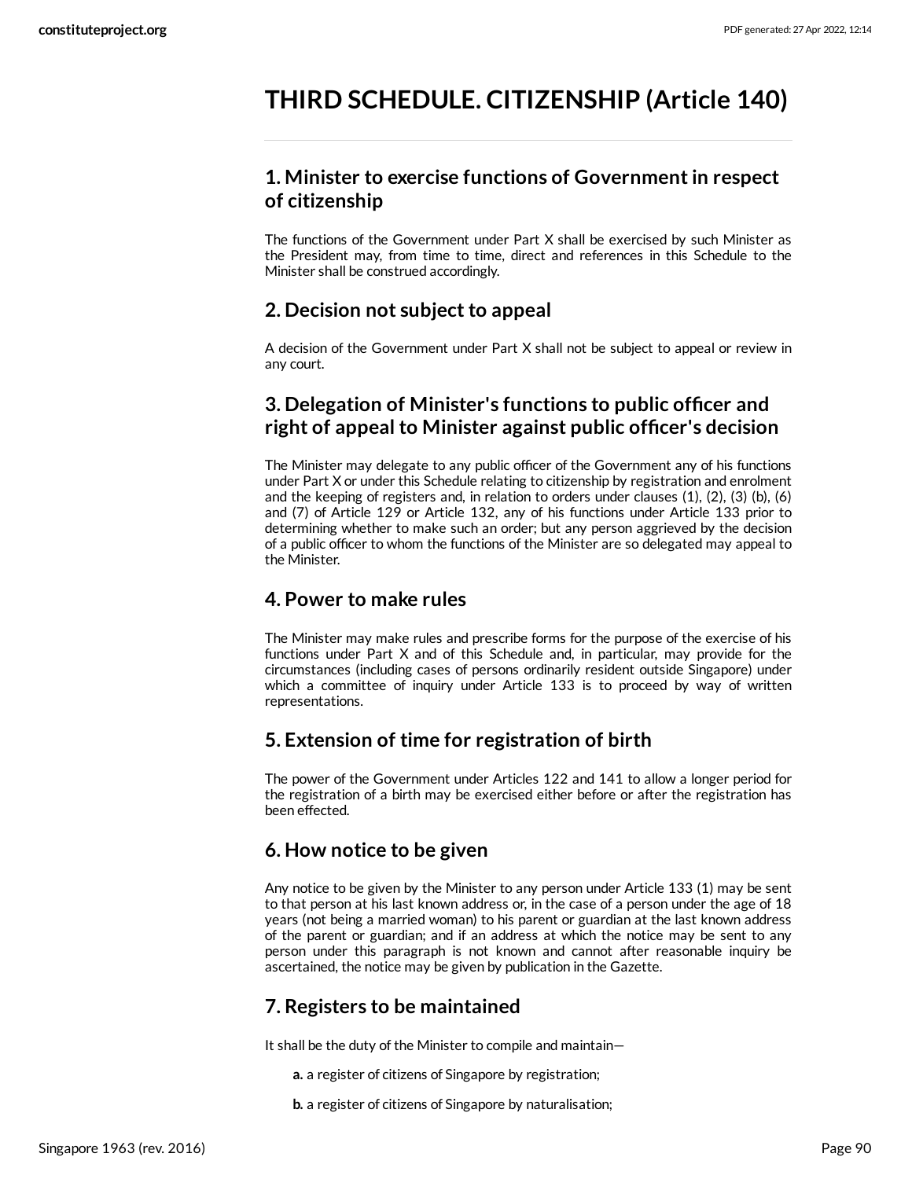# THIRD SCHEDULE. CITIZENSHIP (Article 140)

## 1. Minister to exercise functions of Government in respect of citizenship

The functions of the Government under Part X shall be exercised by such Minister as the President may, from time to time, direct and references in this Schedule to the Minister shall be construed accordingly.

## 2. Decision not subject to appeal

A decision of the Government under Part X shall not be subject to appeal or review in any court.

## 3. Delegation of Minister's functions to public officer and right of appeal to Minister against public officer's decision

The Minister may delegate to any public officer of the Government any of his functions under Part X or under this Schedule relating to citizenship by registration and enrolment and the keeping of registers and, in relation to orders under clauses (1), (2), (3) (b), (6) and (7) of Article 129 or Article 132, any of his functions under Article 133 prior to determining whether to make such an order; but any person aggrieved by the decision of a public officer to whom the functions of the Minister are so delegated may appeal to the Minister.

## 4. Power to make rules

The Minister may make rules and prescribe forms for the purpose of the exercise of his functions under Part X and of this Schedule and, in particular, may provide for the circumstances (including cases of persons ordinarily resident outside Singapore) under which a committee of inquiry under Article 133 is to proceed by way of written representations.

## 5. Extension of time for registration of birth

The power of the Government under Articles 122 and 141 to allow a longer period for the registration of a birth may be exercised either before or after the registration has been effected.

## 6. How notice to be given

Any notice to be given by the Minister to any person under Article 133 (1) may be sent to that person at his last known address or, in the case of a person under the age of 18 years (not being a married woman) to his parent or guardian at the last known address of the parent or guardian; and if an address at which the notice may be sent to any person under this paragraph is not known and cannot after reasonable inquiry be ascertained, the notice may be given by publication in the Gazette.

## 7. Registers to be maintained

It shall be the duty of the Minister to compile and maintain—

**a.** a register of citizens of Singapore by registration;

**b.** a register of citizens of Singapore by naturalisation;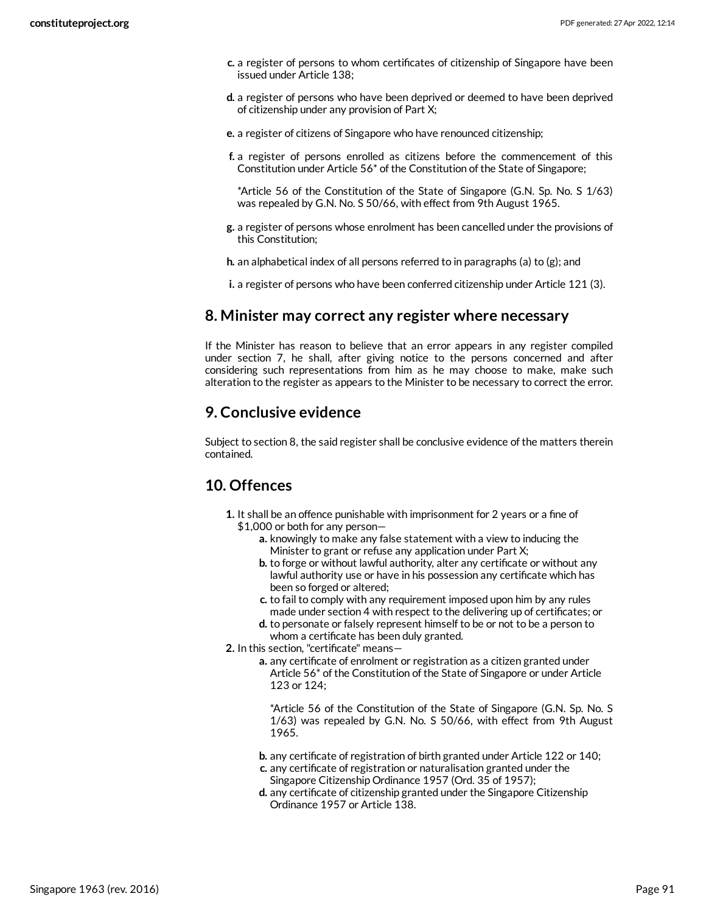c. a register of persons to whom certificates of citizenship of Singapore have been issued under Article 138;

d. a register of persons who have been deprived or deemed to have been deprived of citizenship under any provision of Part X;

e. a register of citizens of Singapore who have renounced citizenship;

f. a register of persons enrolled as citizens before the commencement of this Constitution under Article 56* of the Constitution of the State of Singapore;

*Article 56 of the Constitution of the State of Singapore (G.N. Sp. No. S 1/63) was repealed by G.N. No. S 50/66, with effect from 9th August 1965.

g. a register of persons whose enrolment has been cancelled under the provisions of this Constitution;

h. an alphabetical index of all persons referred to in paragraphs (a) to (g); and

i. a register of persons who have been conferred citizenship under Article 121 (3).

## 8. Minister may correct any register where necessary

If the Minister has reason to believe that an error appears in any register compiled under section 7, he shall, after giving notice to the persons concerned and after considering such representations from him as he may choose to make, make such alteration to the register as appears to the Minister to be necessary to correct the error.

## 9. Conclusive evidence

Subject to section 8, the said register shall be conclusive evidence of the matters therein contained.

## 10. Offences

1. It shall be an offence punishable with imprisonment for 2 years or a fine of $1,000 or both for any person—
    a. knowingly to make any false statement with a view to inducing the Minister to grant or refuse any application under Part X;
    b. to forge or without lawful authority, alter any certificate or without any lawful authority use or have in his possession any certificate which has been so forged or altered;
    c. to fail to comply with any requirement imposed upon him by any rules made under section 4 with respect to the delivering up of certificates; or
    d. to personate or falsely represent himself to be or not to be a person to whom a certificate has been duly granted.
2. In this section, "certificate" means—
    a. any certificate of enrolment or registration as a citizen granted under Article 56* of the Constitution of the State of Singapore or under Article 123 or 124;

       *Article 56 of the Constitution of the State of Singapore (G.N. Sp. No. S 1/63) was repealed by G.N. No. S 50/66, with effect from 9th August 1965.

    b. any certificate of registration of birth granted under Article 122 or 140;
    c. any certificate of registration or naturalisation granted under the Singapore Citizenship Ordinance 1957 (Ord. 35 of 1957);
    d. any certificate of citizenship granted under the Singapore Citizenship Ordinance 1957 or Article 138.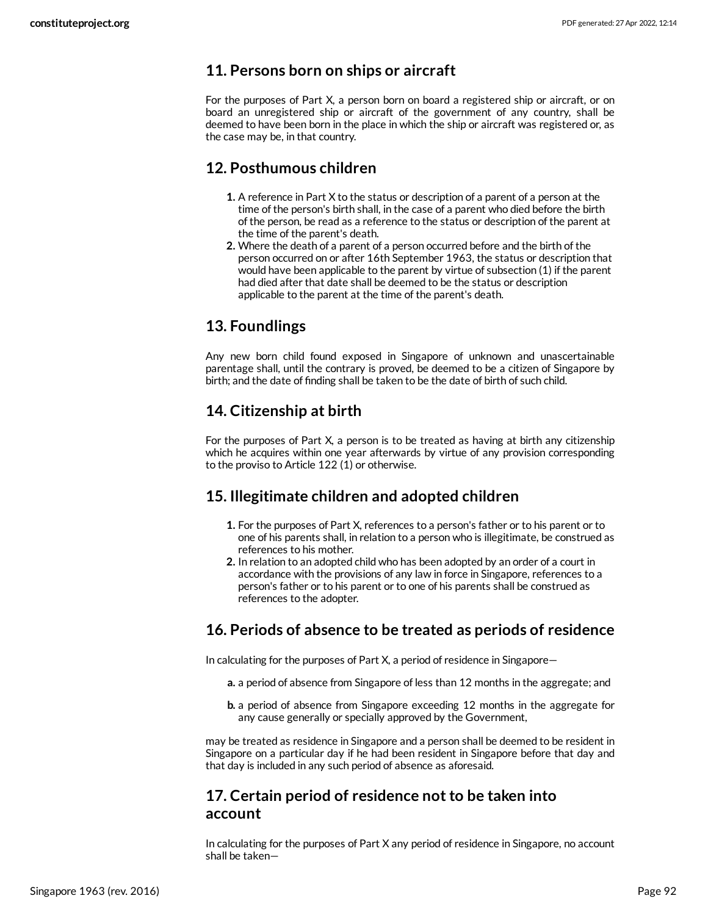## 11. Persons born on ships or aircraft

For the purposes of Part X, a person born on board a registered ship or aircraft, or on board an unregistered ship or aircraft of the government of any country, shall be deemed to have been born in the place in which the ship or aircraft was registered or, as the case may be, in that country.

## 12. Posthumous children

1. A reference in Part X to the status or description of a parent of a person at the time of the person's birth shall, in the case of a parent who died before the birth of the person, be read as a reference to the status or description of the parent at the time of the parent's death.
2. Where the death of a parent of a person occurred before and the birth of the person occurred on or after 16th September 1963, the status or description that would have been applicable to the parent by virtue of subsection (1) if the parent had died after that date shall be deemed to be the status or description applicable to the parent at the time of the parent's death.

## 13. Foundlings

Any new born child found exposed in Singapore of unknown and unascertainable parentage shall, until the contrary is proved, be deemed to be a citizen of Singapore by birth; and the date of finding shall be taken to be the date of birth of such child.

## 14. Citizenship at birth

For the purposes of Part X, a person is to be treated as having at birth any citizenship which he acquires within one year afterwards by virtue of any provision corresponding to the proviso to Article 122 (1) or otherwise.

## 15. Illegitimate children and adopted children

1. For the purposes of Part X, references to a person's father or to his parent or to one of his parents shall, in relation to a person who is illegitimate, be construed as references to his mother.
2. In relation to an adopted child who has been adopted by an order of a court in accordance with the provisions of any law in force in Singapore, references to a person's father or to his parent or to one of his parents shall be construed as references to the adopter.

## 16. Periods of absence to be treated as periods of residence

In calculating for the purposes of Part X, a period of residence in Singapore—

a. a period of absence from Singapore of less than 12 months in the aggregate; and

b. a period of absence from Singapore exceeding 12 months in the aggregate for any cause generally or specially approved by the Government,

may be treated as residence in Singapore and a person shall be deemed to be resident in Singapore on a particular day if he had been resident in Singapore before that day and that day is included in any such period of absence as aforesaid.

## 17. Certain period of residence not to be taken into account

In calculating for the purposes of Part X any period of residence in Singapore, no account shall be taken—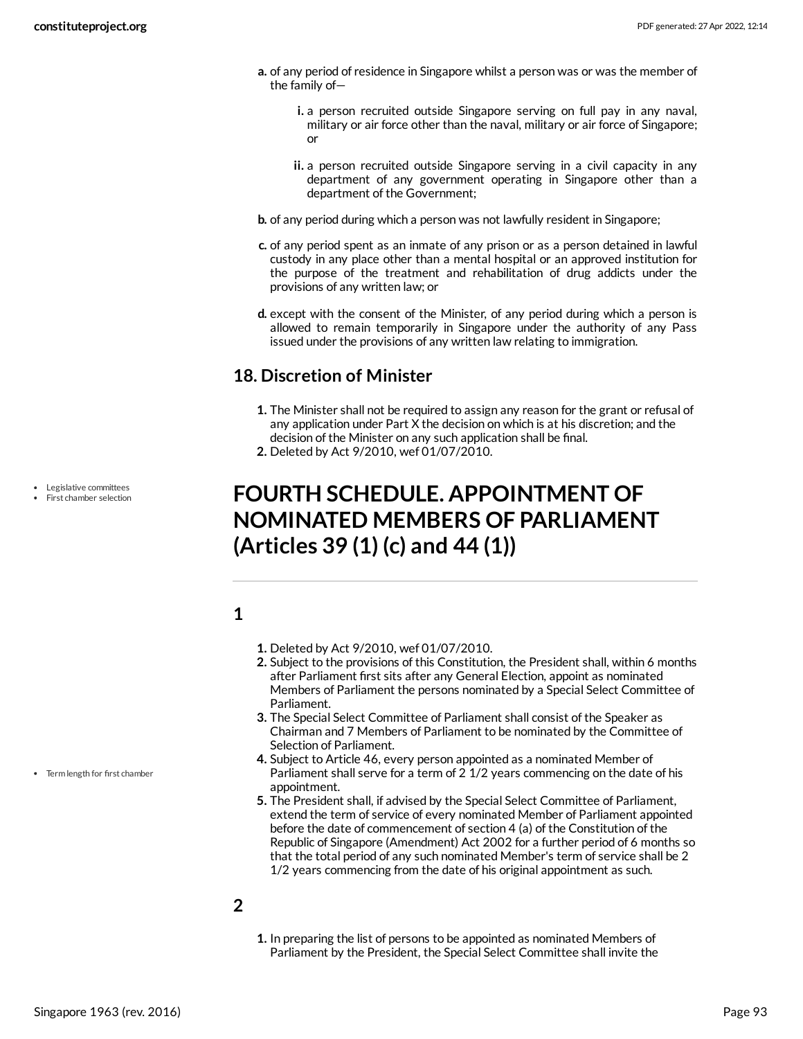a. of any period of residence in Singapore whilst a person was or was the member of the family of—

   i. a person recruited outside Singapore serving on full pay in any naval, military or air force other than the naval, military or air force of Singapore; or

   ii. a person recruited outside Singapore serving in a civil capacity in any department of any government operating in Singapore other than a department of the Government;

b. of any period during which a person was not lawfully resident in Singapore;

c. of any period spent as an inmate of any prison or as a person detained in lawful custody in any place other than a mental hospital or an approved institution for the purpose of the treatment and rehabilitation of drug addicts under the provisions of any written law; or

d. except with the consent of the Minister, of any period during which a person is allowed to remain temporarily in Singapore under the authority of any Pass issued under the provisions of any written law relating to immigration.

## 18. Discretion of Minister

1. The Minister shall not be required to assign any reason for the grant or refusal of any application under Part X the decision on which is at his discretion; and the decision of the Minister on any such application shall be final.
2. Deleted by Act 9/2010, wef 01/07/2010.

- Legislative committees
- First chamber selection

# FOURTH SCHEDULE. APPOINTMENT OF NOMINATED MEMBERS OF PARLIAMENT (Articles 39 (1) (c) and 44 (1))

## 1

1. Deleted by Act 9/2010, wef 01/07/2010.
2. Subject to the provisions of this Constitution, the President shall, within 6 months after Parliament first sits after any General Election, appoint as nominated Members of Parliament the persons nominated by a Special Select Committee of Parliament.
3. The Special Select Committee of Parliament shall consist of the Speaker as Chairman and 7 Members of Parliament to be nominated by the Committee of Selection of Parliament.
4. Subject to Article 46, every person appointed as a nominated Member of Parliament shall serve for a term of 2 1/2 years commencing on the date of his appointment.
5. The President shall, if advised by the Special Select Committee of Parliament, extend the term of service of every nominated Member of Parliament appointed before the date of commencement of section 4 (a) of the Constitution of the Republic of Singapore (Amendment) Act 2002 for a further period of 6 months so that the total period of any such nominated Member's term of service shall be 2 1/2 years commencing from the date of his original appointment as such.

- Term length for first chamber

## 2

1. In preparing the list of persons to be appointed as nominated Members of Parliament by the President, the Special Select Committee shall invite the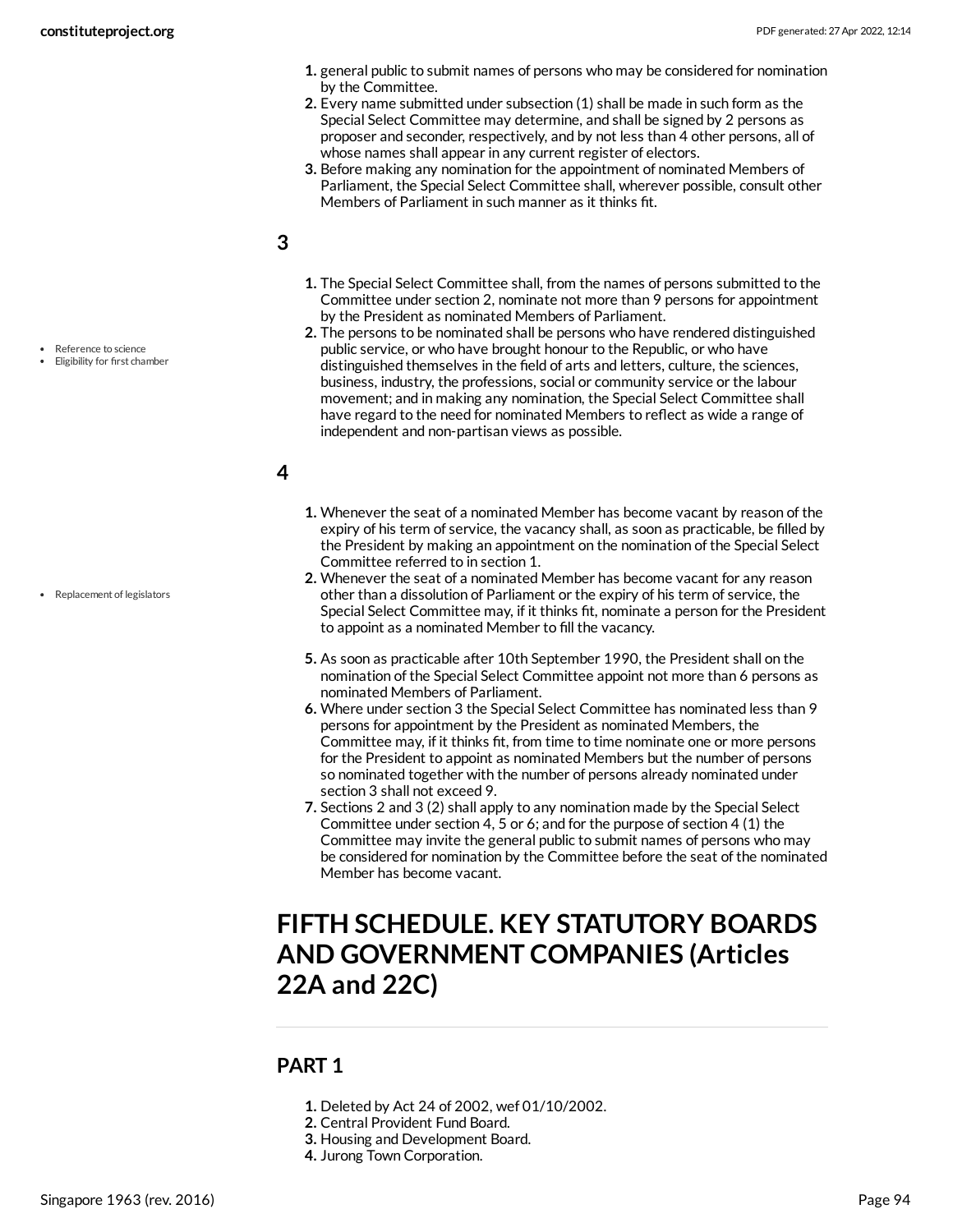1. general public to submit names of persons who may be considered for nomination by the Committee.
2. Every name submitted under subsection (1) shall be made in such form as the Special Select Committee may determine, and shall be signed by 2 persons as proposer and seconder, respectively, and by not less than 4 other persons, all of whose names shall appear in any current register of electors.
3. Before making any nomination for the appointment of nominated Members of Parliament, the Special Select Committee shall, wherever possible, consult other Members of Parliament in such manner as it thinks fit.

## 3

- Reference to science
- Eligibility for first chamber

1. The Special Select Committee shall, from the names of persons submitted to the Committee under section 2, nominate not more than 9 persons for appointment by the President as nominated Members of Parliament.
2. The persons to be nominated shall be persons who have rendered distinguished public service, or who have brought honour to the Republic, or who have distinguished themselves in the field of arts and letters, culture, the sciences, business, industry, the professions, social or community service or the labour movement; and in making any nomination, the Special Select Committee shall have regard to the need for nominated Members to reflect as wide a range of independent and non-partisan views as possible.

## 4

- Replacement of legislators

1. Whenever the seat of a nominated Member has become vacant by reason of the expiry of his term of service, the vacancy shall, as soon as practicable, be filled by the President by making an appointment on the nomination of the Special Select Committee referred to in section 1.
2. Whenever the seat of a nominated Member has become vacant for any reason other than a dissolution of Parliament or the expiry of his term of service, the Special Select Committee may, if it thinks fit, nominate a person for the President to appoint as a nominated Member to fill the vacancy.

5. As soon as practicable after 10th September 1990, the President shall on the nomination of the Special Select Committee appoint not more than 6 persons as nominated Members of Parliament.
6. Where under section 3 the Special Select Committee has nominated less than 9 persons for appointment by the President as nominated Members, the Committee may, if it thinks fit, from time to time nominate one or more persons for the President to appoint as nominated Members but the number of persons so nominated together with the number of persons already nominated under section 3 shall not exceed 9.
7. Sections 2 and 3 (2) shall apply to any nomination made by the Special Select Committee under section 4, 5 or 6; and for the purpose of section 4 (1) the Committee may invite the general public to submit names of persons who may be considered for nomination by the Committee before the seat of the nominated Member has become vacant.

# FIFTH SCHEDULE. KEY STATUTORY BOARDS AND GOVERNMENT COMPANIES (Articles 22A and 22C)

## PART 1

1. Deleted by Act 24 of 2002, wef 01/10/2002.
2. Central Provident Fund Board.
3. Housing and Development Board.
4. Jurong Town Corporation.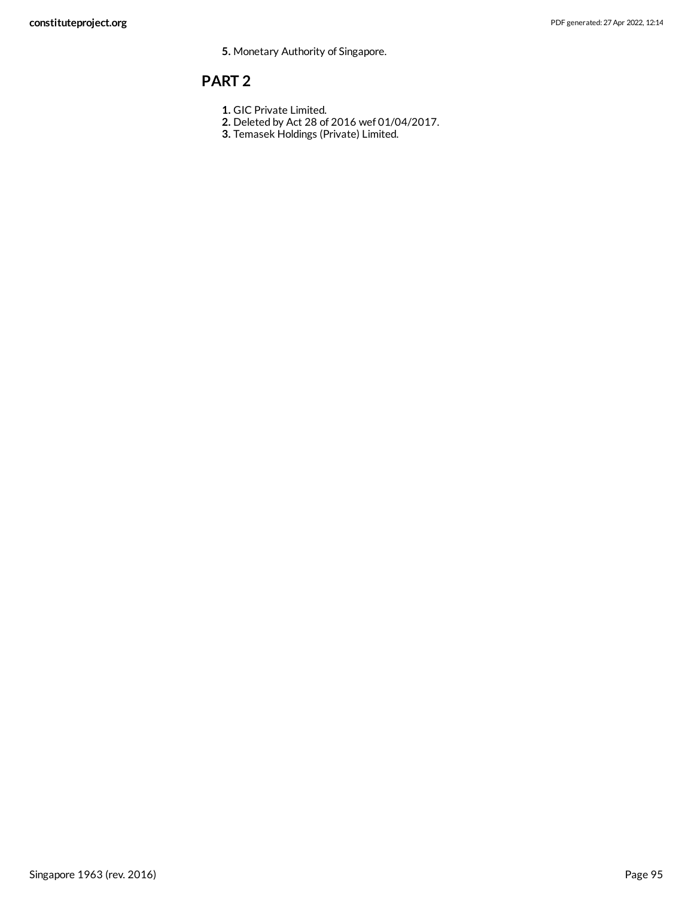5. Monetary Authority of Singapore.

## PART 2

1. GIC Private Limited.
2. Deleted by Act 28 of 2016 wef 01/04/2017.
3. Temasek Holdings (Private) Limited.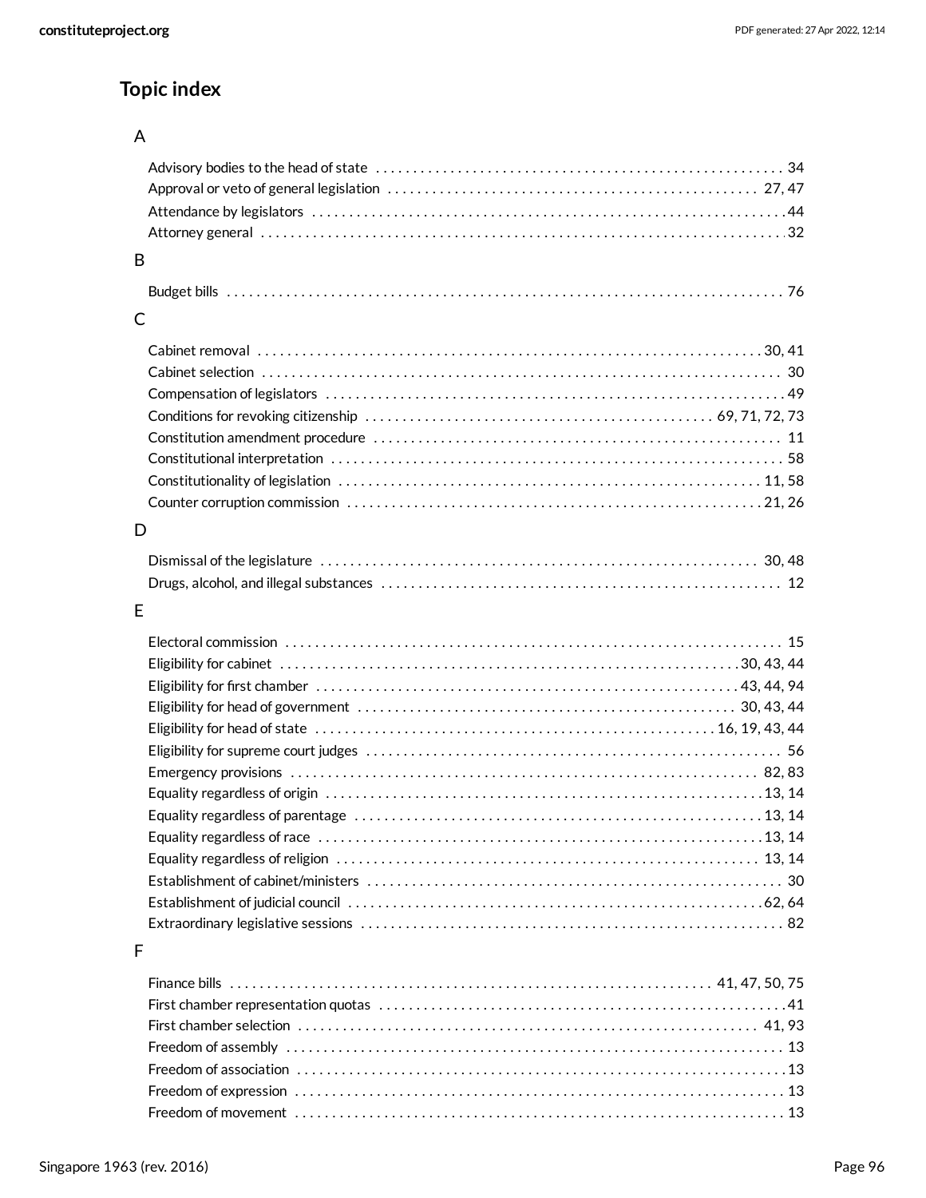## Topic index

### A

- Advisory bodies to the head of state . . . 34
- Approval or veto of general legislation . . . 27, 47
- Attendance by legislators . . . 44
- Attorney general . . . 32

### B

- Budget bills . . . 76

### C

- Cabinet removal . . . 30, 41
- Cabinet selection . . . 30
- Compensation of legislators . . . 49
- Conditions for revoking citizenship . . . 69, 71, 72, 73
- Constitution amendment procedure . . . 11
- Constitutional interpretation . . . 58
- Constitutionality of legislation . . . 11, 58
- Counter corruption commission . . . 21, 26

### D

- Dismissal of the legislature . . . 30, 48
- Drugs, alcohol, and illegal substances . . . 12

### E

- Electoral commission . . . 15
- Eligibility for cabinet . . . 30, 43, 44
- Eligibility for first chamber . . . 43, 44, 94
- Eligibility for head of government . . . 30, 43, 44
- Eligibility for head of state . . . 16, 19, 43, 44
- Eligibility for supreme court judges . . . 56
- Emergency provisions . . . 82, 83
- Equality regardless of origin . . . 13, 14
- Equality regardless of parentage . . . 13, 14
- Equality regardless of race . . . 13, 14
- Equality regardless of religion . . . 13, 14
- Establishment of cabinet/ministers . . . 30
- Establishment of judicial council . . . 62, 64
- Extraordinary legislative sessions . . . 82

### F

- Finance bills . . . 41, 47, 50, 75
- First chamber representation quotas . . . 41
- First chamber selection . . . 41, 93
- Freedom of assembly . . . 13
- Freedom of association . . . 13
- Freedom of expression . . . 13
- Freedom of movement . . . 13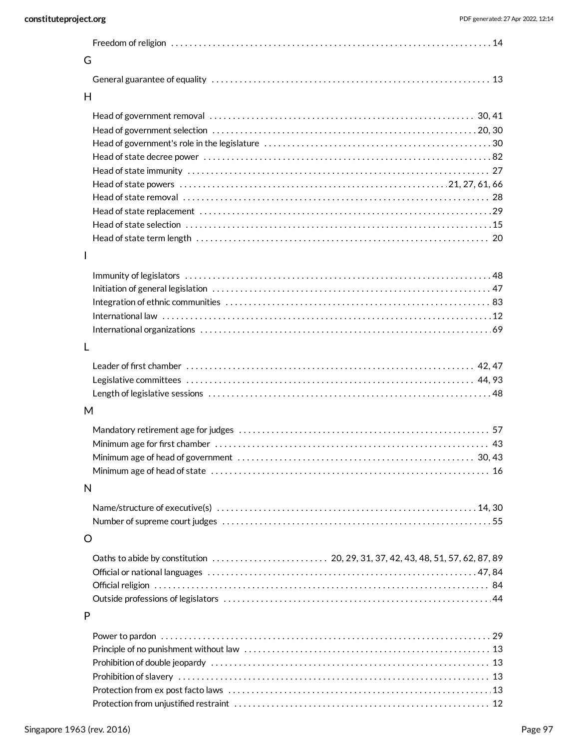Freedom of religion . . . . . . . . . . . . . . . . . . . . . . . . . . . . . . . . . . . . . . . . . . . . . . . . . . . . . . . . . . . . . . . . . . 14

## G

General guarantee of equality . . . . . . . . . . . . . . . . . . . . . . . . . . . . . . . . . . . . . . . . . . . . . . . . . . . . . . . . . . . 13

## H

Head of government removal . . . . . . . . . . . . . . . . . . . . . . . . . . . . . . . . . . . . . . . . . . . . . . . . . . . . . . . . . 30, 41
Head of government selection . . . . . . . . . . . . . . . . . . . . . . . . . . . . . . . . . . . . . . . . . . . . . . . . . . . . . . . . 20, 30
Head of government's role in the legislature . . . . . . . . . . . . . . . . . . . . . . . . . . . . . . . . . . . . . . . . . . . . . . . . . 30
Head of state decree power . . . . . . . . . . . . . . . . . . . . . . . . . . . . . . . . . . . . . . . . . . . . . . . . . . . . . . . . . . . . . . 82
Head of state immunity . . . . . . . . . . . . . . . . . . . . . . . . . . . . . . . . . . . . . . . . . . . . . . . . . . . . . . . . . . . . . . . . . 27
Head of state powers . . . . . . . . . . . . . . . . . . . . . . . . . . . . . . . . . . . . . . . . . . . . . . . . . . . . . . . . . . 21, 27, 61, 66
Head of state removal . . . . . . . . . . . . . . . . . . . . . . . . . . . . . . . . . . . . . . . . . . . . . . . . . . . . . . . . . . . . . . . . . . 28
Head of state replacement . . . . . . . . . . . . . . . . . . . . . . . . . . . . . . . . . . . . . . . . . . . . . . . . . . . . . . . . . . . . . . . 29
Head of state selection . . . . . . . . . . . . . . . . . . . . . . . . . . . . . . . . . . . . . . . . . . . . . . . . . . . . . . . . . . . . . . . . . 15
Head of state term length . . . . . . . . . . . . . . . . . . . . . . . . . . . . . . . . . . . . . . . . . . . . . . . . . . . . . . . . . . . . . . . 20

## I

Immunity of legislators . . . . . . . . . . . . . . . . . . . . . . . . . . . . . . . . . . . . . . . . . . . . . . . . . . . . . . . . . . . . . . . . . 48
Initiation of general legislation . . . . . . . . . . . . . . . . . . . . . . . . . . . . . . . . . . . . . . . . . . . . . . . . . . . . . . . . . . . 47
Integration of ethnic communities . . . . . . . . . . . . . . . . . . . . . . . . . . . . . . . . . . . . . . . . . . . . . . . . . . . . . . . . . 83
International law . . . . . . . . . . . . . . . . . . . . . . . . . . . . . . . . . . . . . . . . . . . . . . . . . . . . . . . . . . . . . . . . . . . . . . . 12
International organizations . . . . . . . . . . . . . . . . . . . . . . . . . . . . . . . . . . . . . . . . . . . . . . . . . . . . . . . . . . . . . . 69

## L

Leader of first chamber . . . . . . . . . . . . . . . . . . . . . . . . . . . . . . . . . . . . . . . . . . . . . . . . . . . . . . . . . . . . . . . 42, 47
Legislative committees . . . . . . . . . . . . . . . . . . . . . . . . . . . . . . . . . . . . . . . . . . . . . . . . . . . . . . . . . . . . . . . 44, 93
Length of legislative sessions . . . . . . . . . . . . . . . . . . . . . . . . . . . . . . . . . . . . . . . . . . . . . . . . . . . . . . . . . . . . 48

## M

Mandatory retirement age for judges . . . . . . . . . . . . . . . . . . . . . . . . . . . . . . . . . . . . . . . . . . . . . . . . . . . . . . 57
Minimum age for first chamber . . . . . . . . . . . . . . . . . . . . . . . . . . . . . . . . . . . . . . . . . . . . . . . . . . . . . . . . . . . 43
Minimum age of head of government . . . . . . . . . . . . . . . . . . . . . . . . . . . . . . . . . . . . . . . . . . . . . . . . . . . 30, 43
Minimum age of head of state . . . . . . . . . . . . . . . . . . . . . . . . . . . . . . . . . . . . . . . . . . . . . . . . . . . . . . . . . . . . 16

## N

Name/structure of executive(s) . . . . . . . . . . . . . . . . . . . . . . . . . . . . . . . . . . . . . . . . . . . . . . . . . . . . . . . . . 14, 30
Number of supreme court judges . . . . . . . . . . . . . . . . . . . . . . . . . . . . . . . . . . . . . . . . . . . . . . . . . . . . . . . . . . 55

## O

Oaths to abide by constitution . . . . . . . . . . . . . . . . . . . . . . . . . 20, 29, 31, 37, 42, 43, 48, 51, 57, 62, 87, 89
Official or national languages . . . . . . . . . . . . . . . . . . . . . . . . . . . . . . . . . . . . . . . . . . . . . . . . . . . . . . . . . . 47, 84
Official religion . . . . . . . . . . . . . . . . . . . . . . . . . . . . . . . . . . . . . . . . . . . . . . . . . . . . . . . . . . . . . . . . . . . . . . . . 84
Outside professions of legislators . . . . . . . . . . . . . . . . . . . . . . . . . . . . . . . . . . . . . . . . . . . . . . . . . . . . . . . . . 44

## P

Power to pardon . . . . . . . . . . . . . . . . . . . . . . . . . . . . . . . . . . . . . . . . . . . . . . . . . . . . . . . . . . . . . . . . . . . . . . . 29
Principle of no punishment without law . . . . . . . . . . . . . . . . . . . . . . . . . . . . . . . . . . . . . . . . . . . . . . . . . . . . 13
Prohibition of double jeopardy . . . . . . . . . . . . . . . . . . . . . . . . . . . . . . . . . . . . . . . . . . . . . . . . . . . . . . . . . . . . 13
Prohibition of slavery . . . . . . . . . . . . . . . . . . . . . . . . . . . . . . . . . . . . . . . . . . . . . . . . . . . . . . . . . . . . . . . . . . . 13
Protection from ex post facto laws . . . . . . . . . . . . . . . . . . . . . . . . . . . . . . . . . . . . . . . . . . . . . . . . . . . . . . . . . 13
Protection from unjustified restraint . . . . . . . . . . . . . . . . . . . . . . . . . . . . . . . . . . . . . . . . . . . . . . . . . . . . . . . 12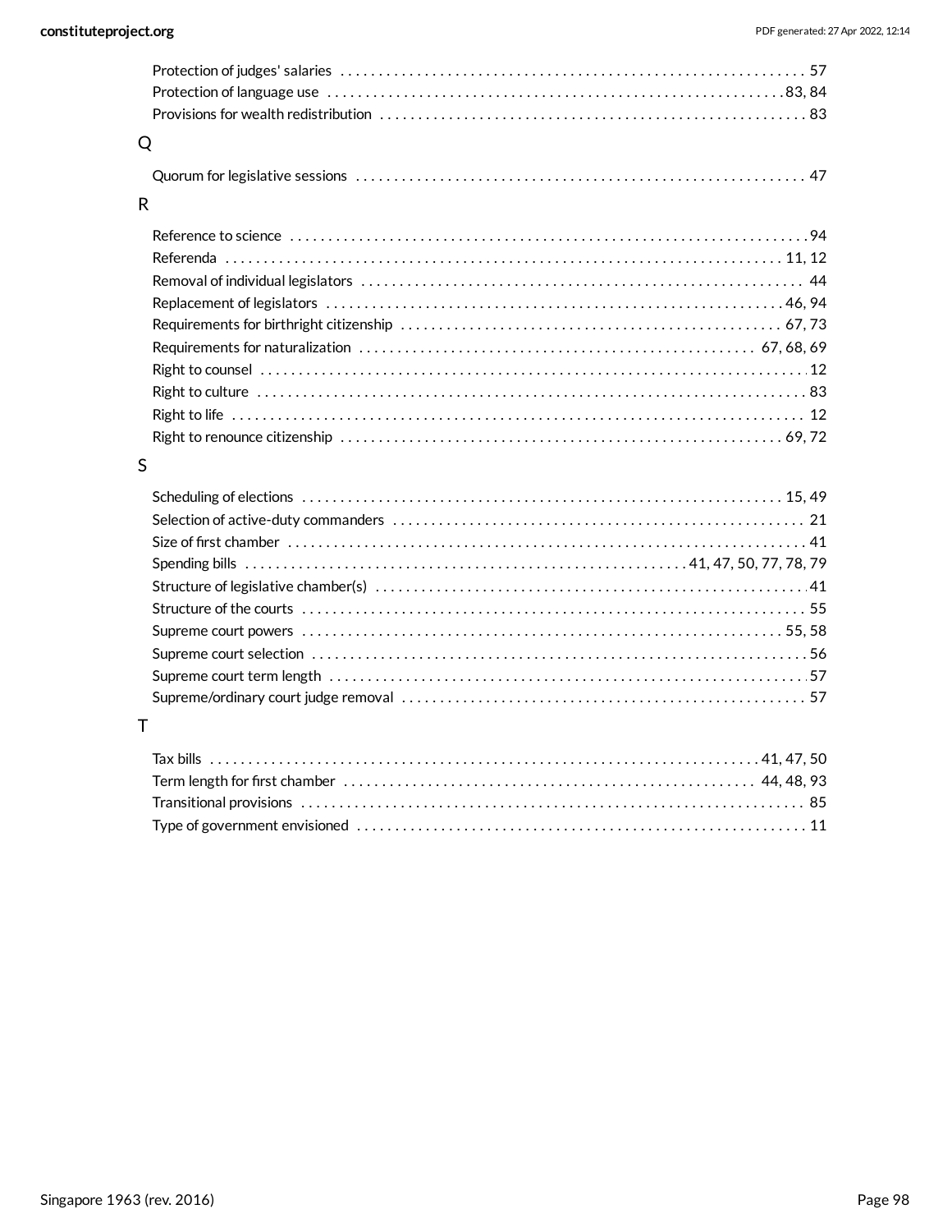Protection of judges' salaries . . . . . . . . . . . . . . . . . . . . . . . . . . . . . . . . . . . . . . . . . . . . . . . . . . . . . . . . . . . . . 57
Protection of language use . . . . . . . . . . . . . . . . . . . . . . . . . . . . . . . . . . . . . . . . . . . . . . . . . . . . . . . . . . . . . 83, 84
Provisions for wealth redistribution . . . . . . . . . . . . . . . . . . . . . . . . . . . . . . . . . . . . . . . . . . . . . . . . . . . . . . . . 83

## Q

Quorum for legislative sessions . . . . . . . . . . . . . . . . . . . . . . . . . . . . . . . . . . . . . . . . . . . . . . . . . . . . . . . . . . . 47

## R

Reference to science . . . . . . . . . . . . . . . . . . . . . . . . . . . . . . . . . . . . . . . . . . . . . . . . . . . . . . . . . . . . . . . . . . . 94
Referenda . . . . . . . . . . . . . . . . . . . . . . . . . . . . . . . . . . . . . . . . . . . . . . . . . . . . . . . . . . . . . . . . . . . . . . . . . . 11, 12
Removal of individual legislators . . . . . . . . . . . . . . . . . . . . . . . . . . . . . . . . . . . . . . . . . . . . . . . . . . . . . . . . . . 44
Replacement of legislators . . . . . . . . . . . . . . . . . . . . . . . . . . . . . . . . . . . . . . . . . . . . . . . . . . . . . . . . . . . . . . 46, 94
Requirements for birthright citizenship . . . . . . . . . . . . . . . . . . . . . . . . . . . . . . . . . . . . . . . . . . . . . . . . . . . . 67, 73
Requirements for naturalization . . . . . . . . . . . . . . . . . . . . . . . . . . . . . . . . . . . . . . . . . . . . . . . . . . . . . . 67, 68, 69
Right to counsel . . . . . . . . . . . . . . . . . . . . . . . . . . . . . . . . . . . . . . . . . . . . . . . . . . . . . . . . . . . . . . . . . . . . . . . 12
Right to culture . . . . . . . . . . . . . . . . . . . . . . . . . . . . . . . . . . . . . . . . . . . . . . . . . . . . . . . . . . . . . . . . . . . . . . . 83
Right to life . . . . . . . . . . . . . . . . . . . . . . . . . . . . . . . . . . . . . . . . . . . . . . . . . . . . . . . . . . . . . . . . . . . . . . . . . . 12
Right to renounce citizenship . . . . . . . . . . . . . . . . . . . . . . . . . . . . . . . . . . . . . . . . . . . . . . . . . . . . . . . . . . . 69, 72

## S

Scheduling of elections . . . . . . . . . . . . . . . . . . . . . . . . . . . . . . . . . . . . . . . . . . . . . . . . . . . . . . . . . . . . . . . 15, 49
Selection of active-duty commanders . . . . . . . . . . . . . . . . . . . . . . . . . . . . . . . . . . . . . . . . . . . . . . . . . . . . . . 21
Size of first chamber . . . . . . . . . . . . . . . . . . . . . . . . . . . . . . . . . . . . . . . . . . . . . . . . . . . . . . . . . . . . . . . . . . . 41
Spending bills . . . . . . . . . . . . . . . . . . . . . . . . . . . . . . . . . . . . . . . . . . . . . . . . . . . . . . . . . . 41, 47, 50, 77, 78, 79
Structure of legislative chamber(s) . . . . . . . . . . . . . . . . . . . . . . . . . . . . . . . . . . . . . . . . . . . . . . . . . . . . . . . . . 41
Structure of the courts . . . . . . . . . . . . . . . . . . . . . . . . . . . . . . . . . . . . . . . . . . . . . . . . . . . . . . . . . . . . . . . . . . 55
Supreme court powers . . . . . . . . . . . . . . . . . . . . . . . . . . . . . . . . . . . . . . . . . . . . . . . . . . . . . . . . . . . . . . . . 55, 58
Supreme court selection . . . . . . . . . . . . . . . . . . . . . . . . . . . . . . . . . . . . . . . . . . . . . . . . . . . . . . . . . . . . . . . . 56
Supreme court term length . . . . . . . . . . . . . . . . . . . . . . . . . . . . . . . . . . . . . . . . . . . . . . . . . . . . . . . . . . . . . . 57
Supreme/ordinary court judge removal . . . . . . . . . . . . . . . . . . . . . . . . . . . . . . . . . . . . . . . . . . . . . . . . . . . . . 57

## T

Tax bills . . . . . . . . . . . . . . . . . . . . . . . . . . . . . . . . . . . . . . . . . . . . . . . . . . . . . . . . . . . . . . . . . . . . . . . . 41, 47, 50
Term length for first chamber . . . . . . . . . . . . . . . . . . . . . . . . . . . . . . . . . . . . . . . . . . . . . . . . . . . . . . . 44, 48, 93
Transitional provisions . . . . . . . . . . . . . . . . . . . . . . . . . . . . . . . . . . . . . . . . . . . . . . . . . . . . . . . . . . . . . . . . . . 85
Type of government envisioned . . . . . . . . . . . . . . . . . . . . . . . . . . . . . . . . . . . . . . . . . . . . . . . . . . . . . . . . . . . 11